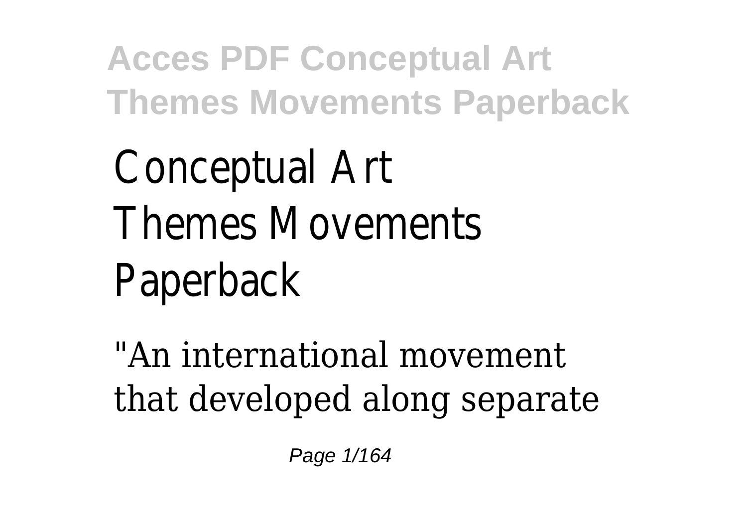# Conceptual Art Themes Movements Paperback

"An international movement that developed along separate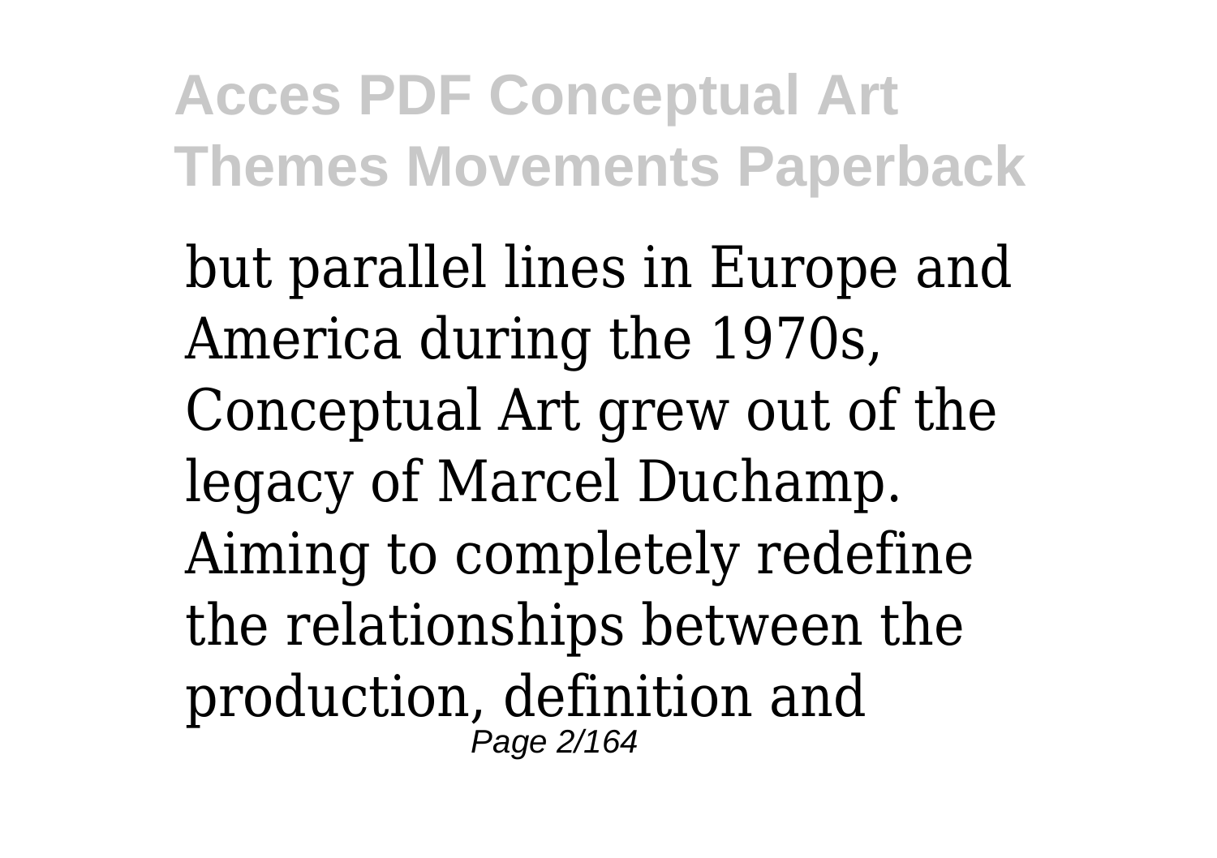but parallel lines in Europe and America during the 1970s, Conceptual Art grew out of the legacy of Marcel Duchamp. Aiming to completely redefine the relationships between the production, definition and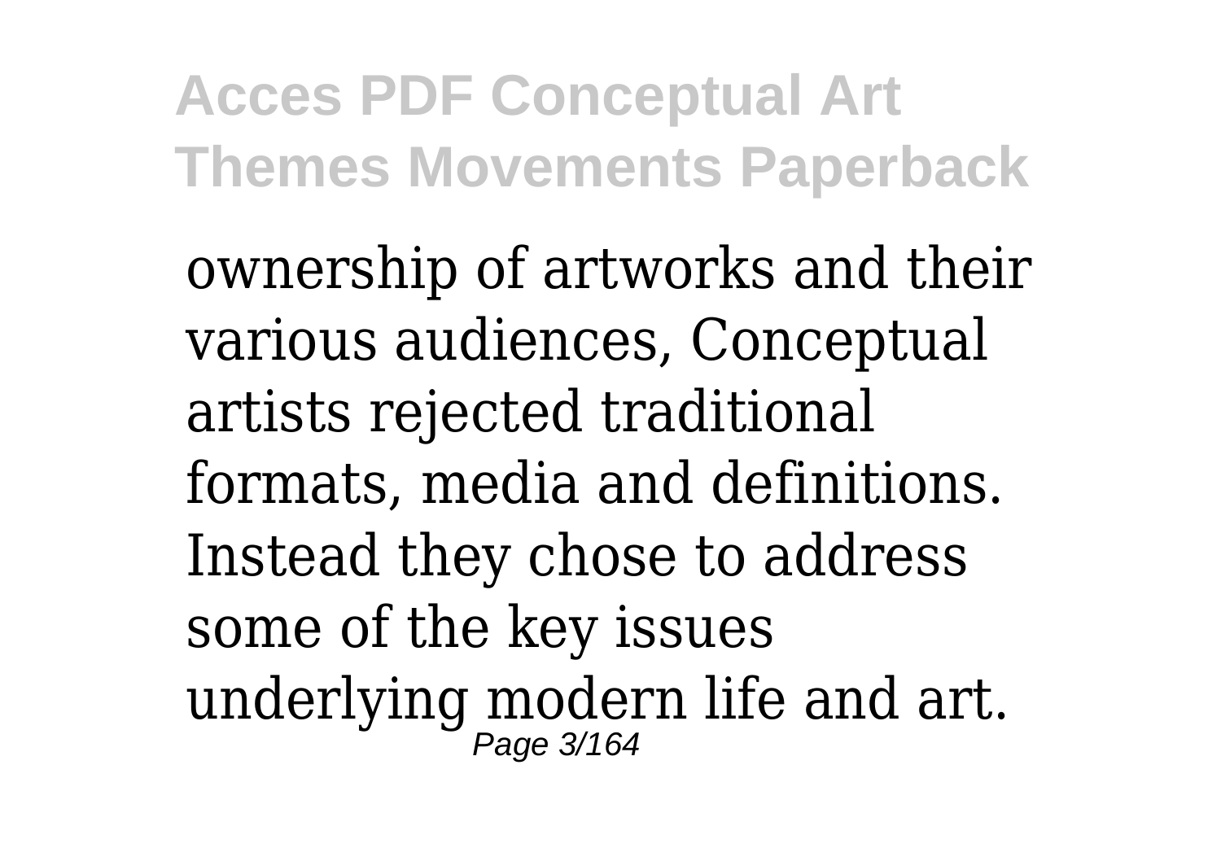ownership of artworks and their various audiences, Conceptual artists rejected traditional formats, media and definitions. Instead they chose to address some of the key issues underlying modern life and art.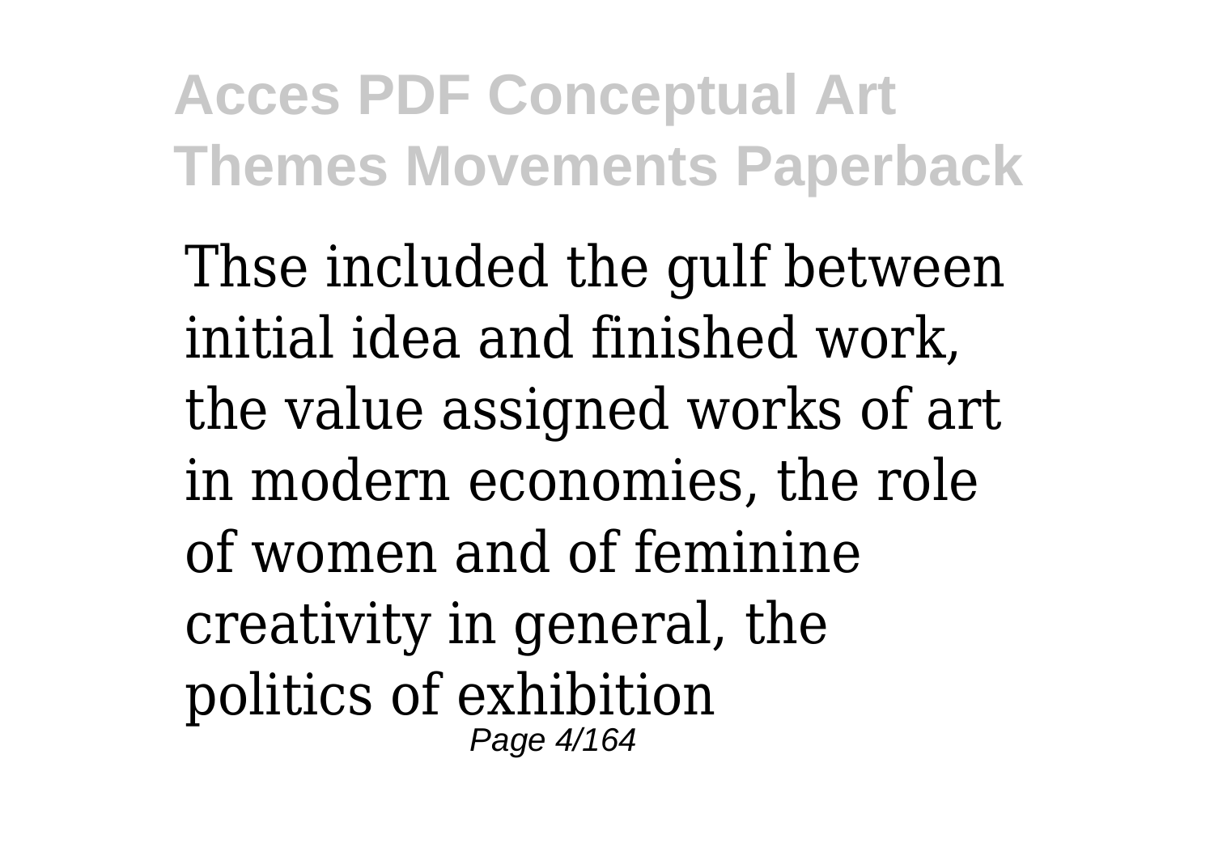Thse included the gulf between initial idea and finished work, the value assigned works of art in modern economies, the role of women and of feminine creativity in general, the politics of exhibition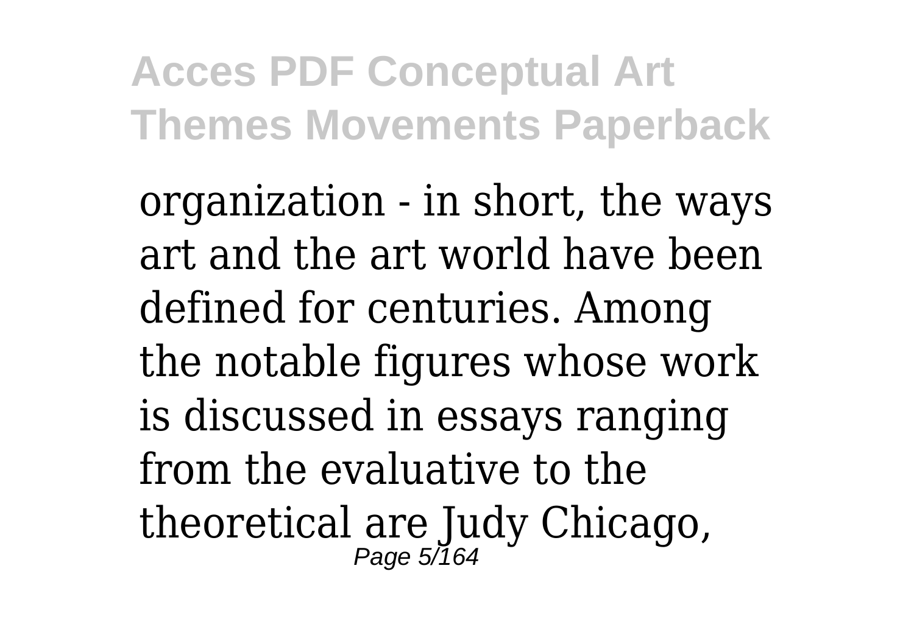organization - in short, the ways art and the art world have been defined for centuries. Among the notable figures whose work is discussed in essays ranging from the evaluative to the theoretical are Judy Chicago,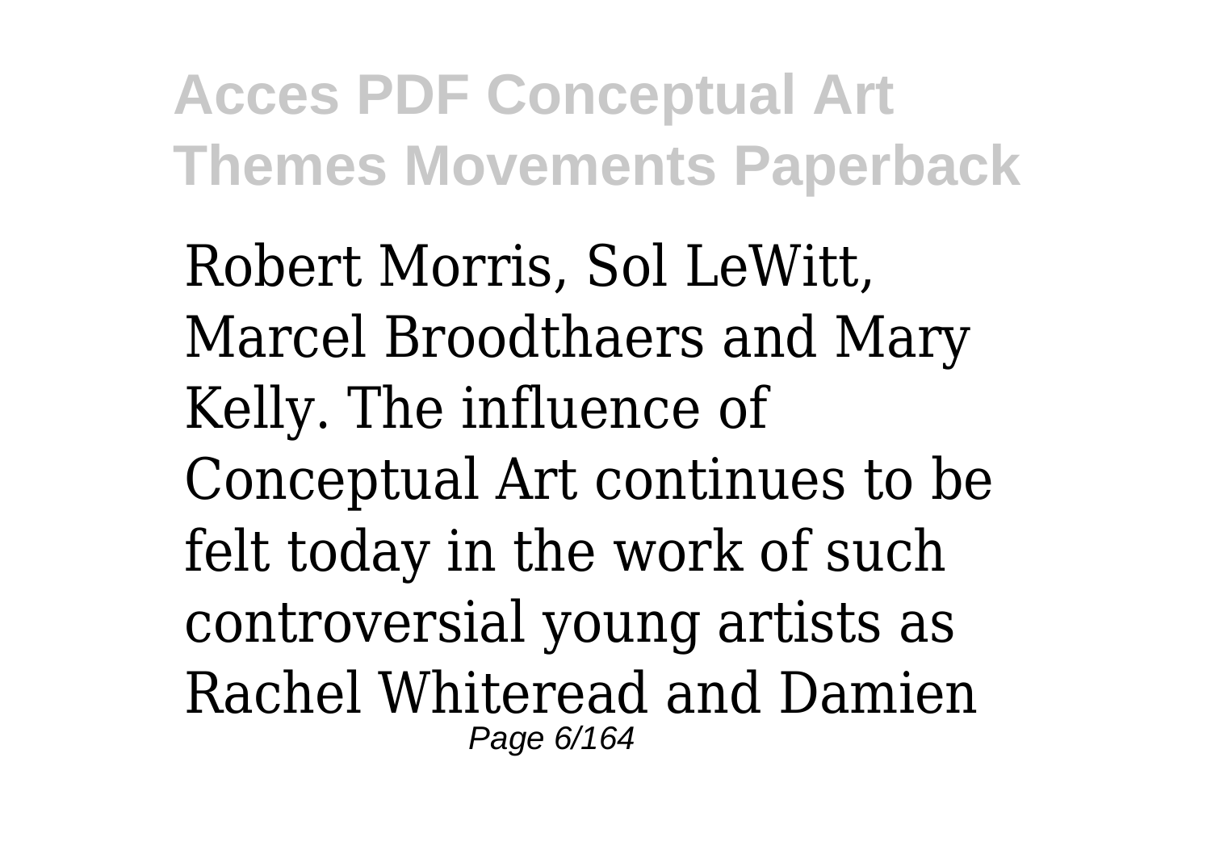Robert Morris, Sol LeWitt, Marcel Broodthaers and Mary Kelly. The influence of Conceptual Art continues to be felt today in the work of such controversial young artists as Rachel Whiteread and Damien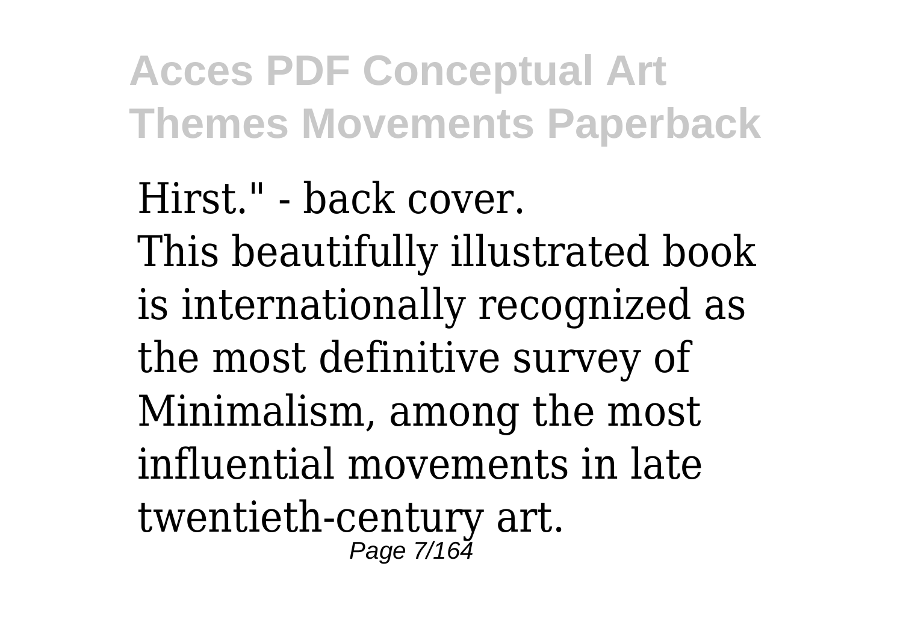Hirst." - back cover.

This beautifully illustrated book is internationally recognized as the most definitive survey of Minimalism, among the most influential movements in late twentieth-century art.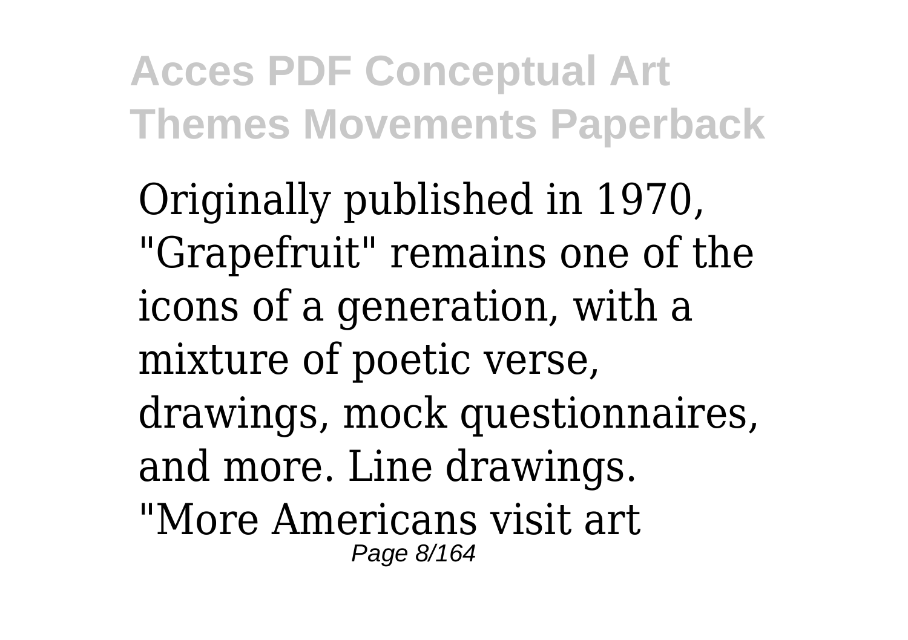Originally published in 1970, "Grapefruit" remains one of the icons of a generation, with a mixture of poetic verse, drawings, mock questionnaires, and more. Line drawings.

"More Americans visit art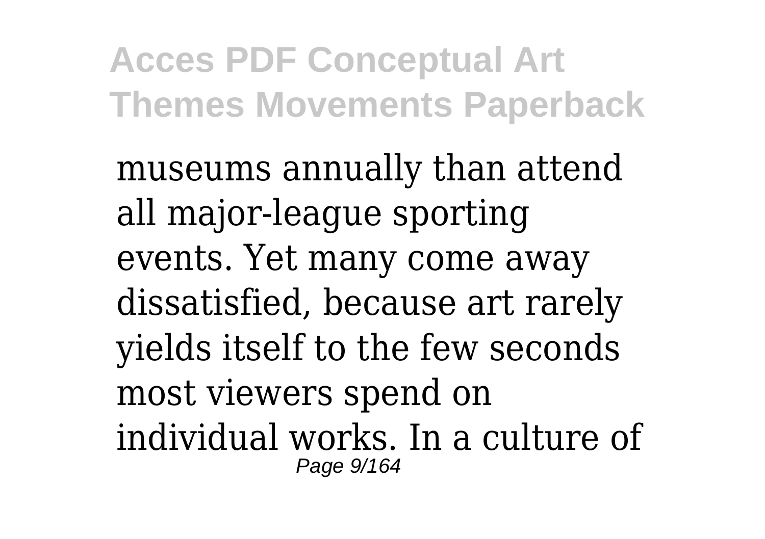museums annually than attend all major-league sporting events. Yet many come away dissatisfied, because art rarely yields itself to the few seconds most viewers spend on individual works. In a culture of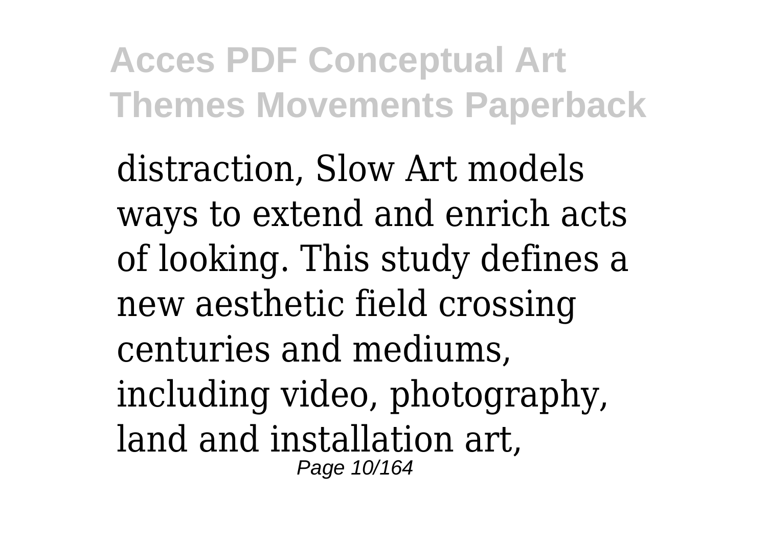distraction, Slow Art models ways to extend and enrich acts of looking. This study defines a new aesthetic field crossing centuries and mediums, including video, photography, land and installation art,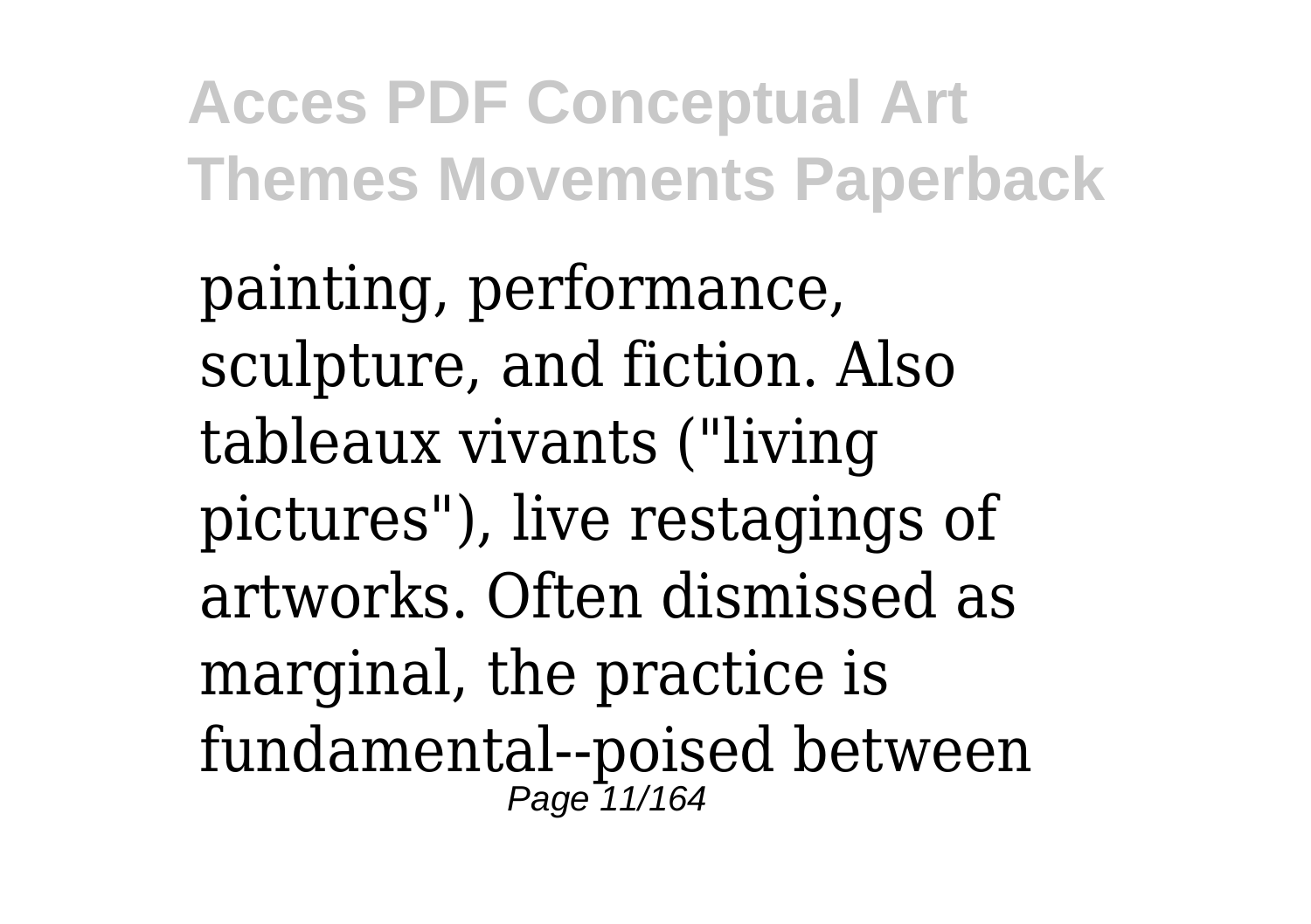painting, performance, sculpture, and fiction. Also tableaux vivants ("living pictures"), live restagings of artworks. Often dismissed as marginal, the practice is fundamental--poised between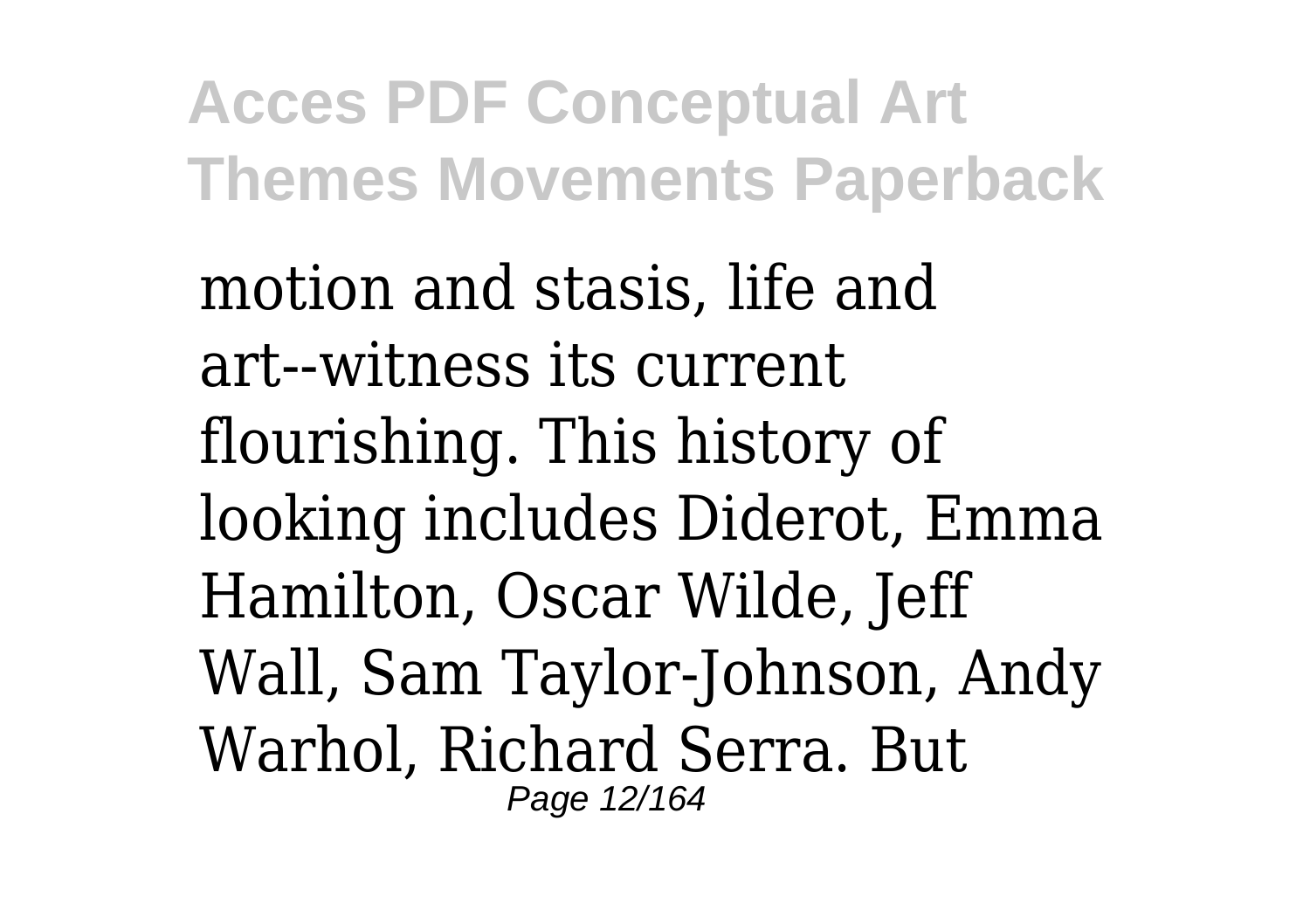motion and stasis, life and art--witness its current flourishing. This history of looking includes Diderot, Emma Hamilton, Oscar Wilde, Jeff Wall, Sam Taylor-Johnson, Andy Warhol, Richard Serra. But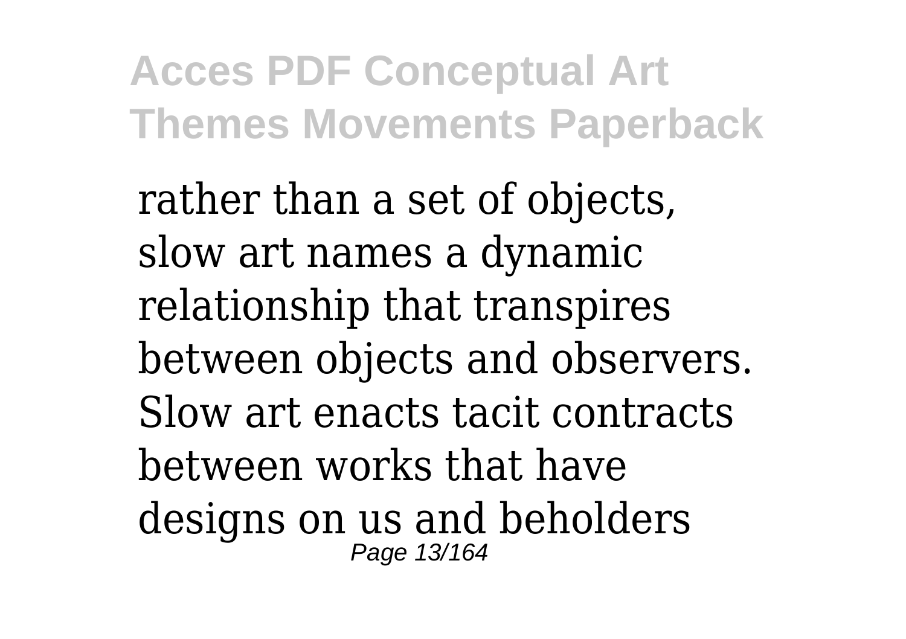rather than a set of objects, slow art names a dynamic relationship that transpires between objects and observers. Slow art enacts tacit contracts between works that have designs on us and beholders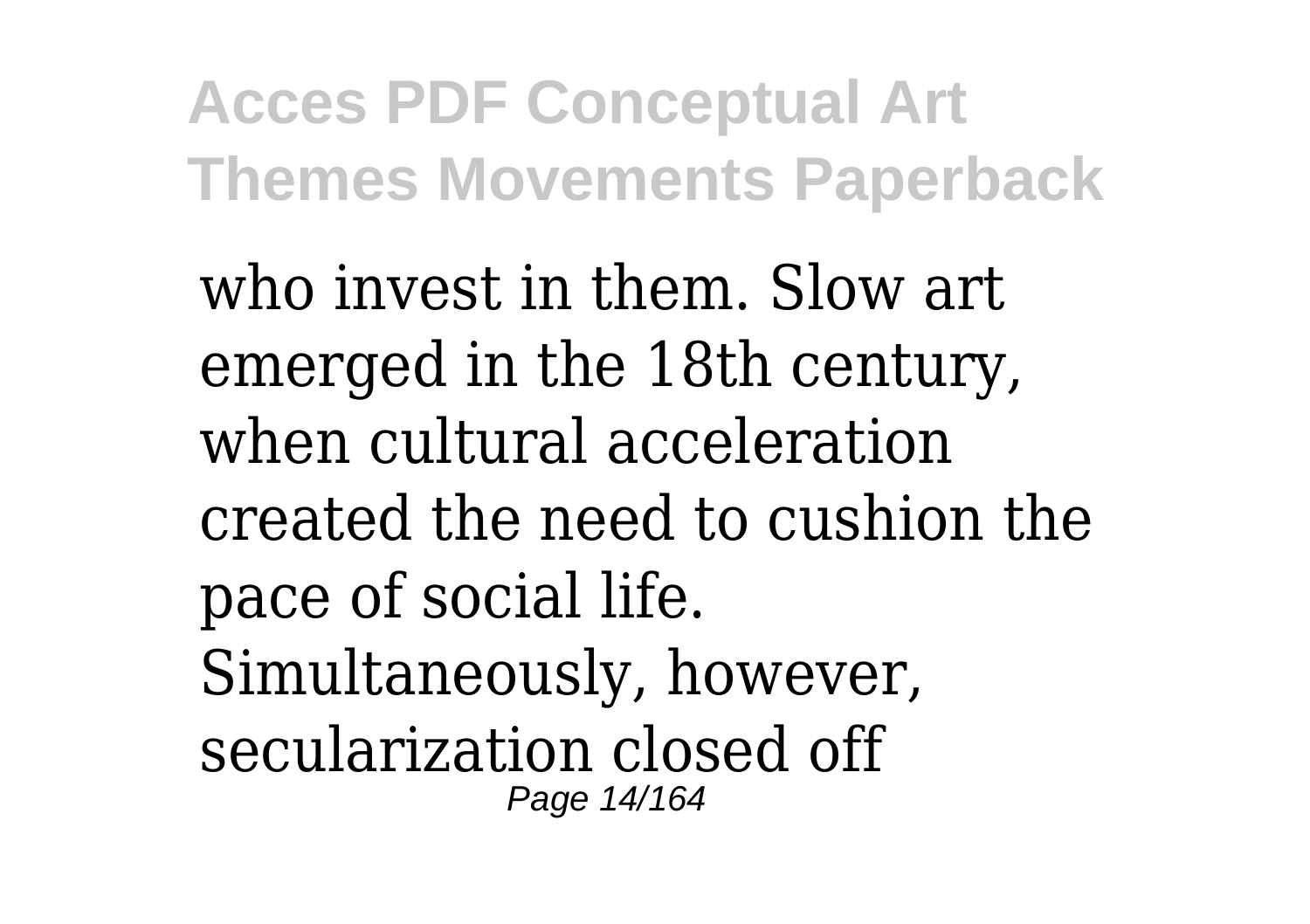who invest in them. Slow art emerged in the 18th century, when cultural acceleration created the need to cushion the pace of social life. Simultaneously, however, secularization closed off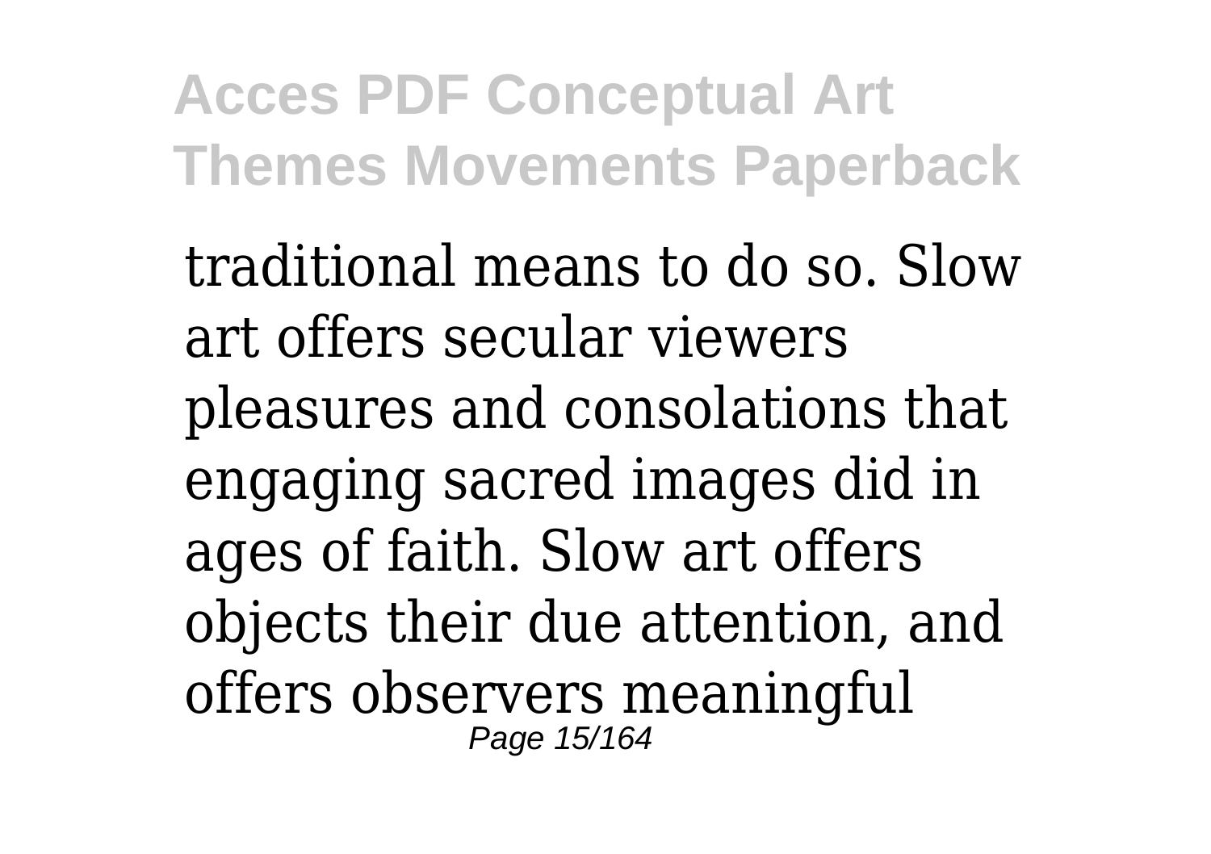traditional means to do so. Slow art offers secular viewers pleasures and consolations that engaging sacred images did in ages of faith. Slow art offers objects their due attention, and offers observers meaningful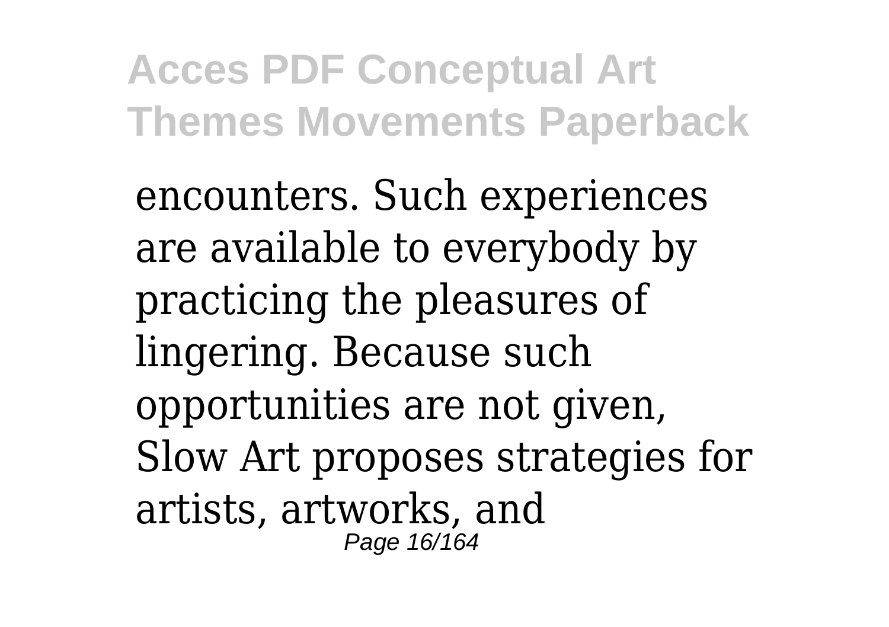encounters. Such experiences are available to everybody by practicing the pleasures of lingering. Because such opportunities are not given, Slow Art proposes strategies for artists, artworks, and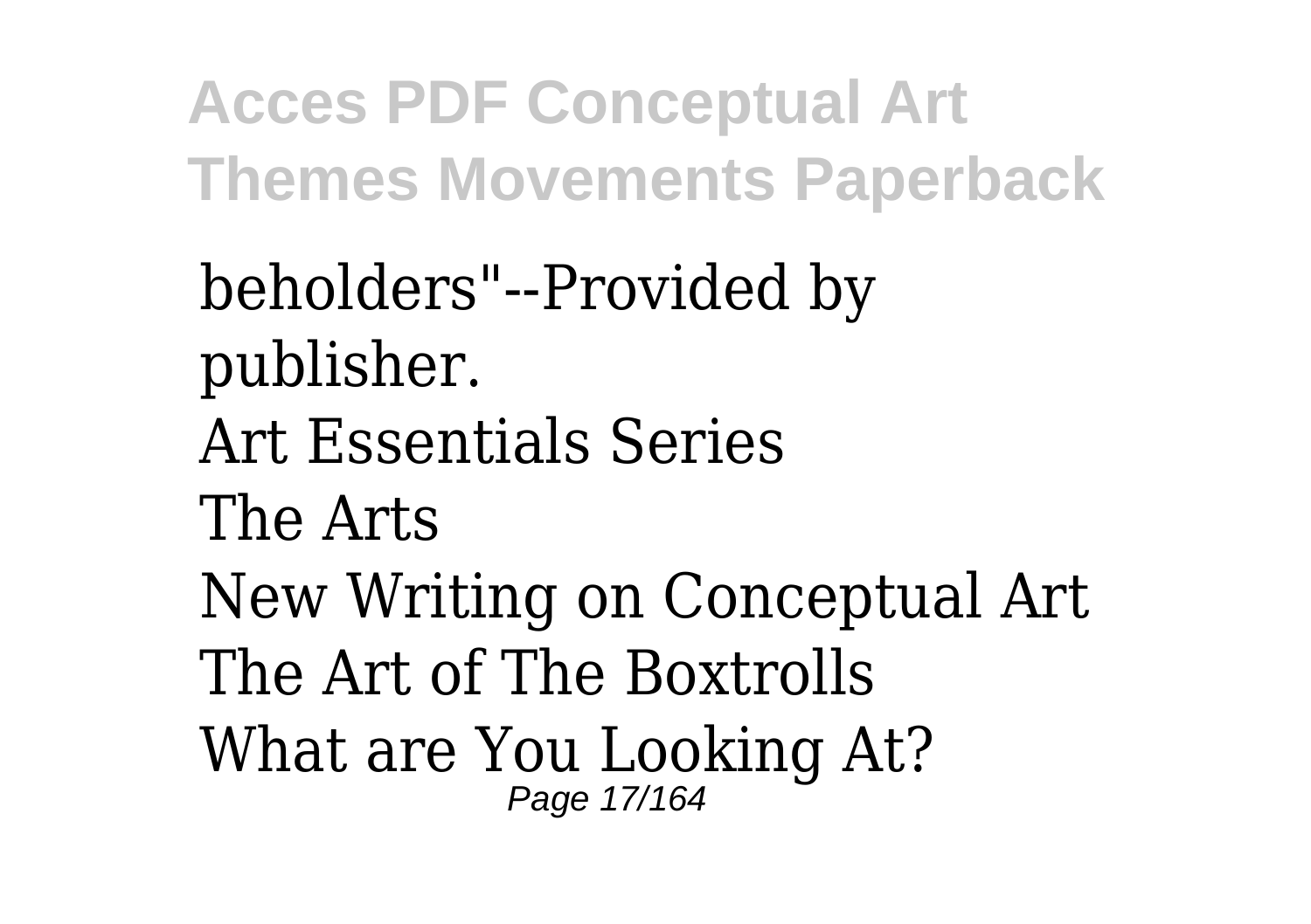beholders"--Provided by publisher.

Art Essentials Series

The Arts

New Writing on Conceptual Art

The Art of The Boxtrolls

What are You Looking At?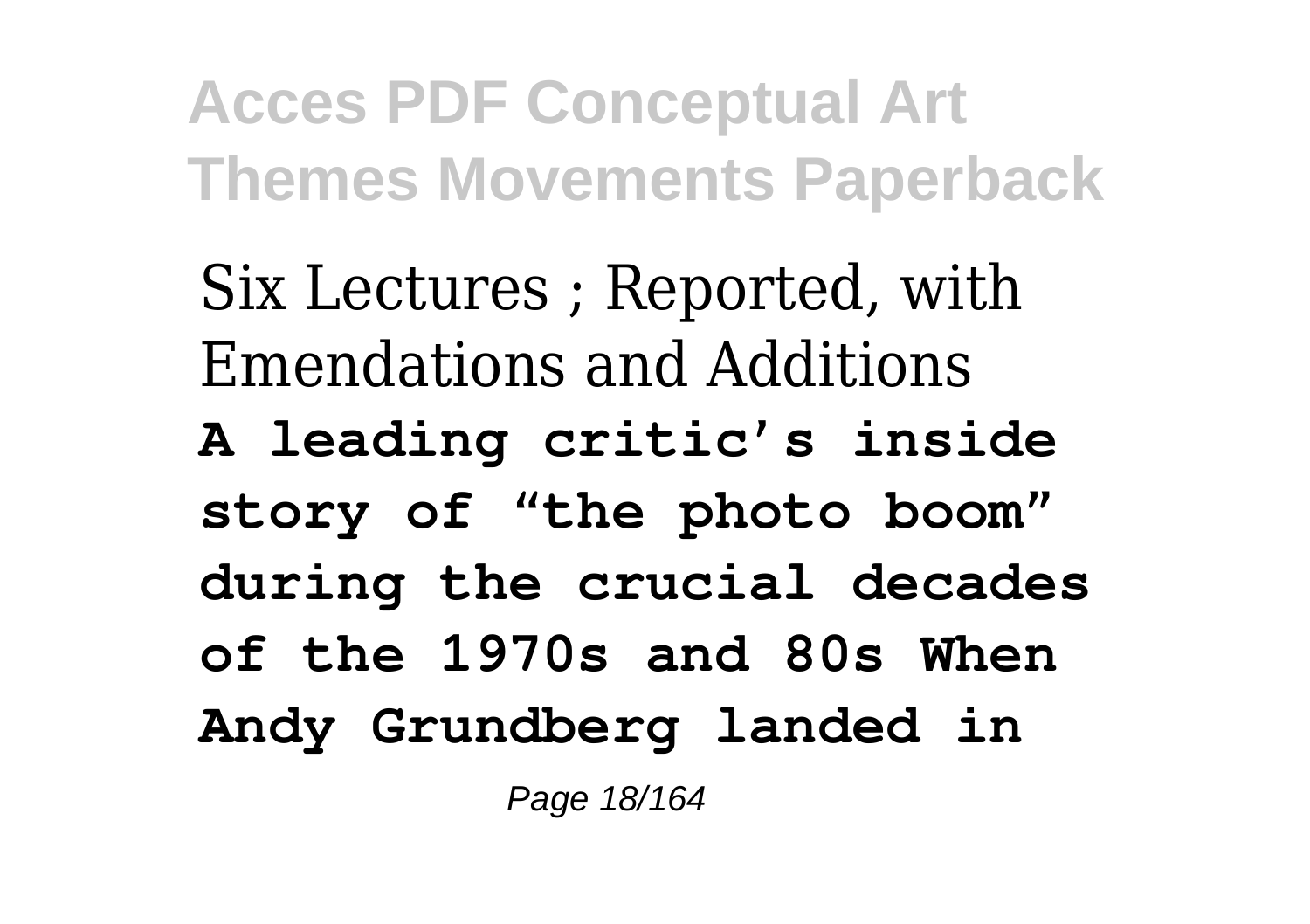Six Lectures ; Reported, with Emendations and Additions

**A leading critic's inside story of "the photo boom" during the crucial decades of the 1970s and 80s When Andy Grundberg landed in**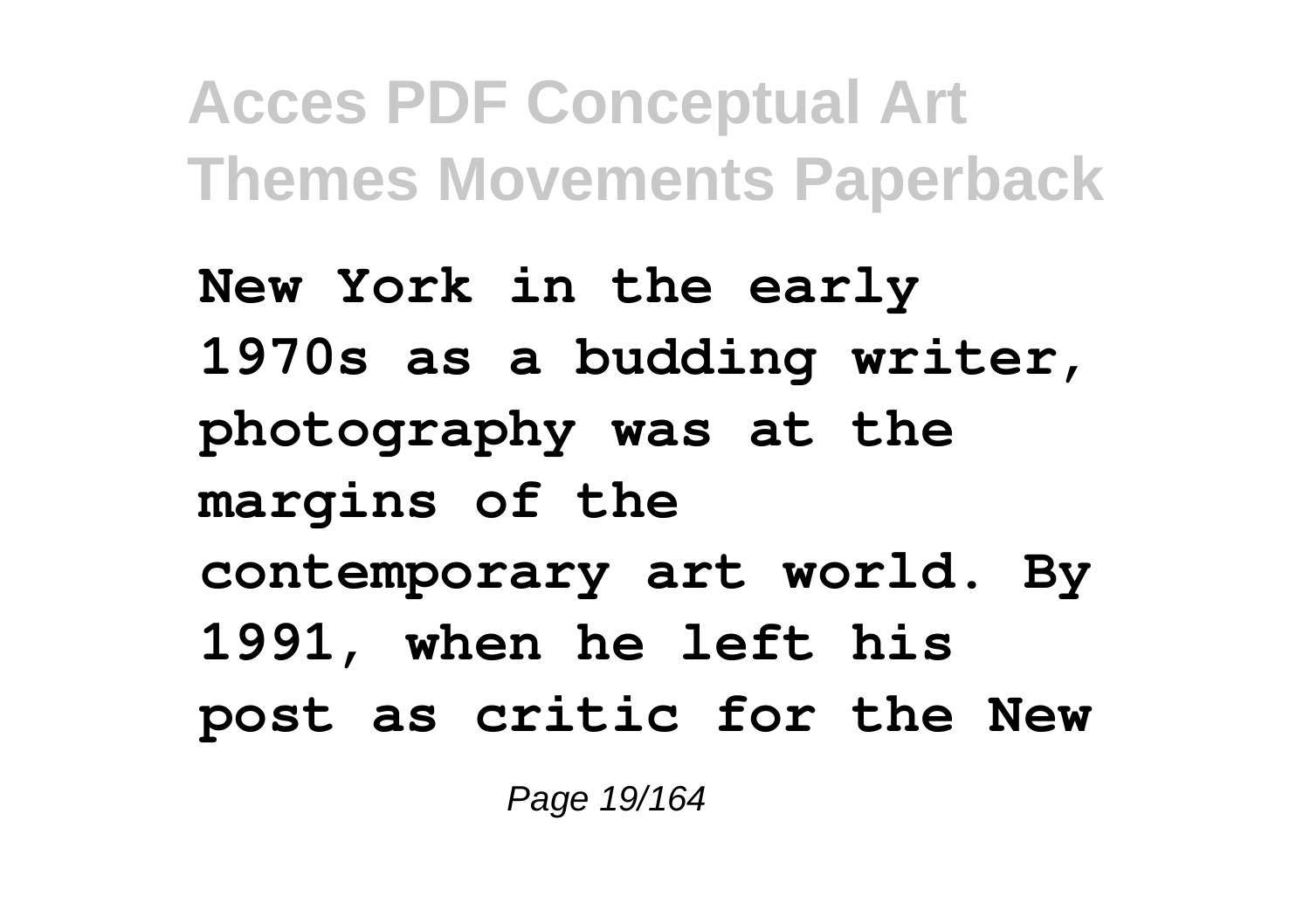New York in the early 1970s as a budding writer, photography was at the margins of the contemporary art world. By 1991, when he left his post as critic for the New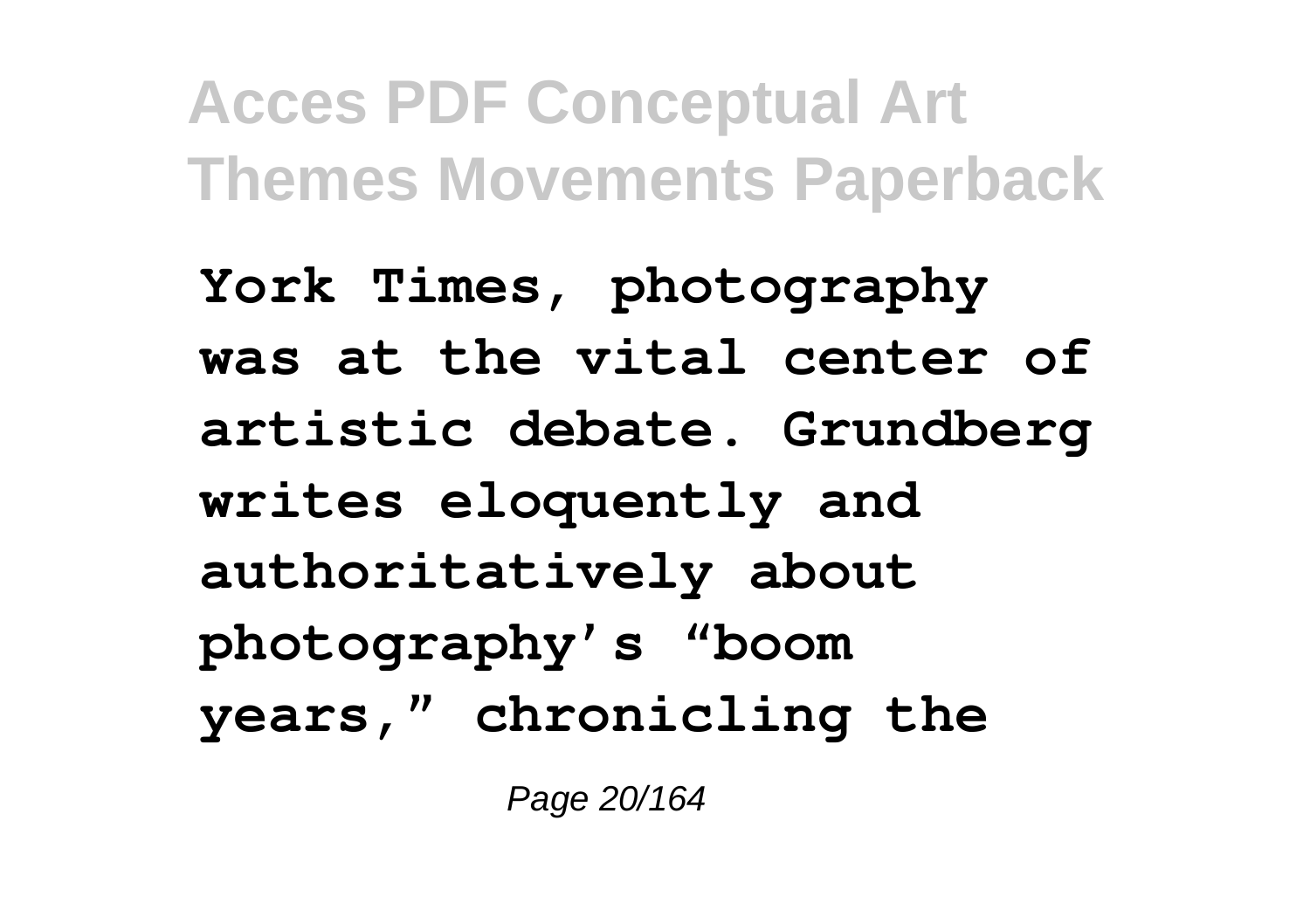**York Times, photography was at the vital center of artistic debate. Grundberg writes eloquently and authoritatively about photography's "boom years," chronicling the**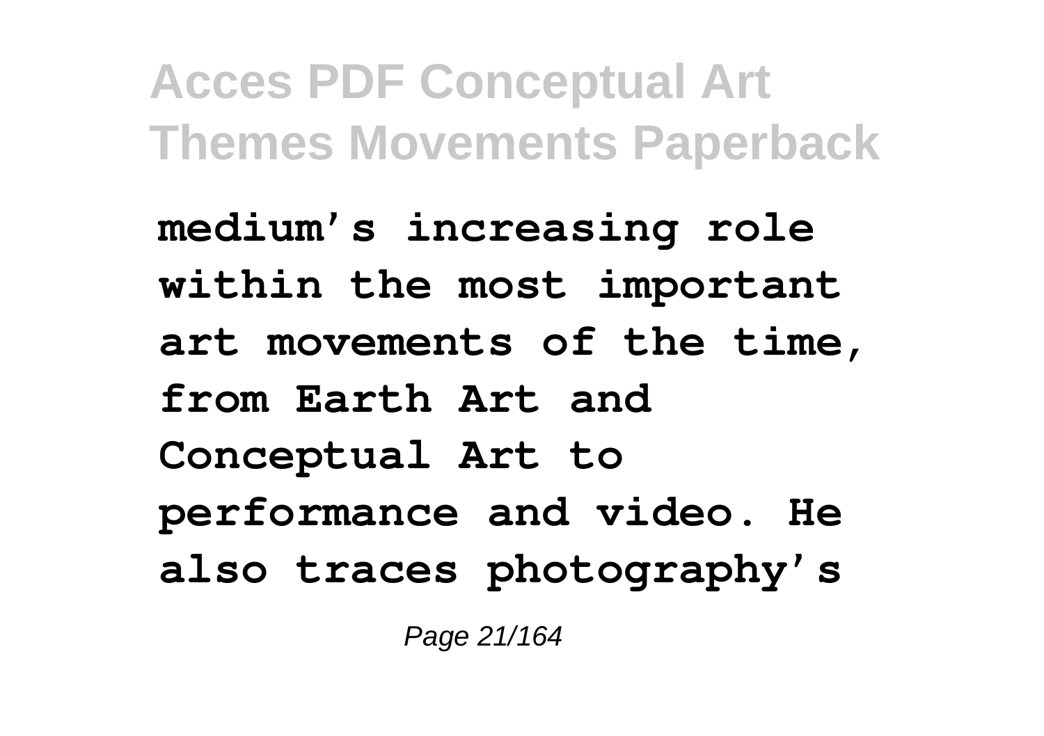**medium's increasing role within the most important art movements of the time, from Earth Art and Conceptual Art to performance and video. He also traces photography's**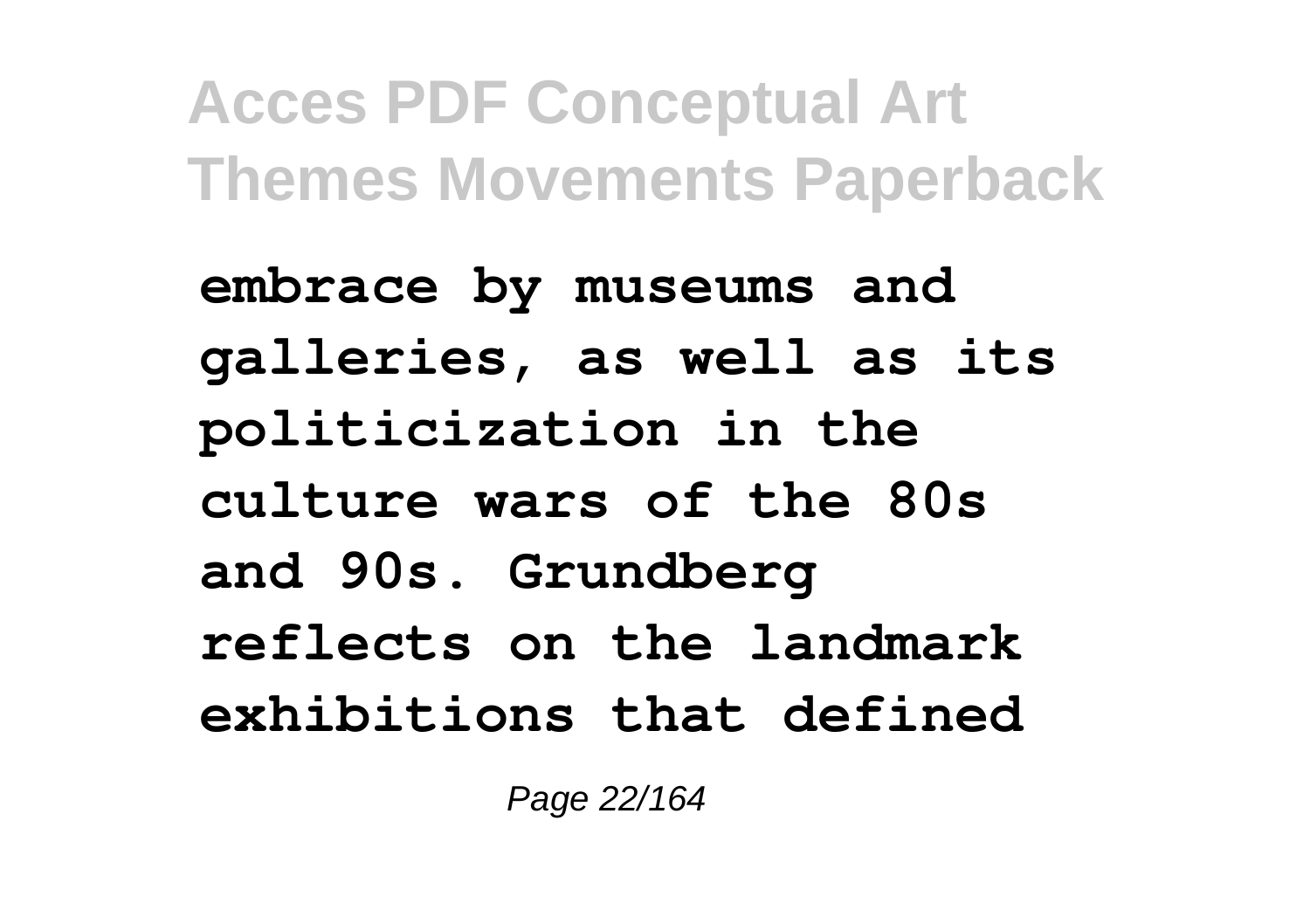**embrace by museums and galleries, as well as its politicization in the culture wars of the 80s and 90s. Grundberg reflects on the landmark exhibitions that defined**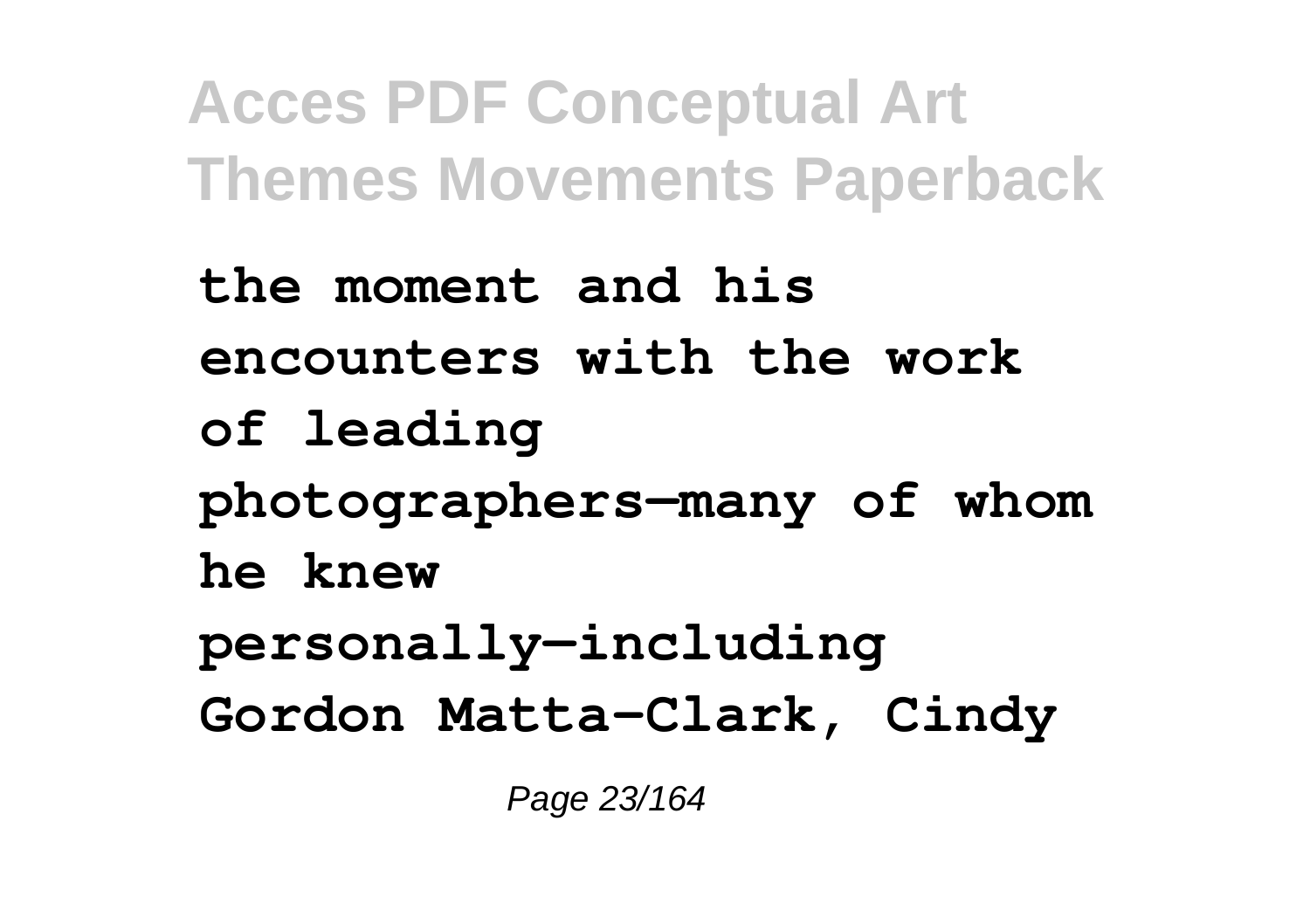**the moment and his encounters with the work of leading photographers—many of whom he knew personally—including Gordon Matta-Clark, Cindy**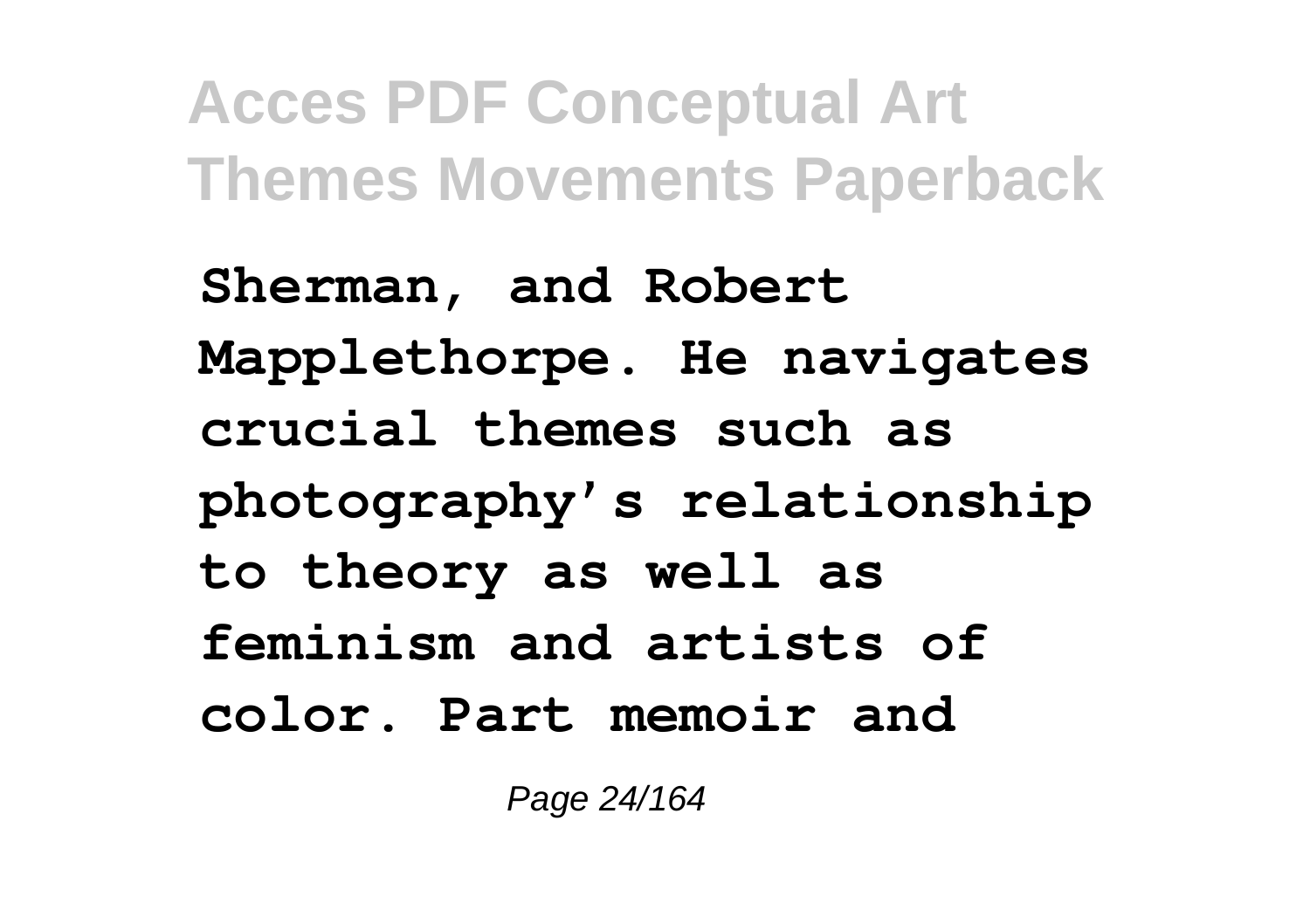**Sherman, and Robert Mapplethorpe. He navigates crucial themes such as photography's relationship to theory as well as feminism and artists of color. Part memoir and**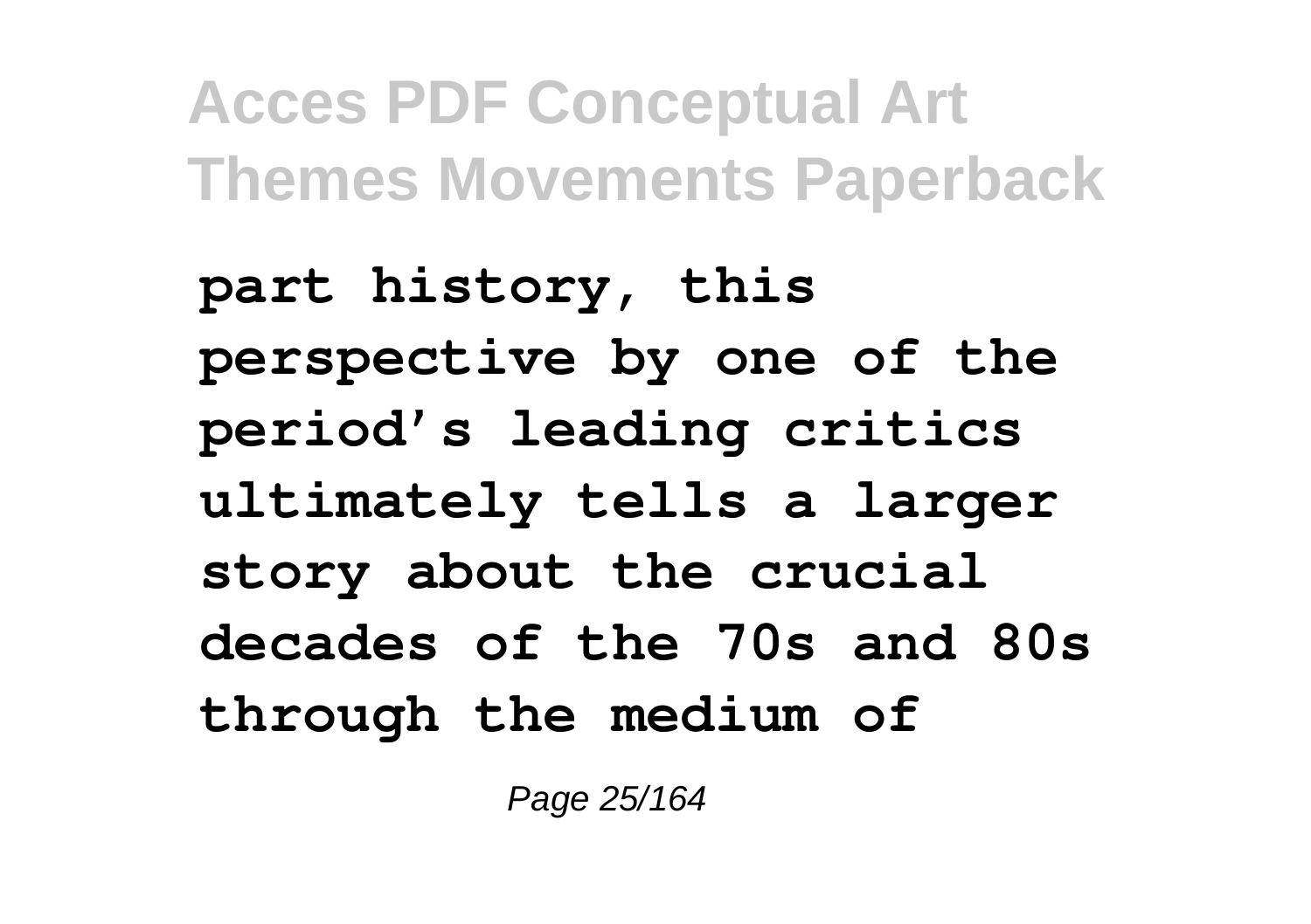**part history, this perspective by one of the period's leading critics ultimately tells a larger story about the crucial decades of the 70s and 80s through the medium of**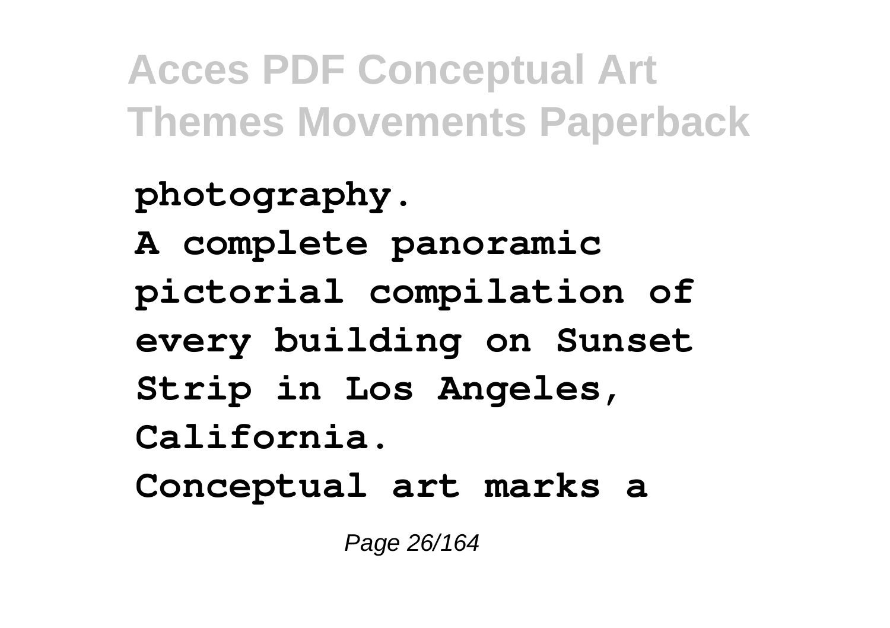**photography.**

**A complete panoramic pictorial compilation of every building on Sunset Strip in Los Angeles, California.**

**Conceptual art marks a**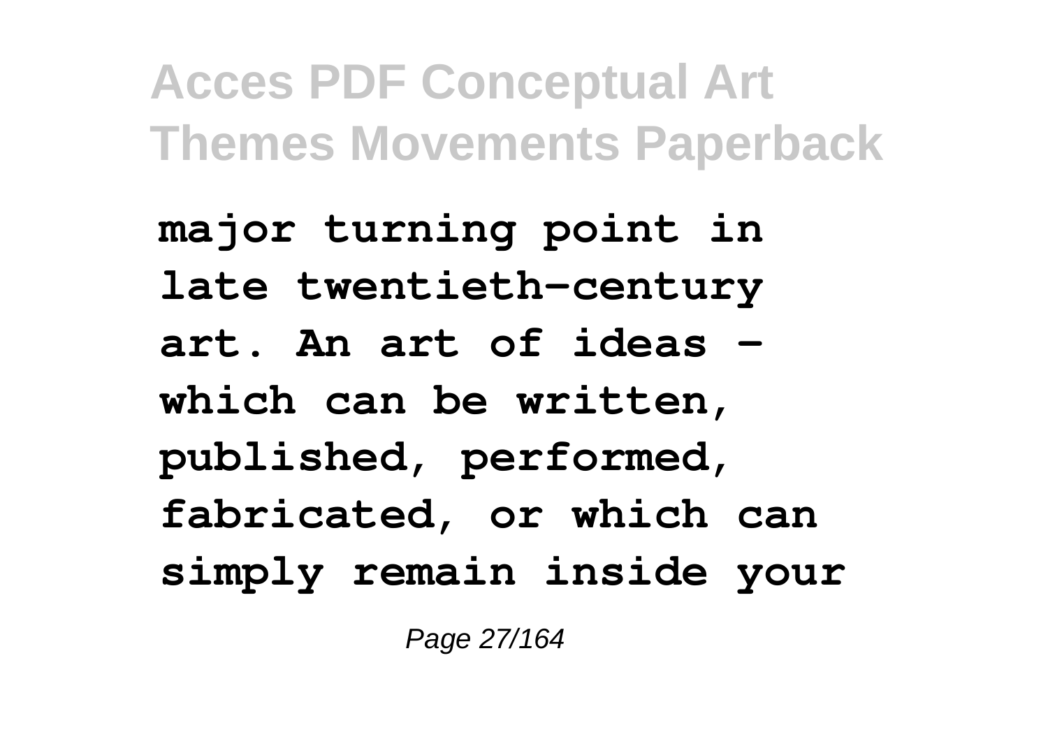**major turning point in late twentieth-century art. An art of ideas - which can be written, published, performed, fabricated, or which can simply remain inside your**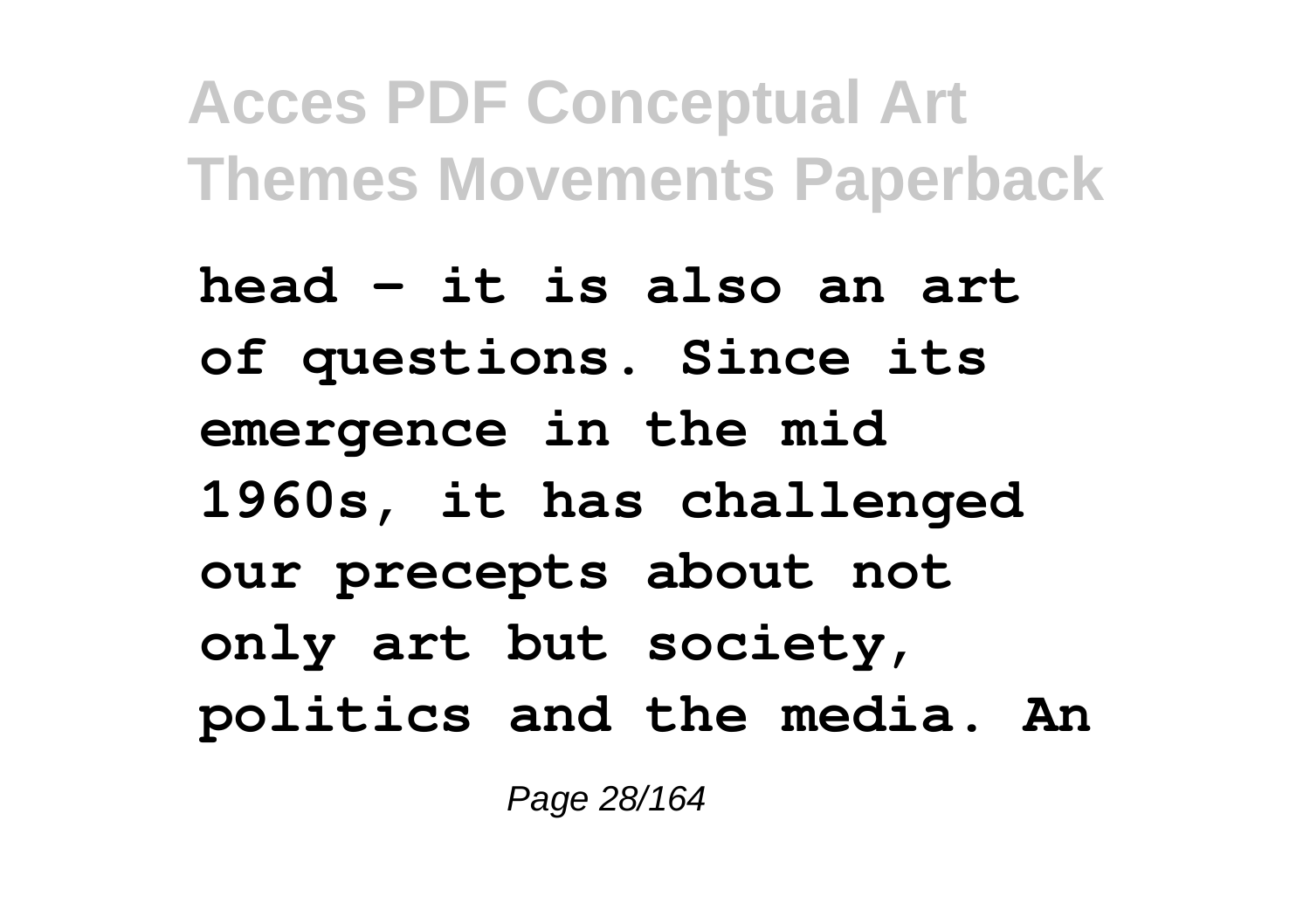**head - it is also an art of questions. Since its emergence in the mid 1960s, it has challenged our precepts about not only art but society, politics and the media. An**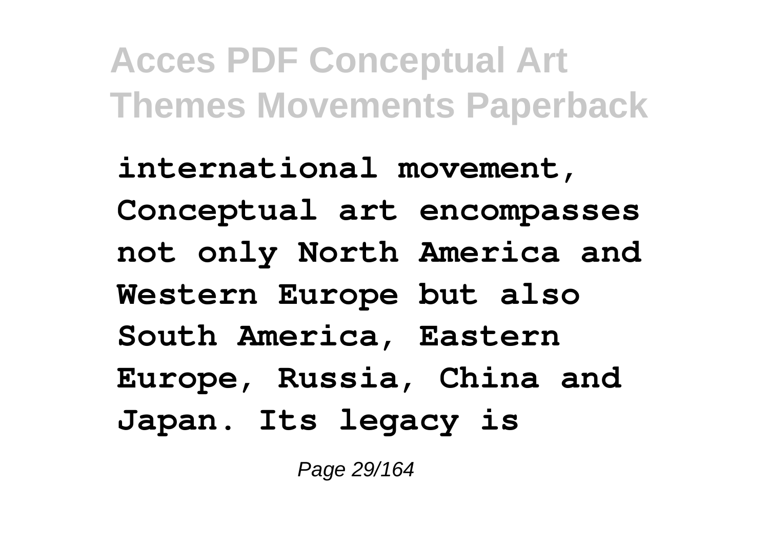**international movement, Conceptual art encompasses not only North America and Western Europe but also South America, Eastern Europe, Russia, China and Japan. Its legacy is**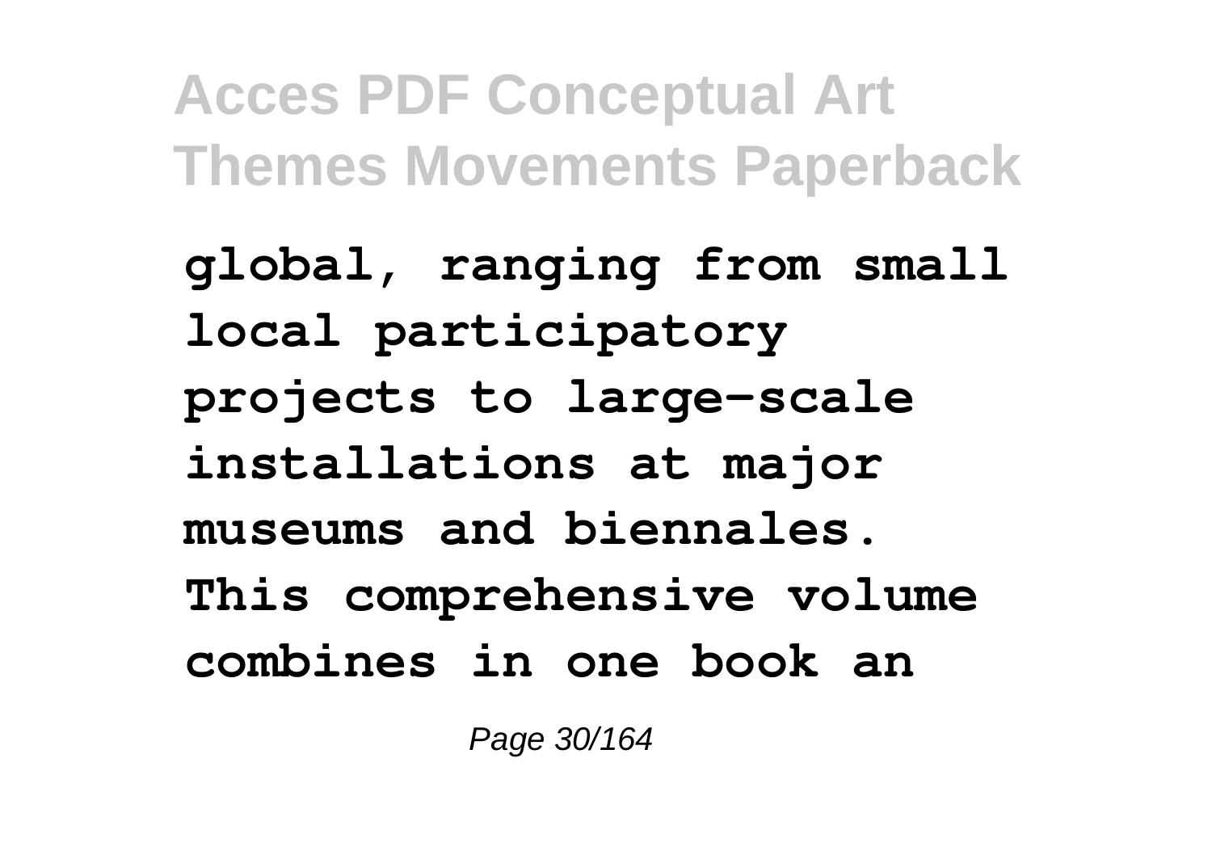**global, ranging from small local participatory projects to large-scale installations at major museums and biennales. This comprehensive volume combines in one book an**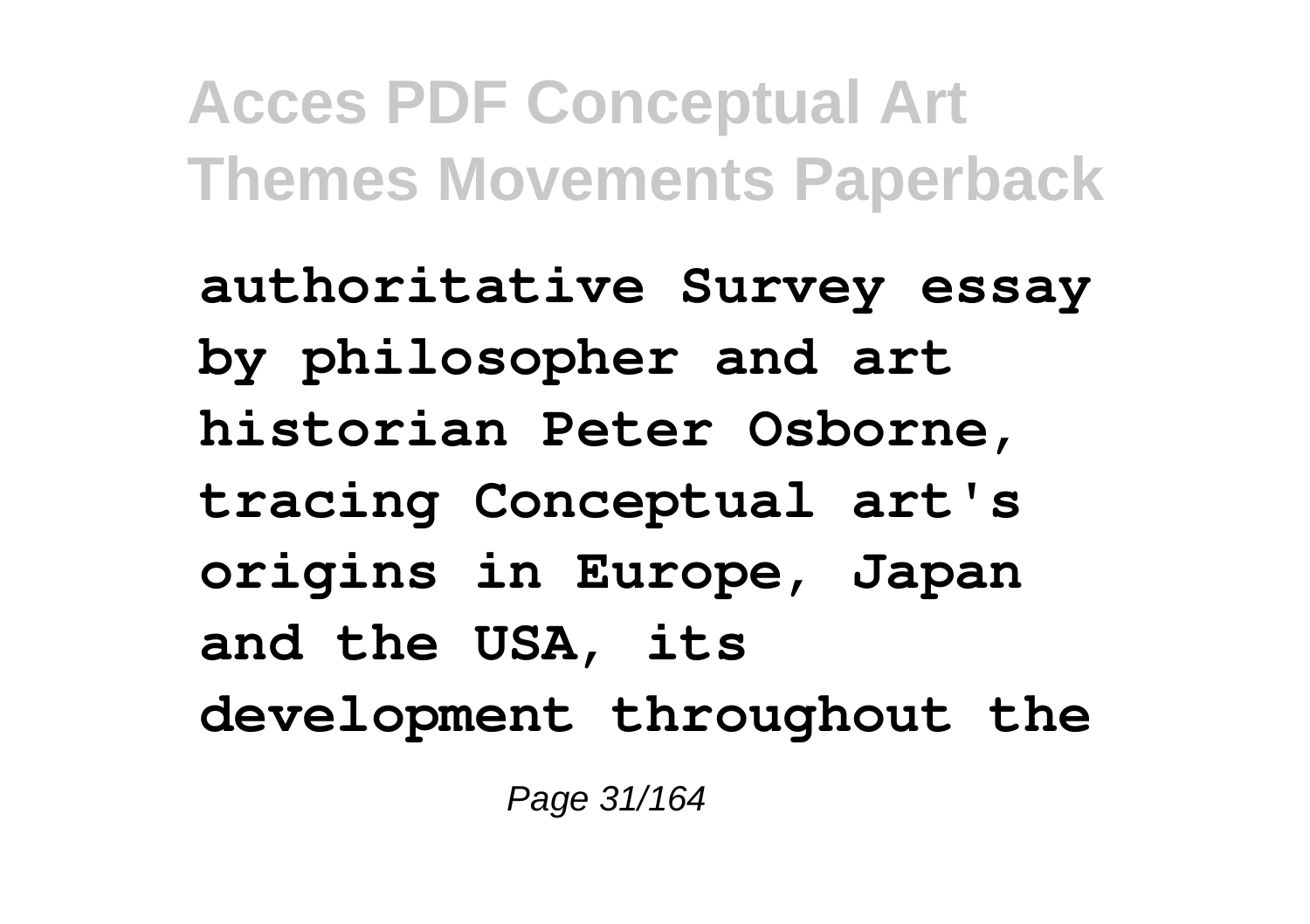**authoritative Survey essay by philosopher and art historian Peter Osborne, tracing Conceptual art's origins in Europe, Japan and the USA, its development throughout the**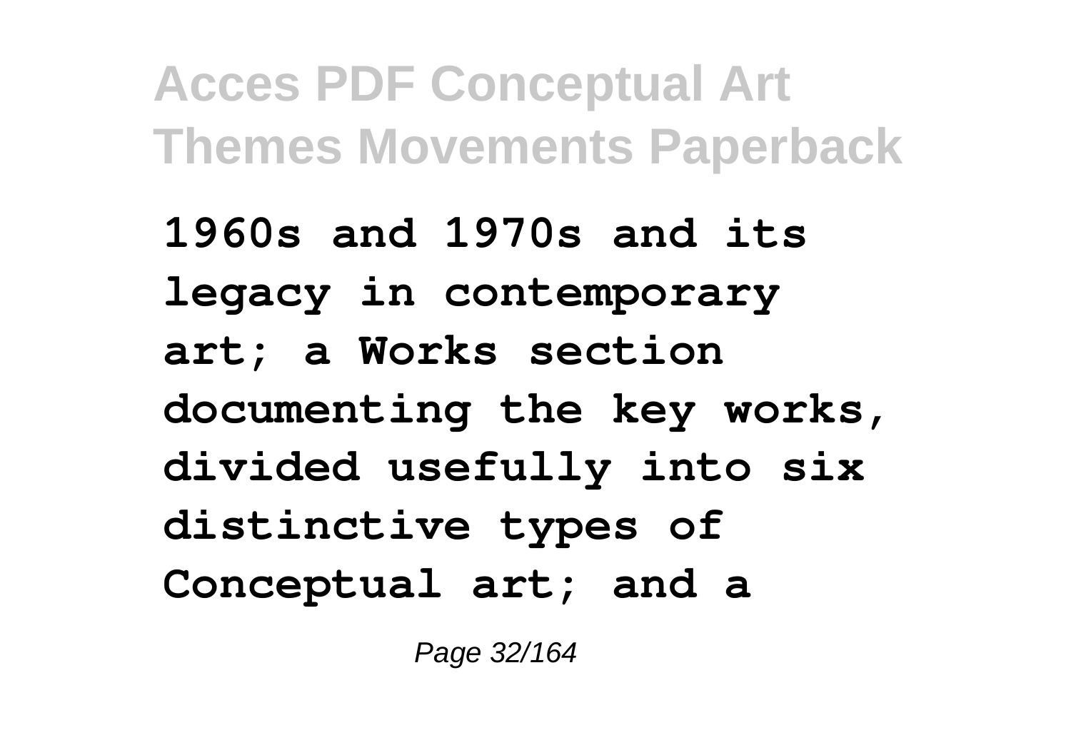**1960s and 1970s and its legacy in contemporary art; a Works section documenting the key works, divided usefully into six distinctive types of Conceptual art; and a**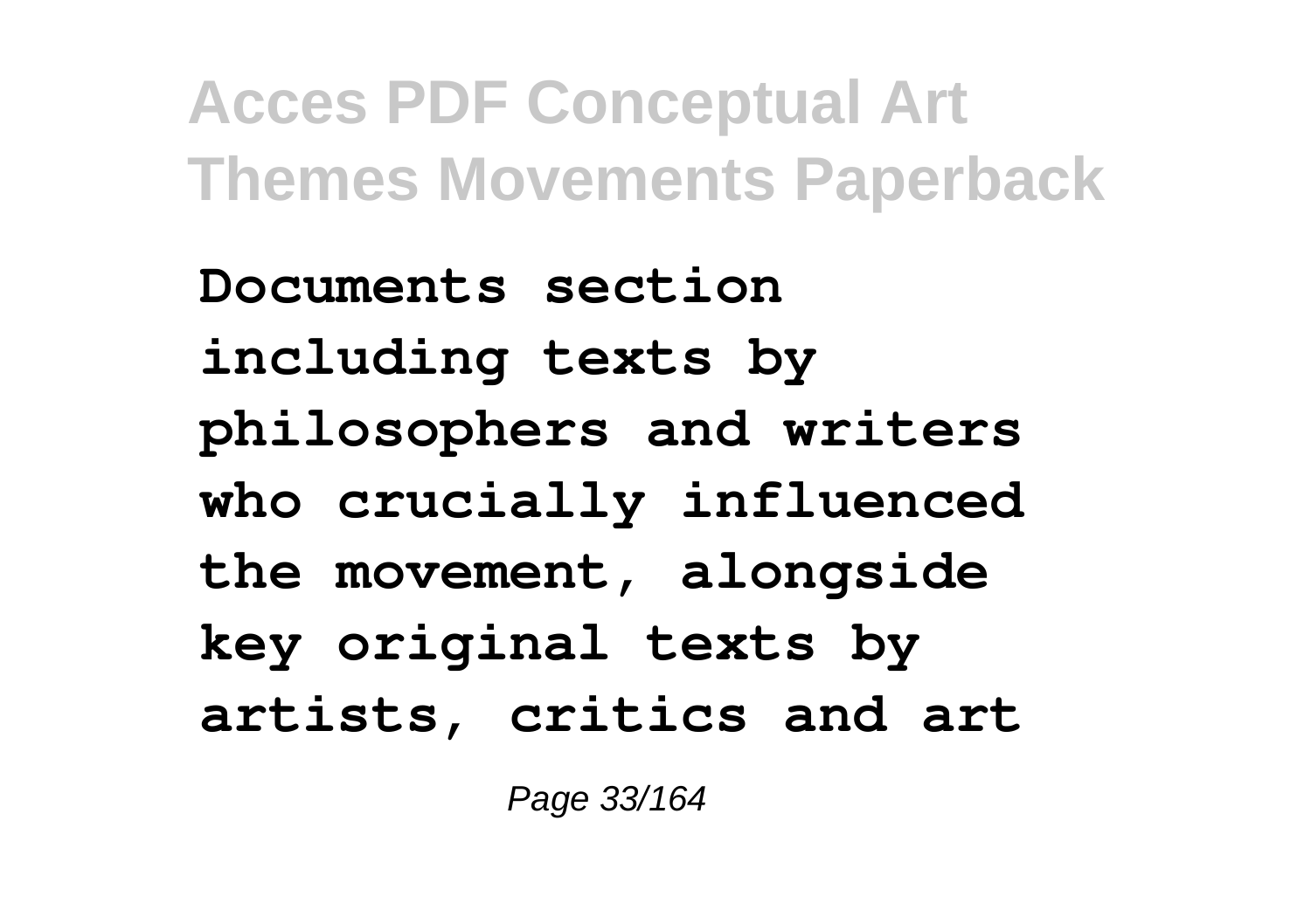**Documents section including texts by philosophers and writers who crucially influenced the movement, alongside key original texts by artists, critics and art**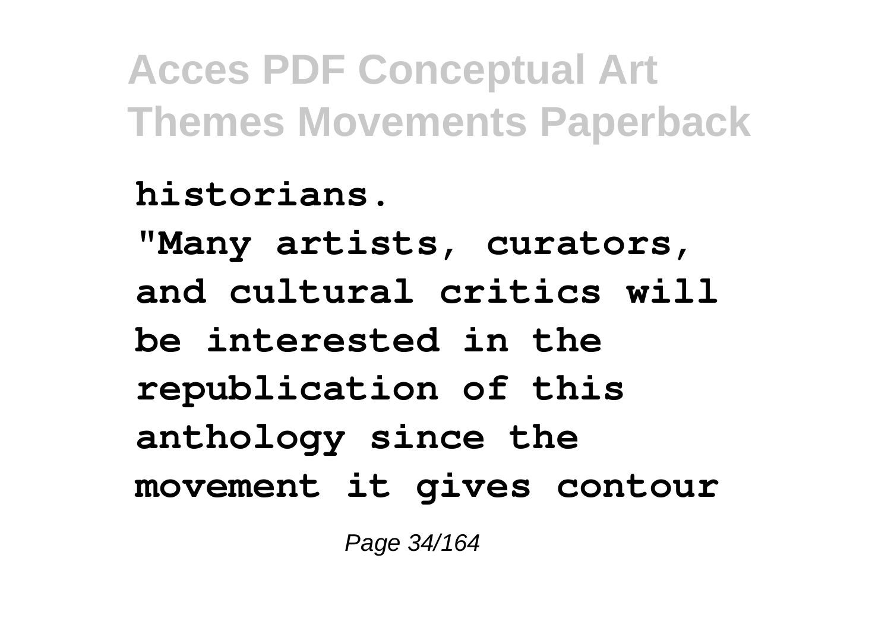**historians.**

**"Many artists, curators, and cultural critics will be interested in the republication of this anthology since the movement it gives contour**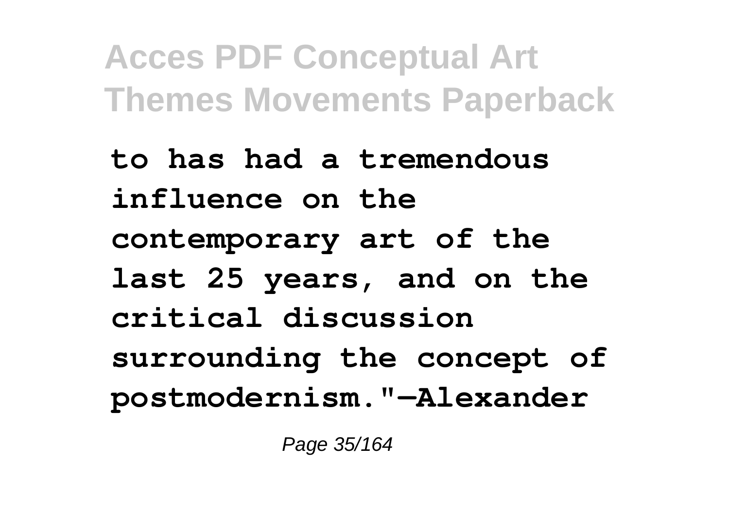**to has had a tremendous influence on the contemporary art of the last 25 years, and on the critical discussion surrounding the concept of postmodernism."—Alexander**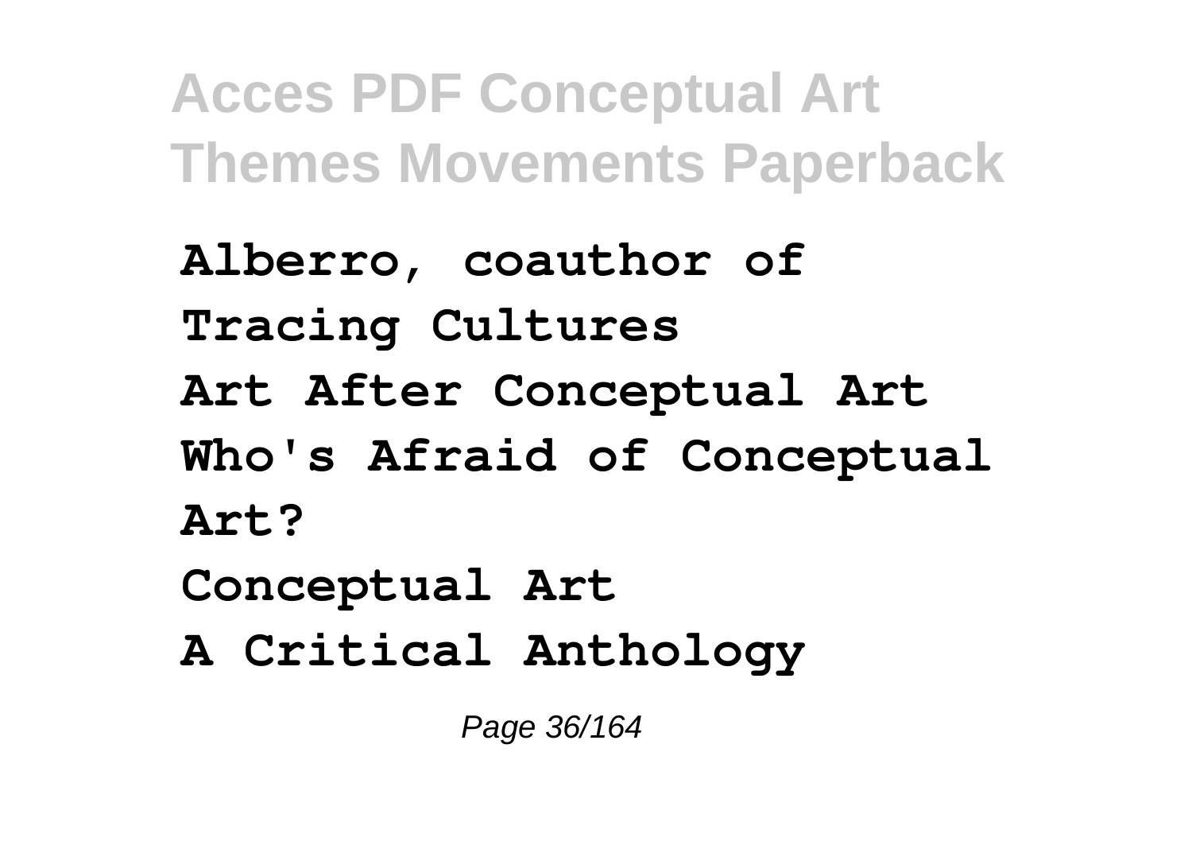**Alberro, coauthor of Tracing Cultures**

**Art After Conceptual Art**

**Who's Afraid of Conceptual Art?**

**Conceptual Art**

**A Critical Anthology**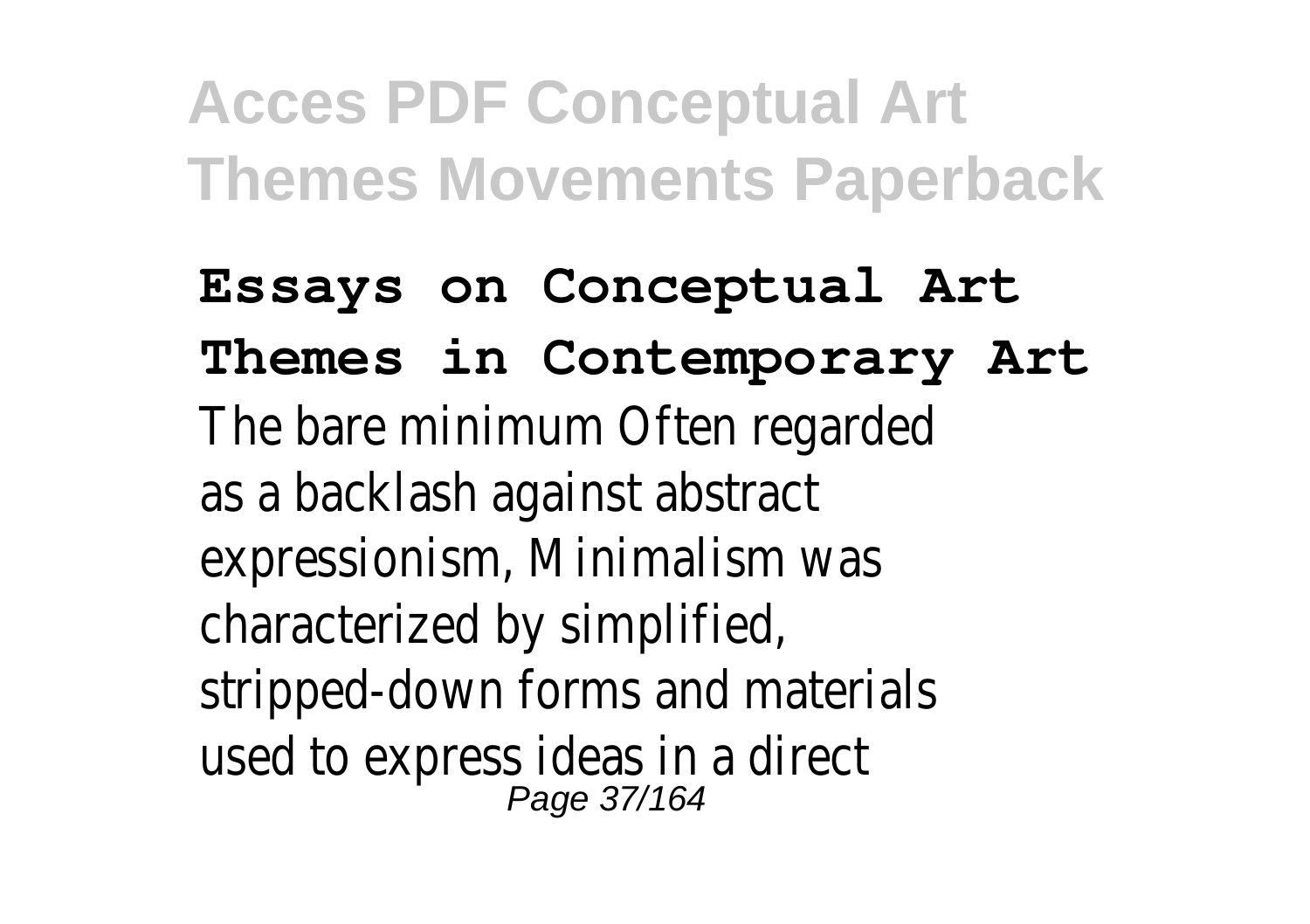**Essays on Conceptual Art**
**Themes in Contemporary Art**

The bare minimum Often regarded as a backlash against abstract expressionism, Minimalism was characterized by simplified, stripped-down forms and materials used to express ideas in a direct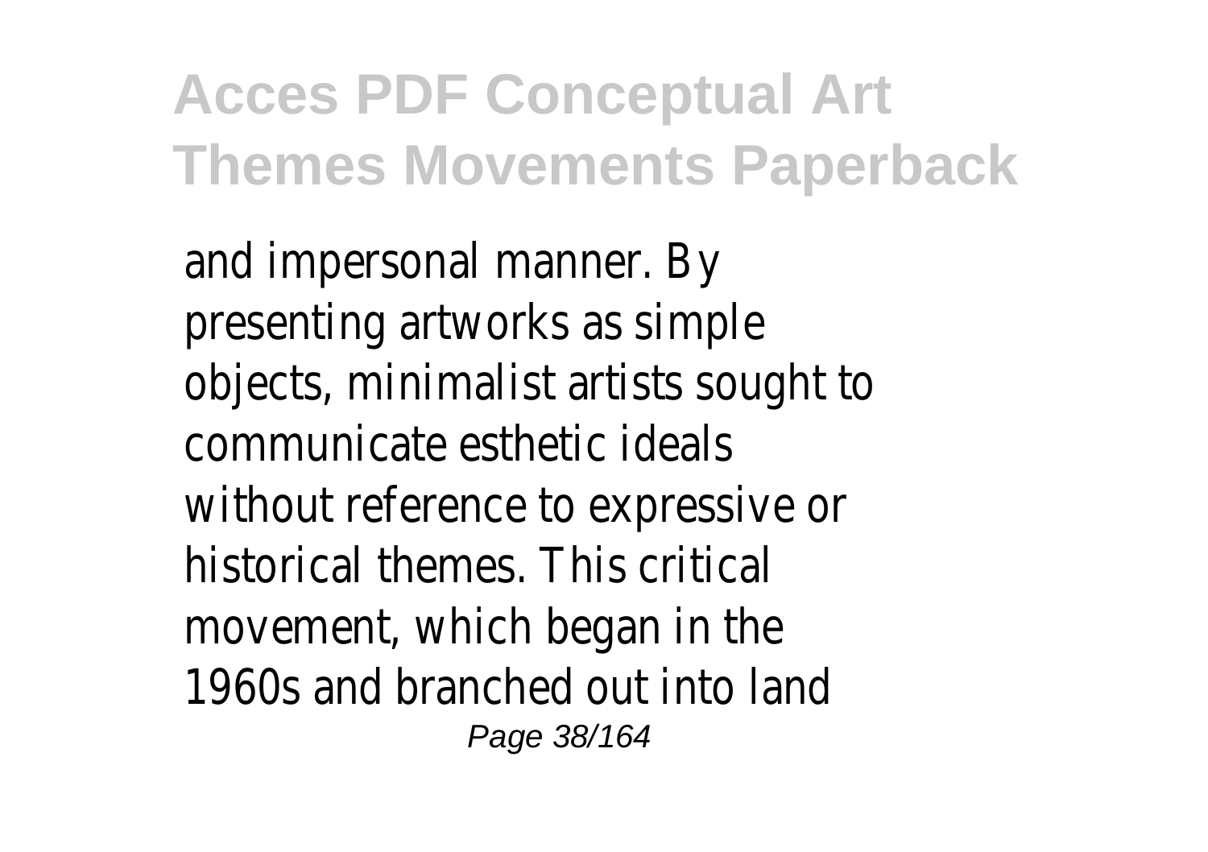and impersonal manner. By presenting artworks as simple objects, minimalist artists sought to communicate esthetic ideals without reference to expressive or historical themes. This critical movement, which began in the 1960s and branched out into land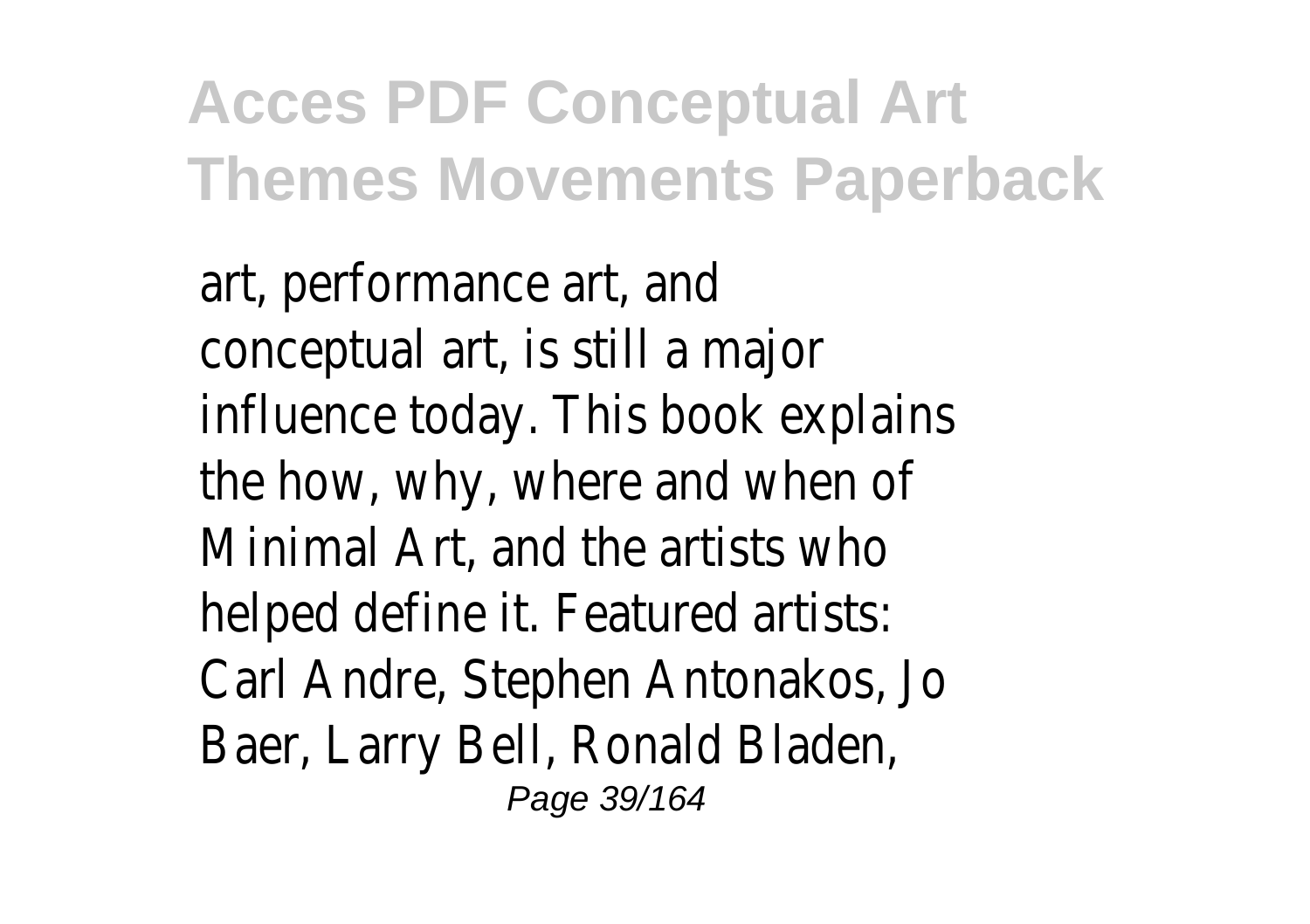art, performance art, and conceptual art, is still a major influence today. This book explains the how, why, where and when of Minimal Art, and the artists who helped define it. Featured artists: Carl Andre, Stephen Antonakos, Jo Baer, Larry Bell, Ronald Bladen,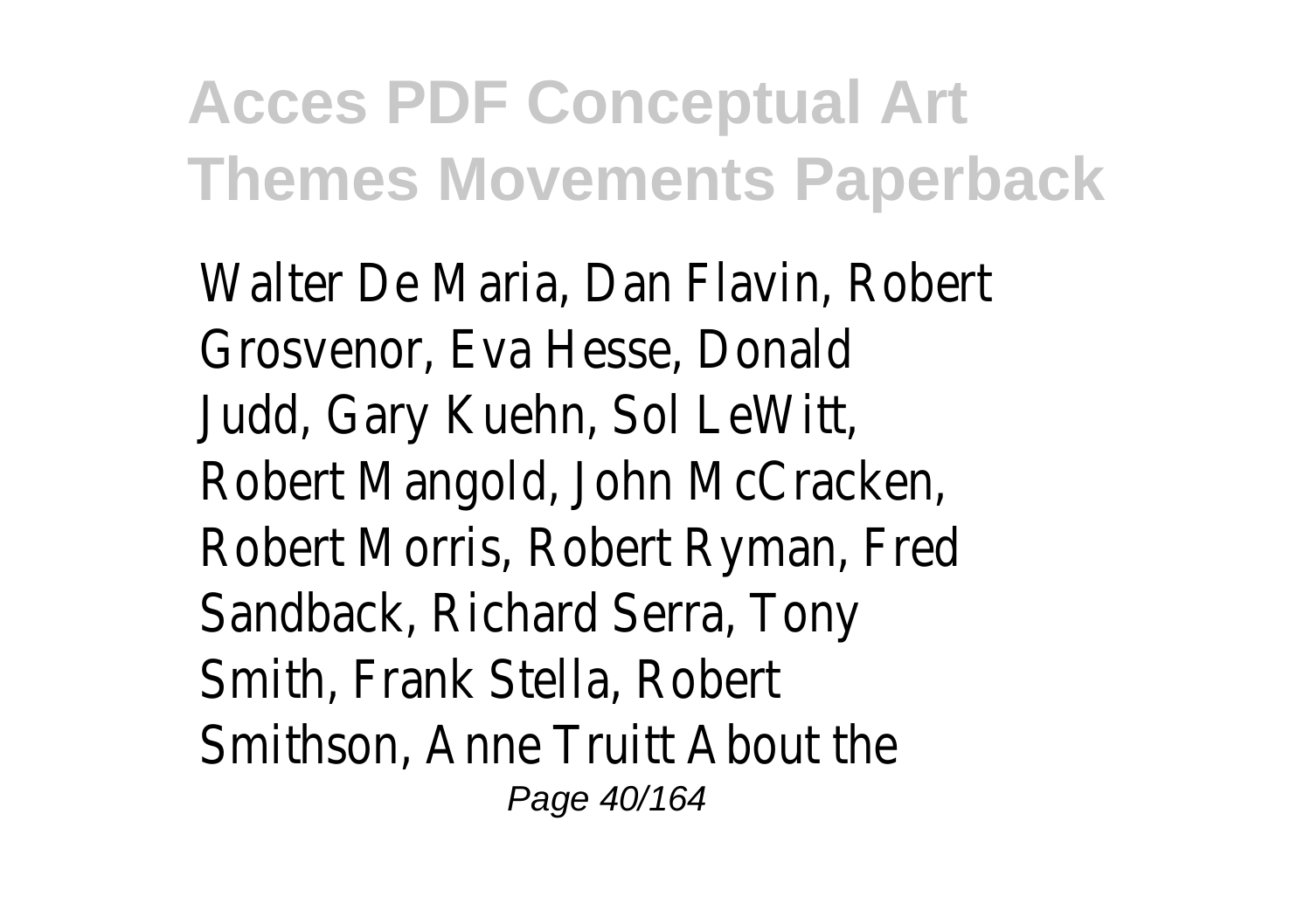Walter De Maria, Dan Flavin, Robert Grosvenor, Eva Hesse, Donald Judd, Gary Kuehn, Sol LeWitt, Robert Mangold, John McCracken, Robert Morris, Robert Ryman, Fred Sandback, Richard Serra, Tony Smith, Frank Stella, Robert Smithson, Anne Truitt About the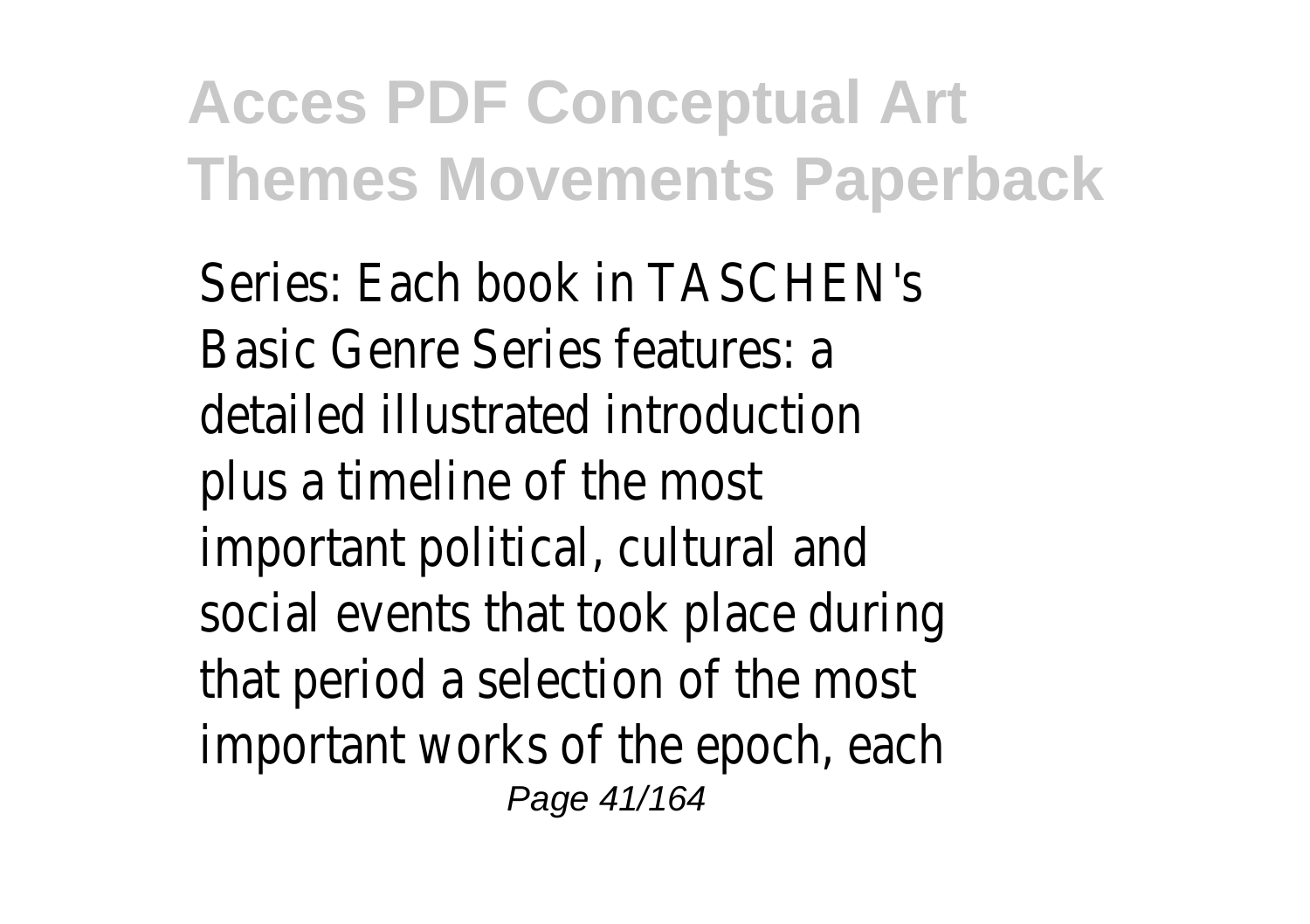Series: Each book in TASCHEN's Basic Genre Series features: a detailed illustrated introduction plus a timeline of the most important political, cultural and social events that took place during that period a selection of the most important works of the epoch, each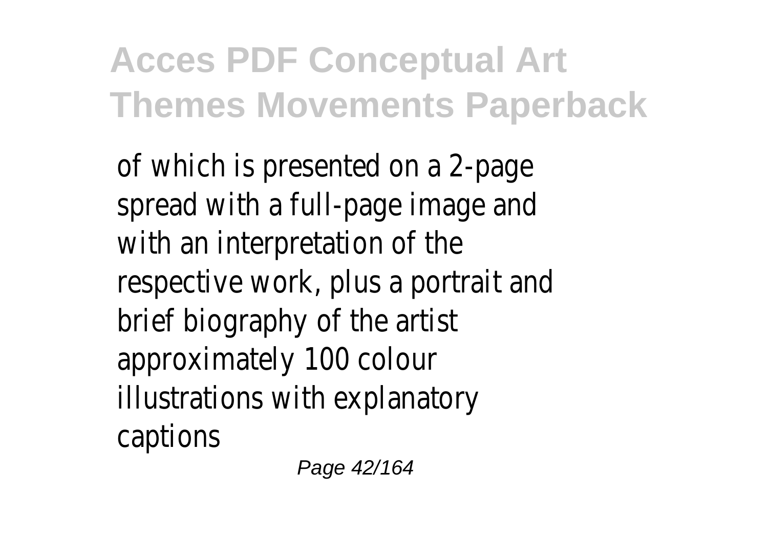of which is presented on a 2-page spread with a full-page image and with an interpretation of the respective work, plus a portrait and brief biography of the artist approximately 100 colour illustrations with explanatory captions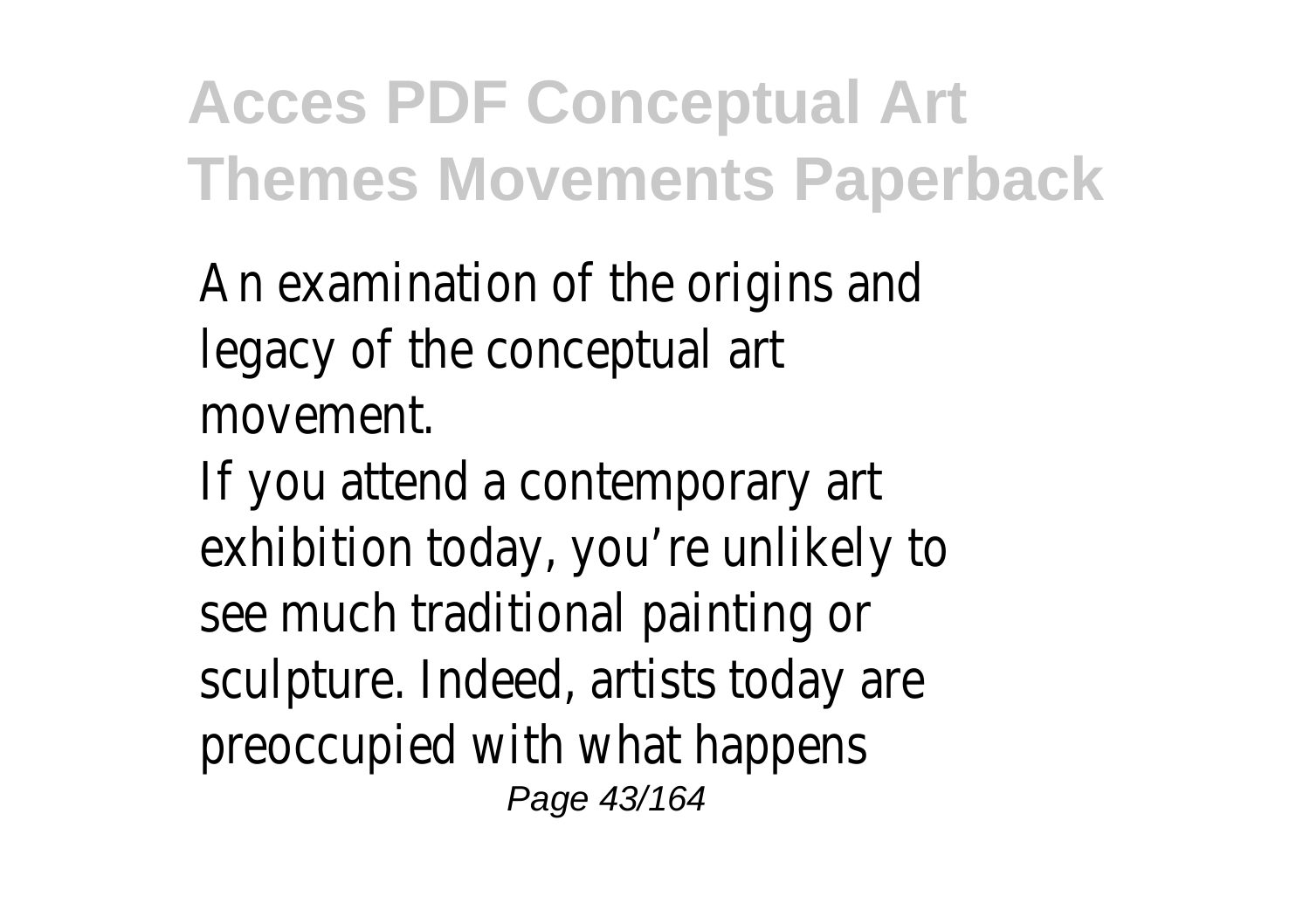An examination of the origins and legacy of the conceptual art movement.

If you attend a contemporary art exhibition today, you're unlikely to see much traditional painting or sculpture. Indeed, artists today are preoccupied with what happens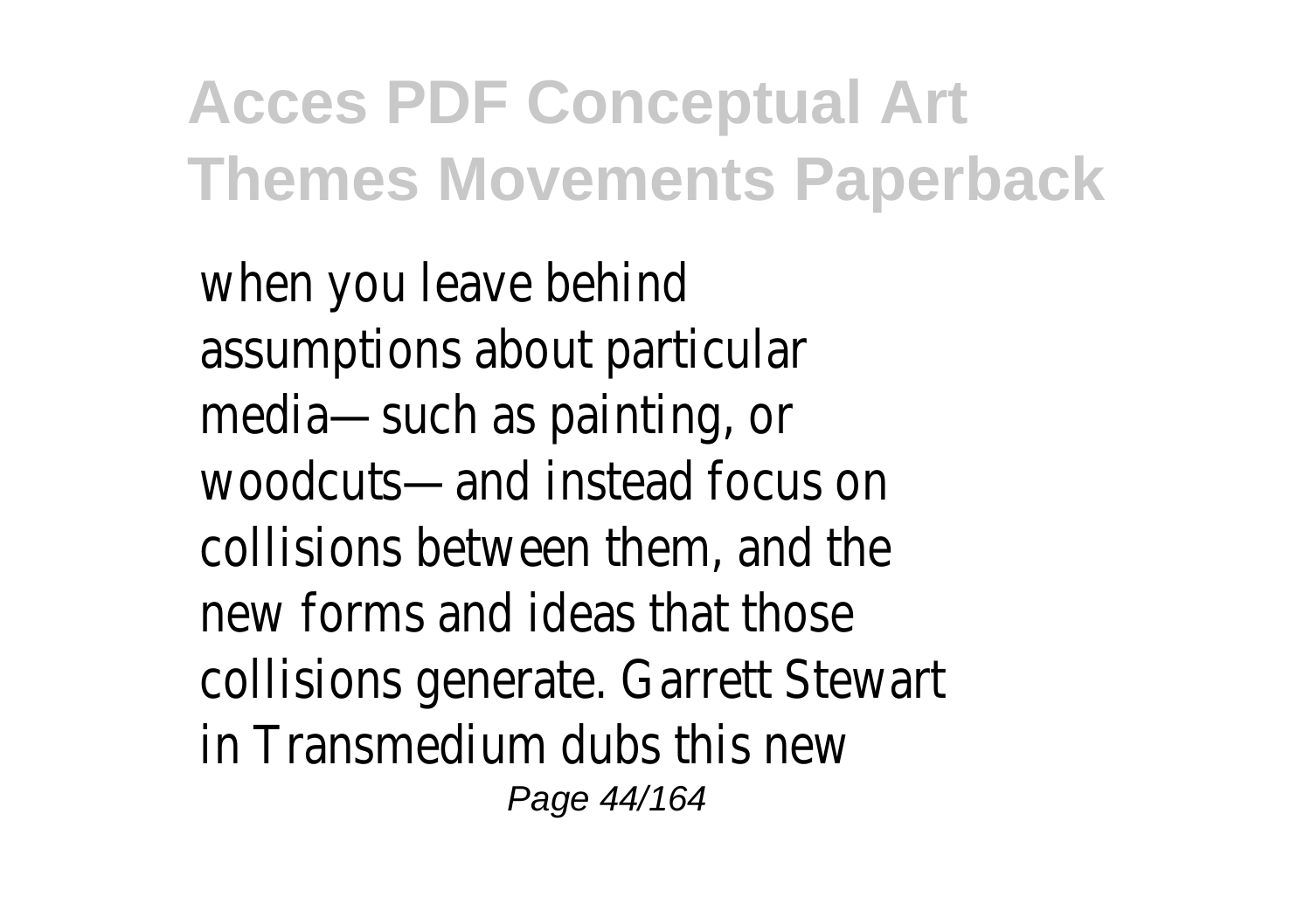when you leave behind assumptions about particular media—such as painting, or woodcuts—and instead focus on collisions between them, and the new forms and ideas that those collisions generate. Garrett Stewart in Transmedium dubs this new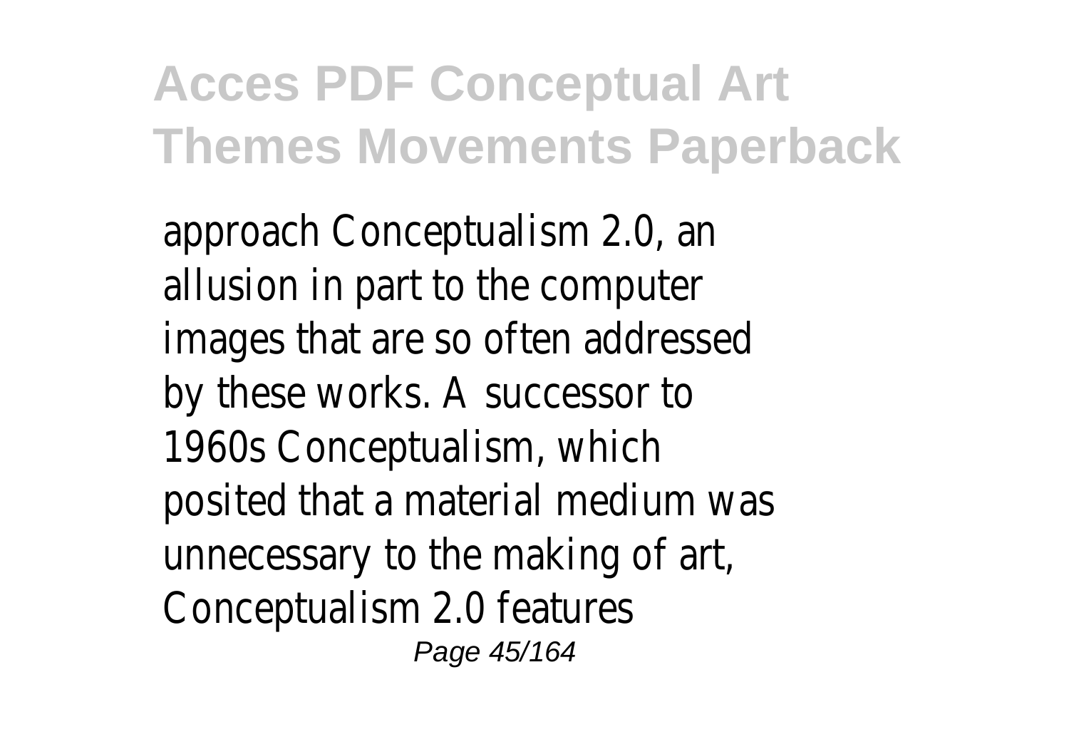approach Conceptualism 2.0, an allusion in part to the computer images that are so often addressed by these works. A successor to 1960s Conceptualism, which posited that a material medium was unnecessary to the making of art, Conceptualism 2.0 features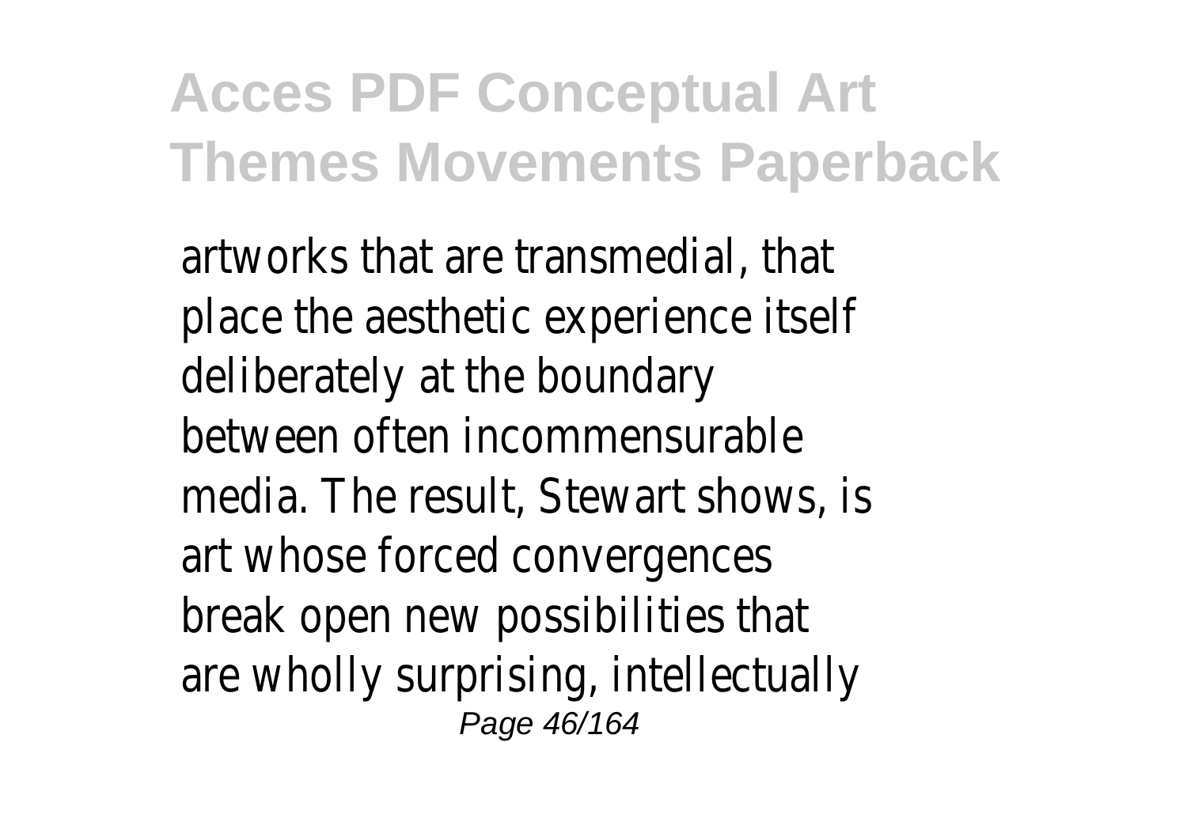artworks that are transmedial, that place the aesthetic experience itself deliberately at the boundary between often incommensurable media. The result, Stewart shows, is art whose forced convergences break open new possibilities that are wholly surprising, intellectually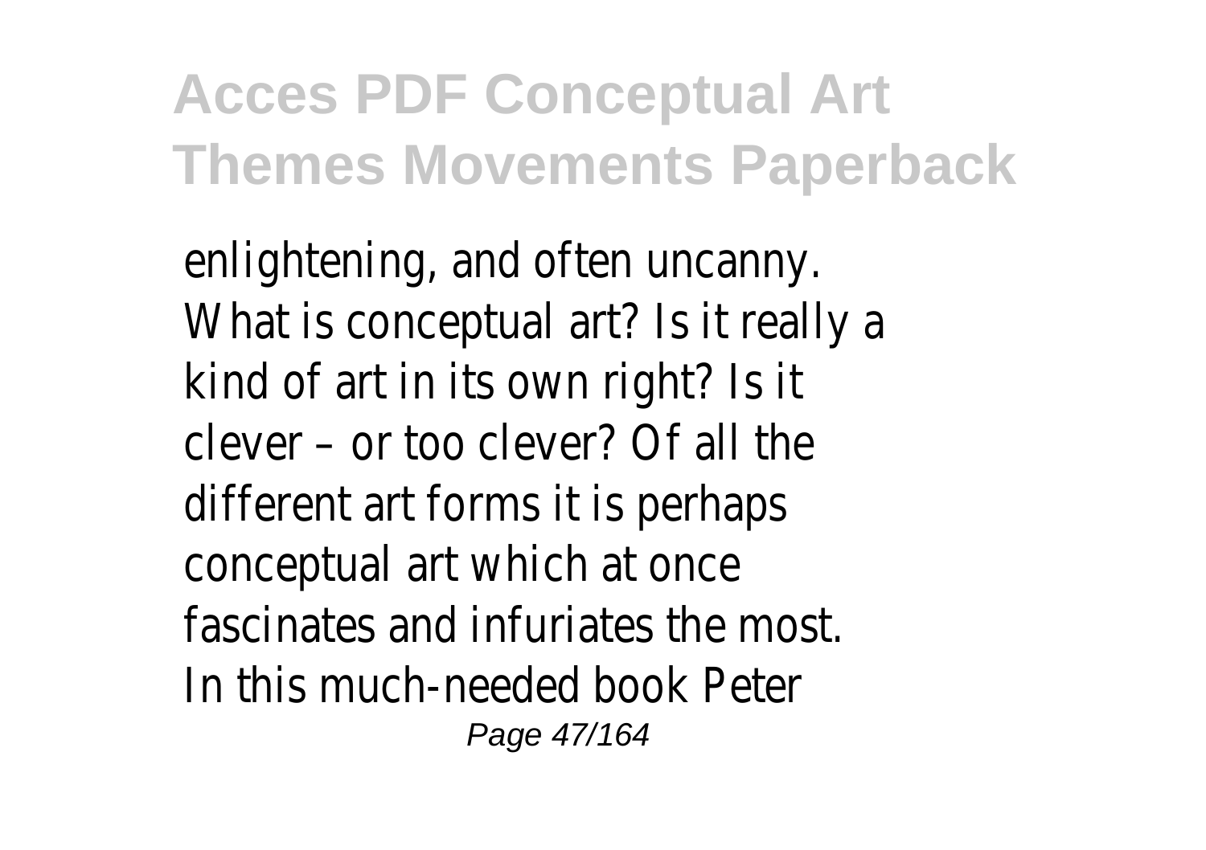enlightening, and often uncanny.
What is conceptual art? Is it really a kind of art in its own right? Is it clever – or too clever? Of all the different art forms it is perhaps conceptual art which at once fascinates and infuriates the most.
In this much-needed book Peter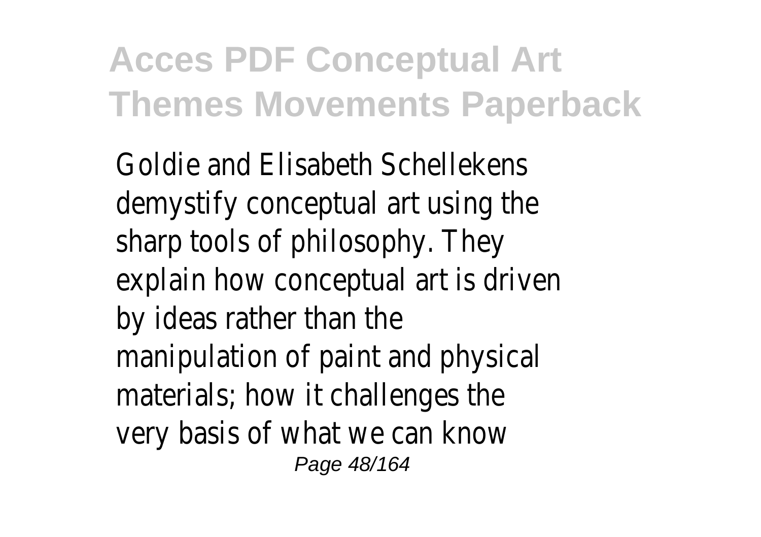Goldie and Elisabeth Schellekens demystify conceptual art using the sharp tools of philosophy. They explain how conceptual art is driven by ideas rather than the manipulation of paint and physical materials; how it challenges the very basis of what we can know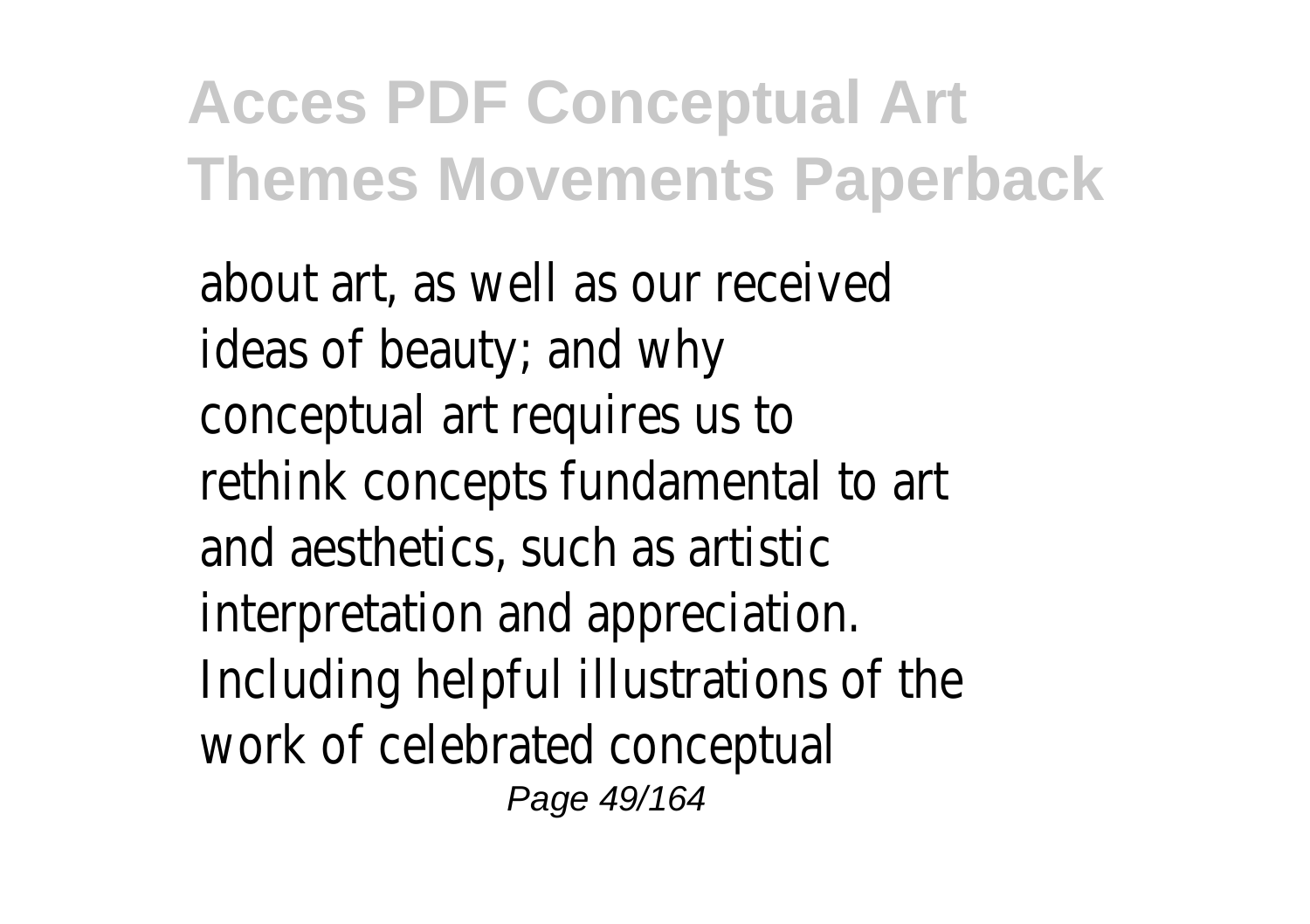about art, as well as our received ideas of beauty; and why conceptual art requires us to rethink concepts fundamental to art and aesthetics, such as artistic interpretation and appreciation. Including helpful illustrations of the work of celebrated conceptual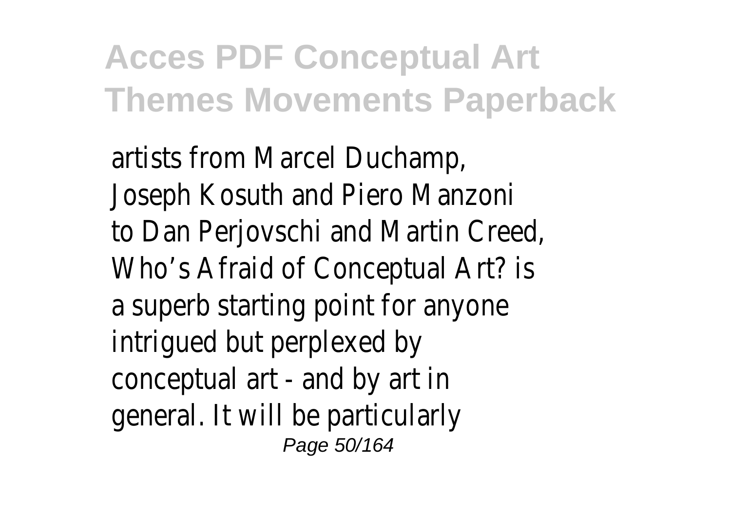artists from Marcel Duchamp, Joseph Kosuth and Piero Manzoni to Dan Perjovschi and Martin Creed, Who's Afraid of Conceptual Art? is a superb starting point for anyone intrigued but perplexed by conceptual art - and by art in general. It will be particularly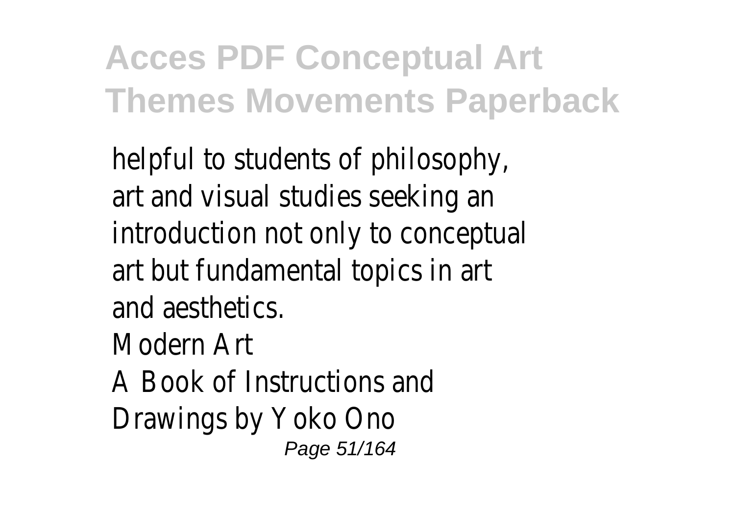helpful to students of philosophy, art and visual studies seeking an introduction not only to conceptual art but fundamental topics in art and aesthetics.

Modern Art

A Book of Instructions and Drawings by Yoko Ono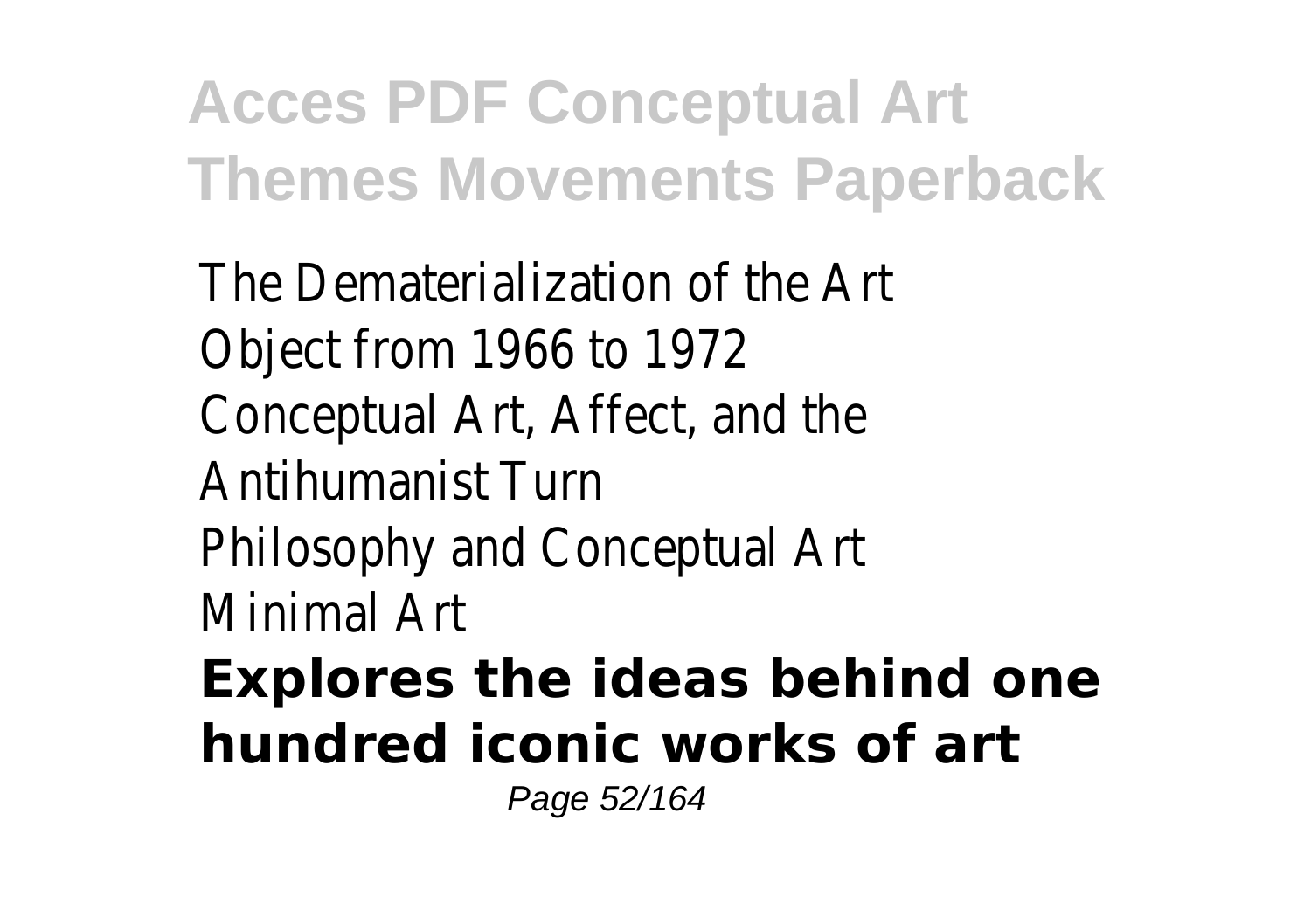The Dematerialization of the Art Object from 1966 to 1972
Conceptual Art, Affect, and the Antihumanist Turn
Philosophy and Conceptual Art
Minimal Art

**Explores the ideas behind one hundred iconic works of art**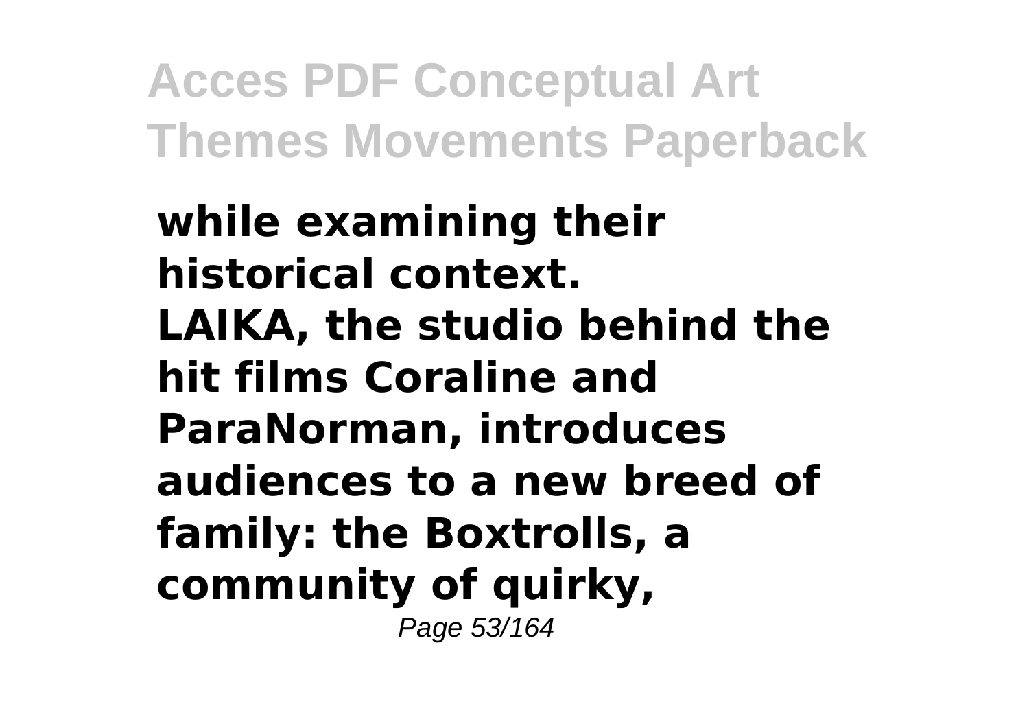**while examining their historical context.**
**LAIKA, the studio behind the hit films Coraline and ParaNorman, introduces audiences to a new breed of family: the Boxtrolls, a community of quirky,**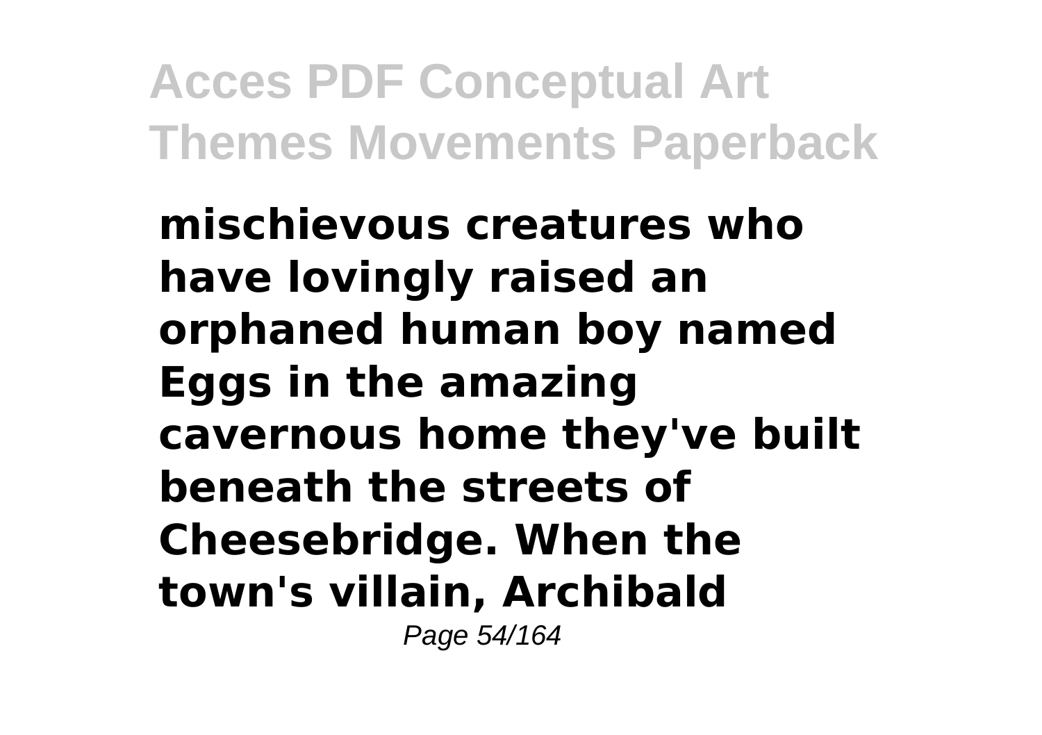**mischievous creatures who have lovingly raised an orphaned human boy named Eggs in the amazing cavernous home they've built beneath the streets of Cheesebridge. When the town's villain, Archibald**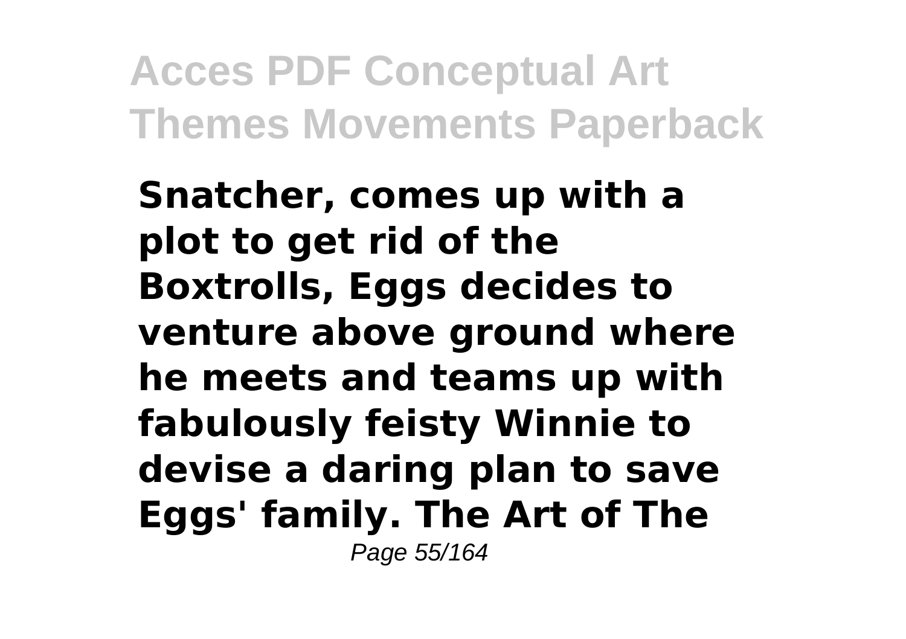**Snatcher, comes up with a plot to get rid of the Boxtrolls, Eggs decides to venture above ground where he meets and teams up with fabulously feisty Winnie to devise a daring plan to save Eggs' family. The Art of The**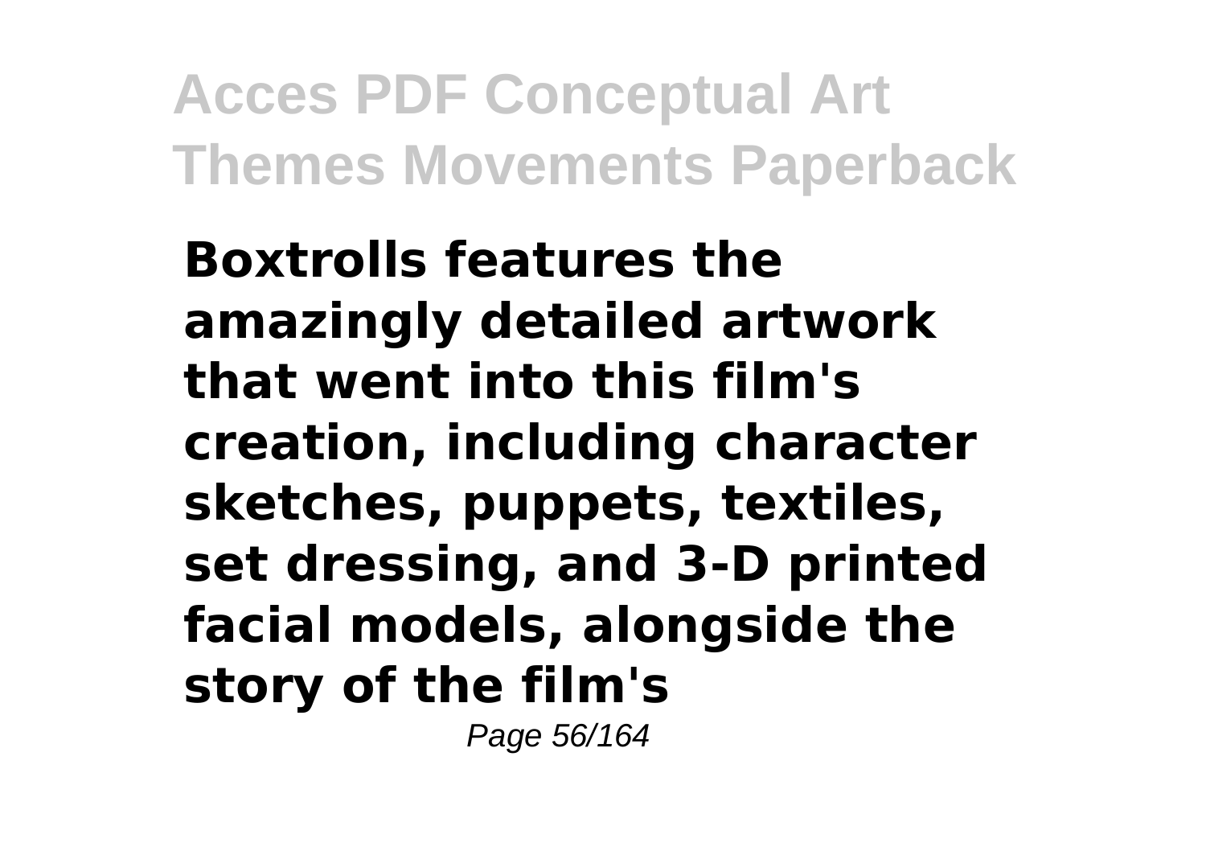**Boxtrolls features the amazingly detailed artwork that went into this film's creation, including character sketches, puppets, textiles, set dressing, and 3-D printed facial models, alongside the story of the film's**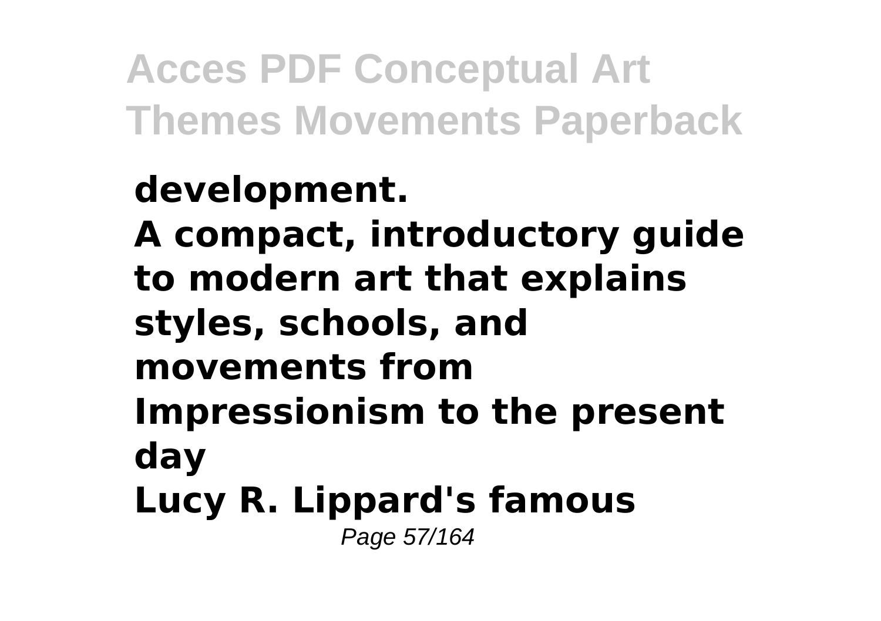**development.**
**A compact, introductory guide to modern art that explains styles, schools, and movements from Impressionism to the present day**
**Lucy R. Lippard's famous**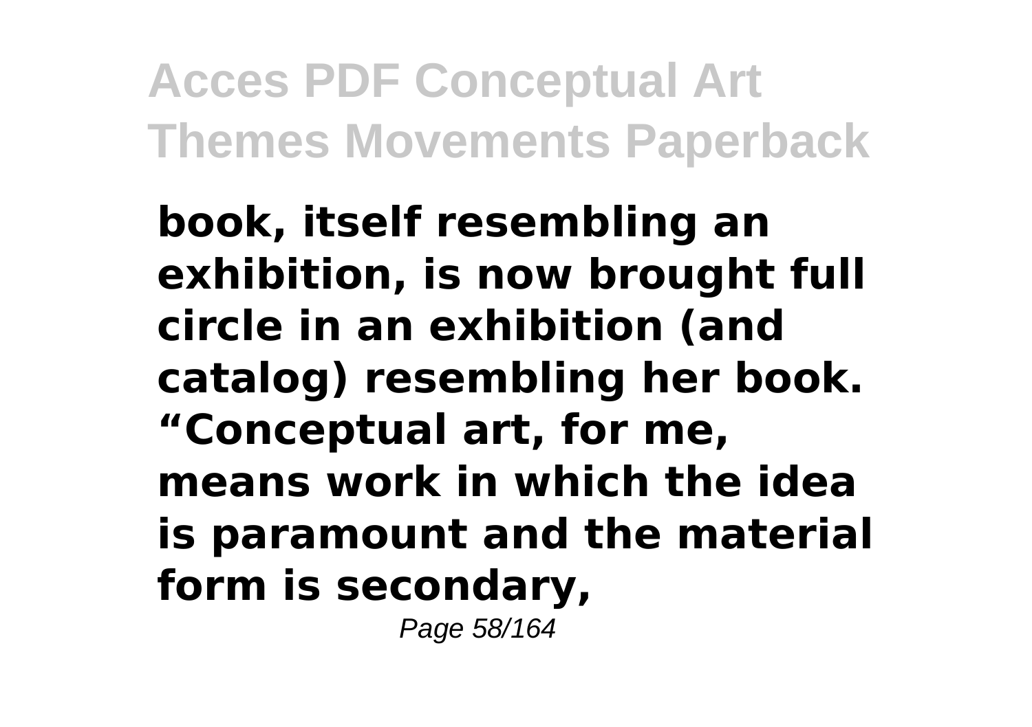**book, itself resembling an exhibition, is now brought full circle in an exhibition (and catalog) resembling her book. “Conceptual art, for me, means work in which the idea is paramount and the material form is secondary,**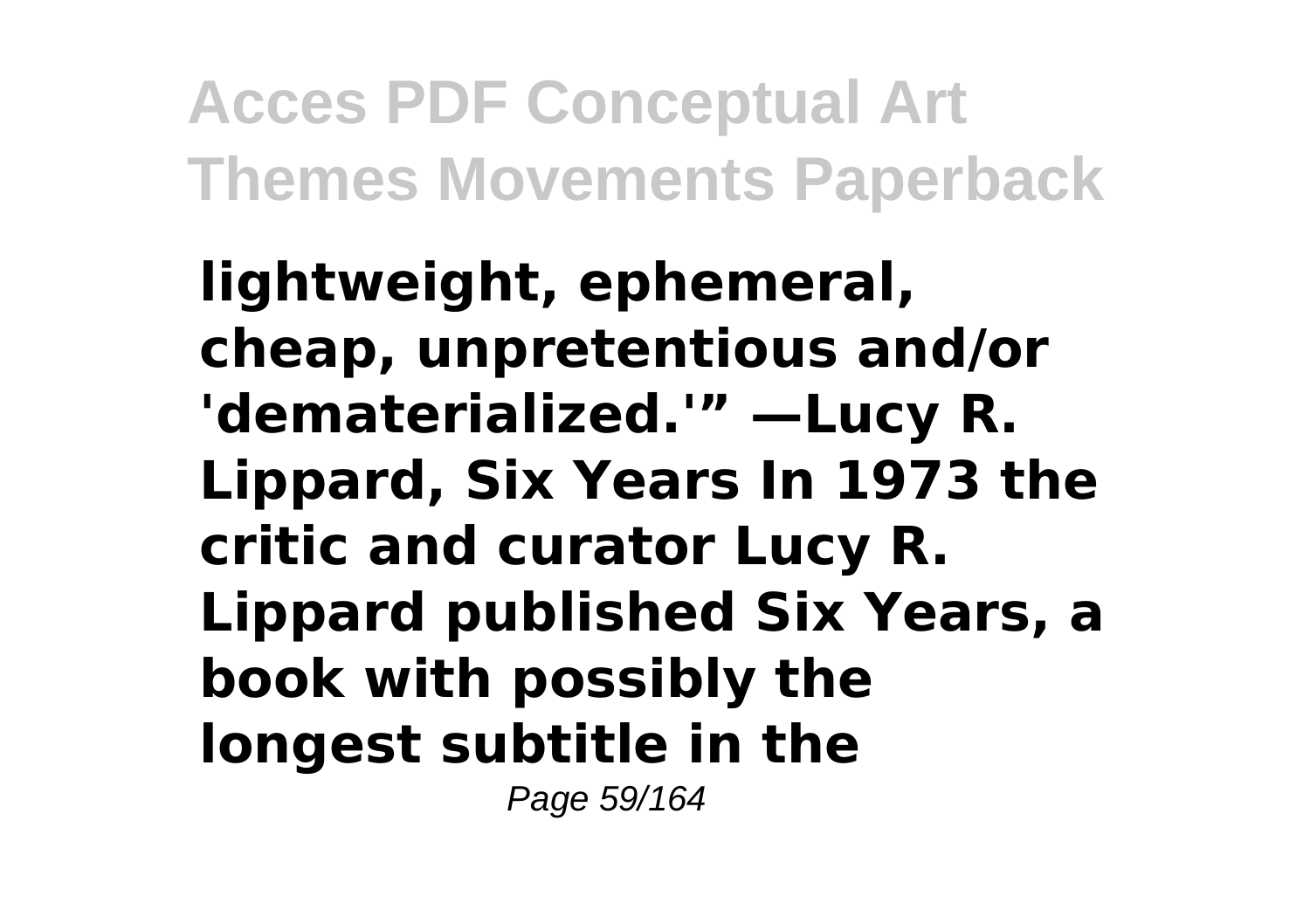**lightweight, ephemeral, cheap, unpretentious and/or 'dematerialized.'" —Lucy R. Lippard, Six Years In 1973 the critic and curator Lucy R. Lippard published Six Years, a book with possibly the longest subtitle in the**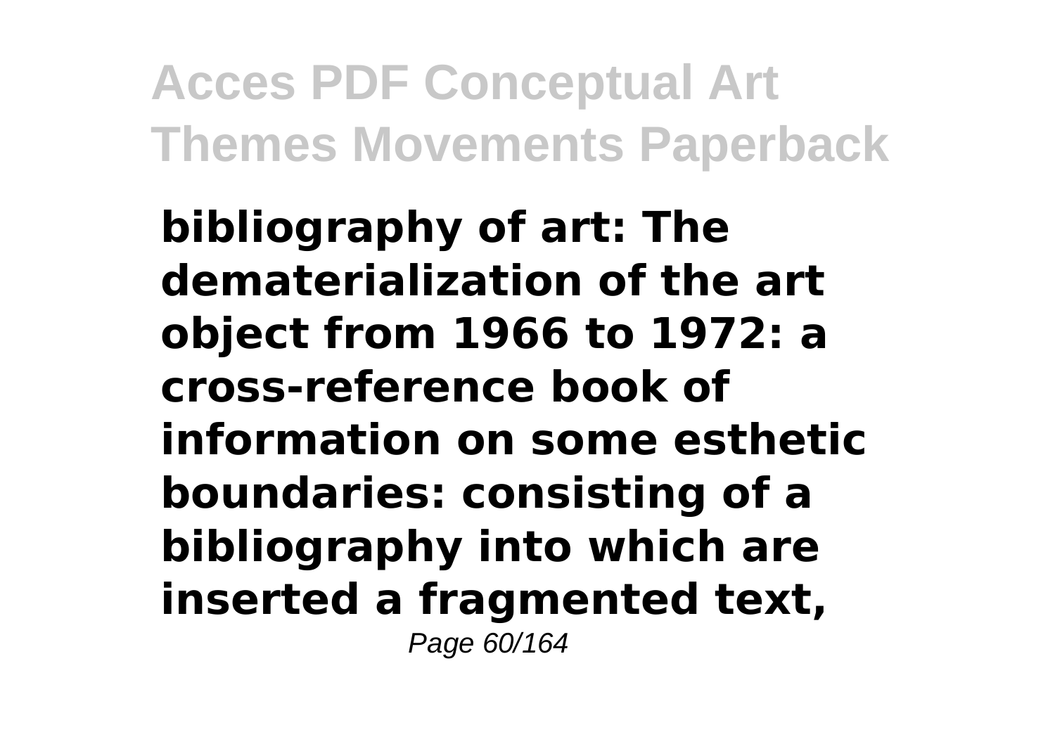**bibliography of art: The dematerialization of the art object from 1966 to 1972: a cross-reference book of information on some esthetic boundaries: consisting of a bibliography into which are inserted a fragmented text,**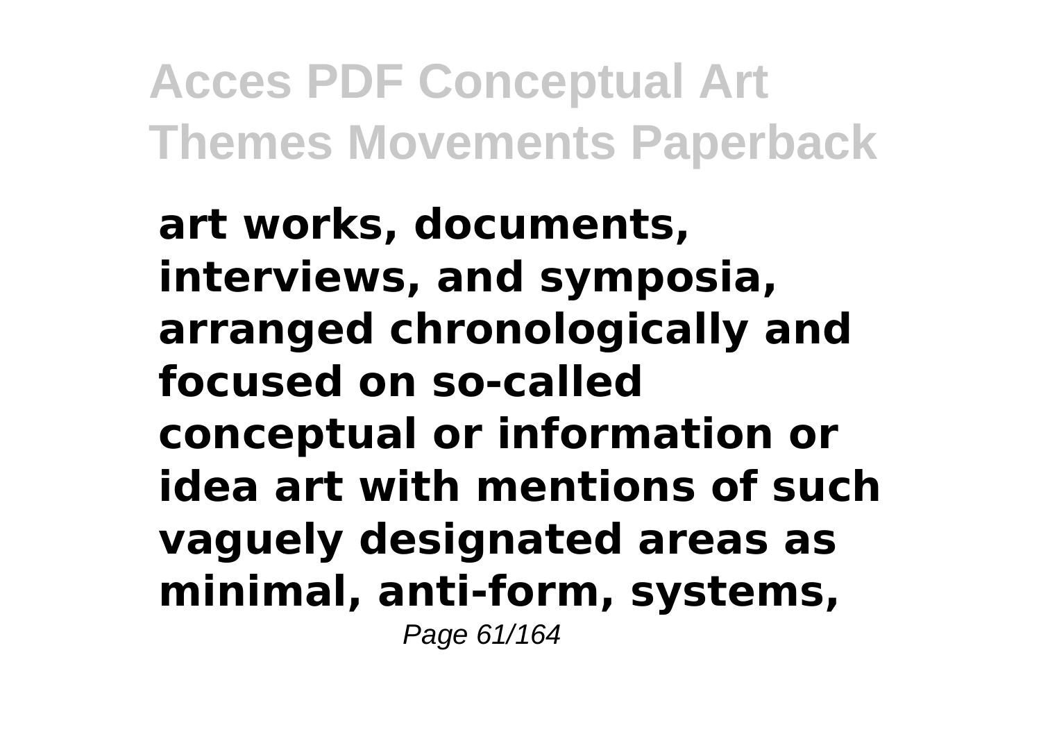**art works, documents, interviews, and symposia, arranged chronologically and focused on so-called conceptual or information or idea art with mentions of such vaguely designated areas as minimal, anti-form, systems,**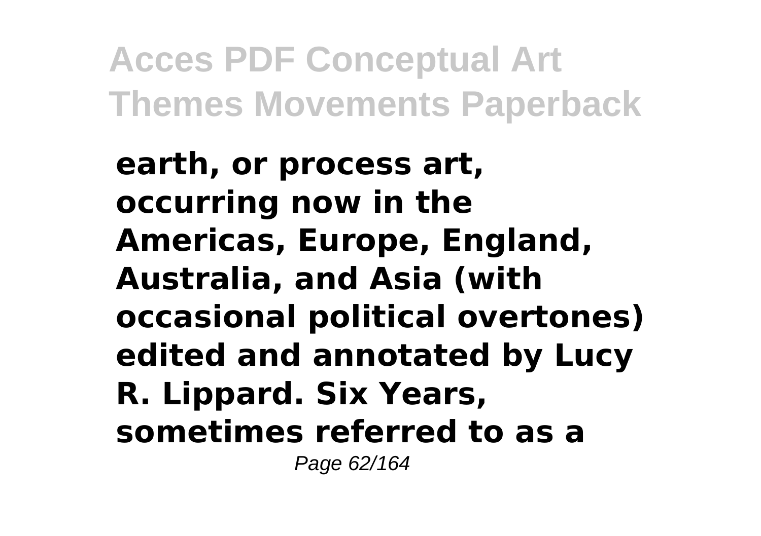**earth, or process art, occurring now in the Americas, Europe, England, Australia, and Asia (with occasional political overtones) edited and annotated by Lucy R. Lippard. Six Years, sometimes referred to as a**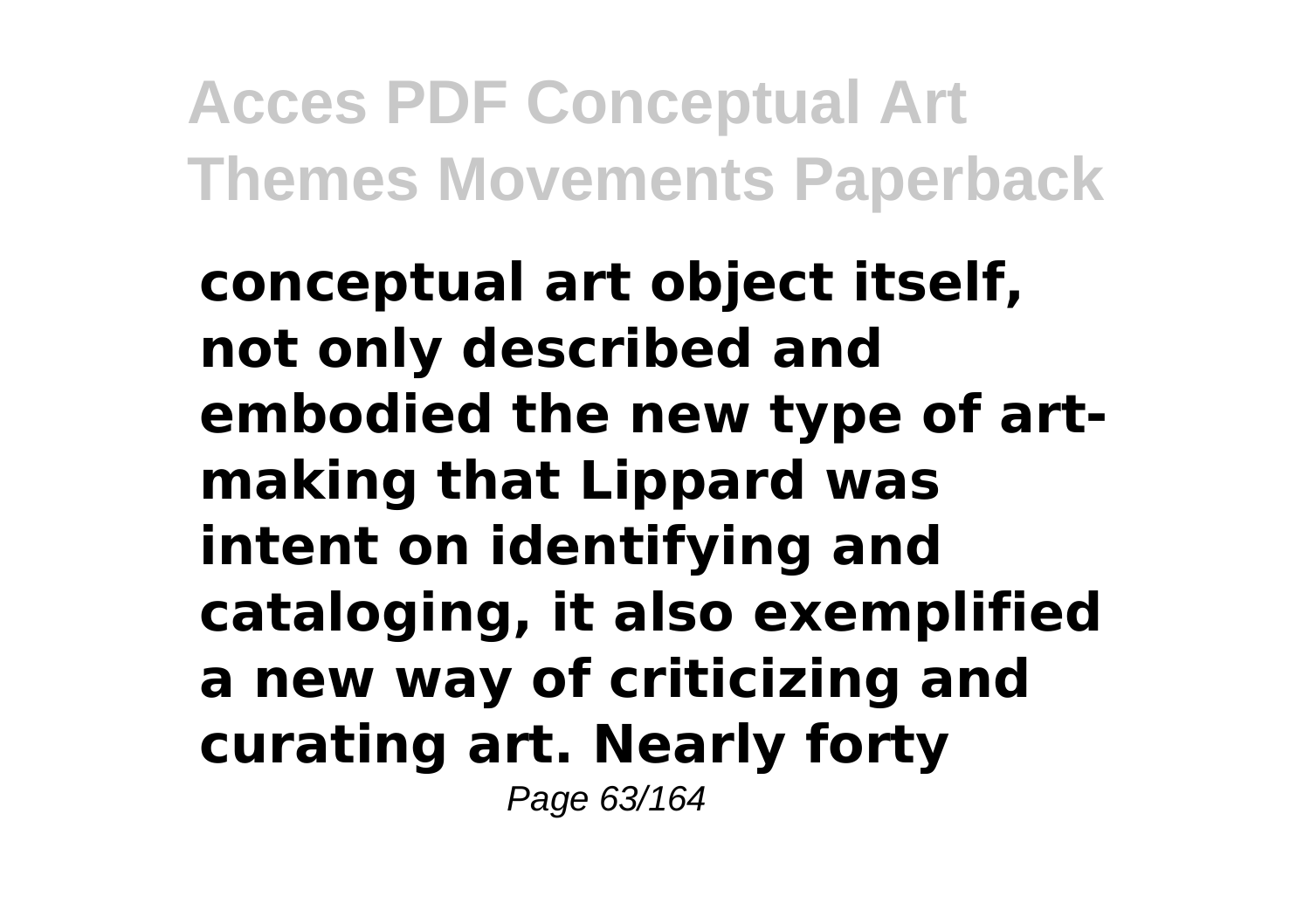**conceptual art object itself, not only described and embodied the new type of art-making that Lippard was intent on identifying and cataloging, it also exemplified a new way of criticizing and curating art. Nearly forty**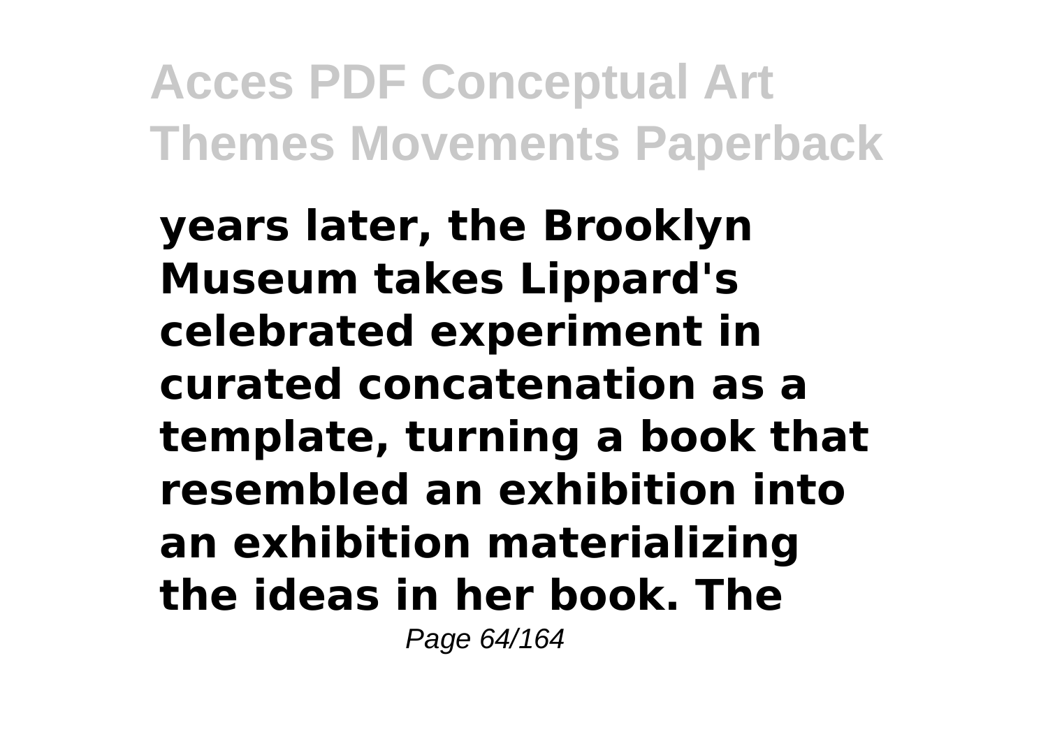**years later, the Brooklyn Museum takes Lippard's celebrated experiment in curated concatenation as a template, turning a book that resembled an exhibition into an exhibition materializing the ideas in her book. The**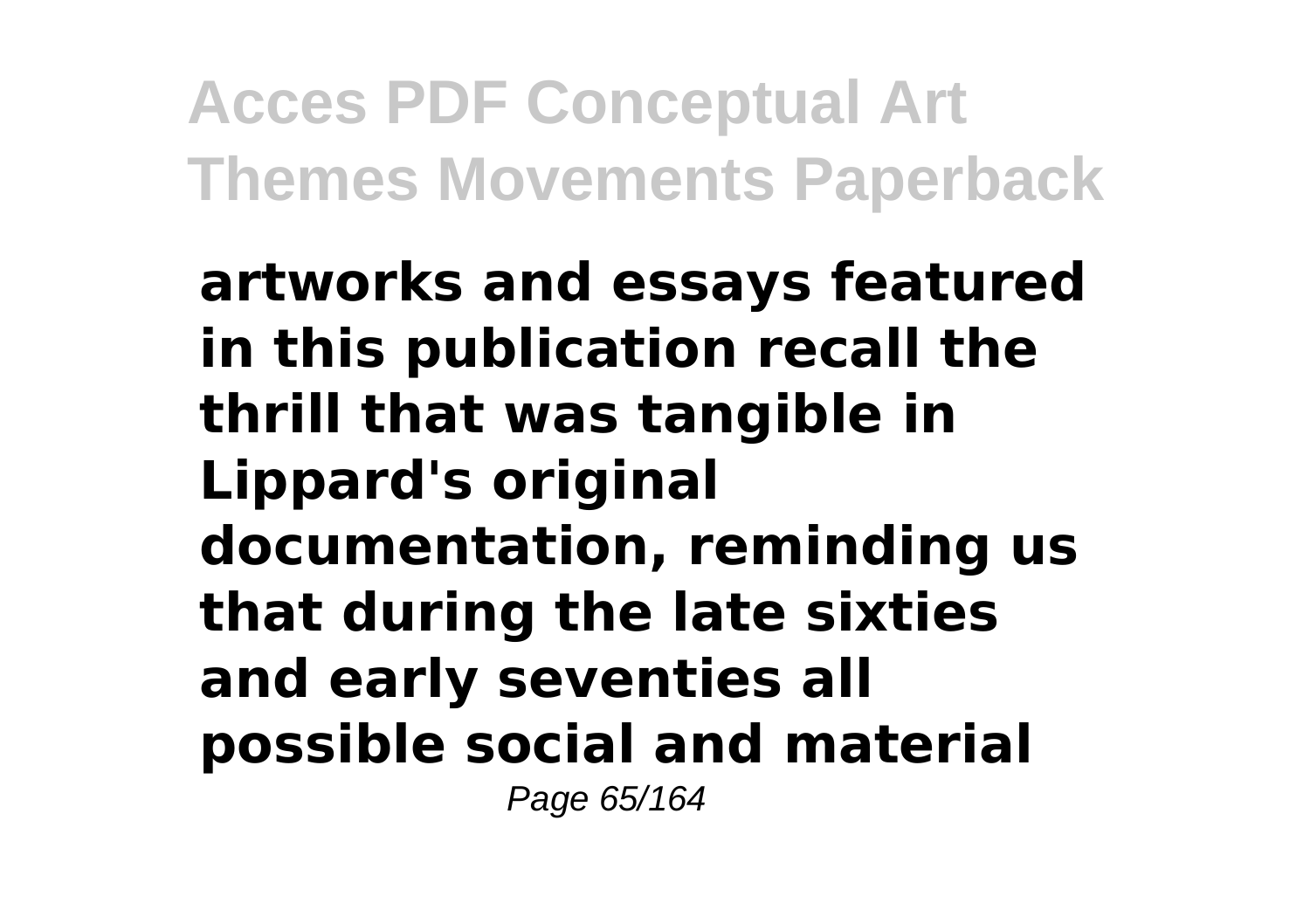**artworks and essays featured in this publication recall the thrill that was tangible in Lippard's original documentation, reminding us that during the late sixties and early seventies all possible social and material**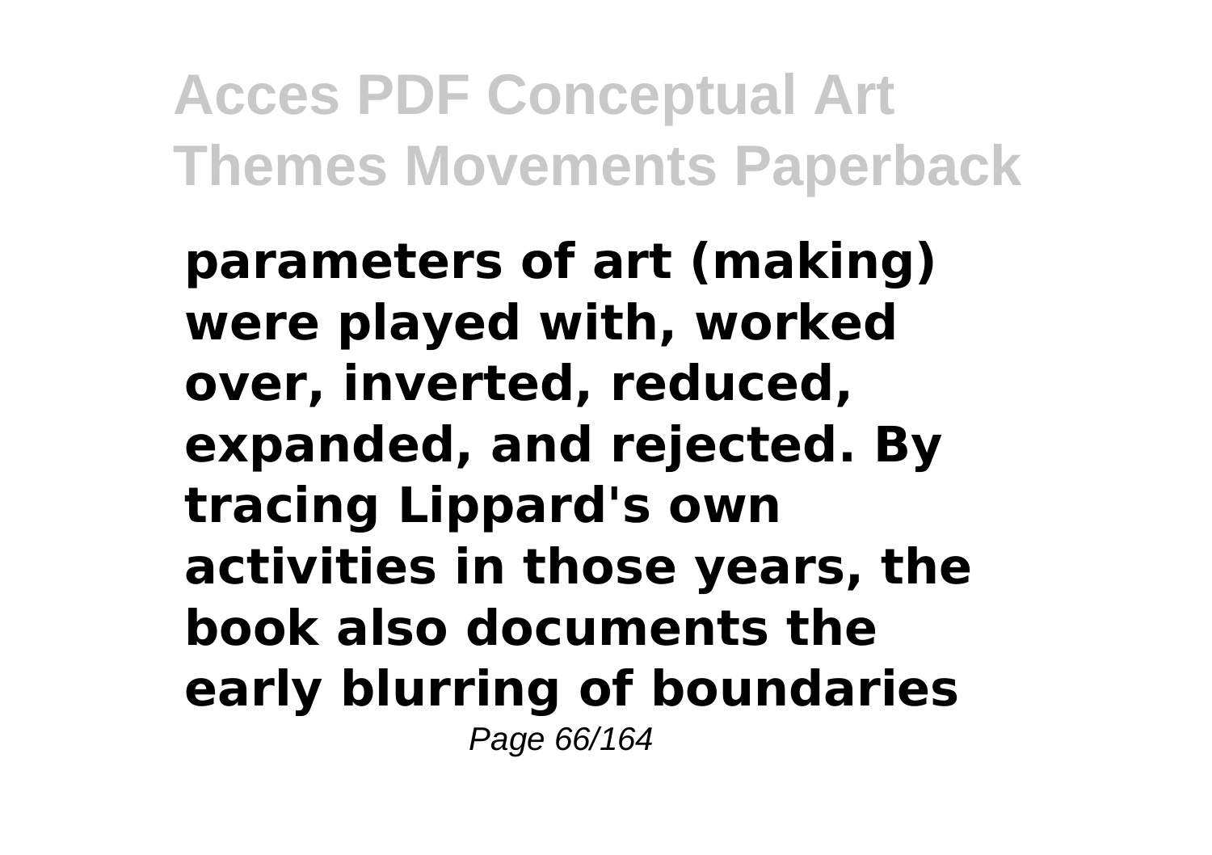**parameters of art (making) were played with, worked over, inverted, reduced, expanded, and rejected. By tracing Lippard's own activities in those years, the book also documents the early blurring of boundaries**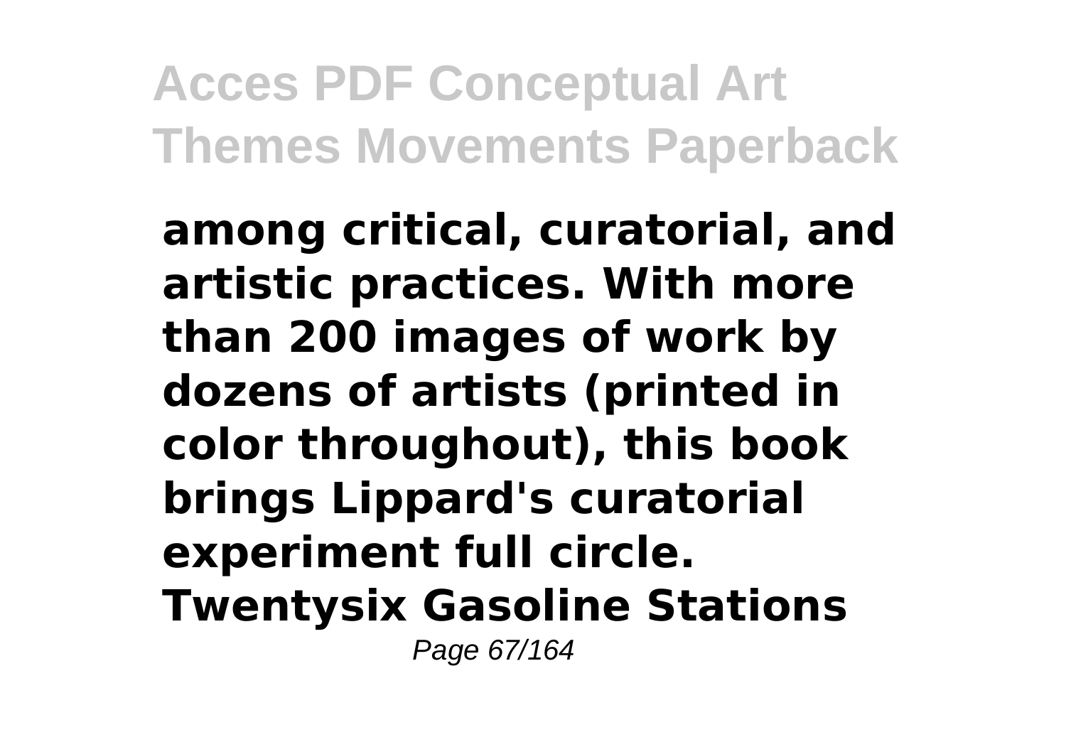**among critical, curatorial, and artistic practices. With more than 200 images of work by dozens of artists (printed in color throughout), this book brings Lippard's curatorial experiment full circle. Twentysix Gasoline Stations**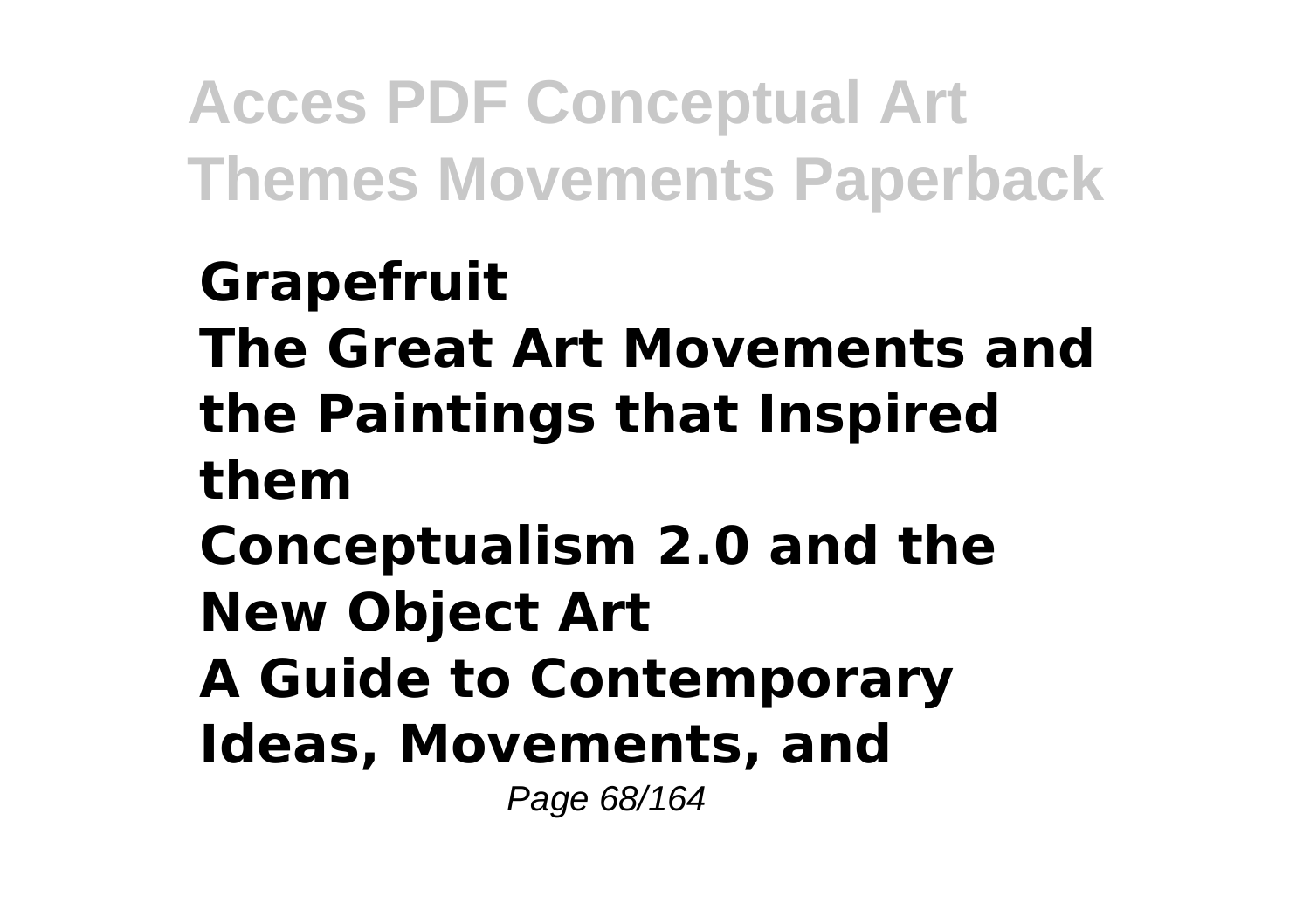**Grapefruit**
**The Great Art Movements and the Paintings that Inspired them**
**Conceptualism 2.0 and the New Object Art**
**A Guide to Contemporary Ideas, Movements, and**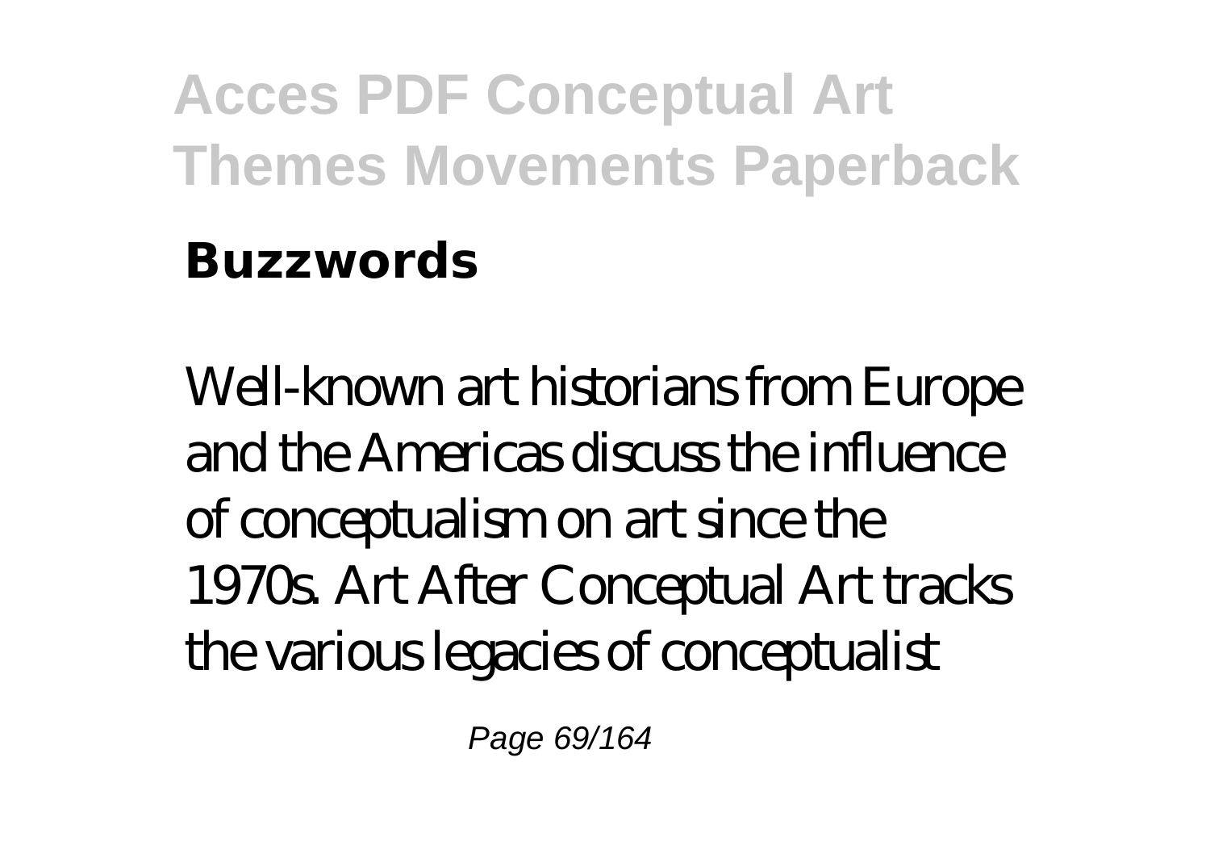**Buzzwords**

Well-known art historians from Europe and the Americas discuss the influence of conceptualism on art since the 1970s. Art After Conceptual Art tracks the various legacies of conceptualist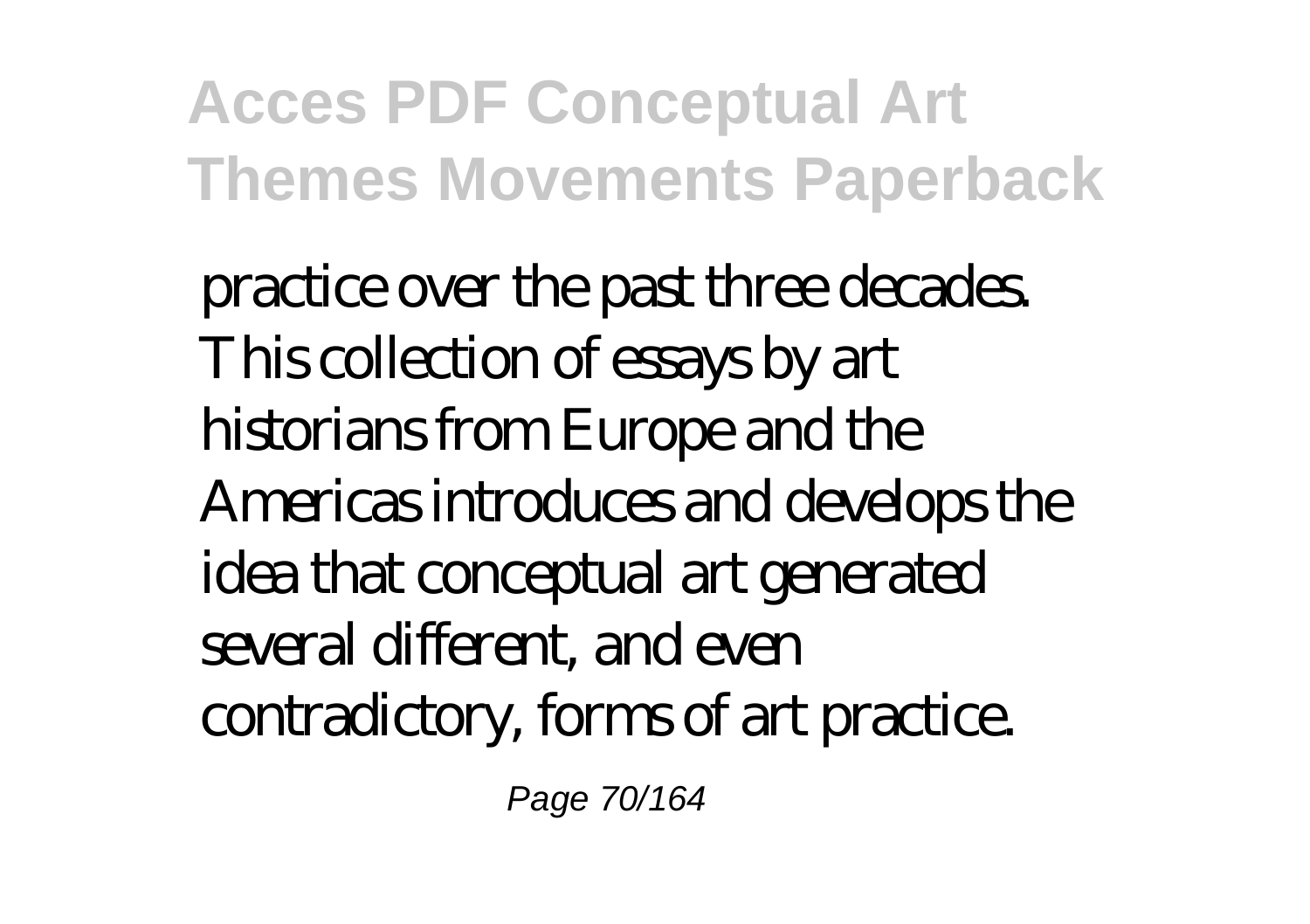practice over the past three decades. This collection of essays by art historians from Europe and the Americas introduces and develops the idea that conceptual art generated several different, and even contradictory, forms of art practice.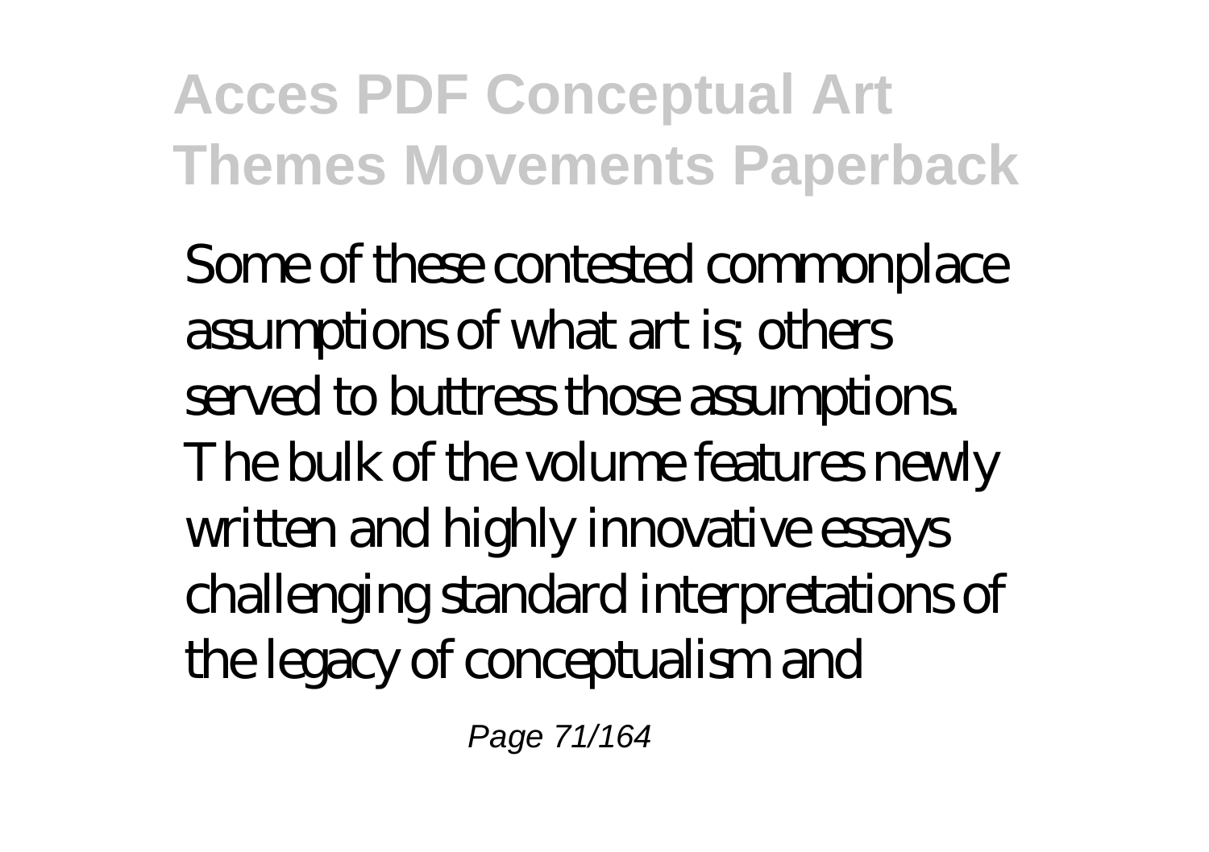Some of these contested commonplace assumptions of what art is; others served to buttress those assumptions. The bulk of the volume features newly written and highly innovative essays challenging standard interpretations of the legacy of conceptualism and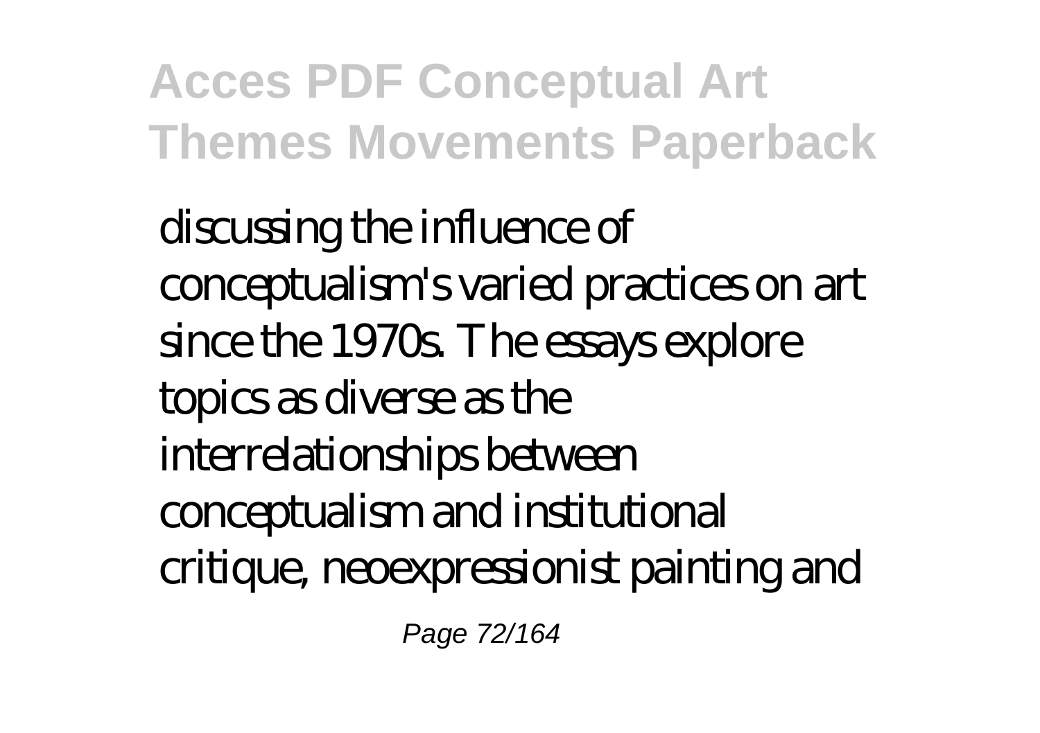discussing the influence of conceptualism's varied practices on art since the 1970s. The essays explore topics as diverse as the interrelationships between conceptualism and institutional critique, neoexpressionist painting and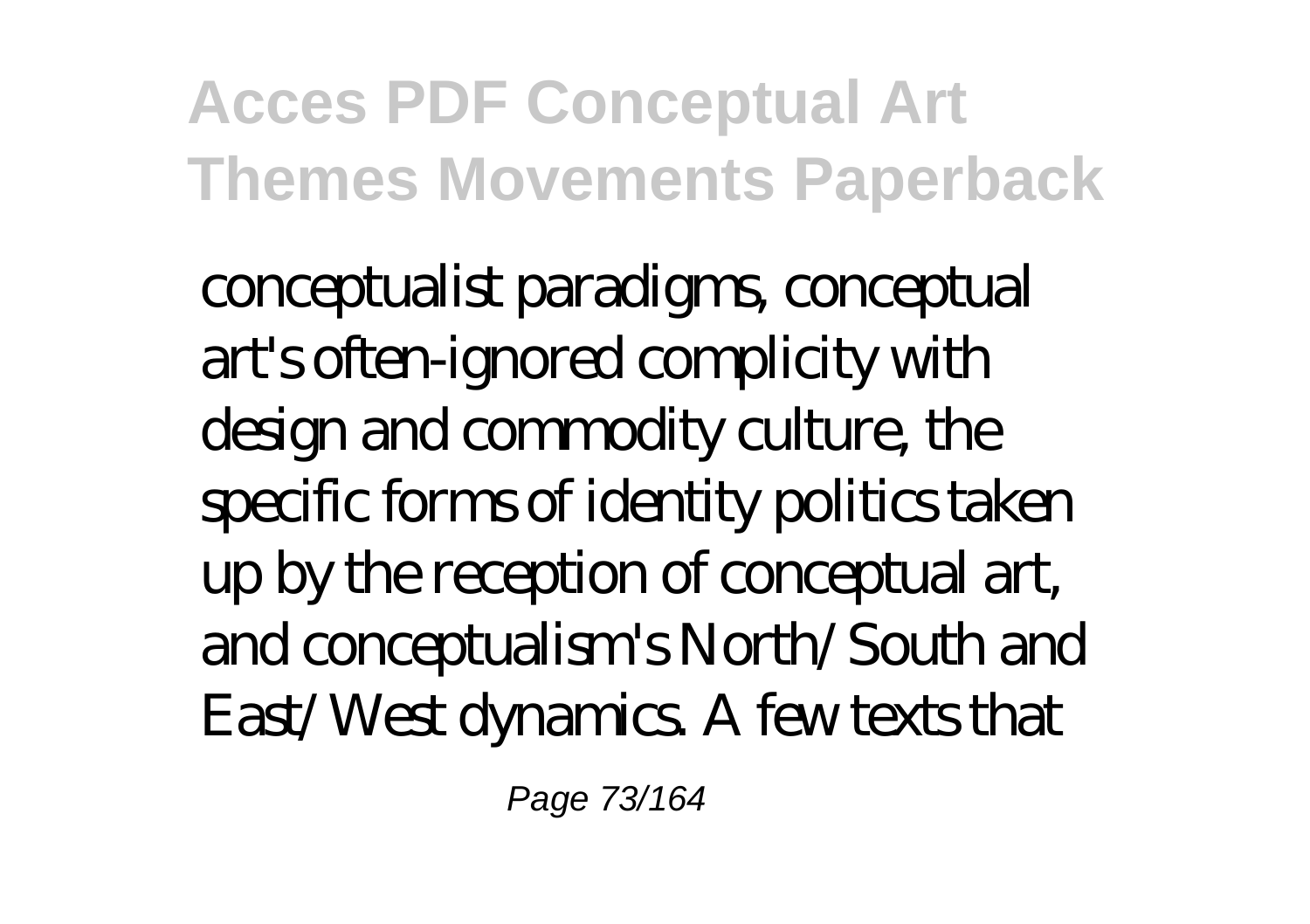conceptualist paradigms, conceptual art's often-ignored complicity with design and commodity culture, the specific forms of identity politics taken up by the reception of conceptual art, and conceptualism's North/South and East/West dynamics. A few texts that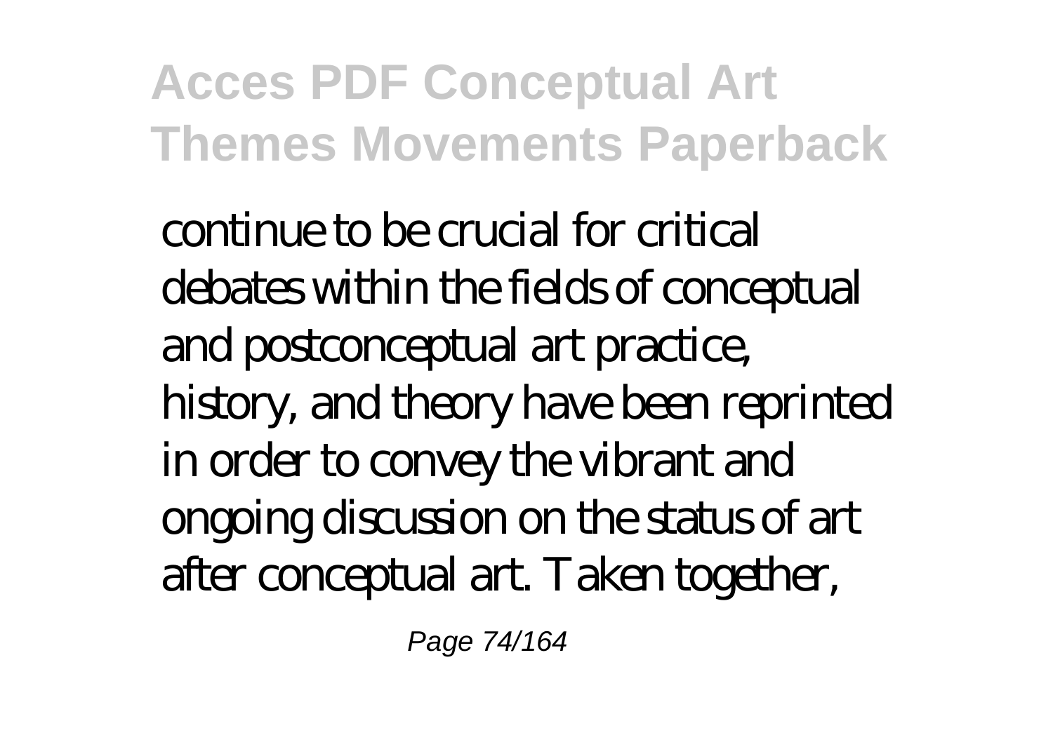continue to be crucial for critical debates within the fields of conceptual and postconceptual art practice, history, and theory have been reprinted in order to convey the vibrant and ongoing discussion on the status of art after conceptual art. Taken together,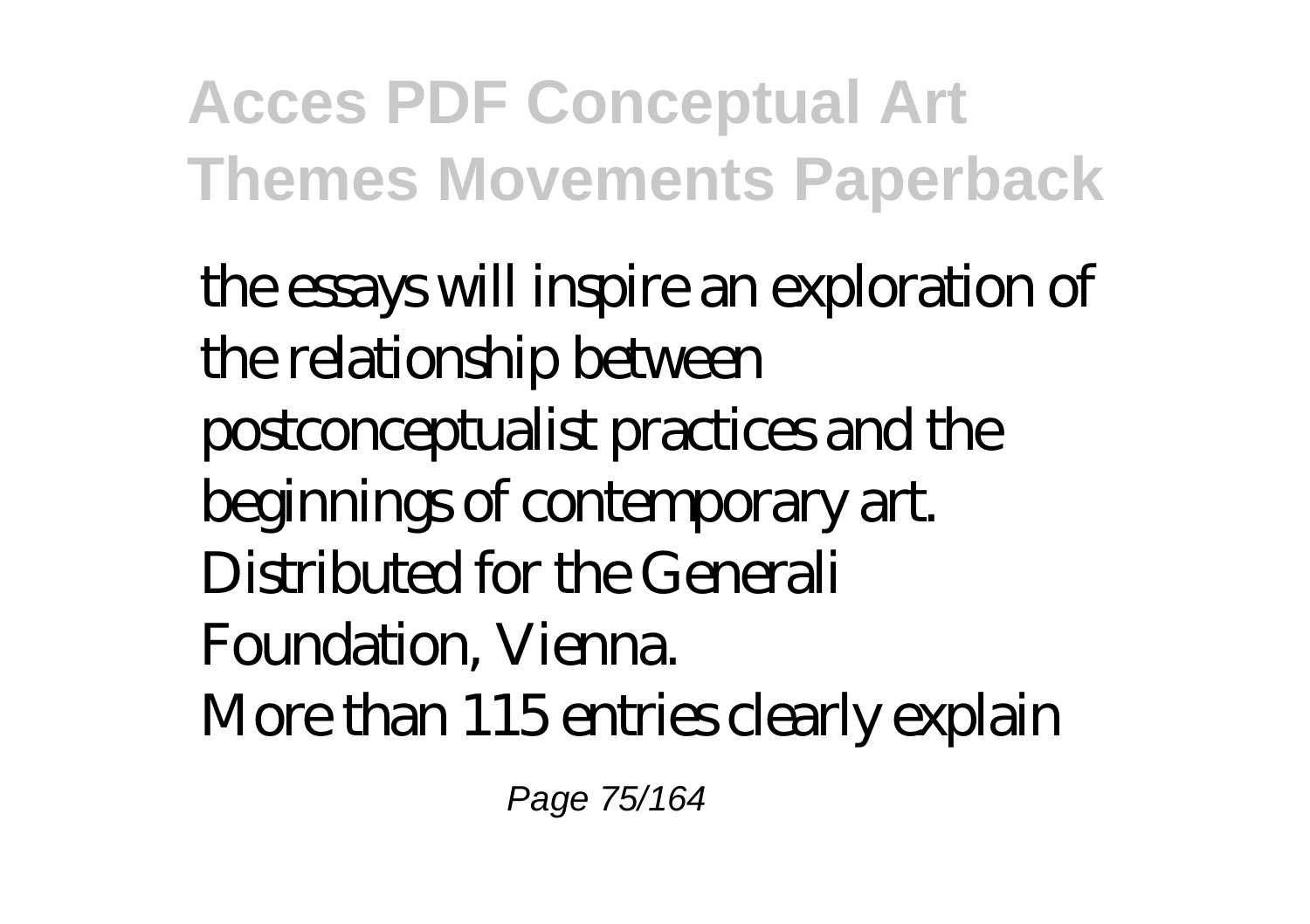the essays will inspire an exploration of the relationship between postconceptualist practices and the beginnings of contemporary art. Distributed for the Generali Foundation, Vienna.

More than 115 entries clearly explain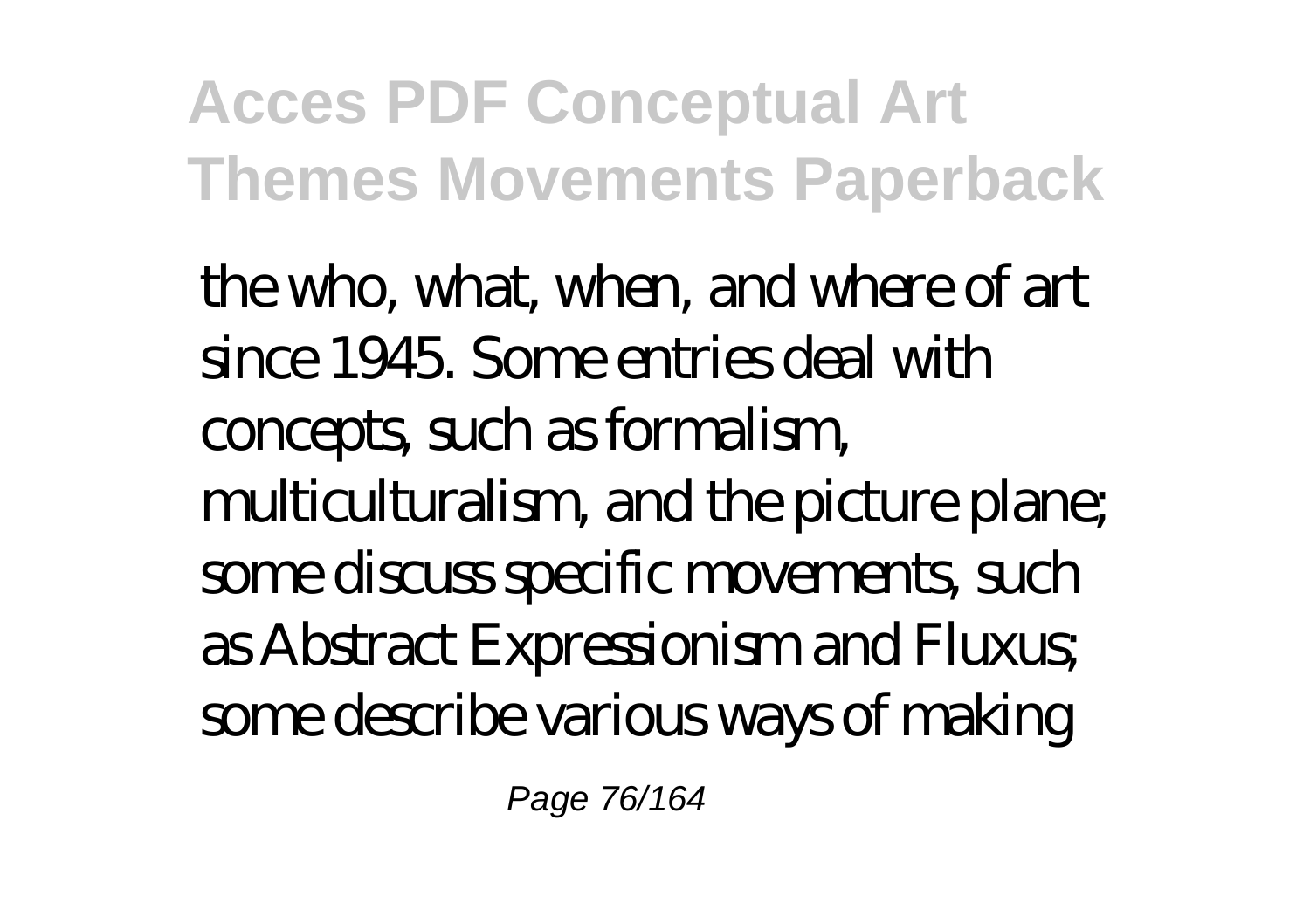the who, what, when, and where of art since 1945. Some entries deal with concepts, such as formalism, multiculturalism, and the picture plane; some discuss specific movements, such as Abstract Expressionism and Fluxus; some describe various ways of making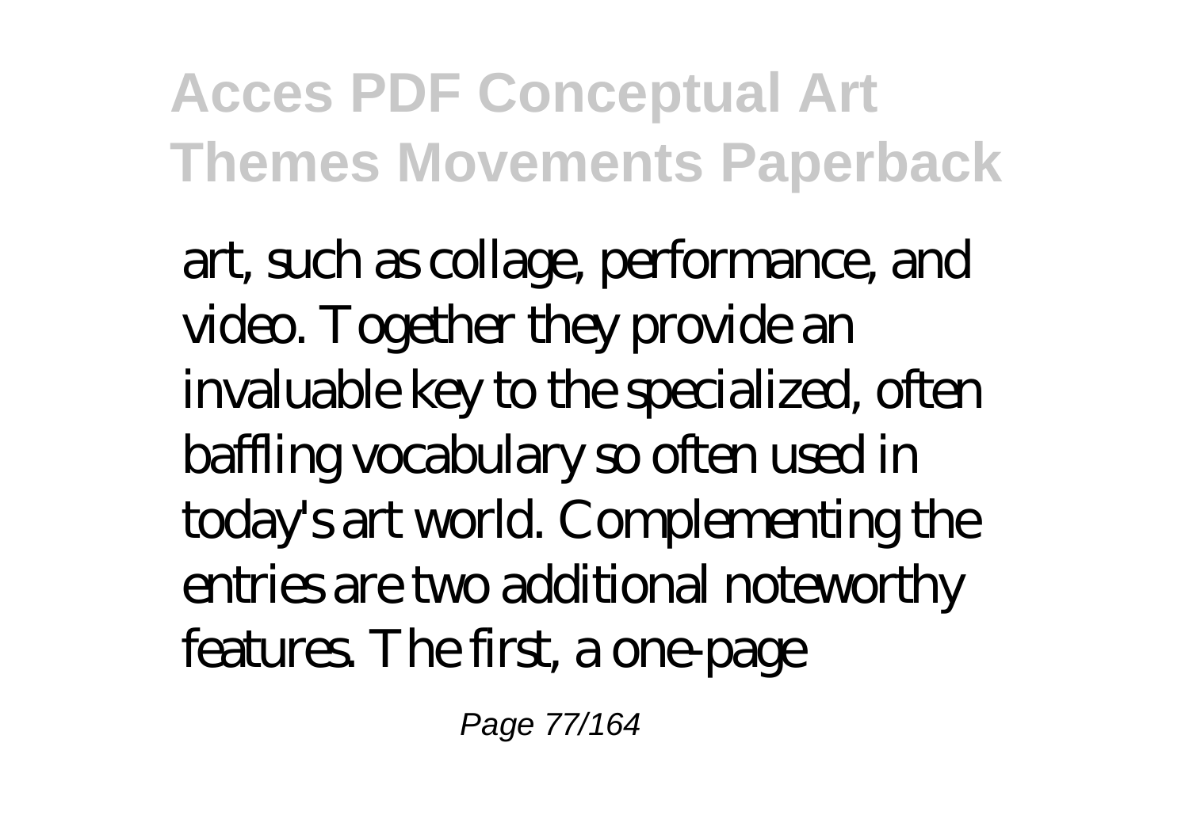art, such as collage, performance, and video. Together they provide an invaluable key to the specialized, often baffling vocabulary so often used in today's art world. Complementing the entries are two additional noteworthy features. The first, a one-page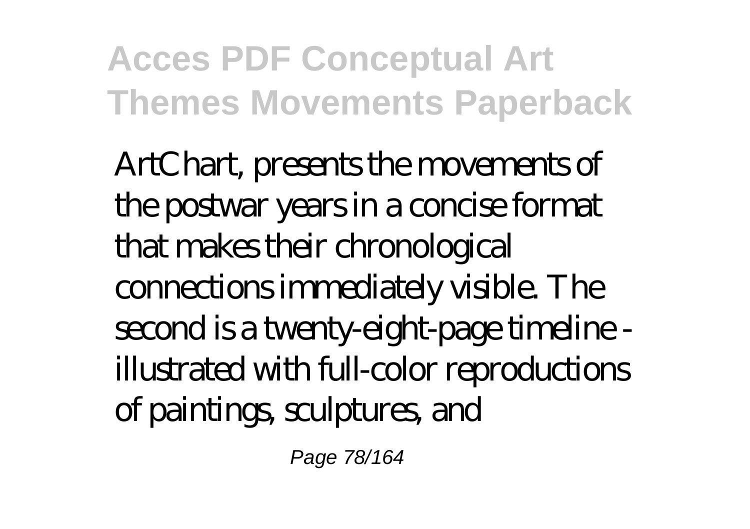ArtChart, presents the movements of the postwar years in a concise format that makes their chronological connections immediately visible. The second is a twenty-eight-page timeline - illustrated with full-color reproductions of paintings, sculptures, and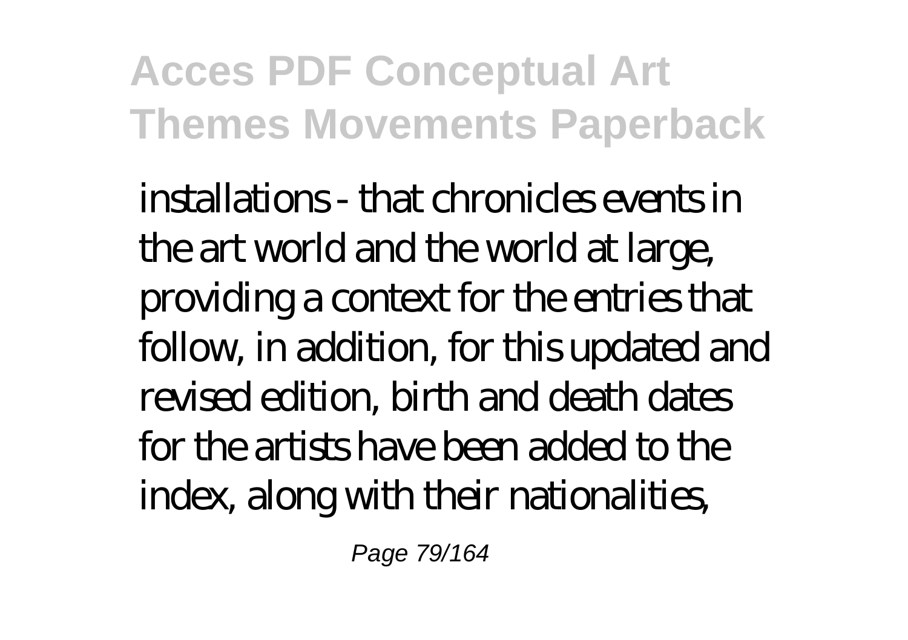installations - that chronicles events in the art world and the world at large, providing a context for the entries that follow, in addition, for this updated and revised edition, birth and death dates for the artists have been added to the index, along with their nationalities,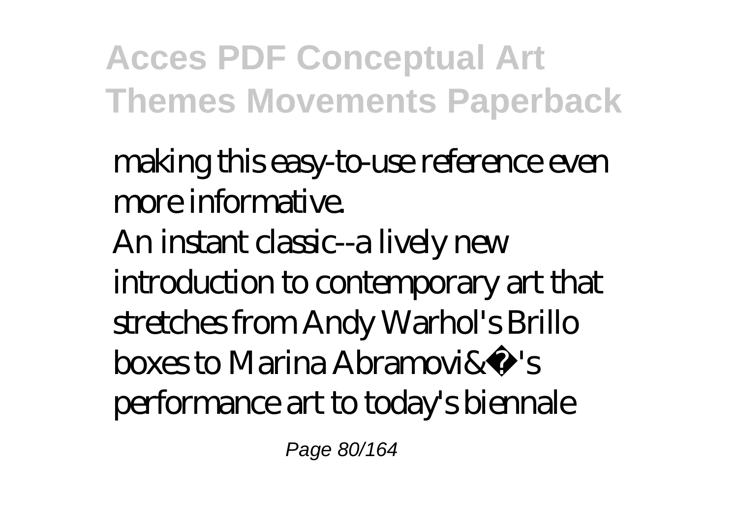making this easy-to-use reference even more informative.

An instant classic--a lively new introduction to contemporary art that stretches from Andy Warhol's Brillo boxes to Marina Abramovi&�'s performance art to today's biennale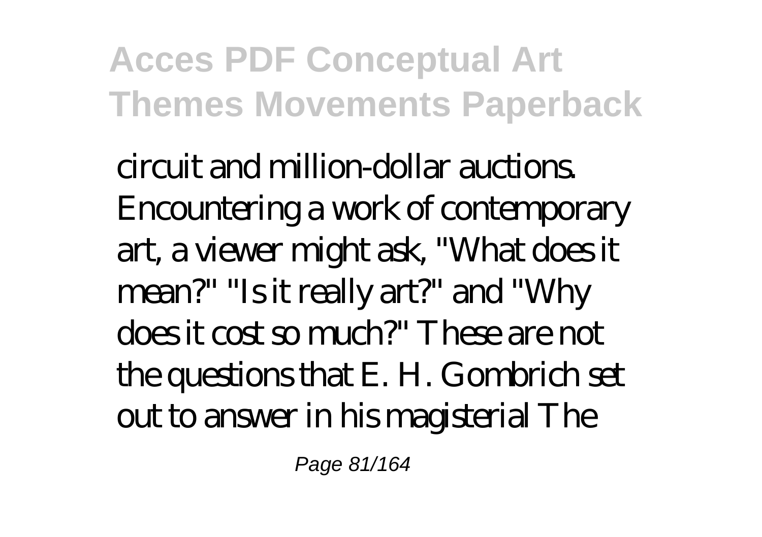circuit and million-dollar auctions. Encountering a work of contemporary art, a viewer might ask, "What does it mean?" "Is it really art?" and "Why does it cost so much?" These are not the questions that E. H. Gombrich set out to answer in his magisterial The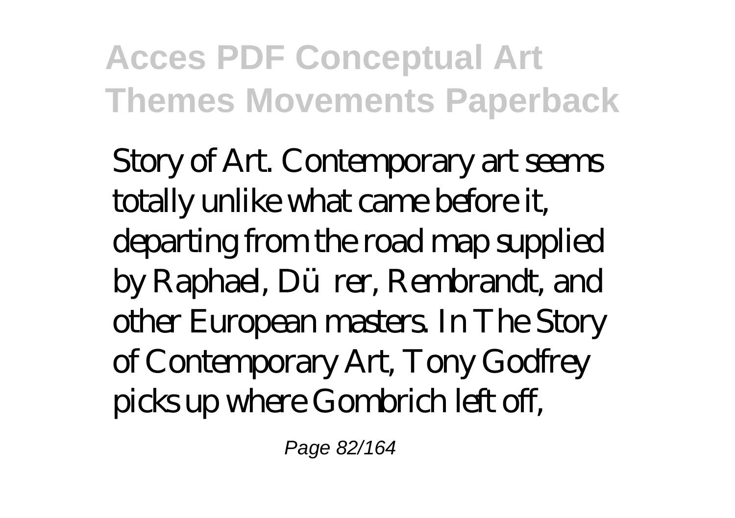Story of Art. Contemporary art seems totally unlike what came before it, departing from the road map supplied by Raphael, Dürer, Rembrandt, and other European masters. In The Story of Contemporary Art, Tony Godfrey picks up where Gombrich left off,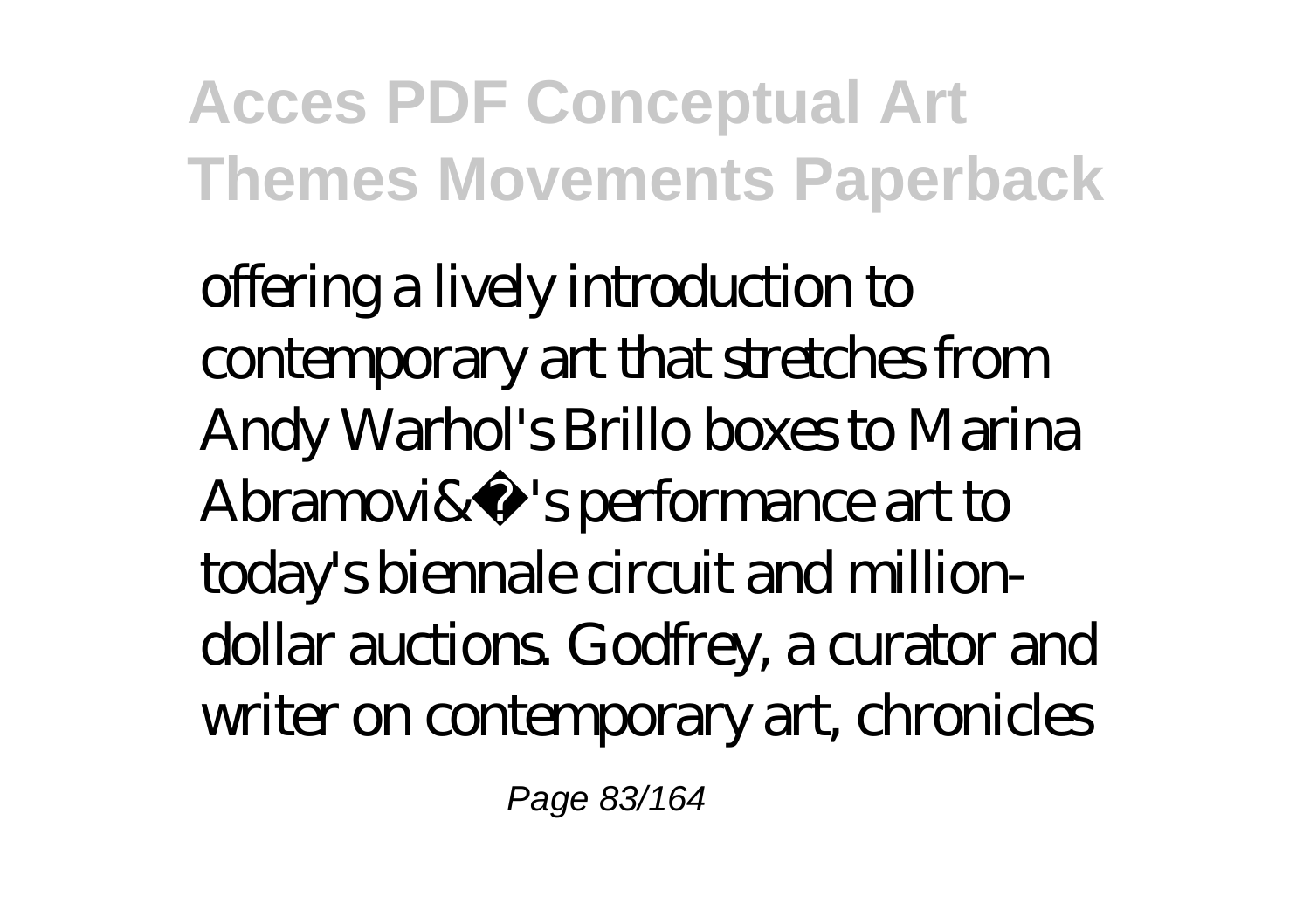offering a lively introduction to contemporary art that stretches from Andy Warhol's Brillo boxes to Marina Abramovi&�'s performance art to today's biennale circuit and million-dollar auctions. Godfrey, a curator and writer on contemporary art, chronicles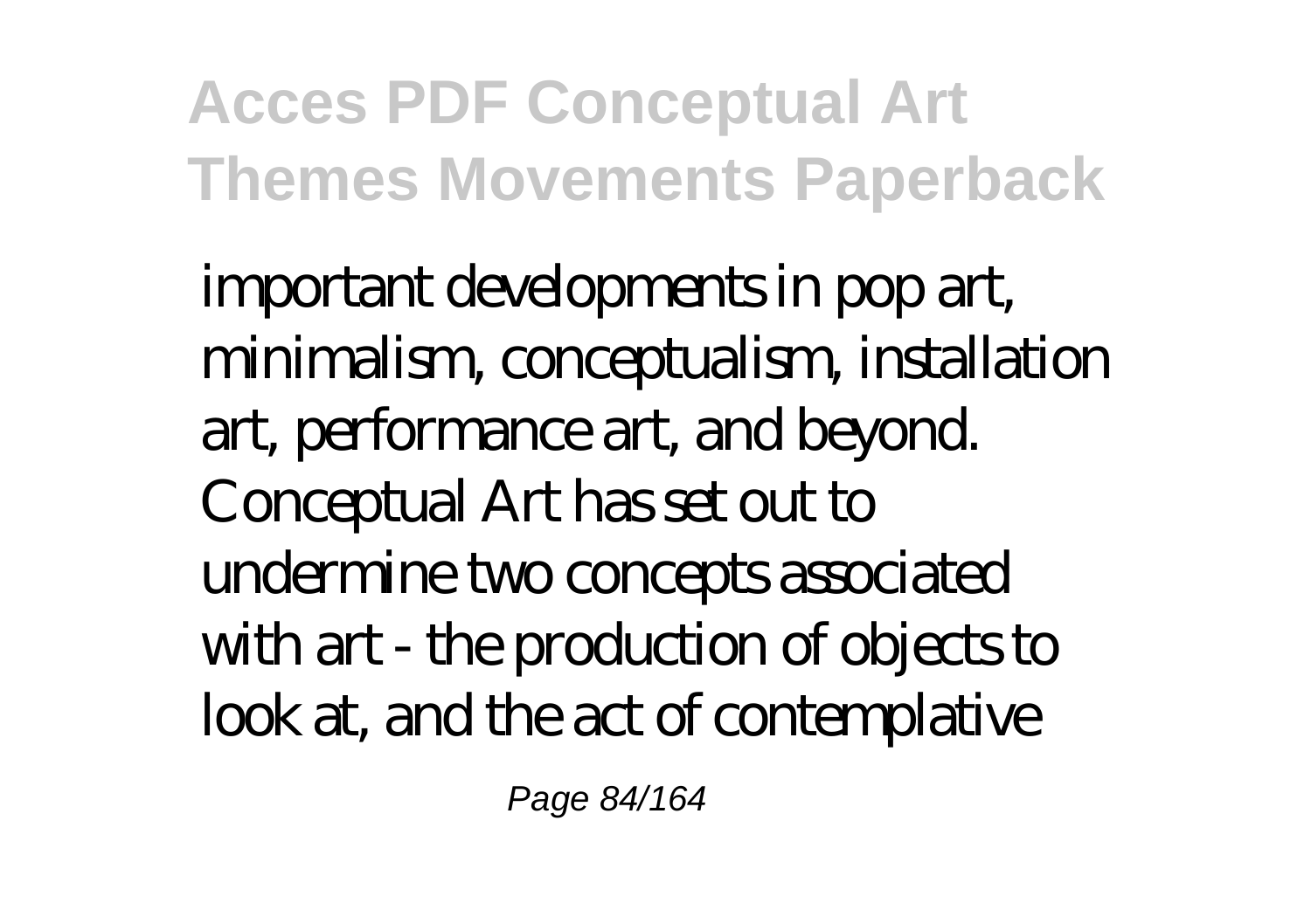important developments in pop art, minimalism, conceptualism, installation art, performance art, and beyond. Conceptual Art has set out to undermine two concepts associated with art - the production of objects to look at, and the act of contemplative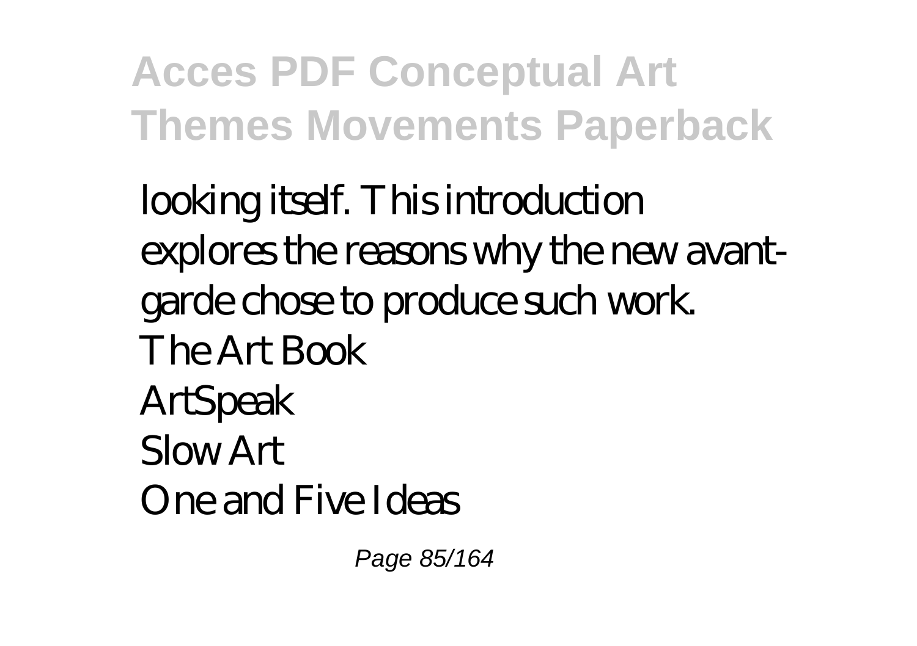looking itself. This introduction explores the reasons why the new avant-garde chose to produce such work.

The Art Book

ArtSpeak

Slow Art

One and Five Ideas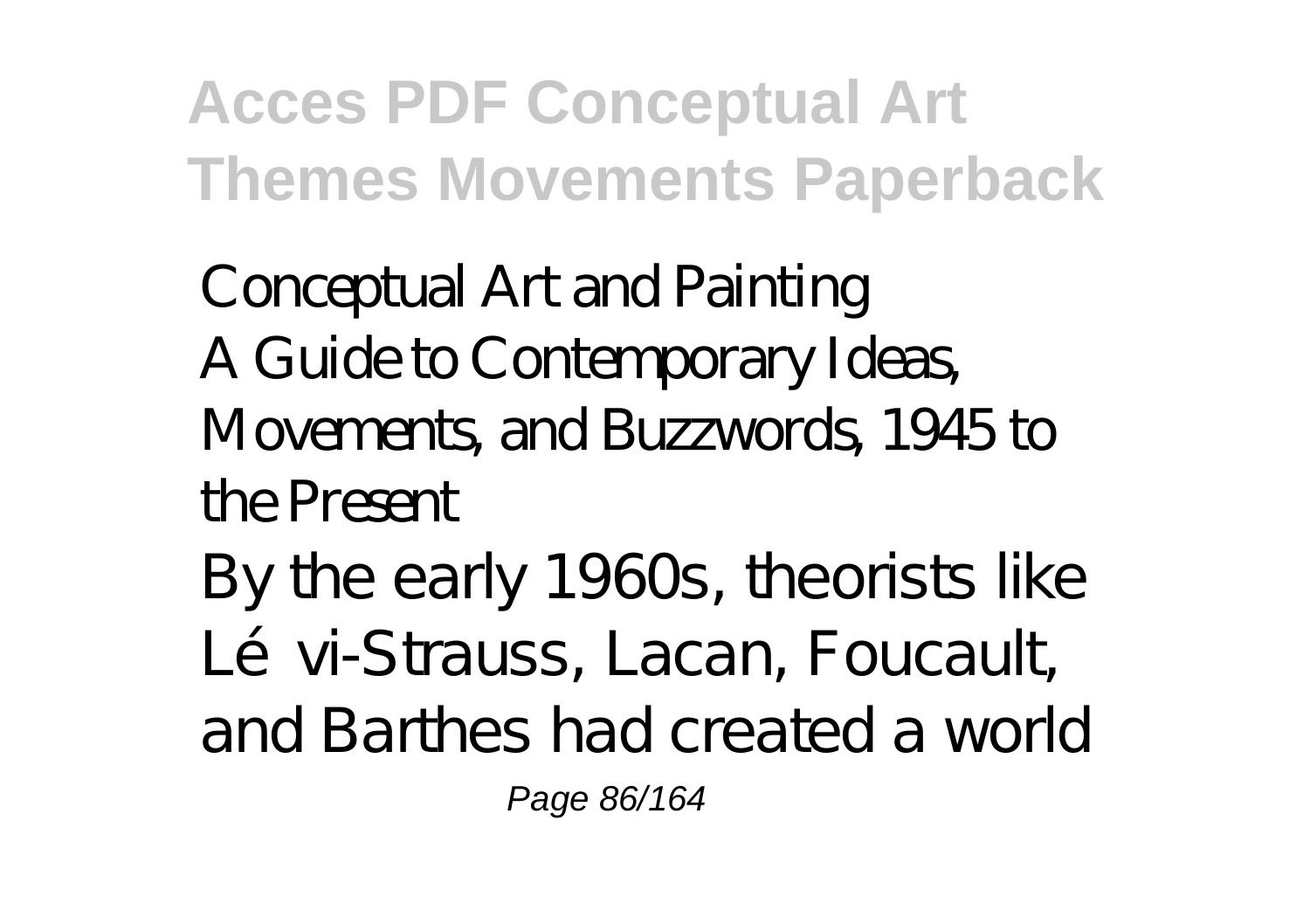Conceptual Art and Painting

A Guide to Contemporary Ideas, Movements, and Buzzwords, 1945 to the Present

By the early 1960s, theorists like Lévi-Strauss, Lacan, Foucault, and Barthes had created a world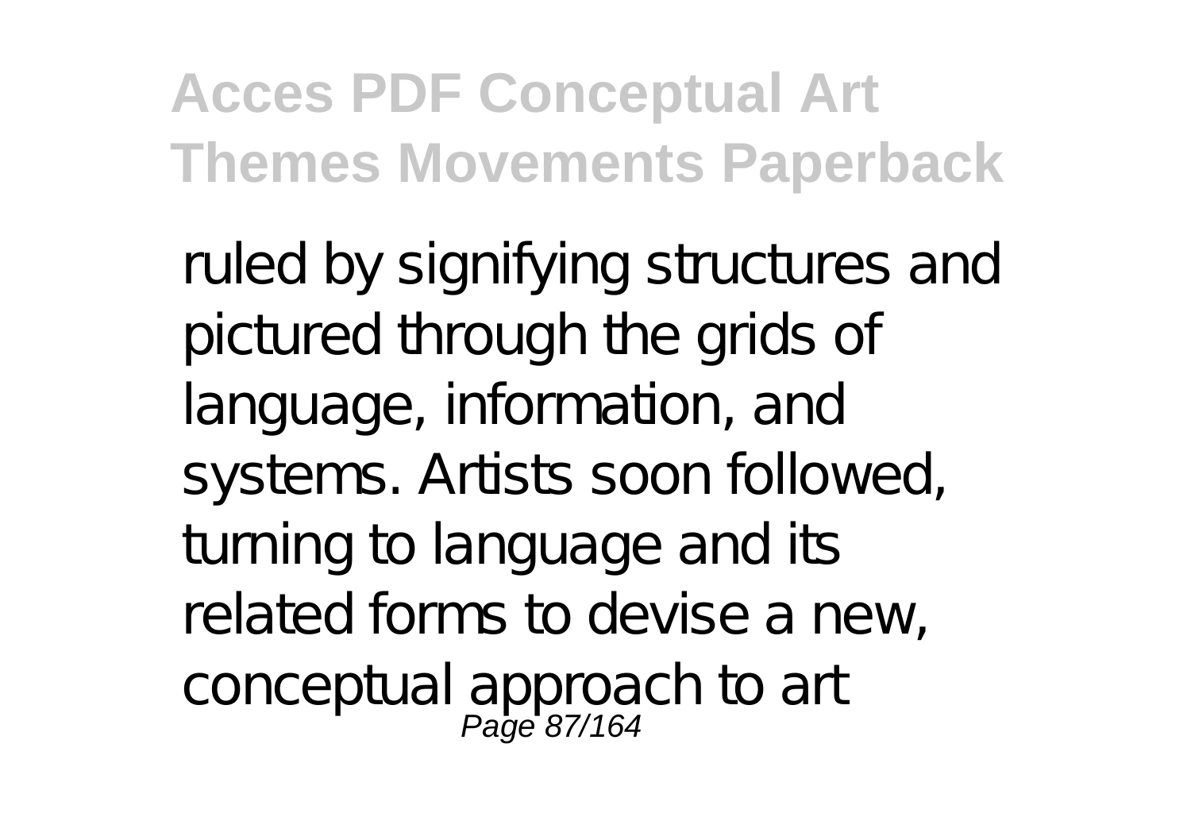ruled by signifying structures and pictured through the grids of language, information, and systems. Artists soon followed, turning to language and its related forms to devise a new, conceptual approach to art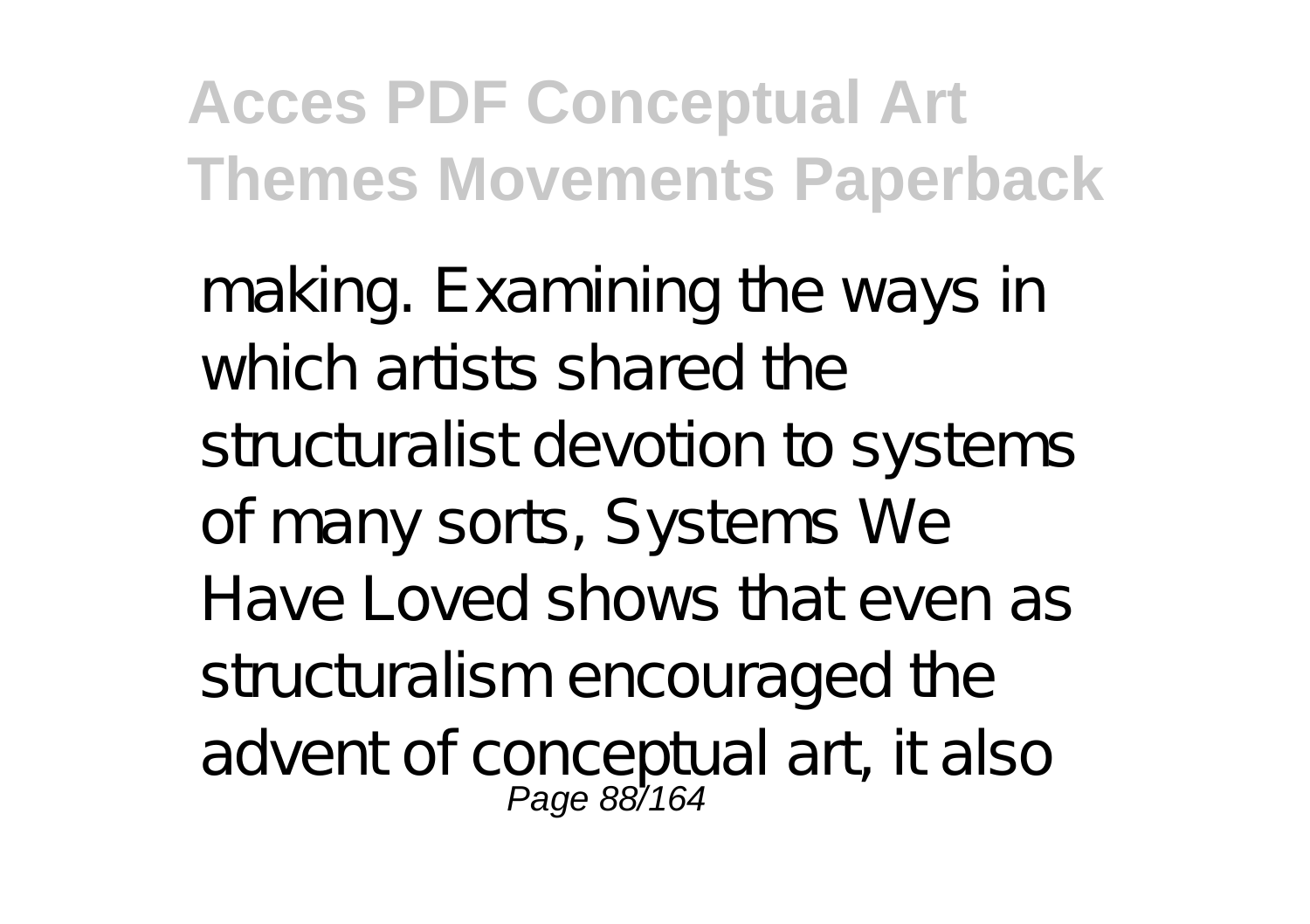making. Examining the ways in which artists shared the structuralist devotion to systems of many sorts, Systems We Have Loved shows that even as structuralism encouraged the advent of conceptual art, it also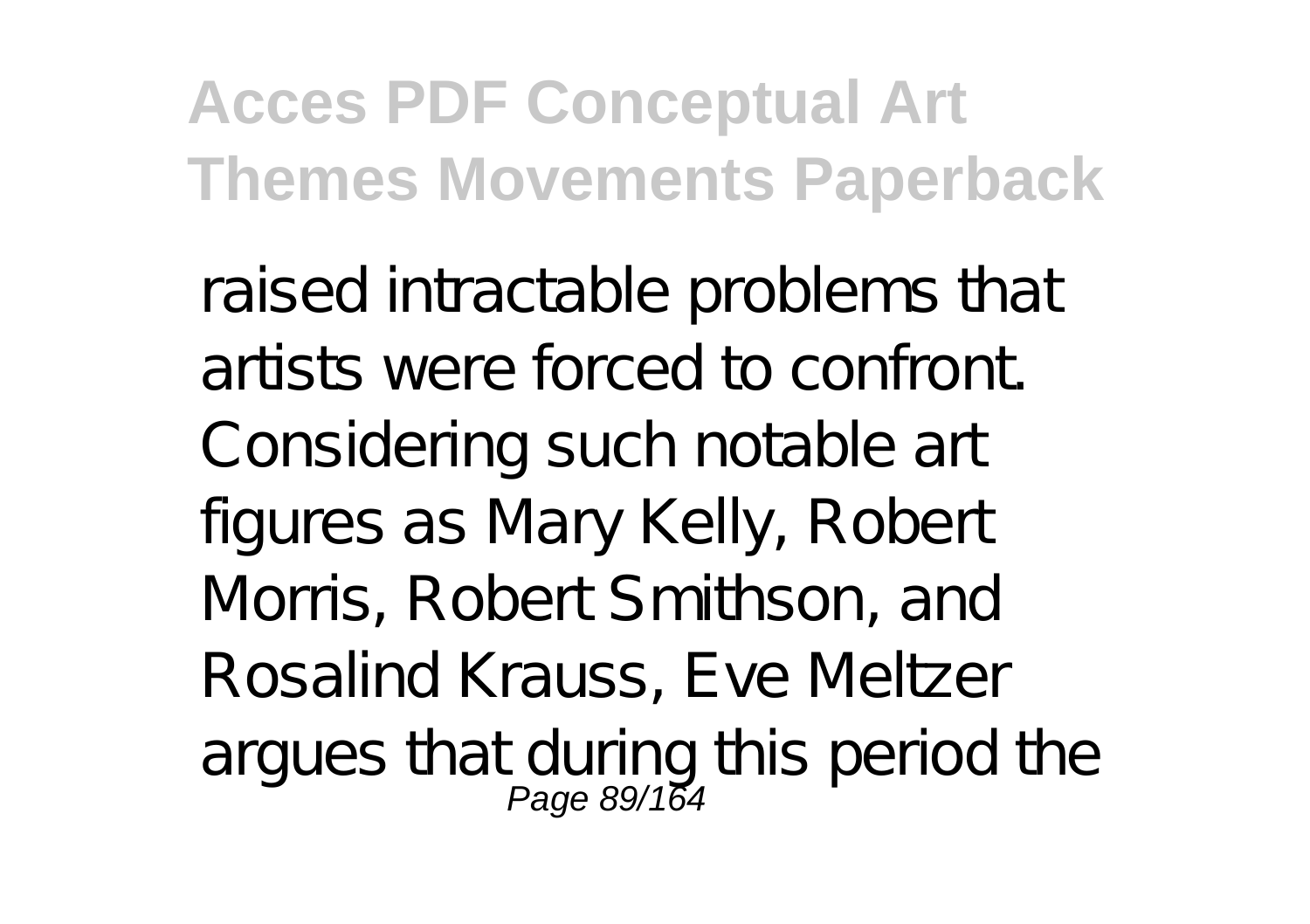raised intractable problems that artists were forced to confront. Considering such notable art figures as Mary Kelly, Robert Morris, Robert Smithson, and Rosalind Krauss, Eve Meltzer argues that during this period the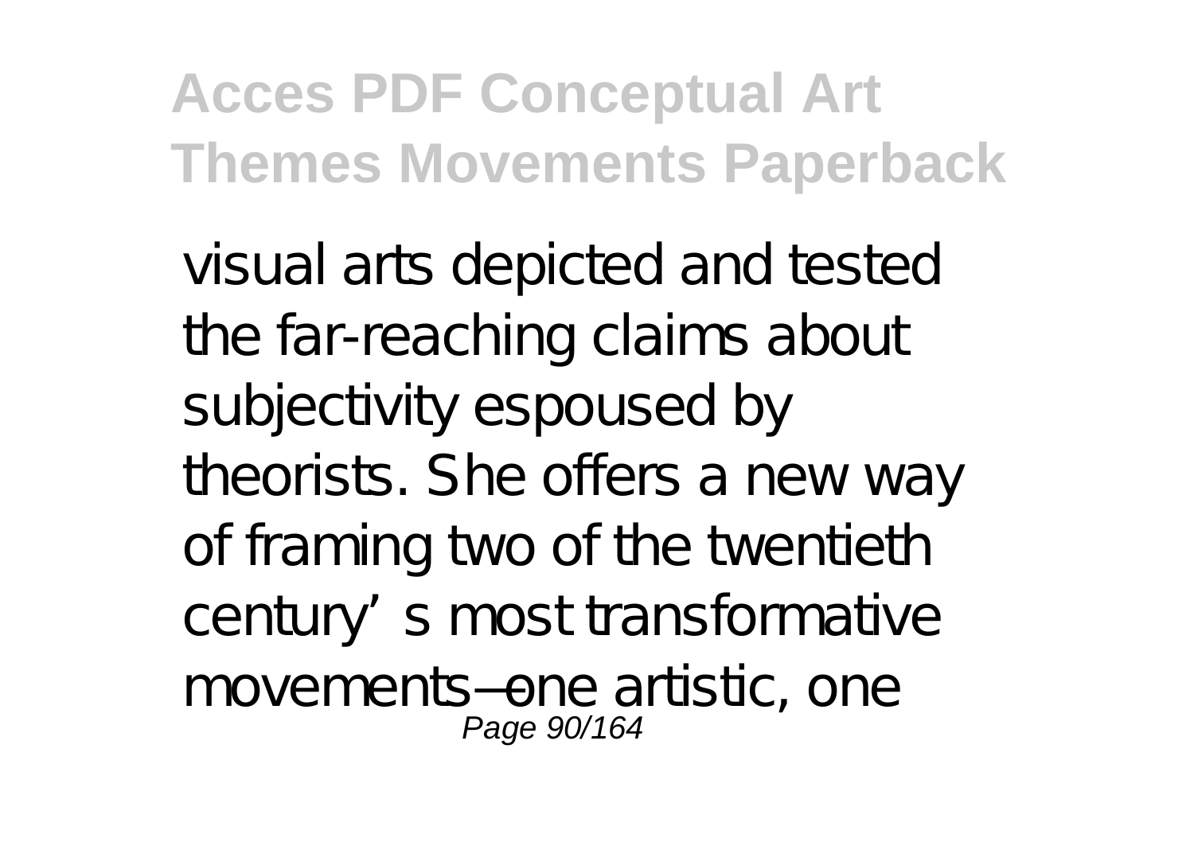visual arts depicted and tested the far-reaching claims about subjectivity espoused by theorists. She offers a new way of framing two of the twentieth century's most transformative movements—one artistic, one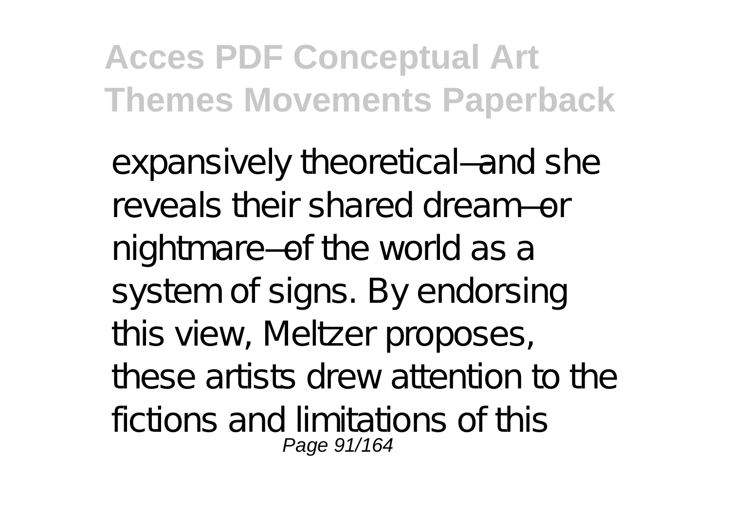expansively theoretical—and she reveals their shared dream—or nightmare—of the world as a system of signs. By endorsing this view, Meltzer proposes, these artists drew attention to the fictions and limitations of this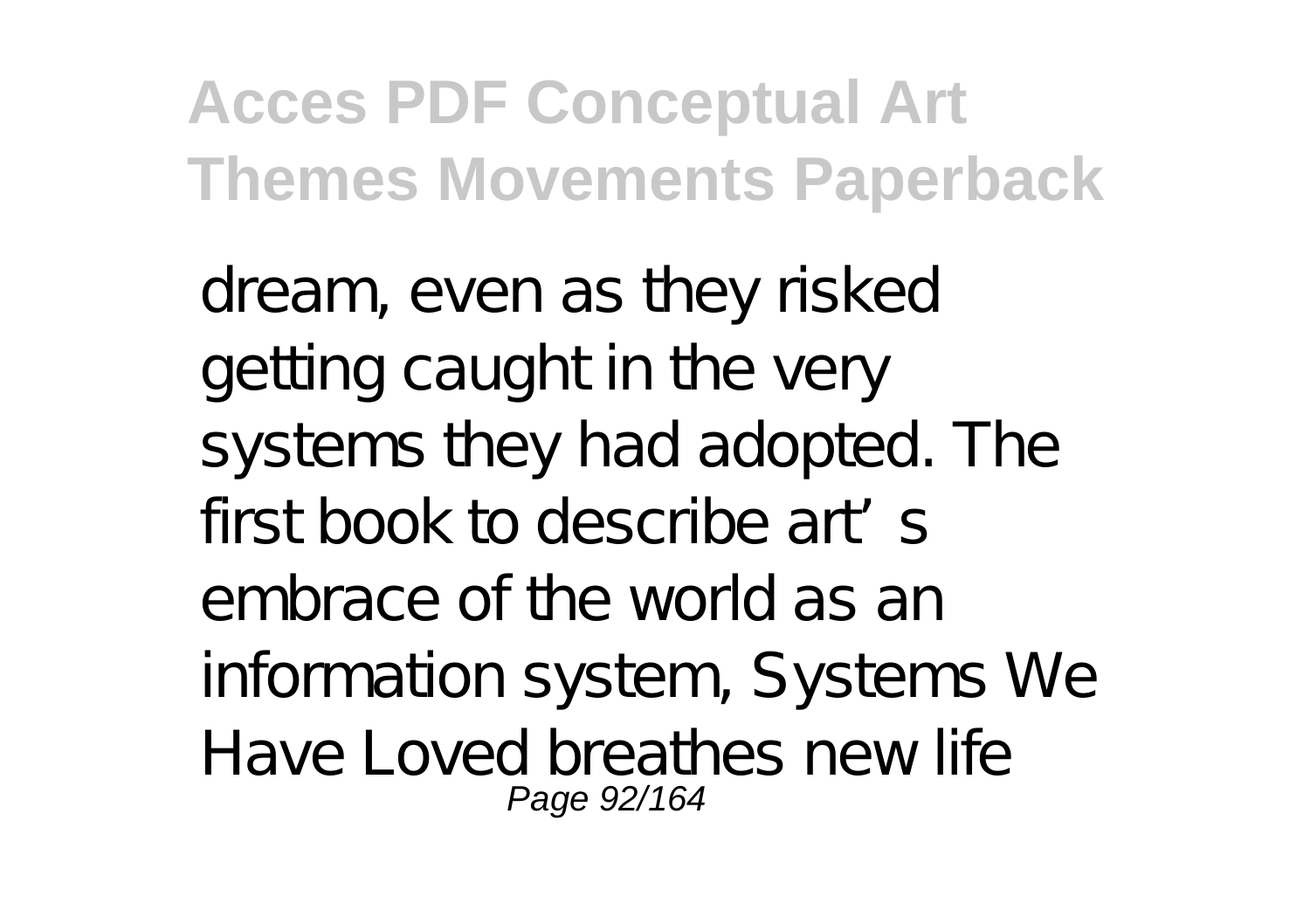dream, even as they risked getting caught in the very systems they had adopted. The first book to describe art's embrace of the world as an information system, Systems We Have Loved breathes new life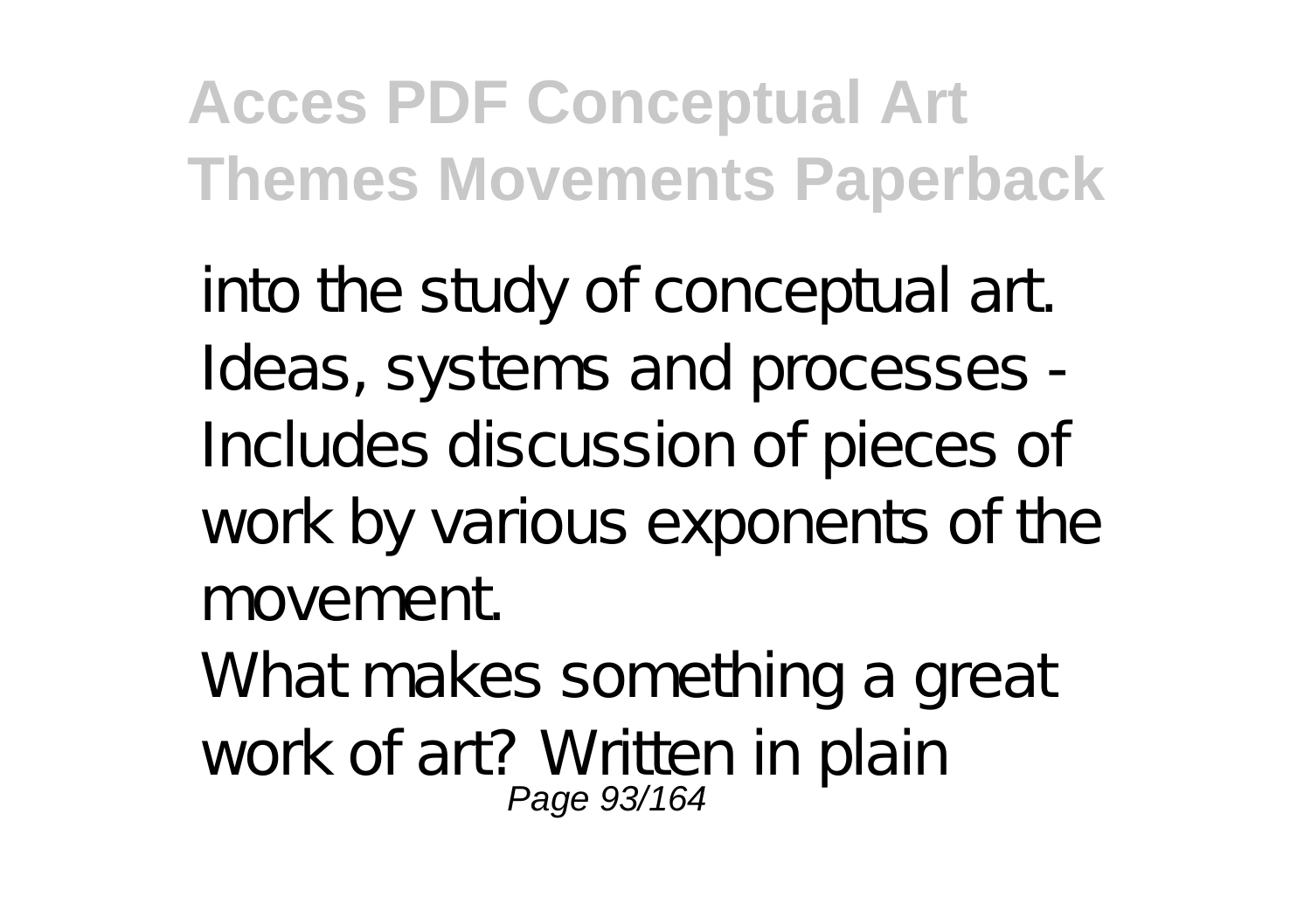into the study of conceptual art. Ideas, systems and processes - Includes discussion of pieces of work by various exponents of the movement.

What makes something a great work of art? Written in plain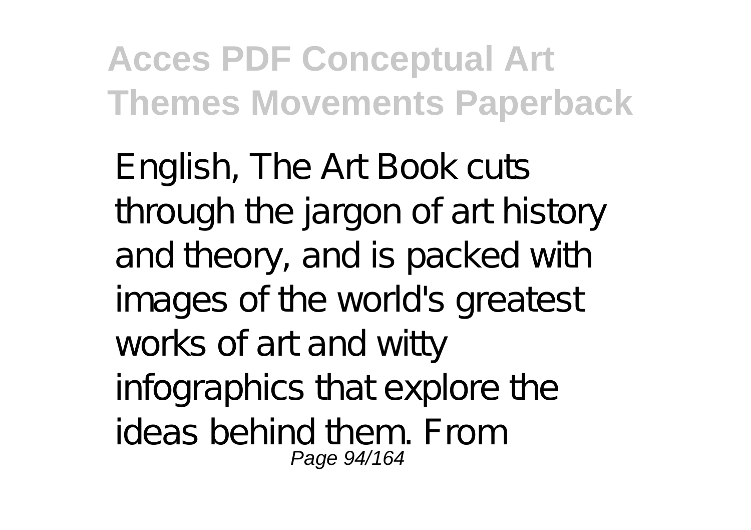English, The Art Book cuts through the jargon of art history and theory, and is packed with images of the world's greatest works of art and witty infographics that explore the ideas behind them. From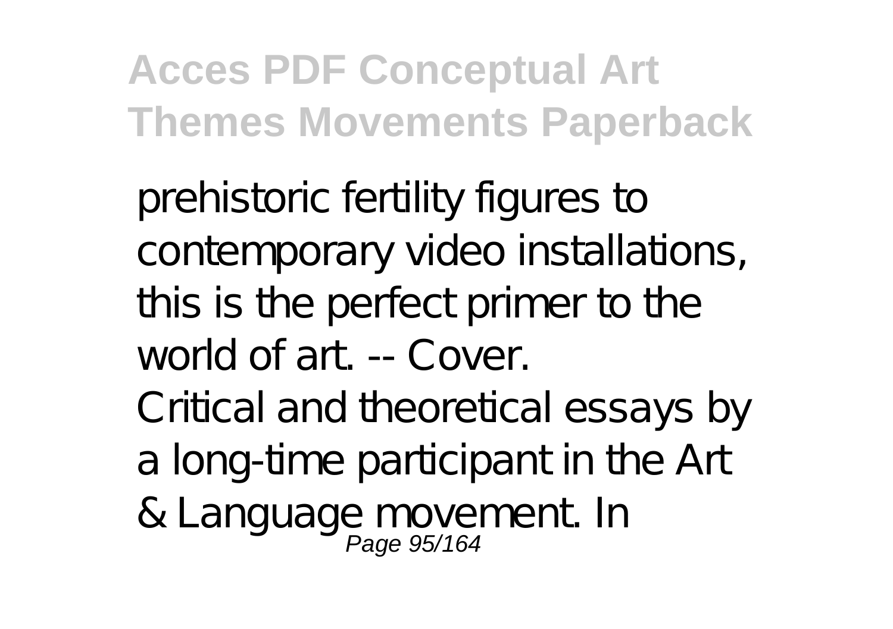prehistoric fertility figures to contemporary video installations, this is the perfect primer to the world of art. -- Cover.

Critical and theoretical essays by a long-time participant in the Art & Language movement. In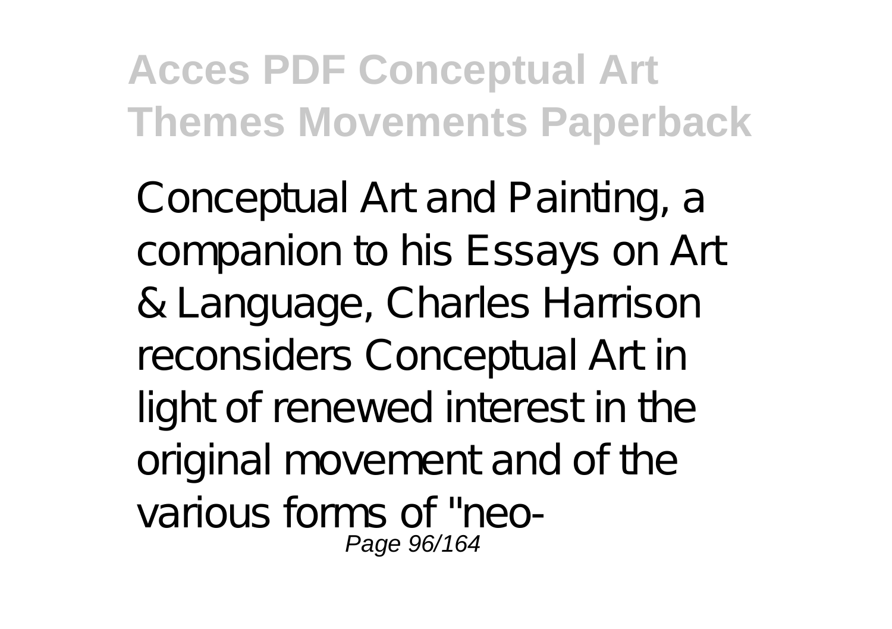Conceptual Art and Painting, a companion to his Essays on Art & Language, Charles Harrison reconsiders Conceptual Art in light of renewed interest in the original movement and of the various forms of "neo-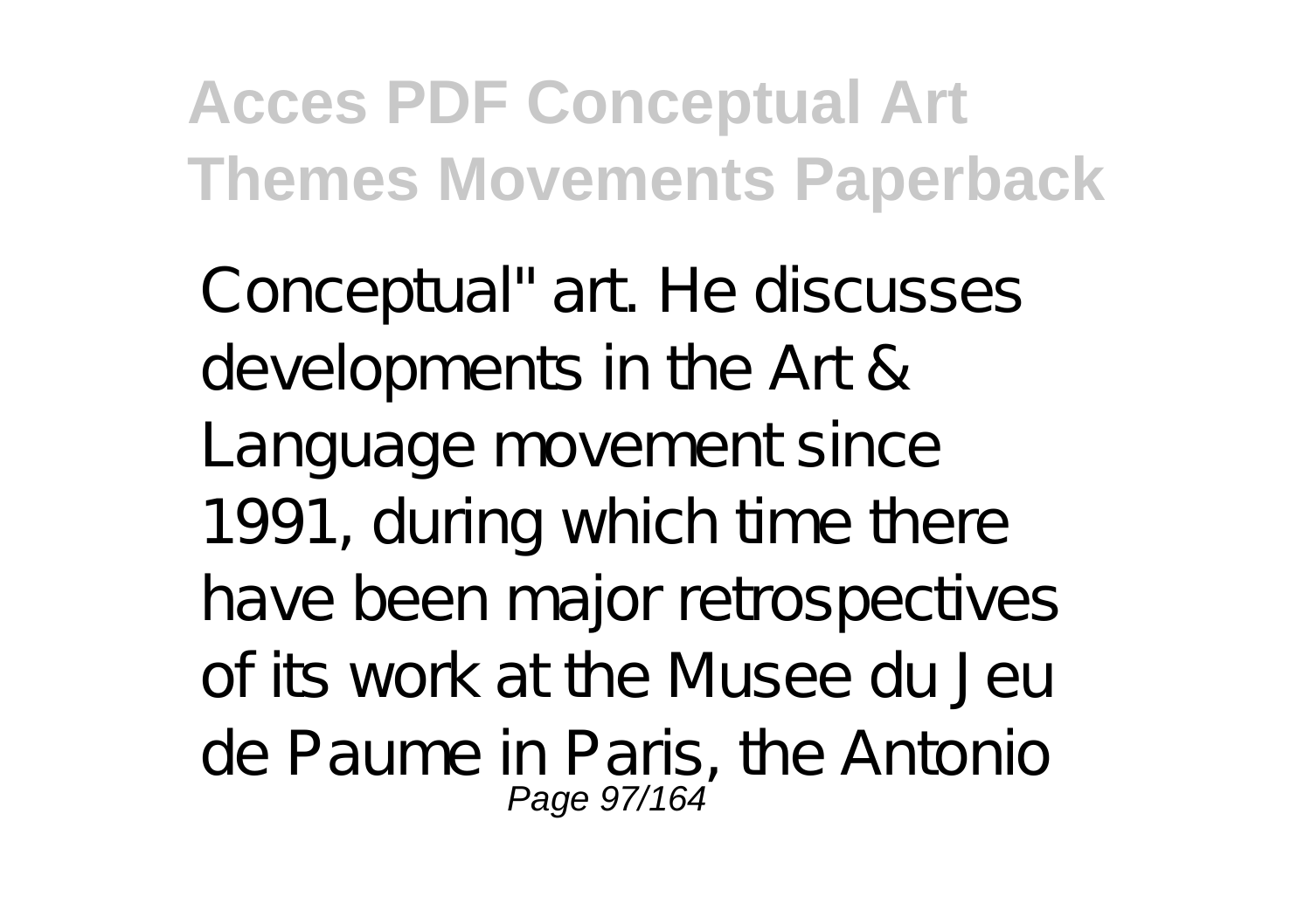Conceptual" art. He discusses developments in the Art & Language movement since 1991, during which time there have been major retrospectives of its work at the Musee du Jeu de Paume in Paris, the Antonio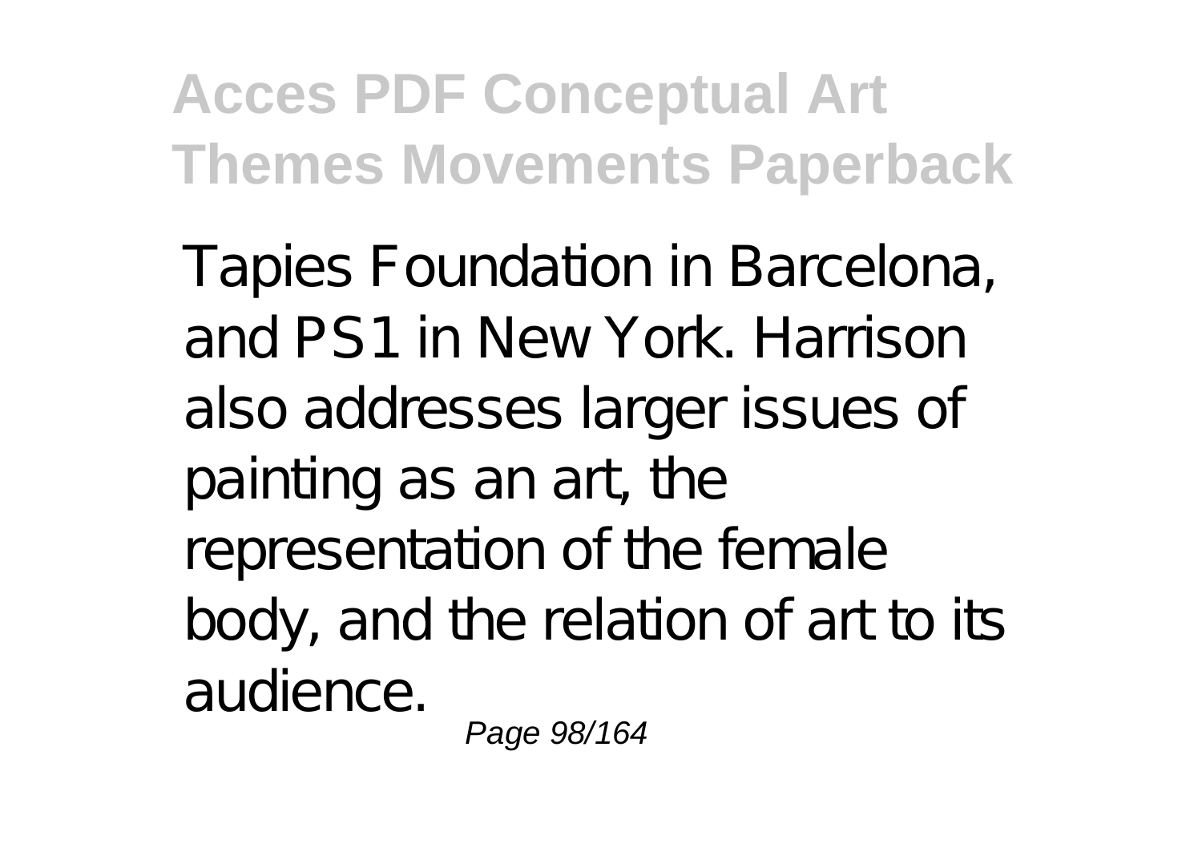Tapies Foundation in Barcelona, and PS1 in New York. Harrison also addresses larger issues of painting as an art, the representation of the female body, and the relation of art to its audience.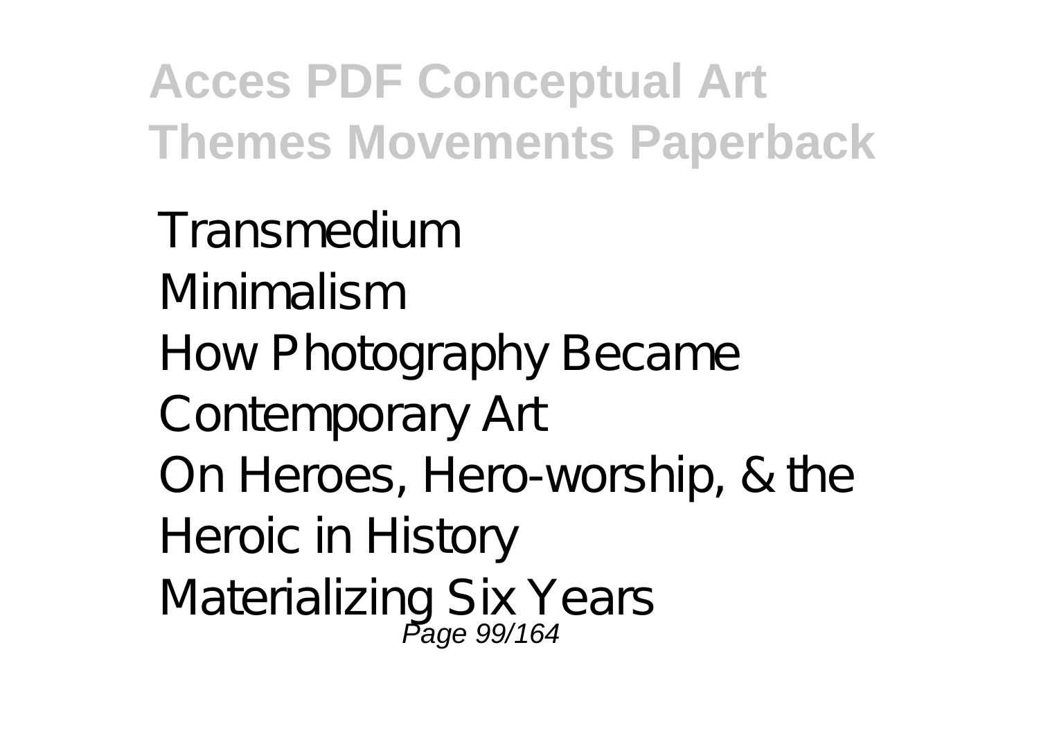Transmedium
Minimalism
How Photography Became Contemporary Art
On Heroes, Hero-worship, & the Heroic in History
Materializing Six Years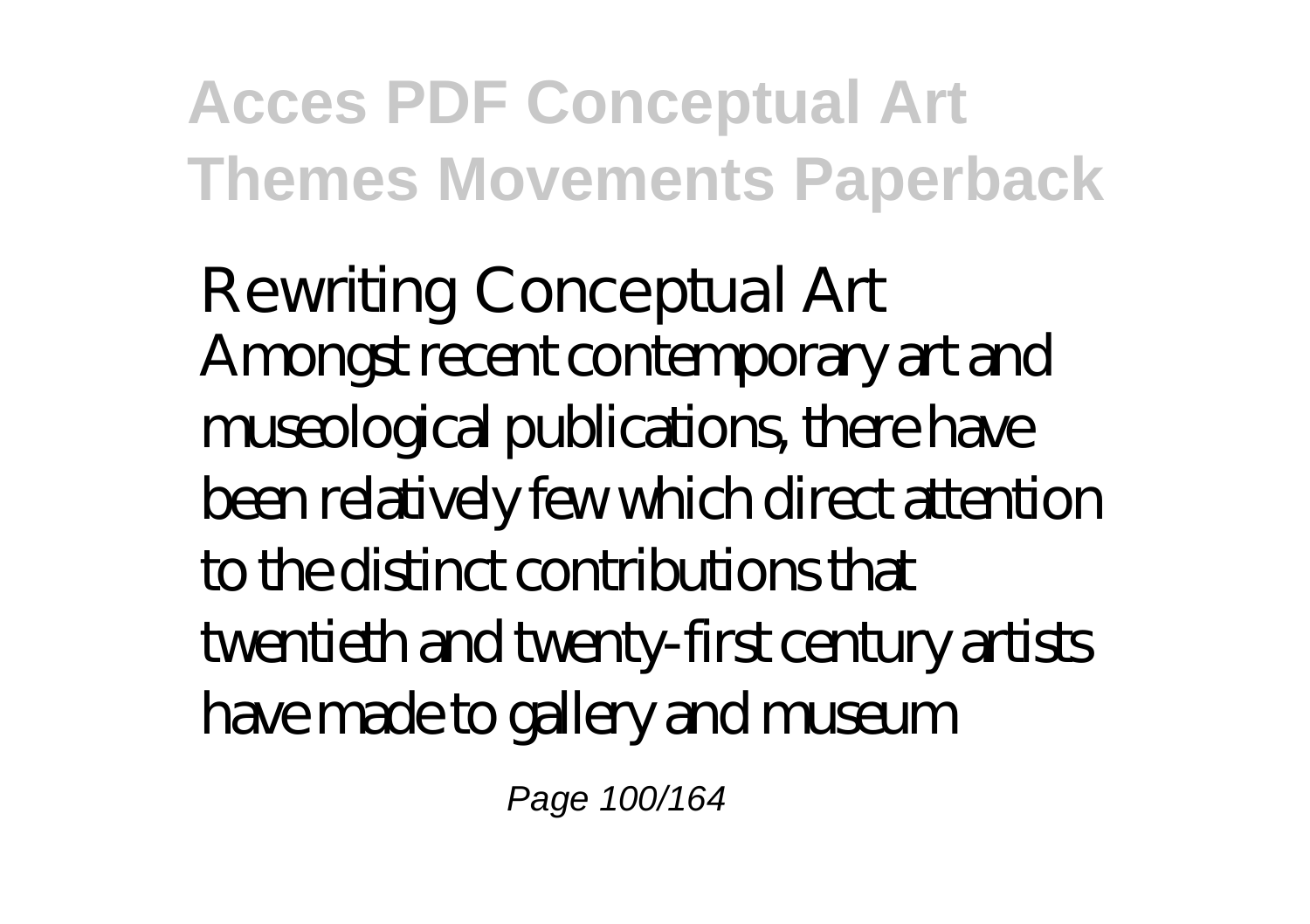Rewriting Conceptual Art
Amongst recent contemporary art and museological publications, there have been relatively few which direct attention to the distinct contributions that twentieth and twenty-first century artists have made to gallery and museum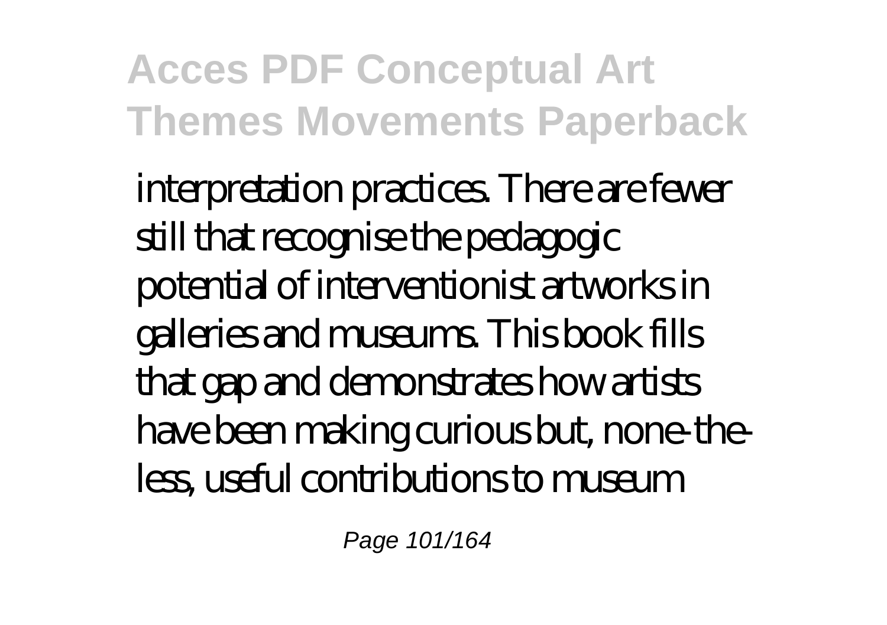interpretation practices. There are fewer still that recognise the pedagogic potential of interventionist artworks in galleries and museums. This book fills that gap and demonstrates how artists have been making curious but, none-the-less, useful contributions to museum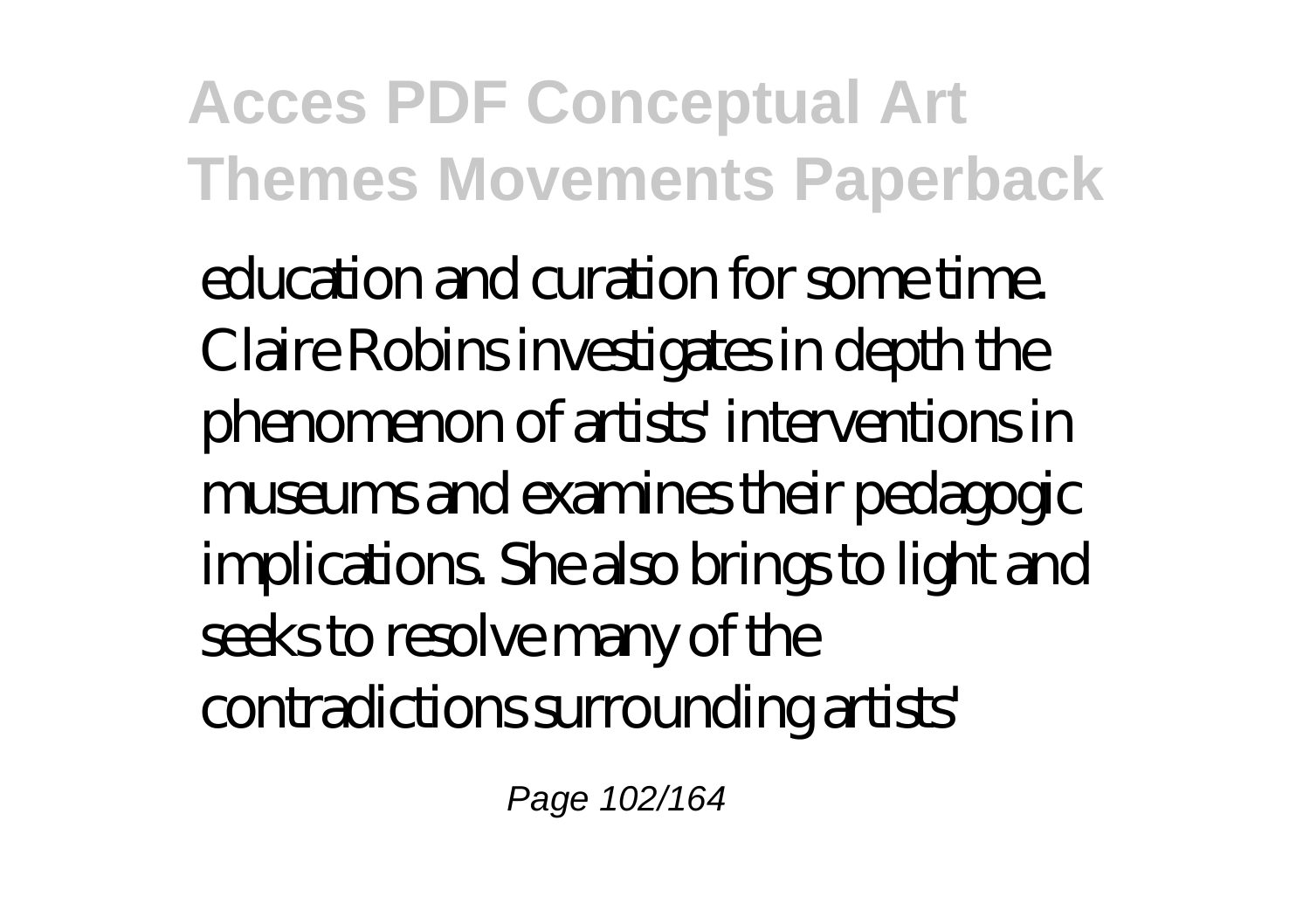education and curation for some time. Claire Robins investigates in depth the phenomenon of artists' interventions in museums and examines their pedagogic implications. She also brings to light and seeks to resolve many of the contradictions surrounding artists'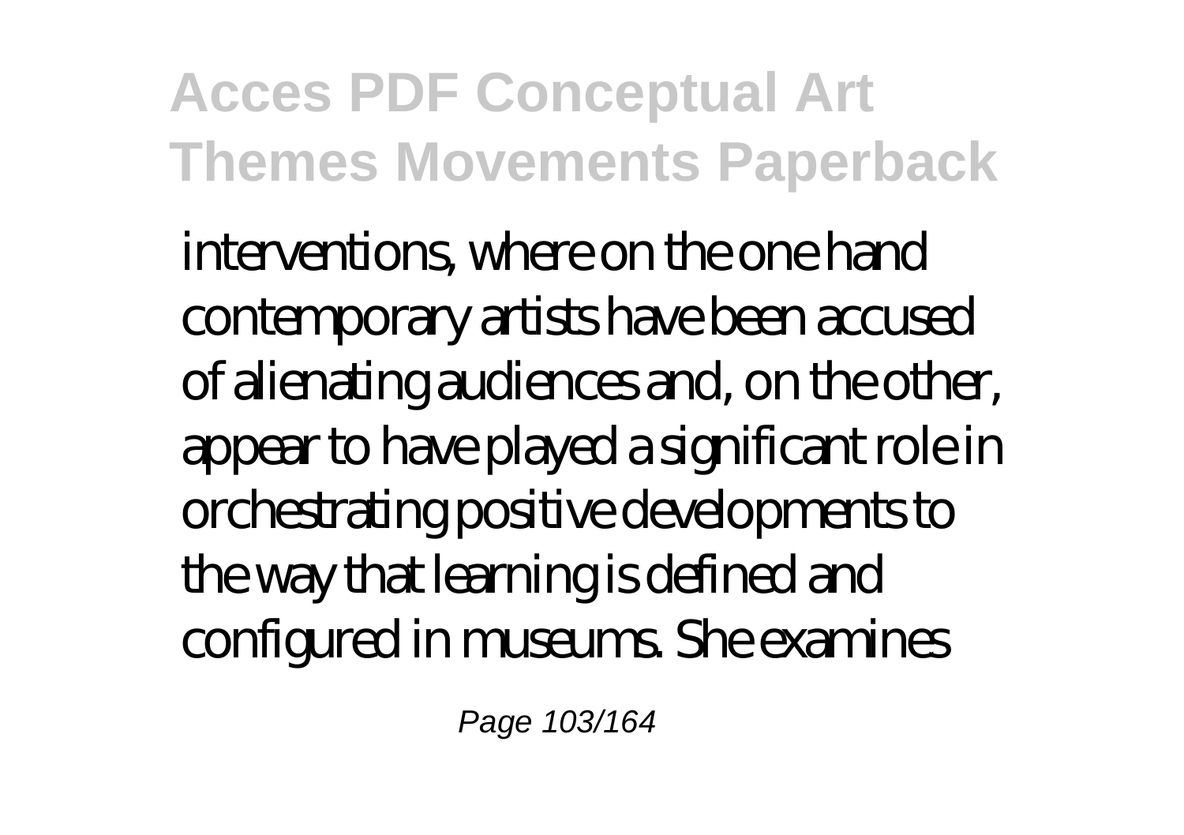interventions, where on the one hand contemporary artists have been accused of alienating audiences and, on the other, appear to have played a significant role in orchestrating positive developments to the way that learning is defined and configured in museums. She examines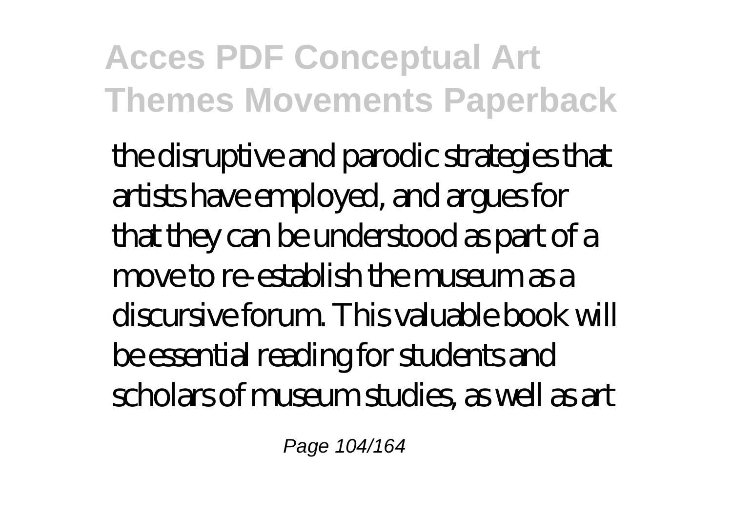the disruptive and parodic strategies that artists have employed, and argues for that they can be understood as part of a move to re-establish the museum as a discursive forum. This valuable book will be essential reading for students and scholars of museum studies, as well as art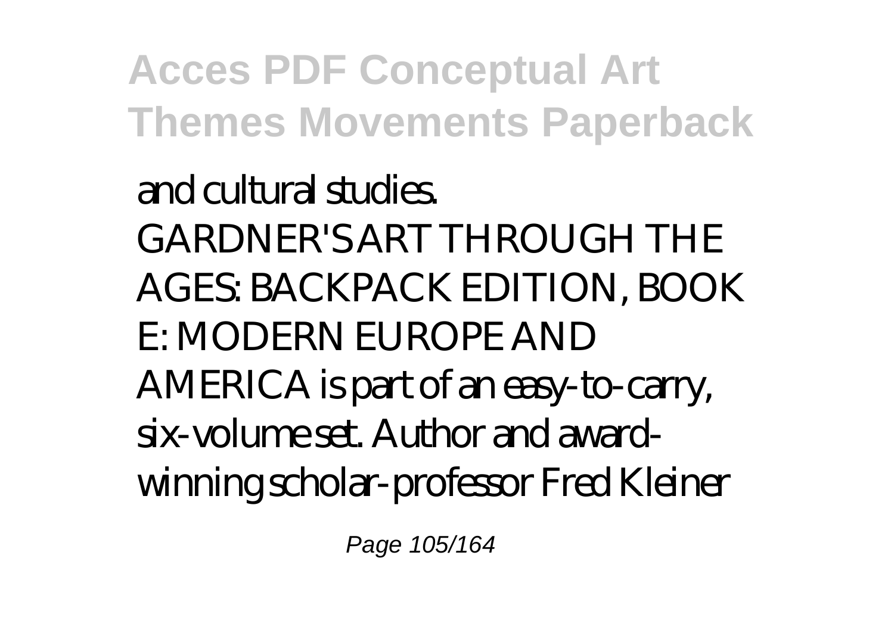and cultural studies.
GARDNER'S ART THROUGH THE AGES: BACKPACK EDITION, BOOK E: MODERN EUROPE AND AMERICA is part of an easy-to-carry, six-volume set. Author and award-winning scholar-professor Fred Kleiner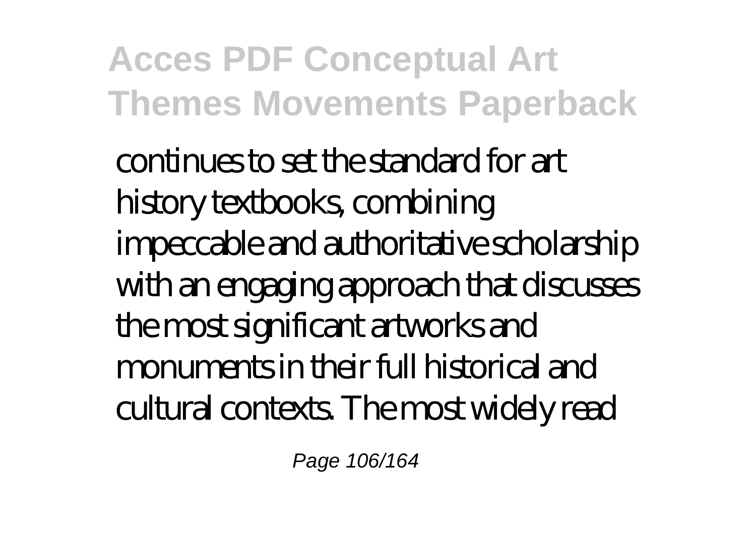continues to set the standard for art history textbooks, combining impeccable and authoritative scholarship with an engaging approach that discusses the most significant artworks and monuments in their full historical and cultural contexts. The most widely read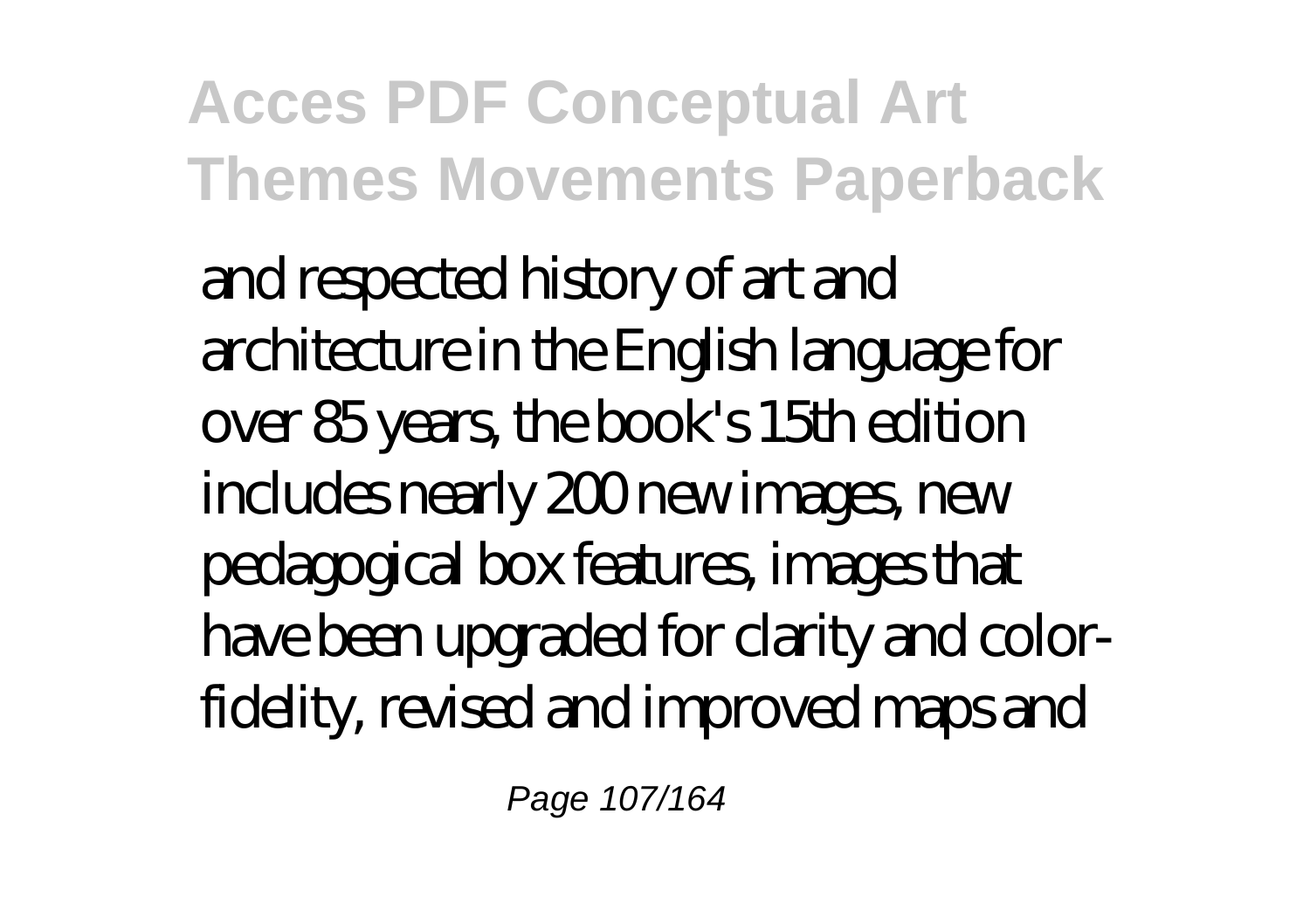and respected history of art and architecture in the English language for over 85 years, the book's 15th edition includes nearly 200 new images, new pedagogical box features, images that have been upgraded for clarity and color-fidelity, revised and improved maps and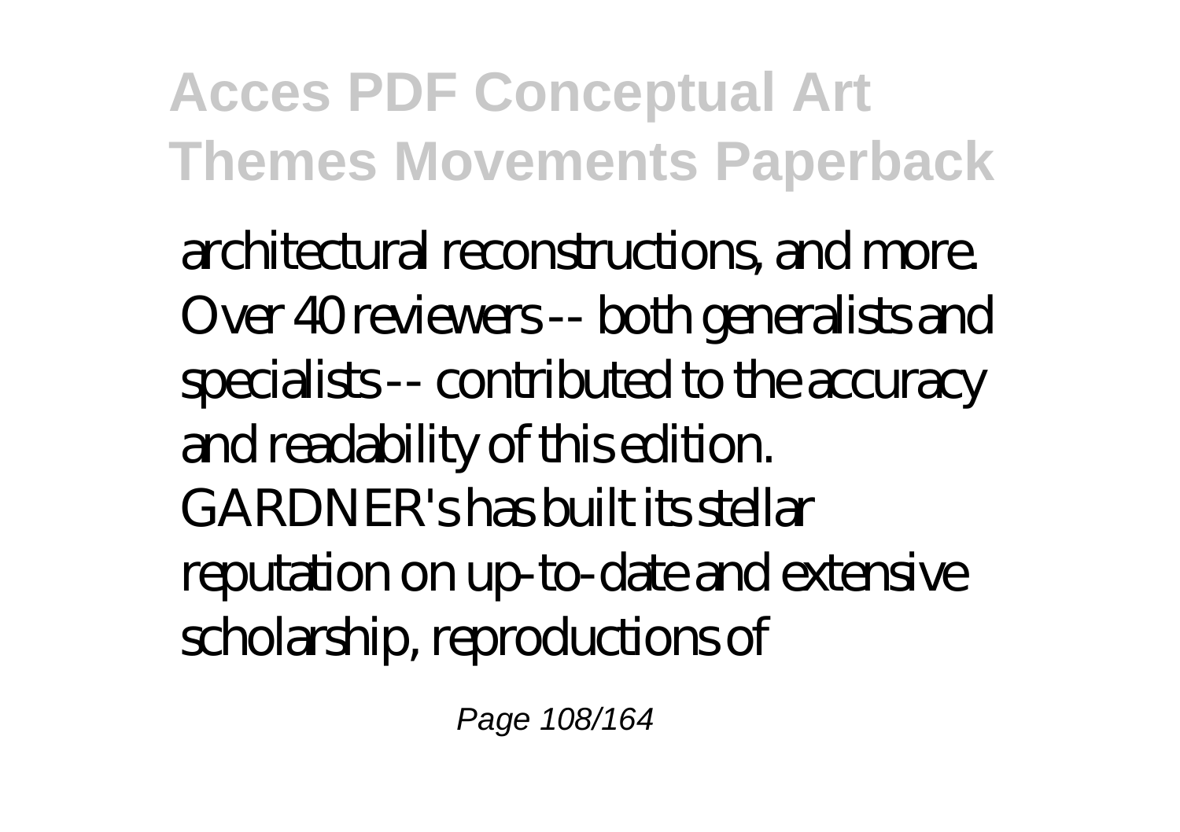architectural reconstructions, and more. Over 40 reviewers -- both generalists and specialists -- contributed to the accuracy and readability of this edition. GARDNER's has built its stellar reputation on up-to-date and extensive scholarship, reproductions of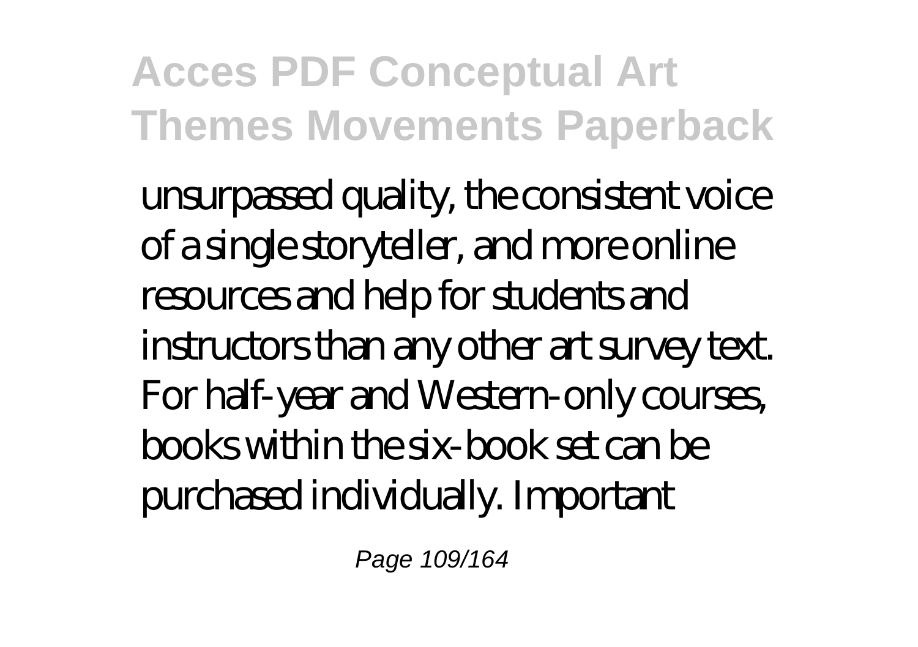unsurpassed quality, the consistent voice of a single storyteller, and more online resources and help for students and instructors than any other art survey text. For half-year and Western-only courses, books within the six-book set can be purchased individually. Important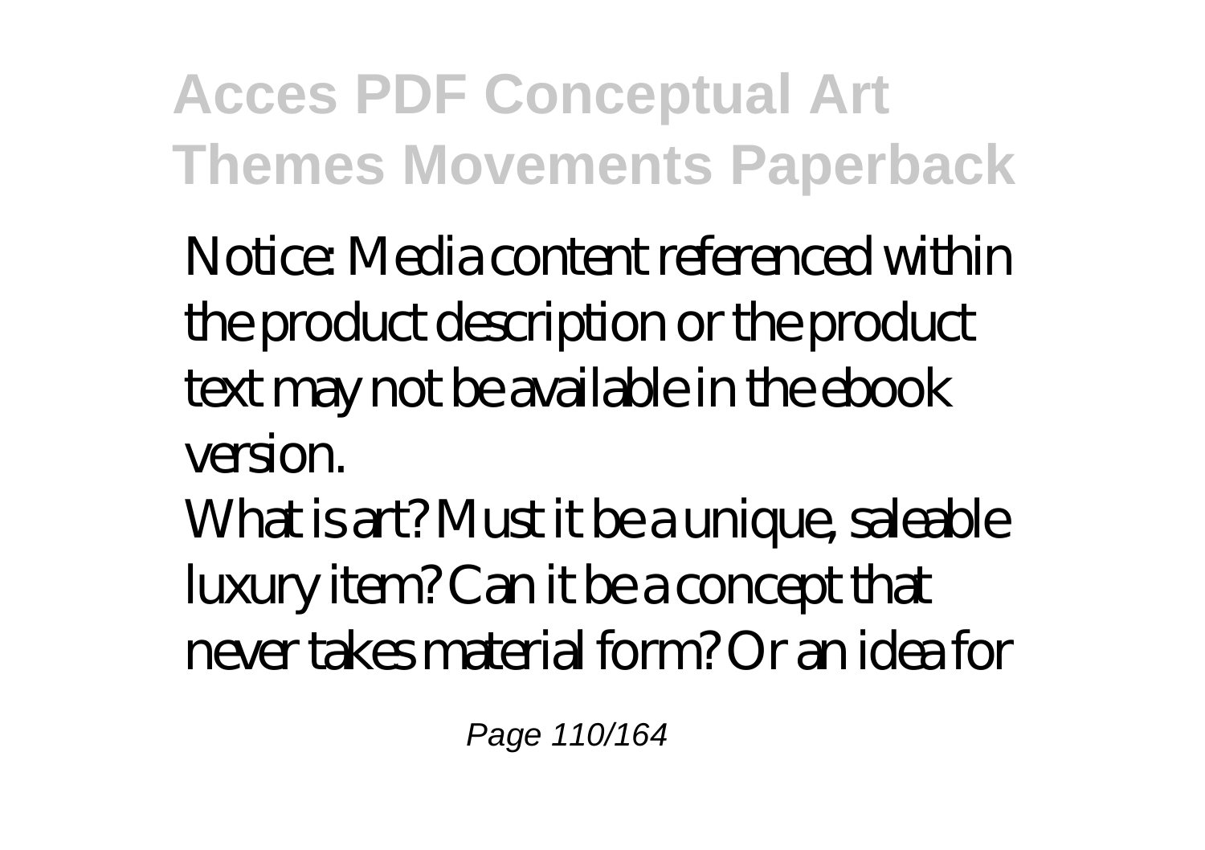Notice: Media content referenced within the product description or the product text may not be available in the ebook version.

What is art? Must it be a unique, saleable luxury item? Can it be a concept that never takes material form? Or an idea for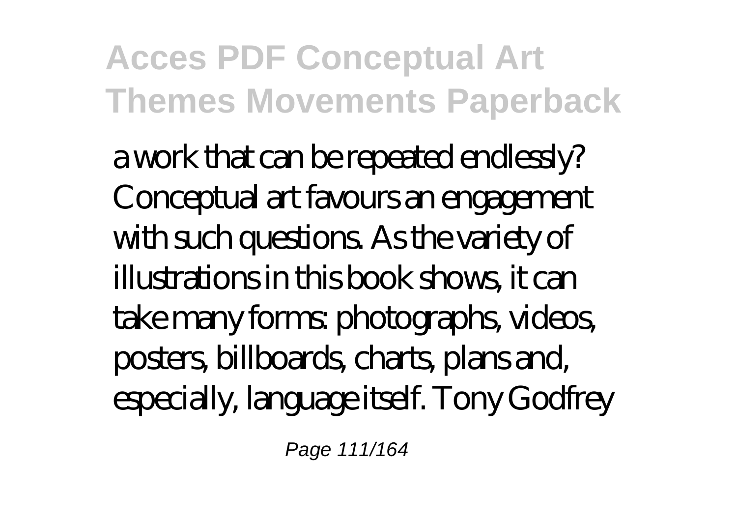a work that can be repeated endlessly? Conceptual art favours an engagement with such questions. As the variety of illustrations in this book shows, it can take many forms: photographs, videos, posters, billboards, charts, plans and, especially, language itself. Tony Godfrey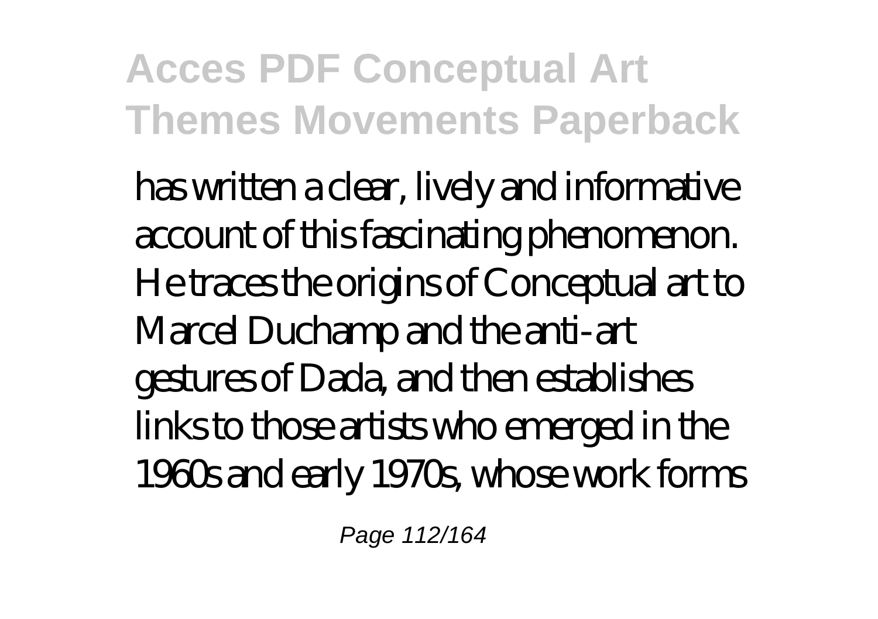has written a clear, lively and informative account of this fascinating phenomenon. He traces the origins of Conceptual art to Marcel Duchamp and the anti-art gestures of Dada, and then establishes links to those artists who emerged in the 1960s and early 1970s, whose work forms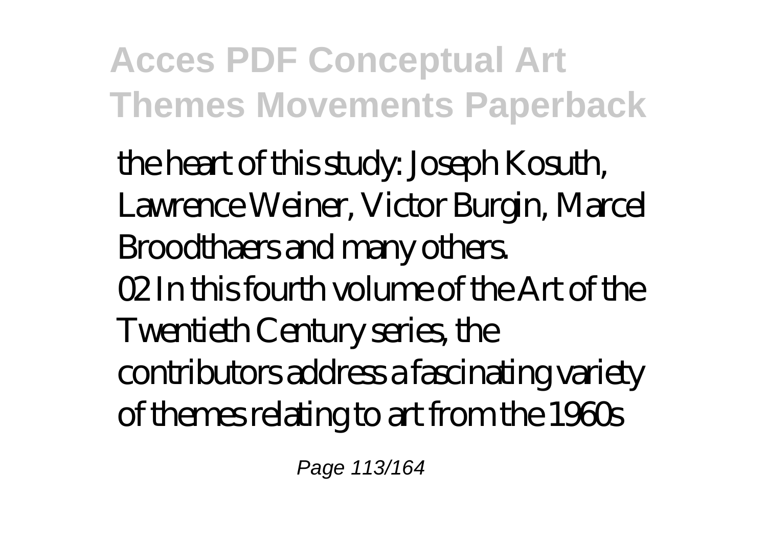the heart of this study: Joseph Kosuth, Lawrence Weiner, Victor Burgin, Marcel Broodthaers and many others.

02 In this fourth volume of the Art of the Twentieth Century series, the contributors address a fascinating variety of themes relating to art from the 1960s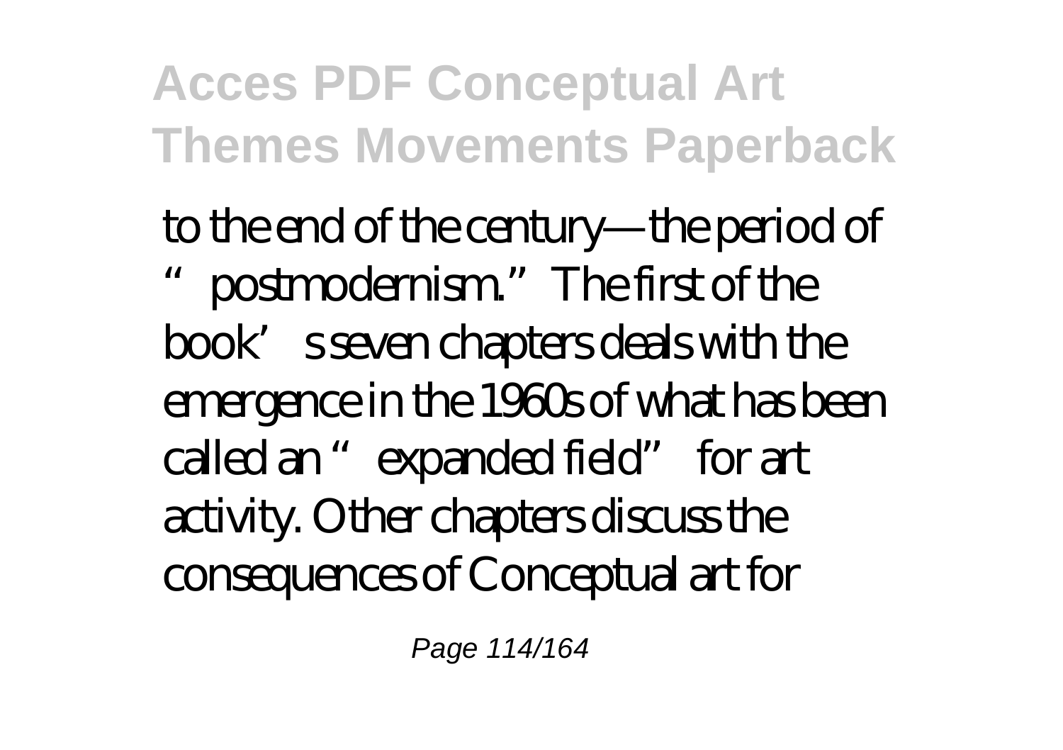to the end of the century—the period of "postmodernism." The first of the book's seven chapters deals with the emergence in the 1960s of what has been called an "expanded field" for art activity. Other chapters discuss the consequences of Conceptual art for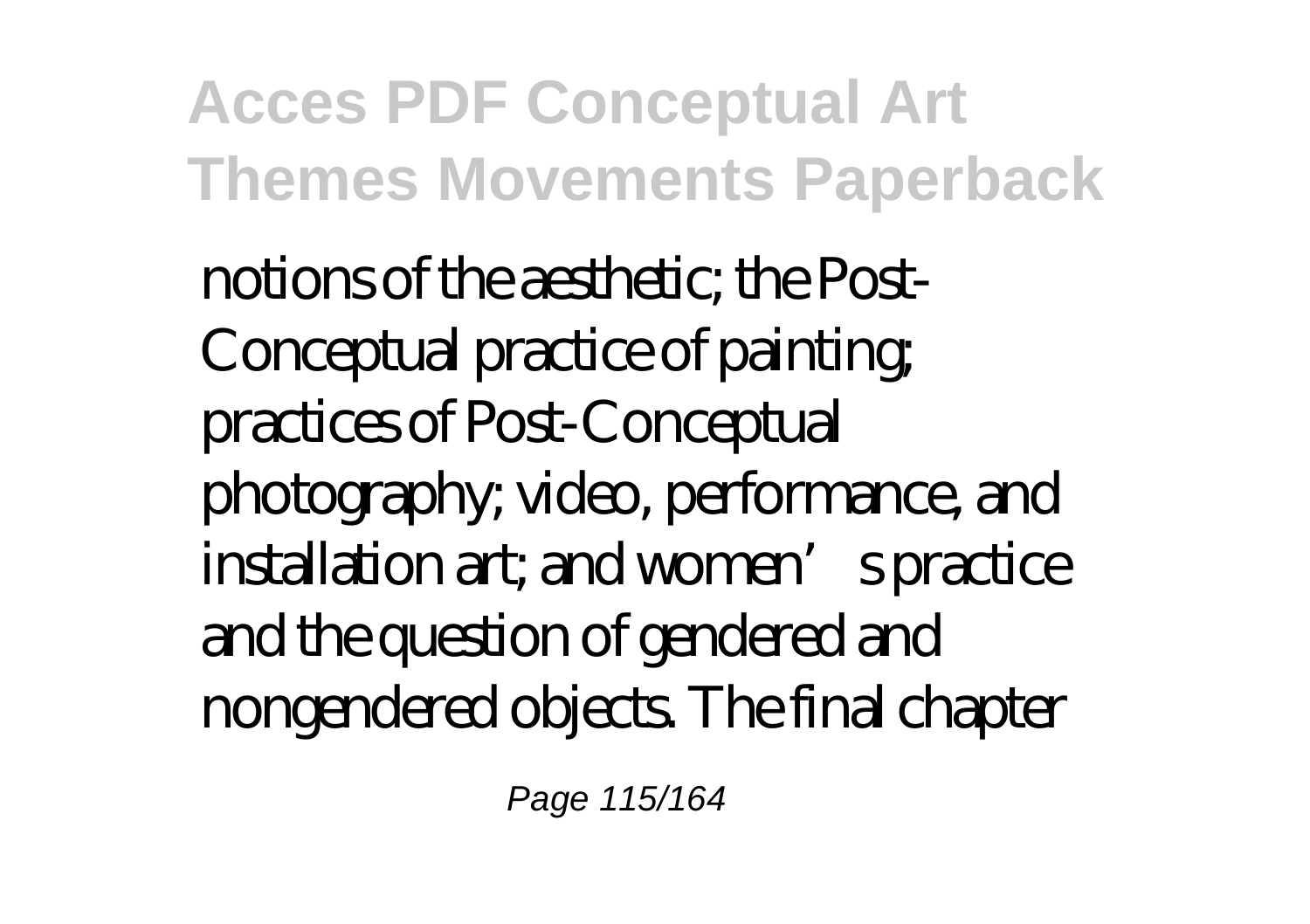notions of the aesthetic; the Post-Conceptual practice of painting; practices of Post-Conceptual photography; video, performance, and installation art; and women's practice and the question of gendered and nongendered objects. The final chapter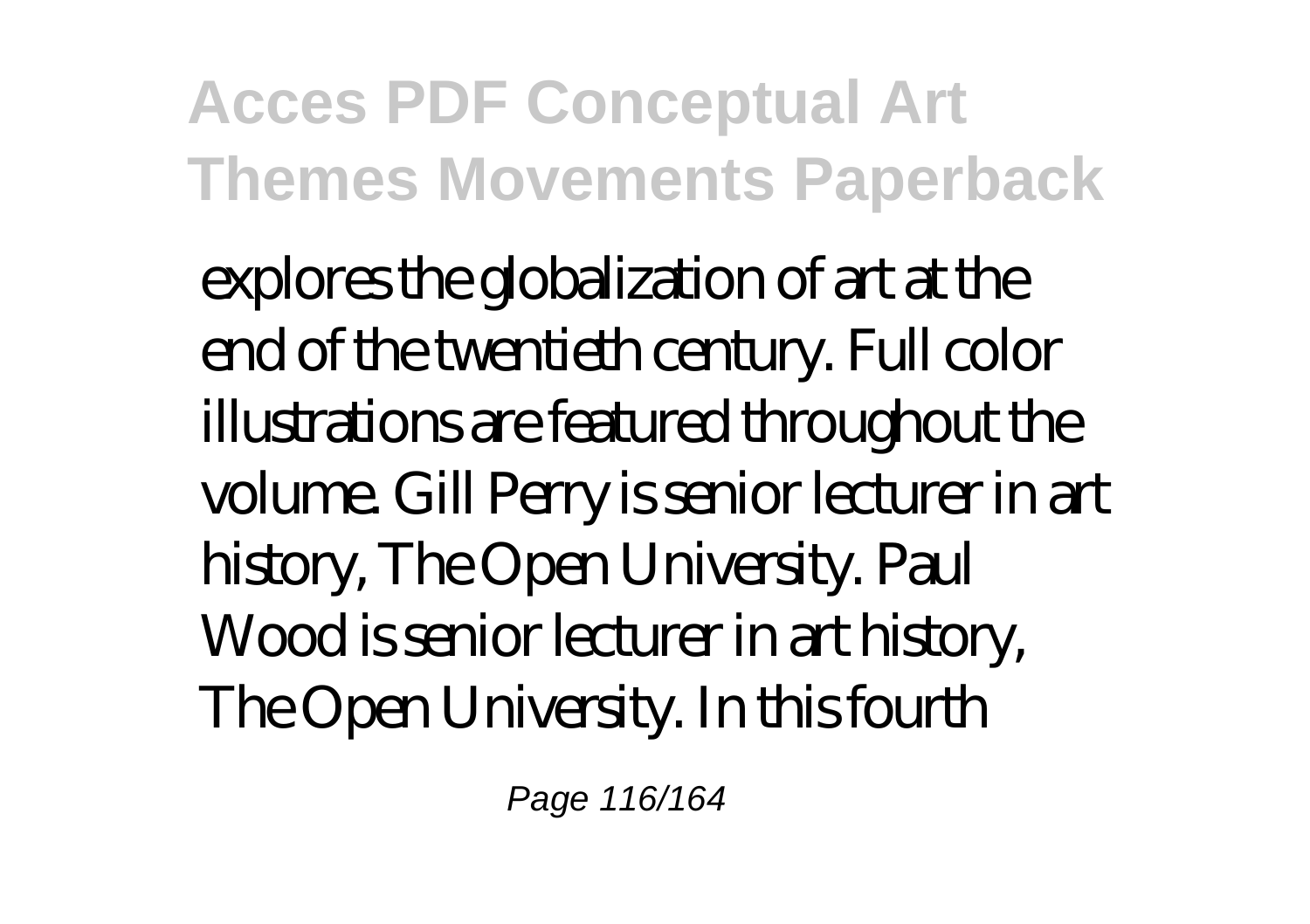explores the globalization of art at the end of the twentieth century. Full color illustrations are featured throughout the volume. Gill Perry is senior lecturer in art history, The Open University. Paul Wood is senior lecturer in art history, The Open University. In this fourth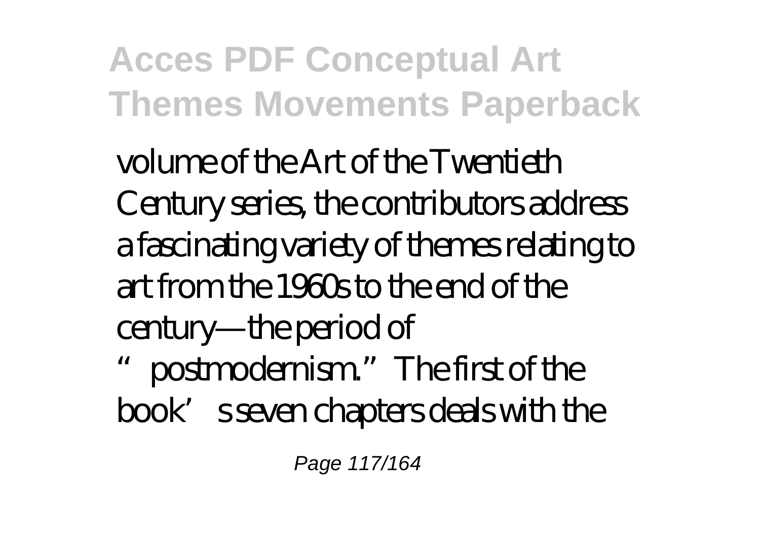volume of the Art of the Twentieth Century series, the contributors address a fascinating variety of themes relating to art from the 1960s to the end of the century—the period of "postmodernism." The first of the book's seven chapters deals with the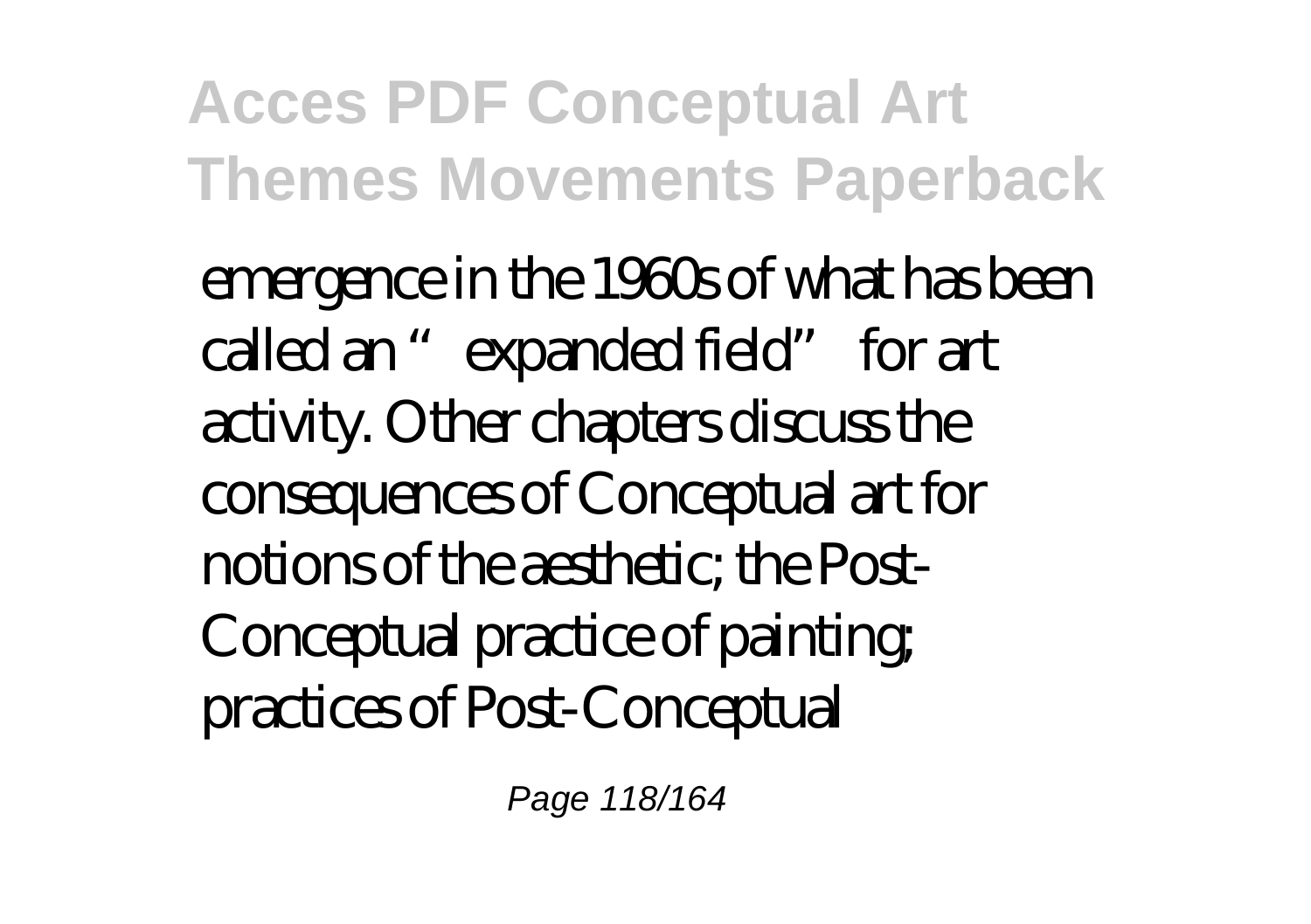emergence in the 1960s of what has been called an "expanded field" for art activity. Other chapters discuss the consequences of Conceptual art for notions of the aesthetic; the Post-Conceptual practice of painting; practices of Post-Conceptual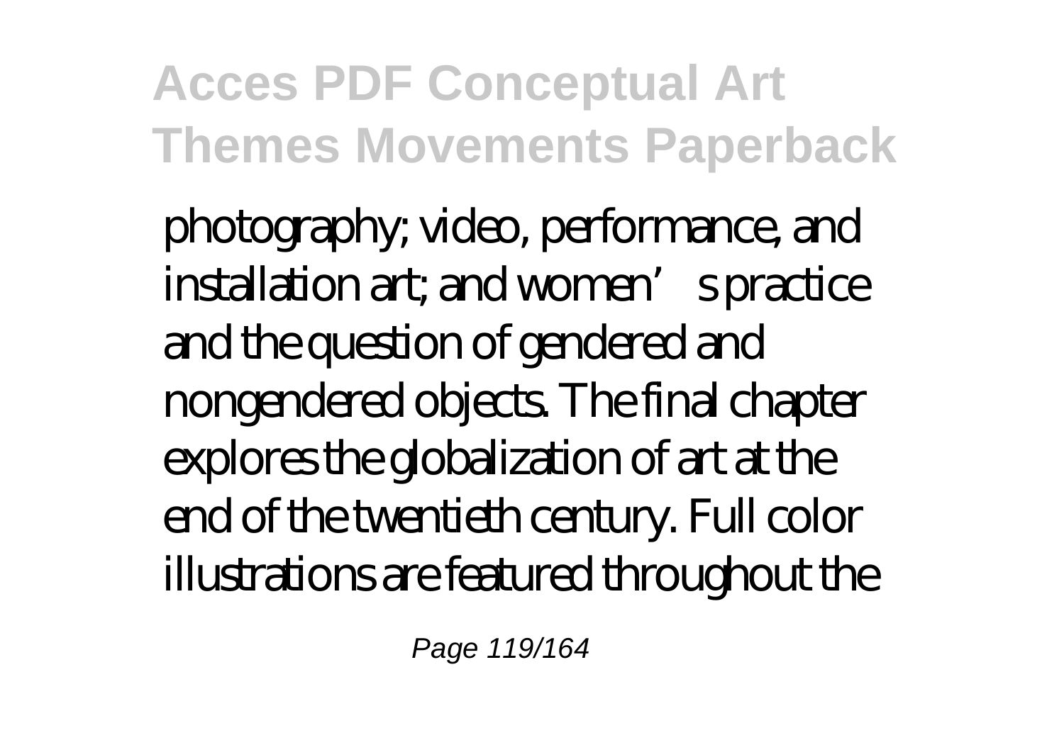photography; video, performance, and installation art; and women's practice and the question of gendered and nongendered objects. The final chapter explores the globalization of art at the end of the twentieth century. Full color illustrations are featured throughout the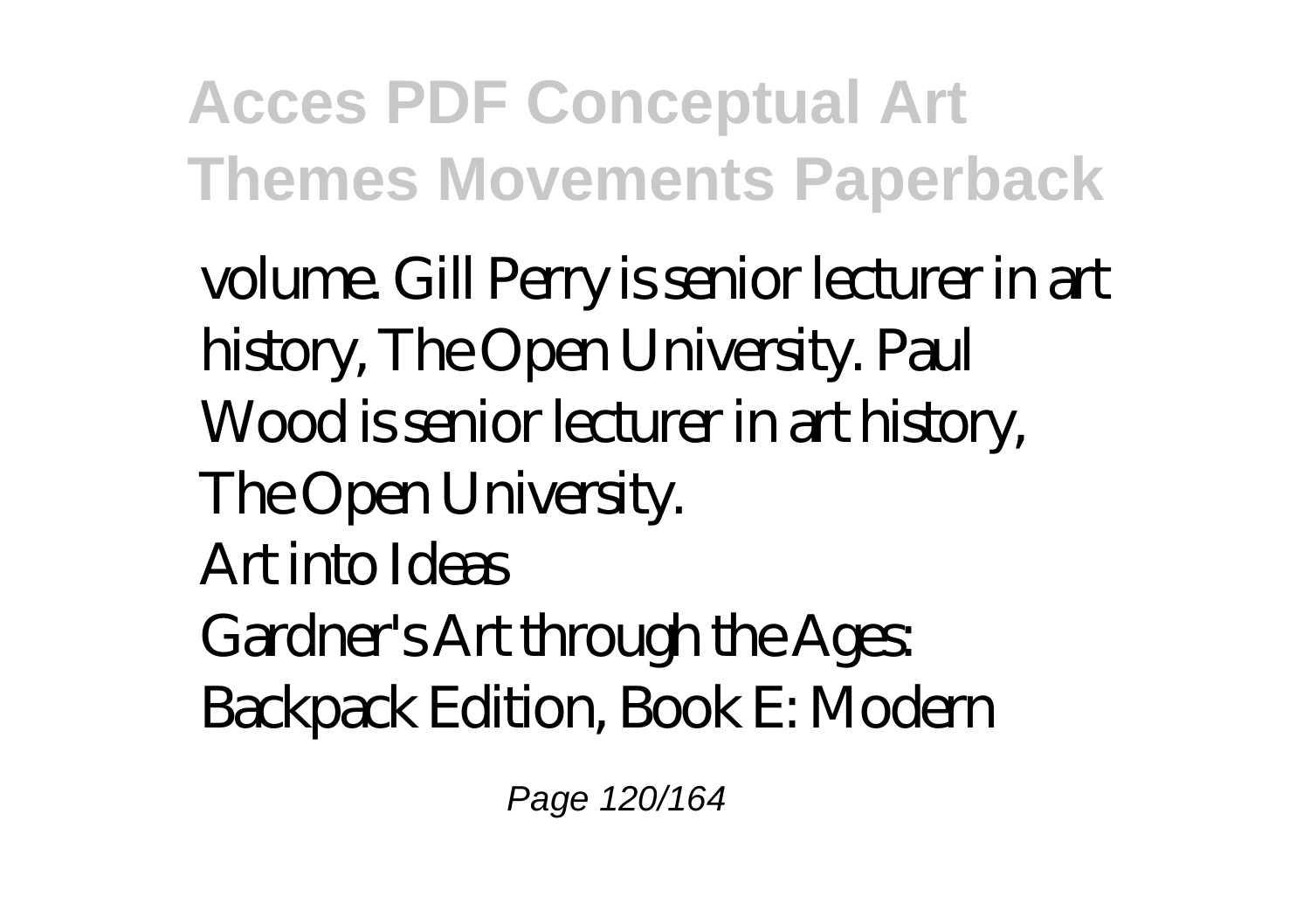volume. Gill Perry is senior lecturer in art history, The Open University. Paul Wood is senior lecturer in art history, The Open University.

Art into Ideas

Gardner's Art through the Ages: Backpack Edition, Book E: Modern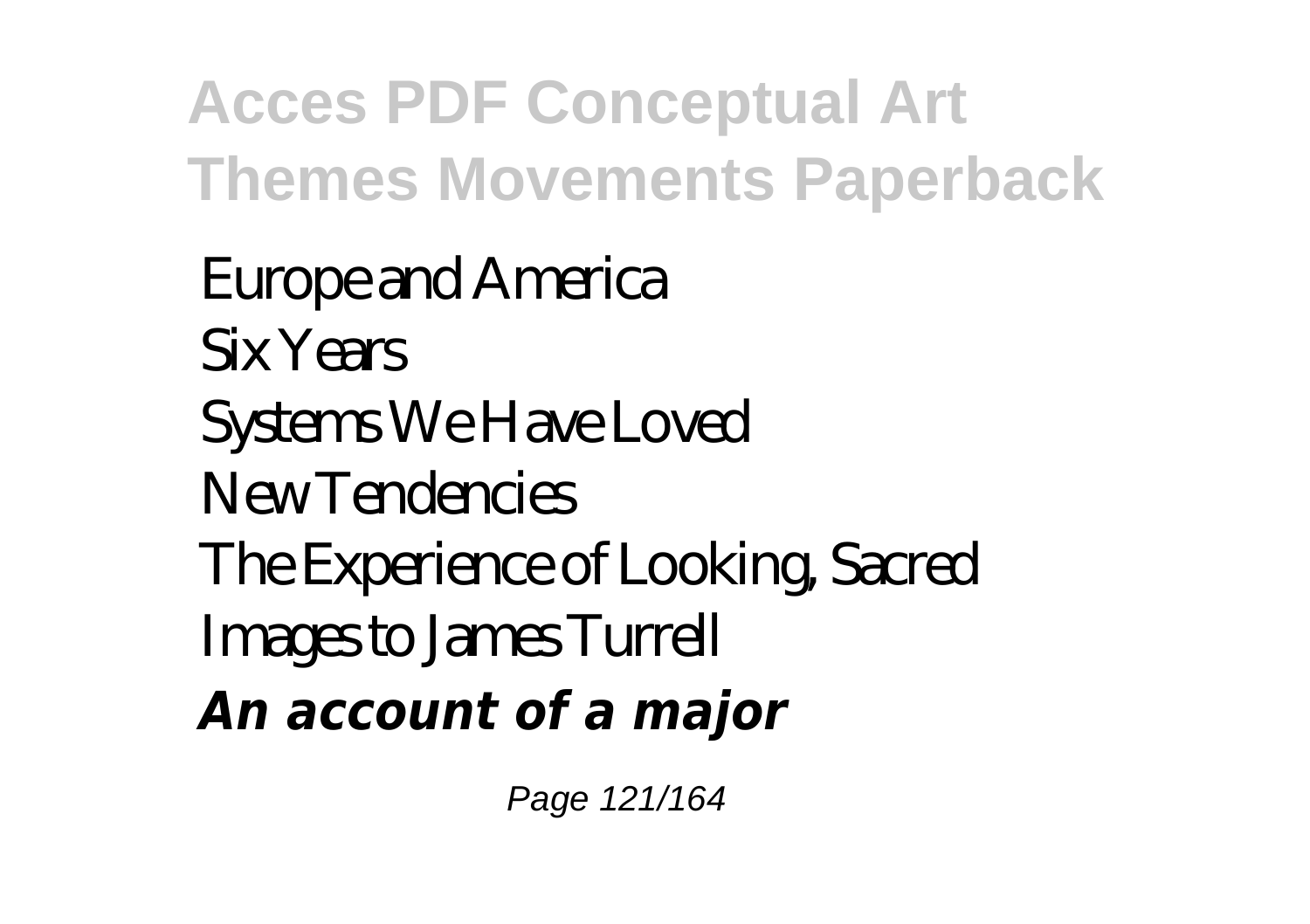Europe and America
Six Years
Systems We Have Loved
New Tendencies
The Experience of Looking, Sacred Images to James Turrell
***An account of a major***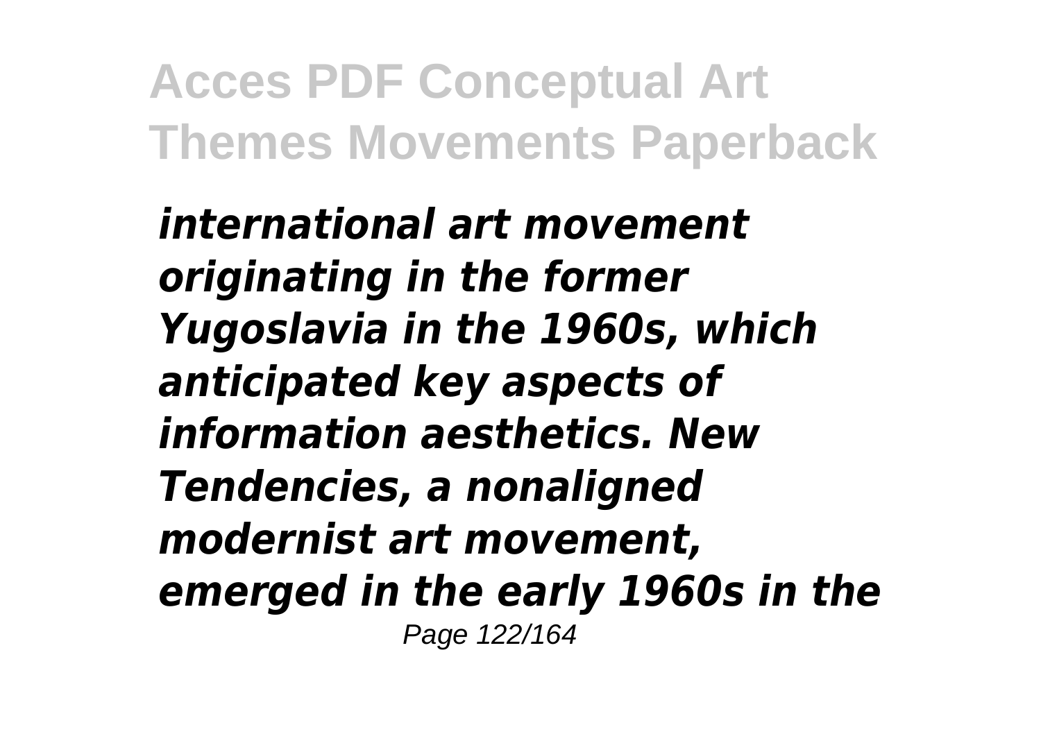*international art movement originating in the former Yugoslavia in the 1960s, which anticipated key aspects of information aesthetics. New Tendencies, a nonaligned modernist art movement, emerged in the early 1960s in the*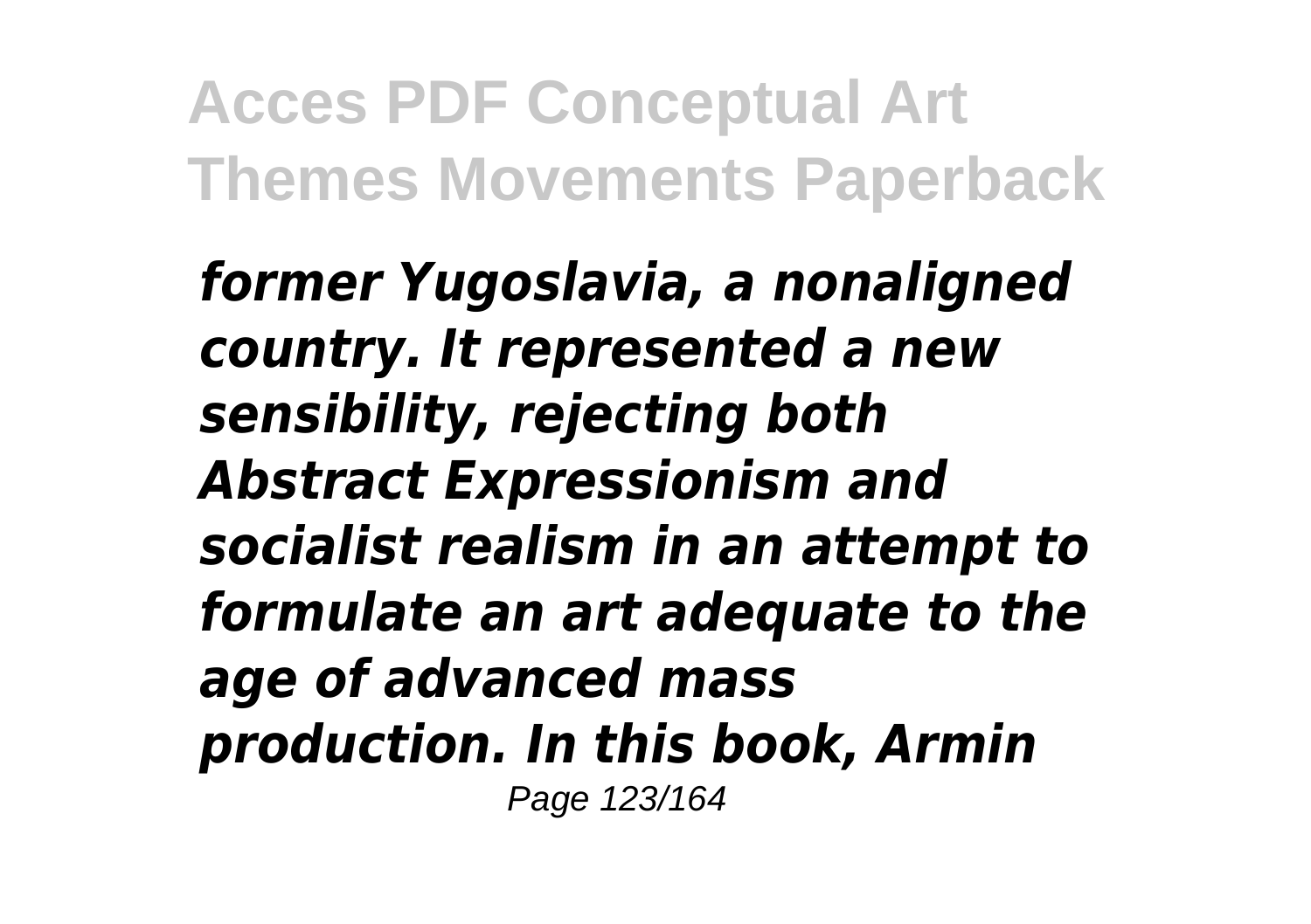*former Yugoslavia, a nonaligned country. It represented a new sensibility, rejecting both Abstract Expressionism and socialist realism in an attempt to formulate an art adequate to the age of advanced mass production. In this book, Armin*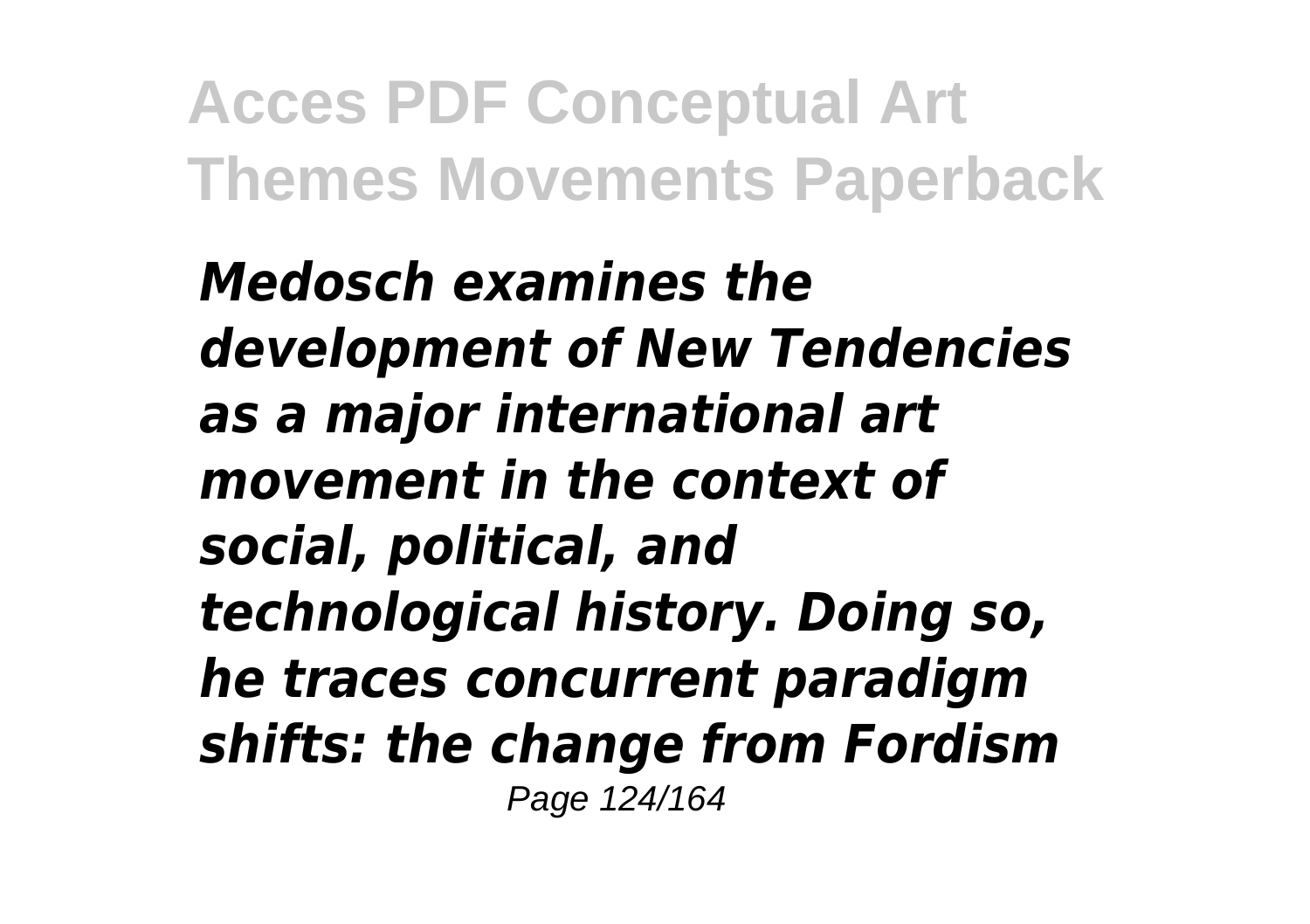*Medosch examines the development of New Tendencies as a major international art movement in the context of social, political, and technological history. Doing so, he traces concurrent paradigm shifts: the change from Fordism*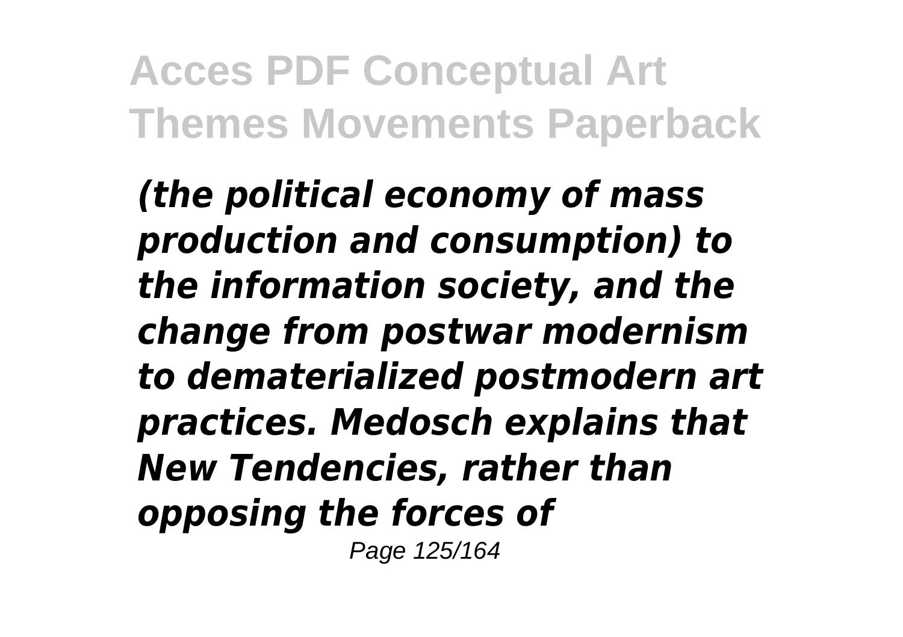*(the political economy of mass production and consumption) to the information society, and the change from postwar modernism to dematerialized postmodern art practices. Medosch explains that New Tendencies, rather than opposing the forces of*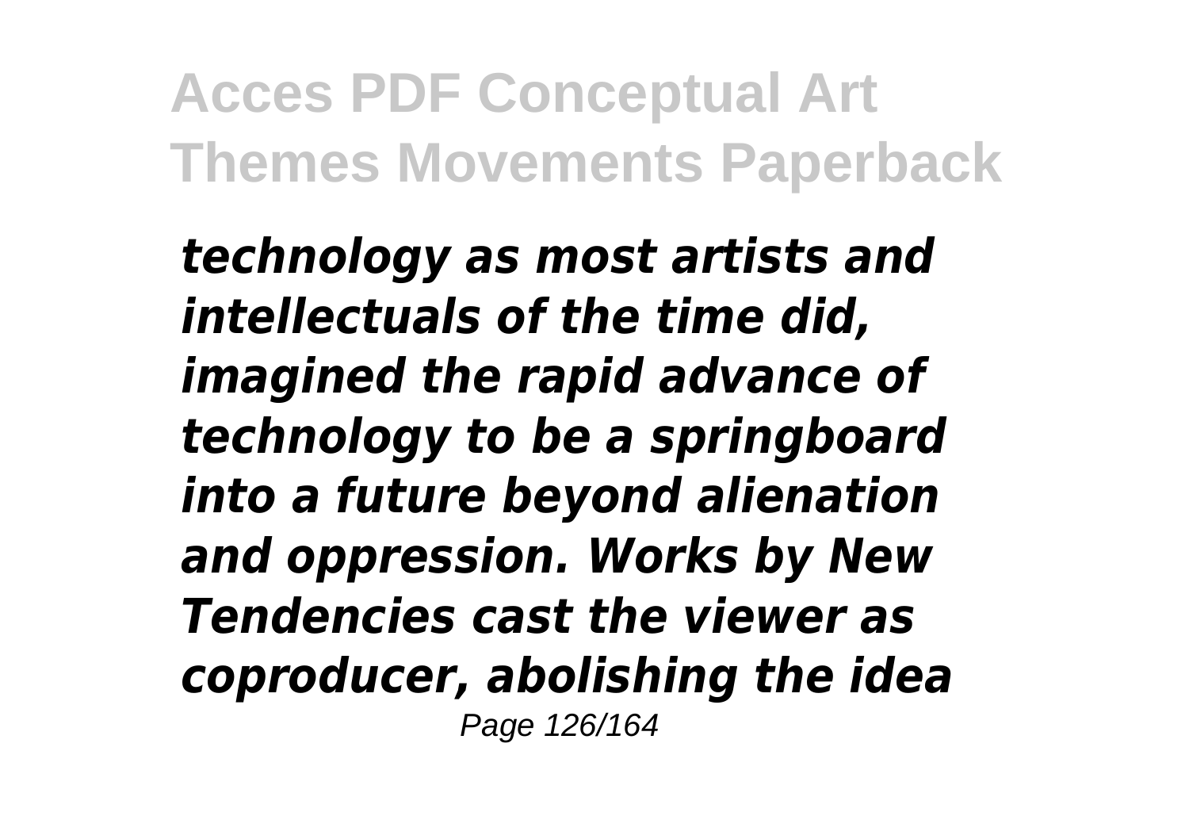*technology as most artists and intellectuals of the time did, imagined the rapid advance of technology to be a springboard into a future beyond alienation and oppression. Works by New Tendencies cast the viewer as coproducer, abolishing the idea*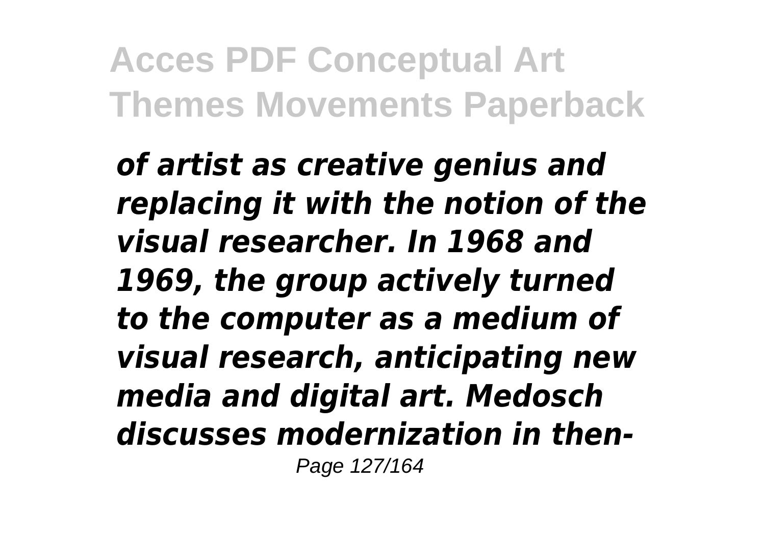*of artist as creative genius and replacing it with the notion of the visual researcher. In 1968 and 1969, the group actively turned to the computer as a medium of visual research, anticipating new media and digital art. Medosch discusses modernization in then-*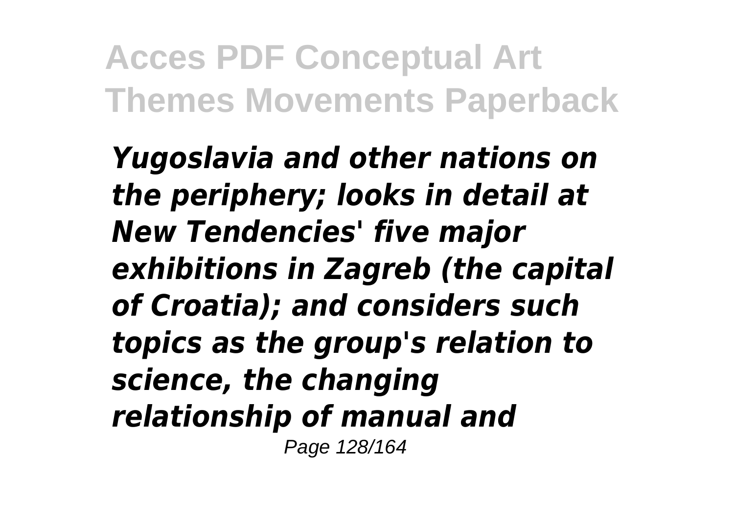*Yugoslavia and other nations on the periphery; looks in detail at New Tendencies' five major exhibitions in Zagreb (the capital of Croatia); and considers such topics as the group's relation to science, the changing relationship of manual and*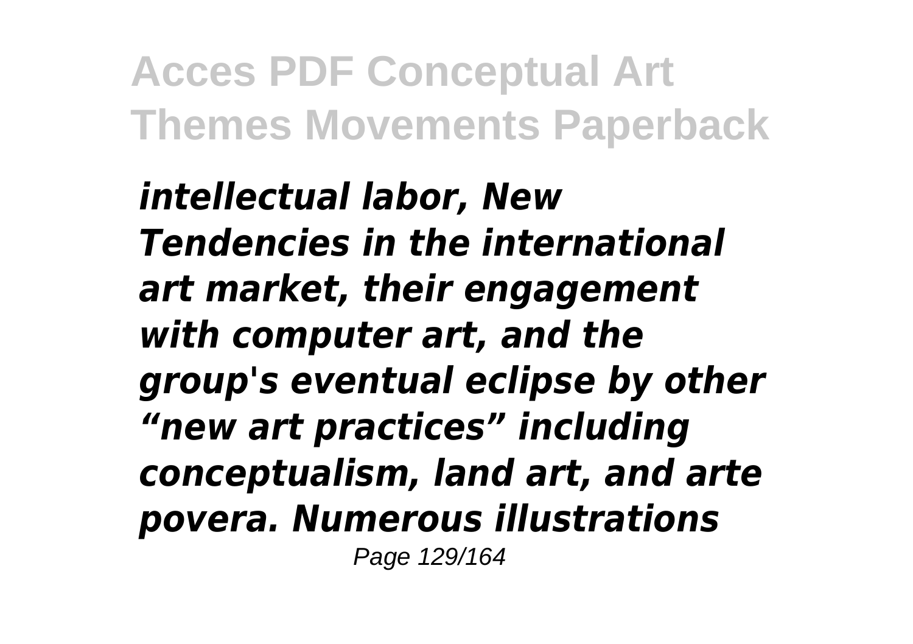*intellectual labor, New Tendencies in the international art market, their engagement with computer art, and the group's eventual eclipse by other "new art practices" including conceptualism, land art, and arte povera. Numerous illustrations*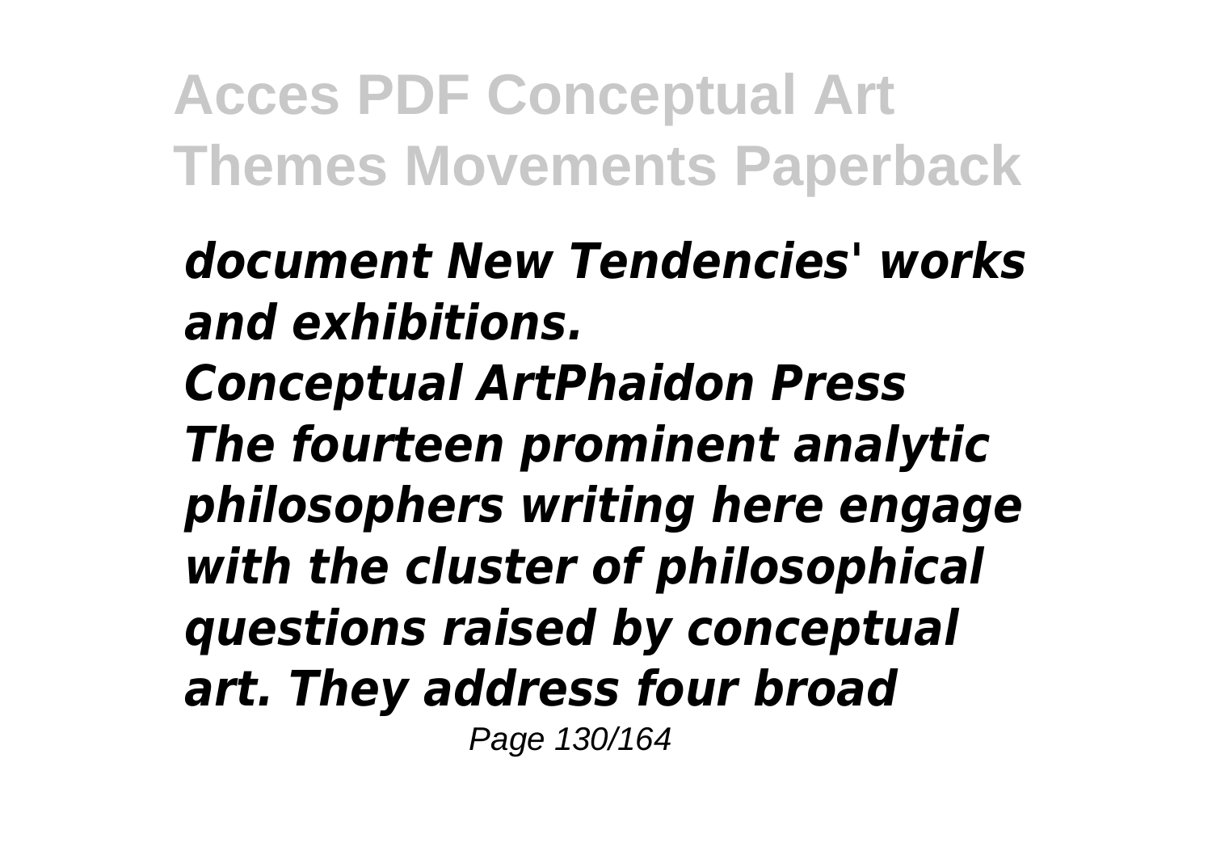*document New Tendencies' works and exhibitions.*

*Conceptual ArtPhaidon Press*

*The fourteen prominent analytic philosophers writing here engage with the cluster of philosophical questions raised by conceptual art. They address four broad*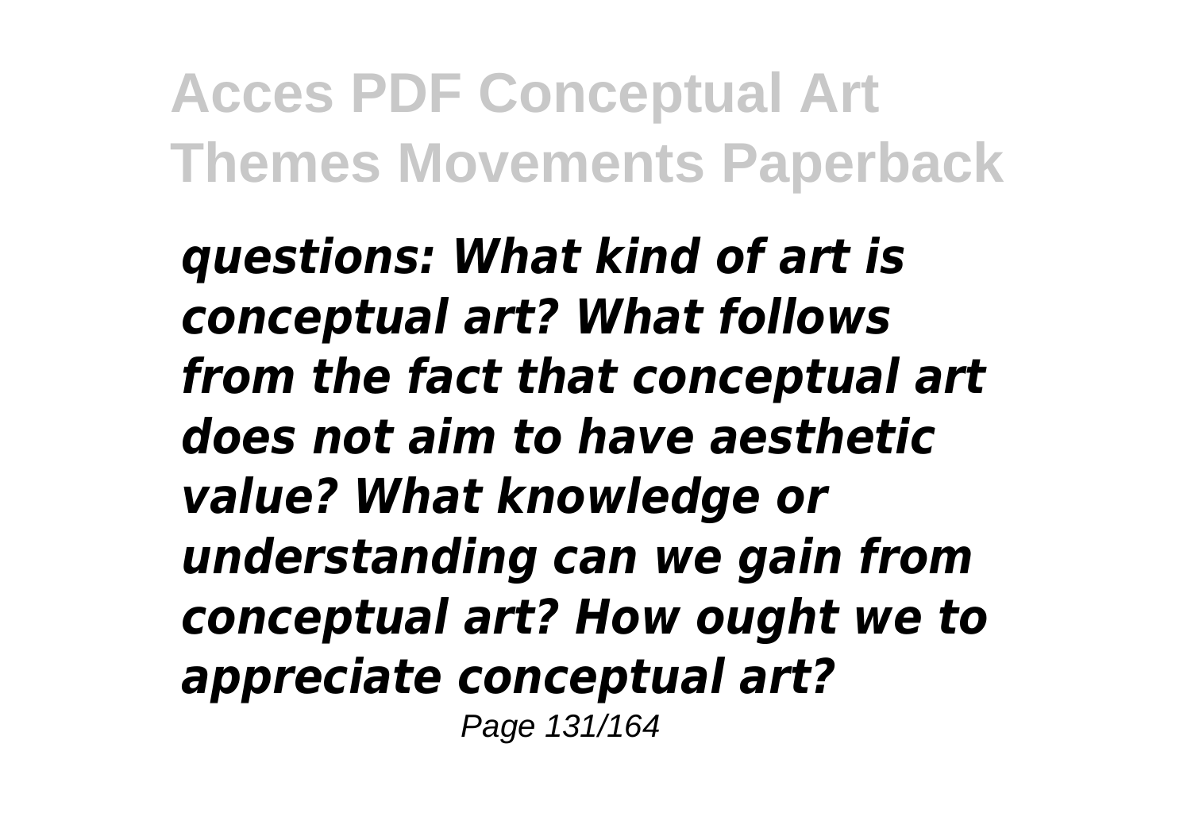*questions: What kind of art is conceptual art? What follows from the fact that conceptual art does not aim to have aesthetic value? What knowledge or understanding can we gain from conceptual art? How ought we to appreciate conceptual art?*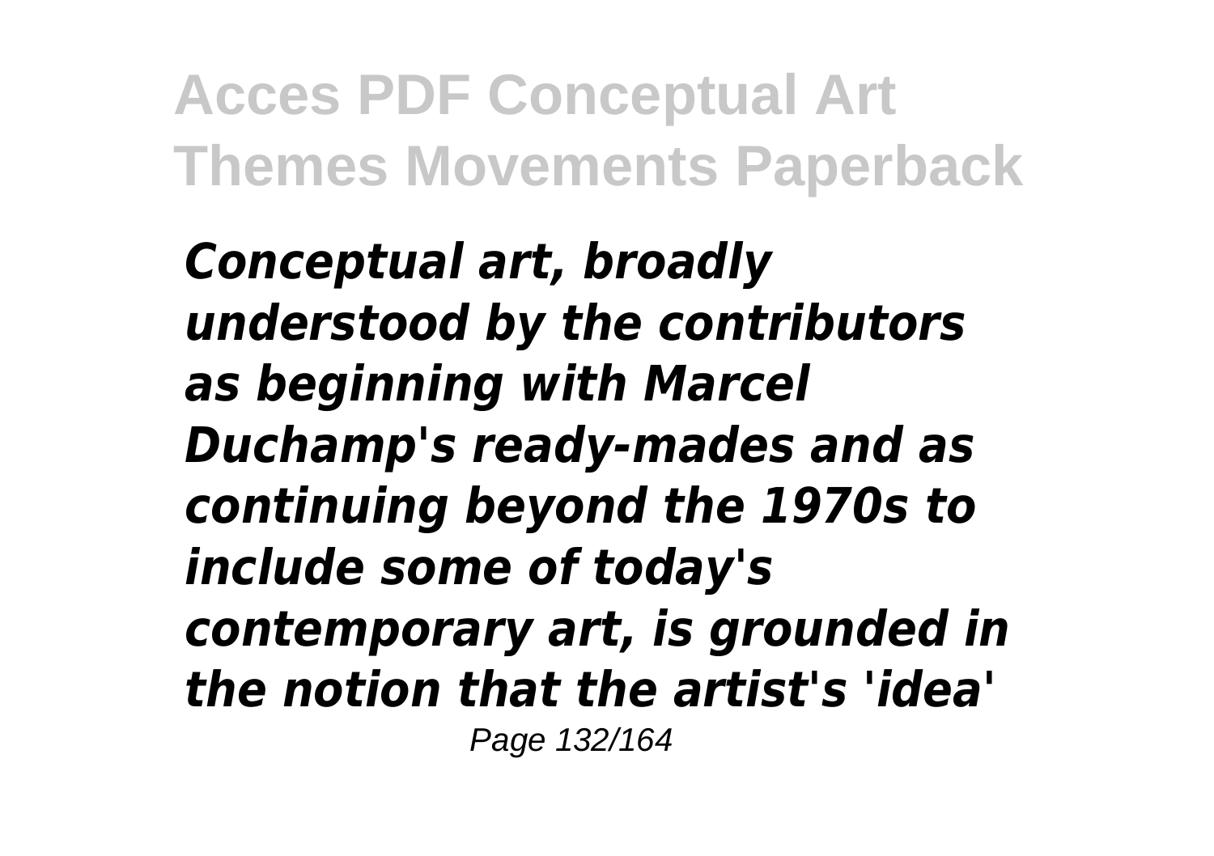*Conceptual art, broadly understood by the contributors as beginning with Marcel Duchamp's ready-mades and as continuing beyond the 1970s to include some of today's contemporary art, is grounded in the notion that the artist's 'idea'*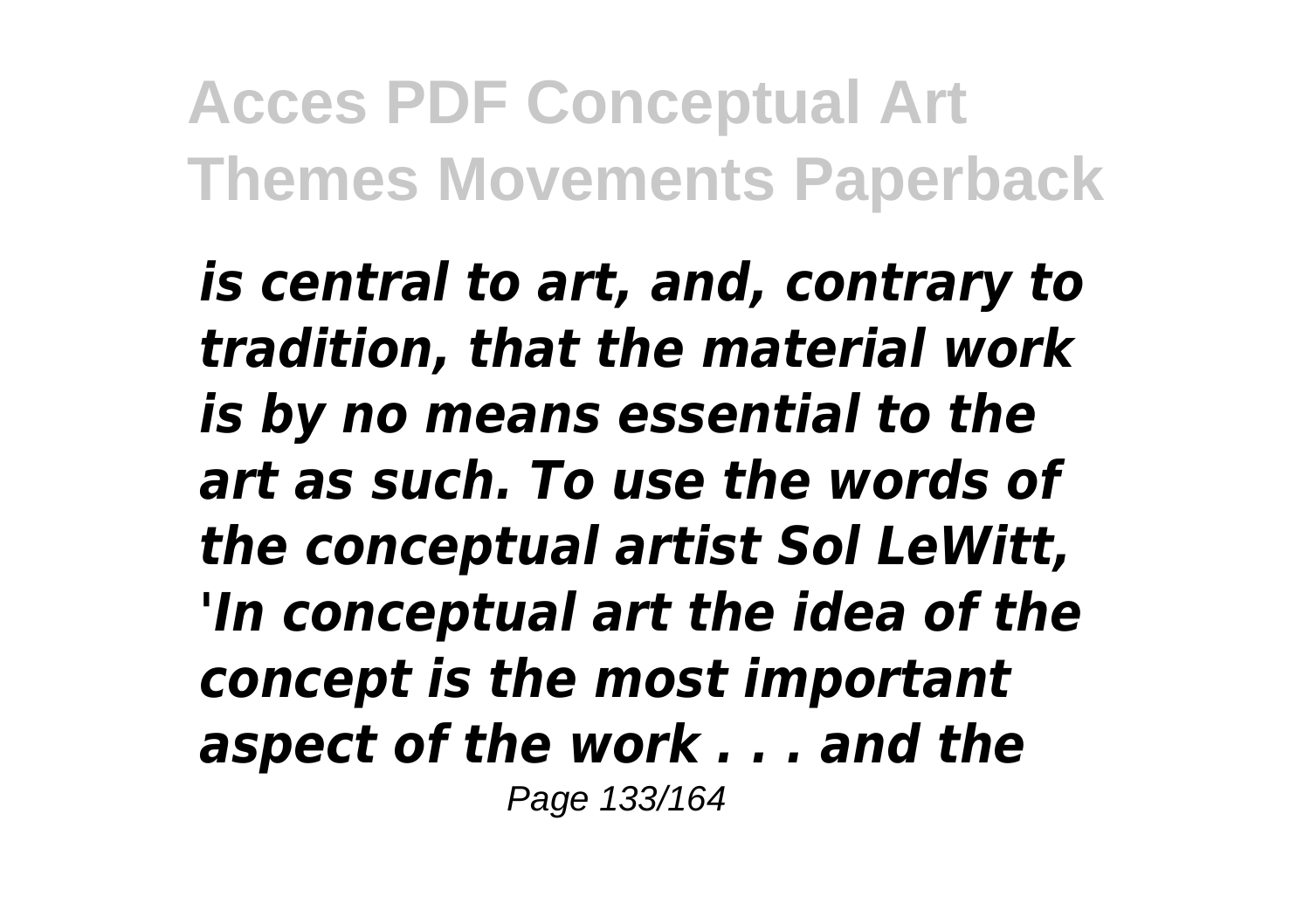*is central to art, and, contrary to tradition, that the material work is by no means essential to the art as such. To use the words of the conceptual artist Sol LeWitt, 'In conceptual art the idea of the concept is the most important aspect of the work . . . and the*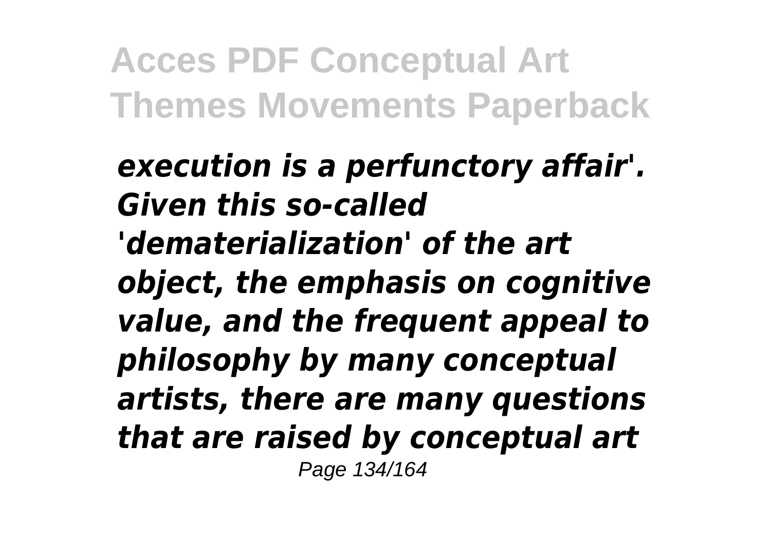***execution is a perfunctory affair'. Given this so-called 'dematerialization' of the art object, the emphasis on cognitive value, and the frequent appeal to philosophy by many conceptual artists, there are many questions that are raised by conceptual art***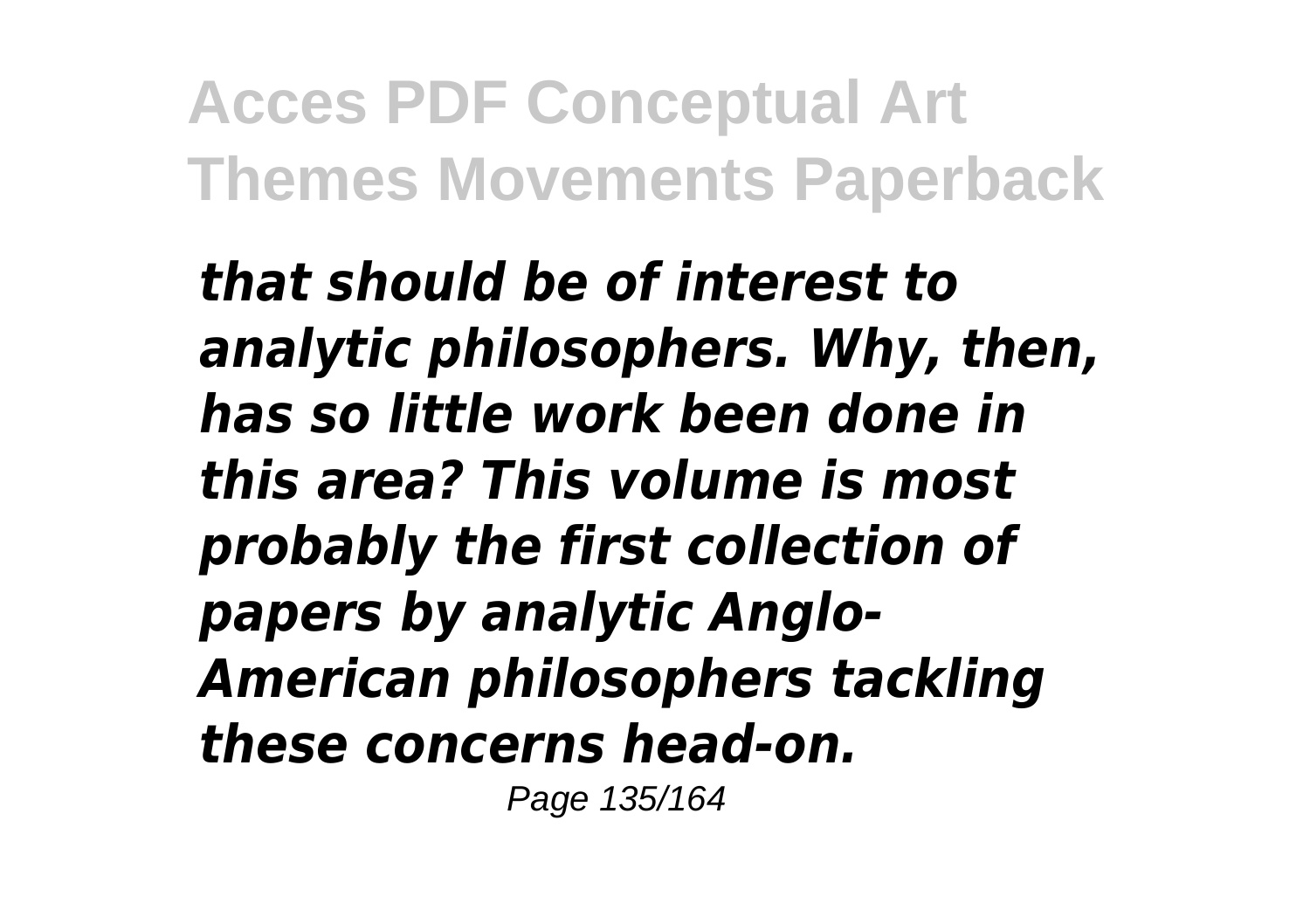*that should be of interest to analytic philosophers. Why, then, has so little work been done in this area? This volume is most probably the first collection of papers by analytic Anglo-American philosophers tackling these concerns head-on.*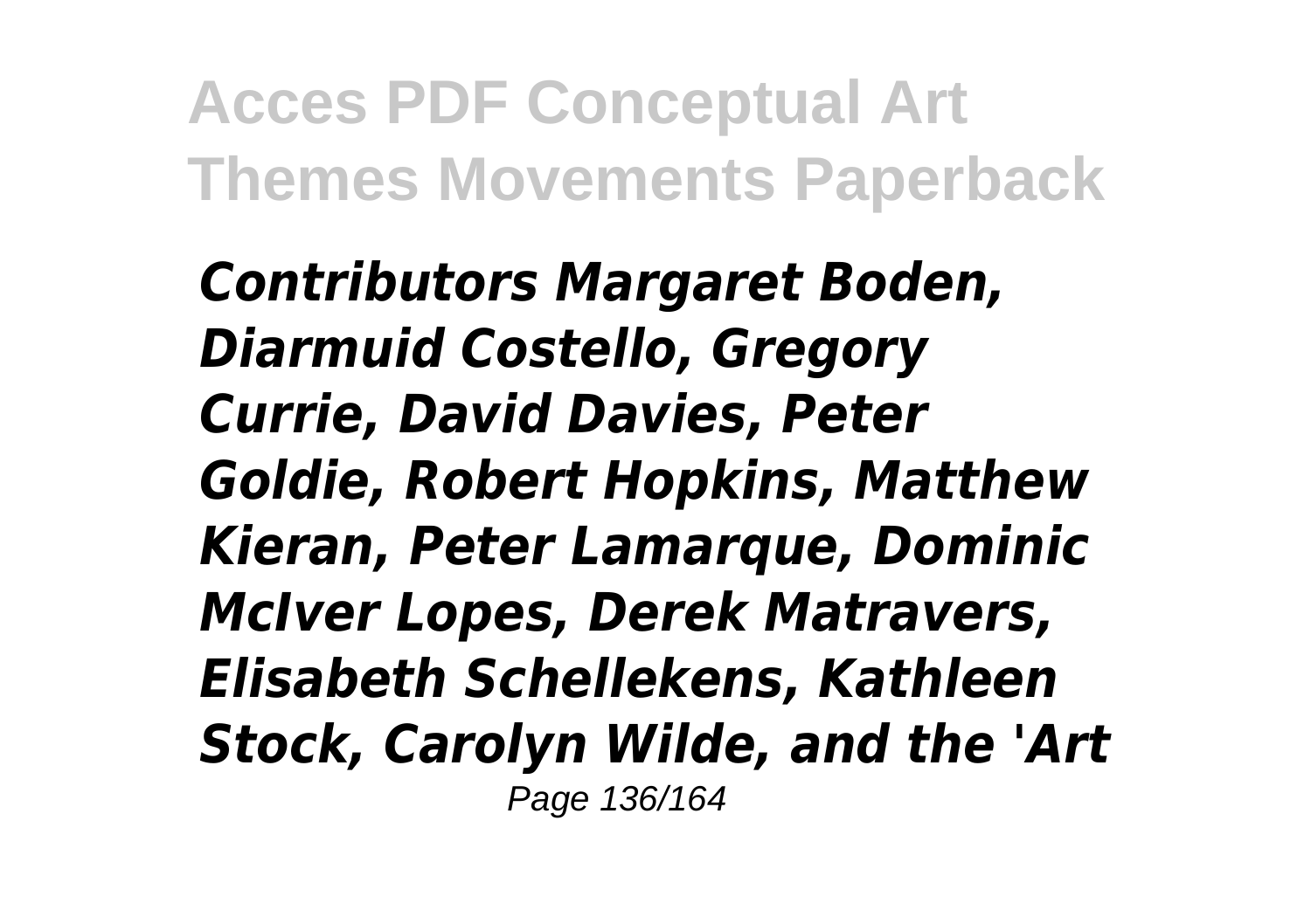*Contributors Margaret Boden, Diarmuid Costello, Gregory Currie, David Davies, Peter Goldie, Robert Hopkins, Matthew Kieran, Peter Lamarque, Dominic McIver Lopes, Derek Matravers, Elisabeth Schellekens, Kathleen Stock, Carolyn Wilde, and the 'Art*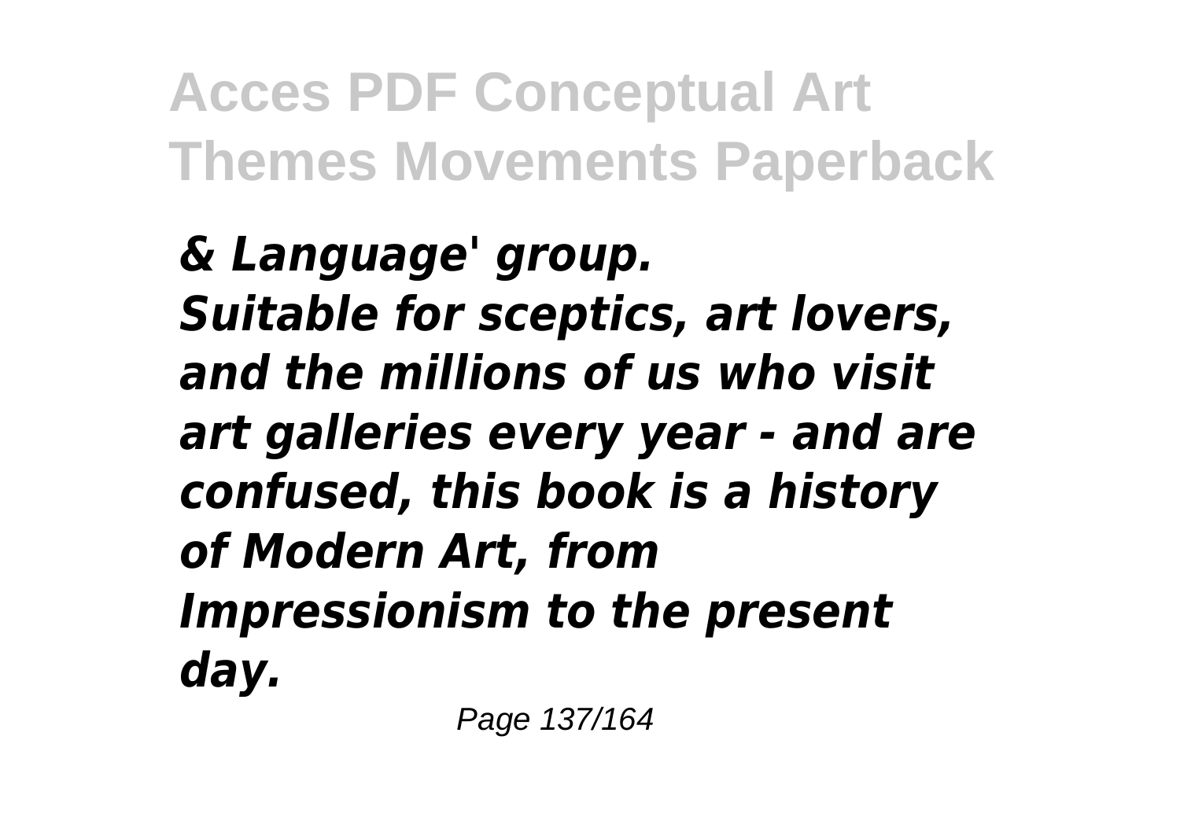*& Language' group.*

*Suitable for sceptics, art lovers, and the millions of us who visit art galleries every year - and are confused, this book is a history of Modern Art, from Impressionism to the present day.*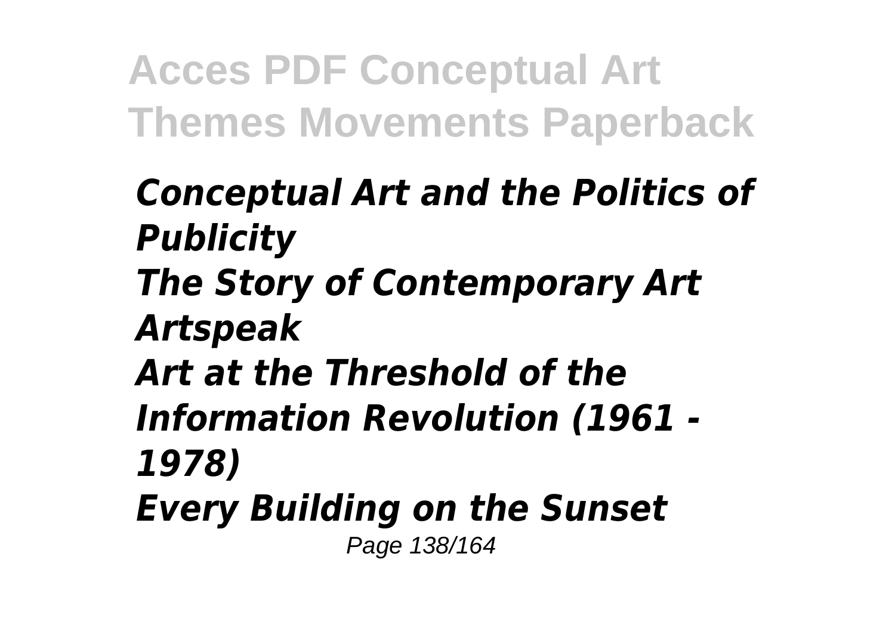*Conceptual Art and the Politics of Publicity*
*The Story of Contemporary Art*
*Artspeak*
*Art at the Threshold of the Information Revolution (1961 - 1978)*
*Every Building on the Sunset*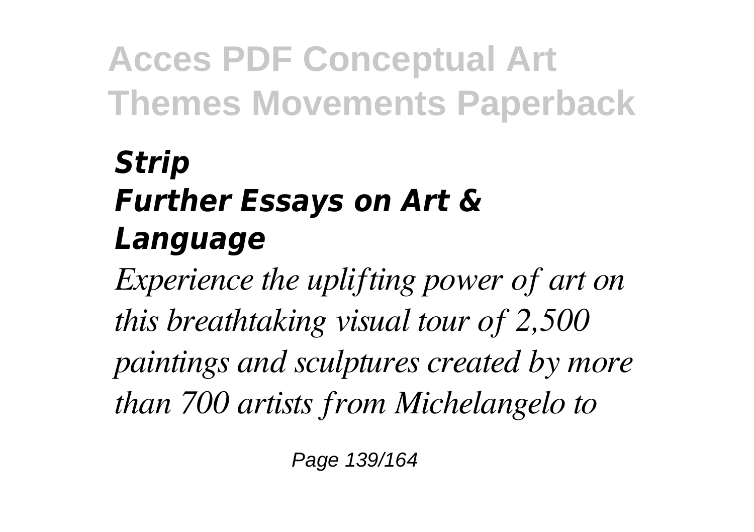***Strip***
***Further Essays on Art & Language***

*Experience the uplifting power of art on this breathtaking visual tour of 2,500 paintings and sculptures created by more than 700 artists from Michelangelo to*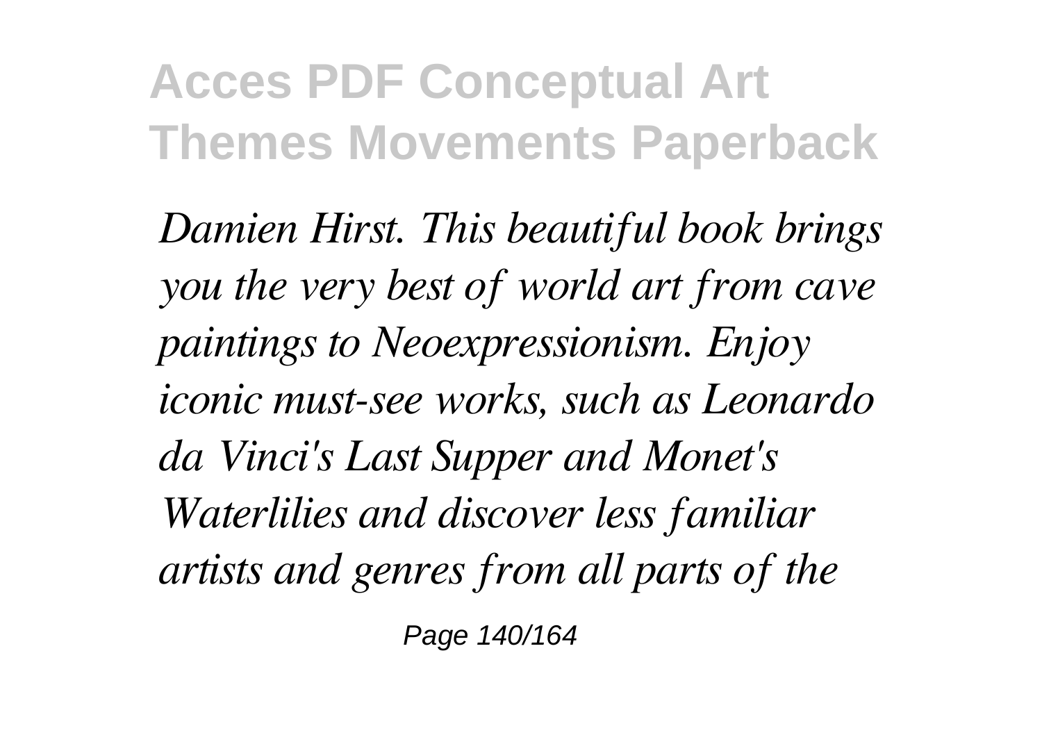*Damien Hirst. This beautiful book brings you the very best of world art from cave paintings to Neoexpressionism. Enjoy iconic must-see works, such as Leonardo da Vinci's Last Supper and Monet's Waterlilies and discover less familiar artists and genres from all parts of the*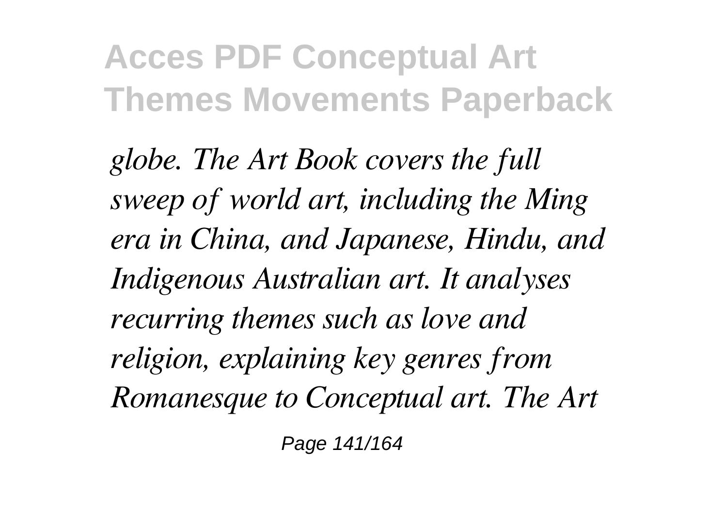*globe. The Art Book covers the full sweep of world art, including the Ming era in China, and Japanese, Hindu, and Indigenous Australian art. It analyses recurring themes such as love and religion, explaining key genres from Romanesque to Conceptual art. The Art*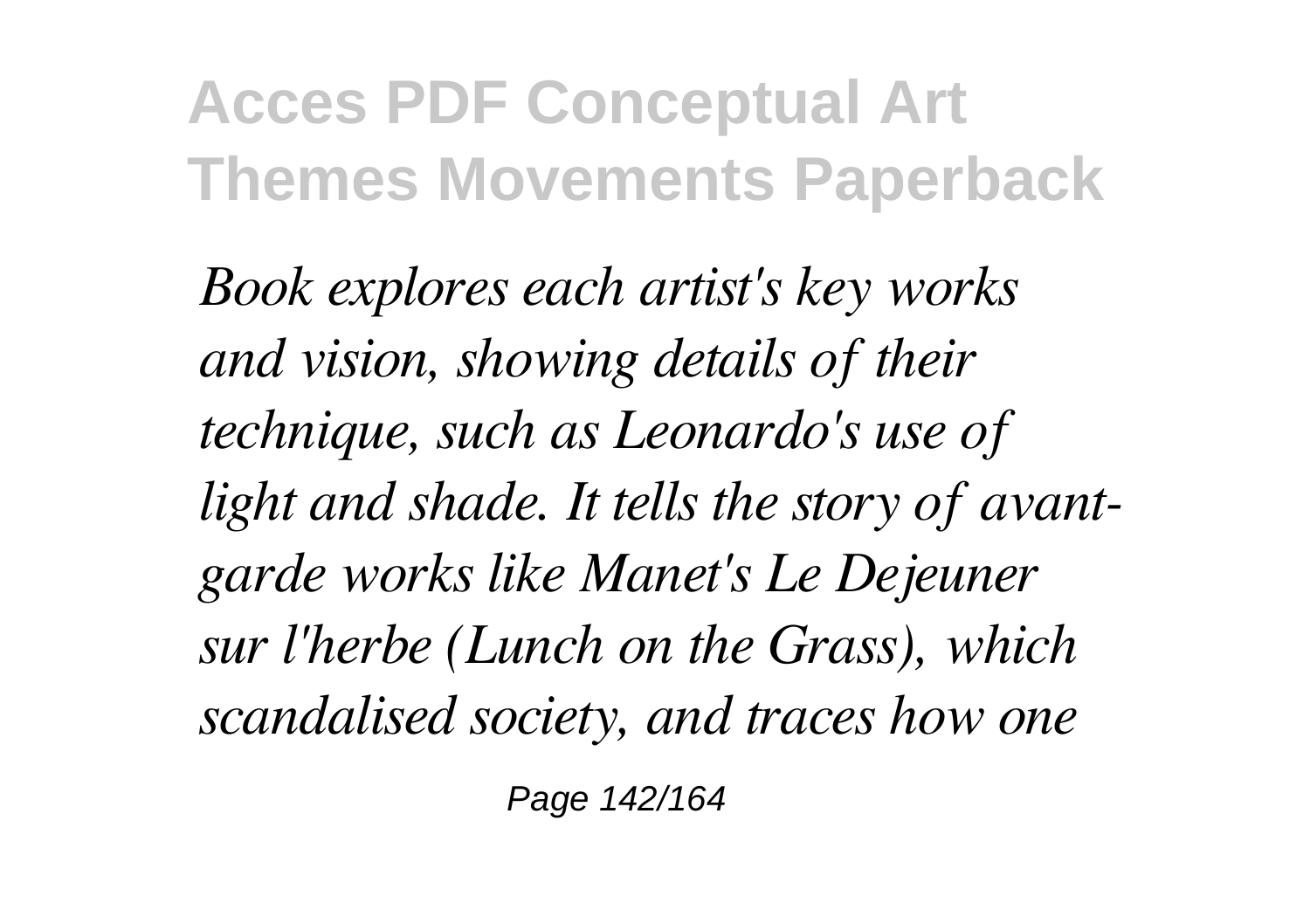*Book explores each artist's key works and vision, showing details of their technique, such as Leonardo's use of light and shade. It tells the story of avant-garde works like Manet's Le Dejeuner sur l'herbe (Lunch on the Grass), which scandalised society, and traces how one*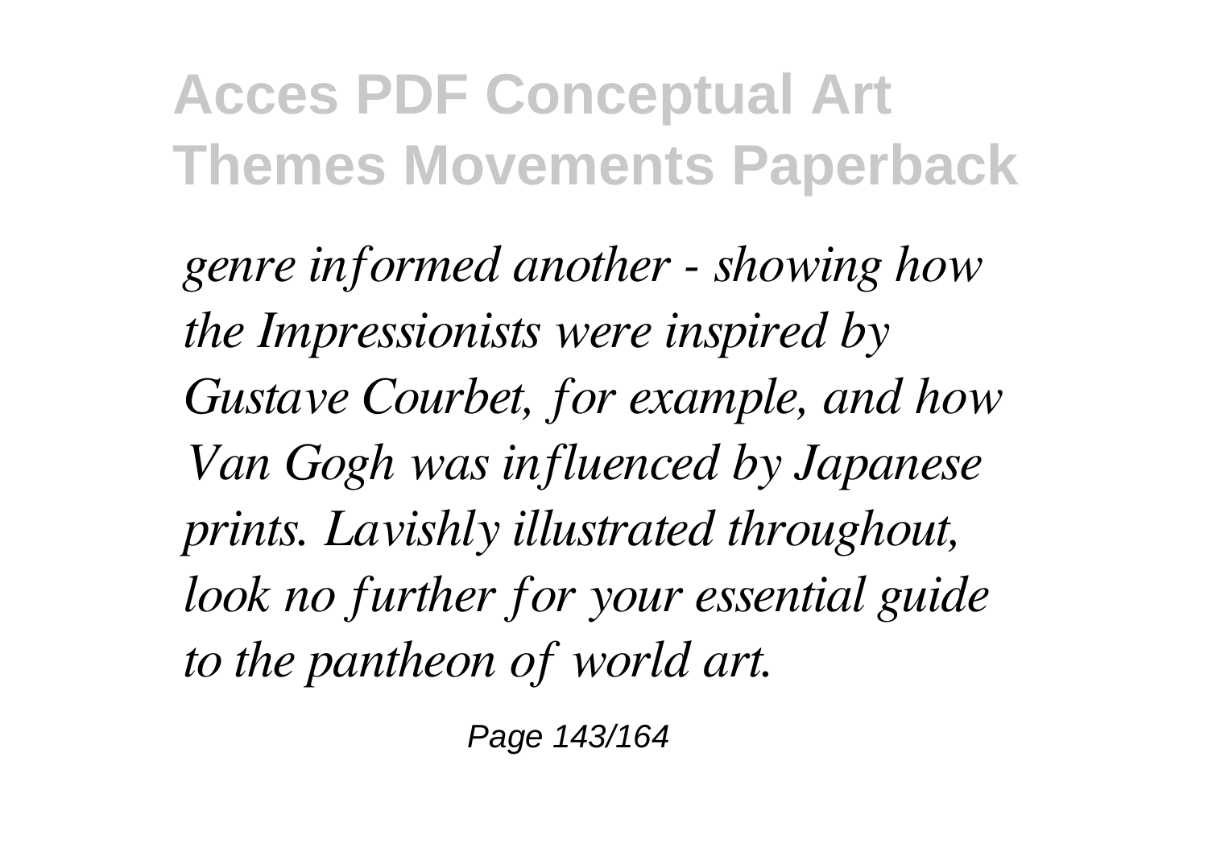*genre informed another - showing how the Impressionists were inspired by Gustave Courbet, for example, and how Van Gogh was influenced by Japanese prints. Lavishly illustrated throughout, look no further for your essential guide to the pantheon of world art.*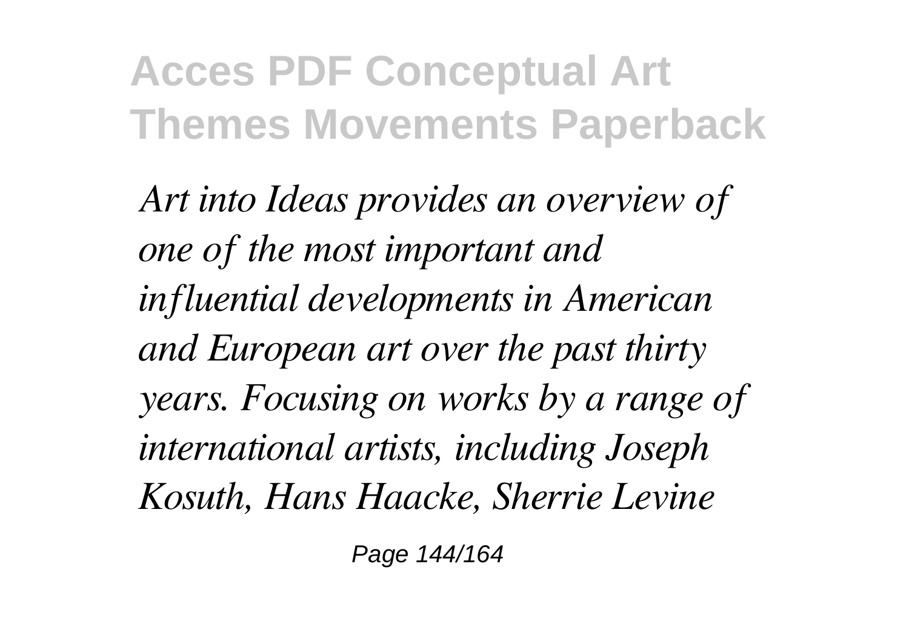*Art into Ideas provides an overview of one of the most important and influential developments in American and European art over the past thirty years. Focusing on works by a range of international artists, including Joseph Kosuth, Hans Haacke, Sherrie Levine*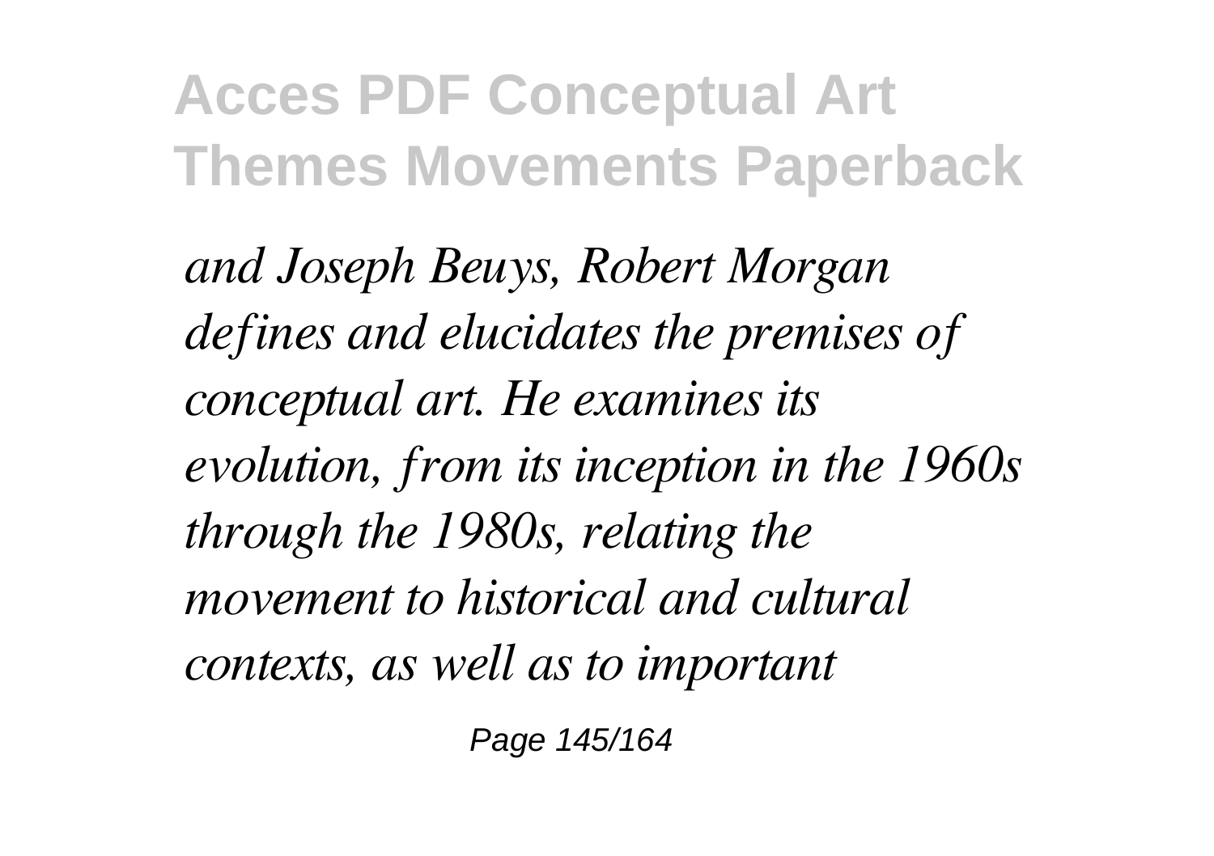*and Joseph Beuys, Robert Morgan defines and elucidates the premises of conceptual art. He examines its evolution, from its inception in the 1960s through the 1980s, relating the movement to historical and cultural contexts, as well as to important*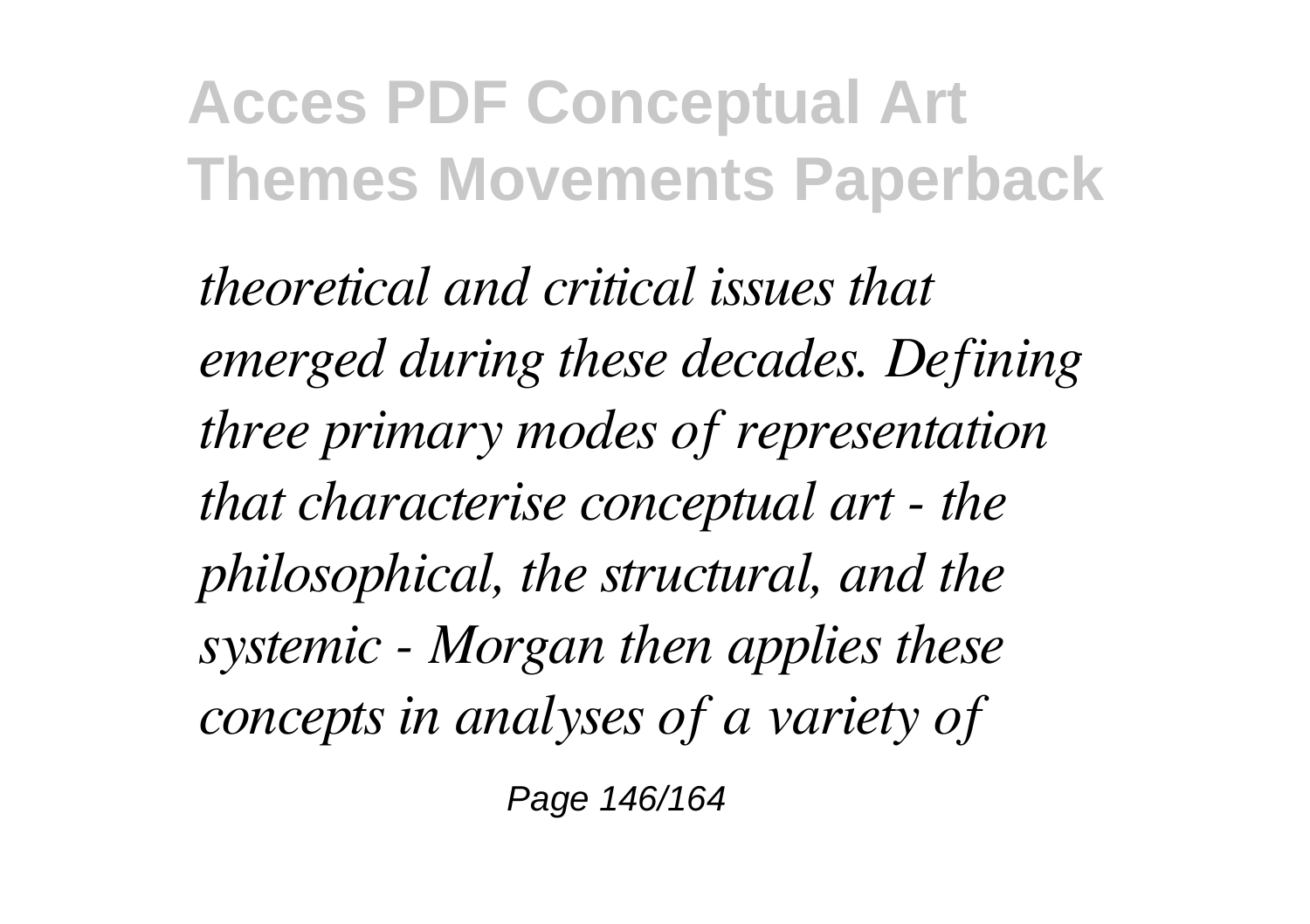*theoretical and critical issues that emerged during these decades. Defining three primary modes of representation that characterise conceptual art - the philosophical, the structural, and the systemic - Morgan then applies these concepts in analyses of a variety of*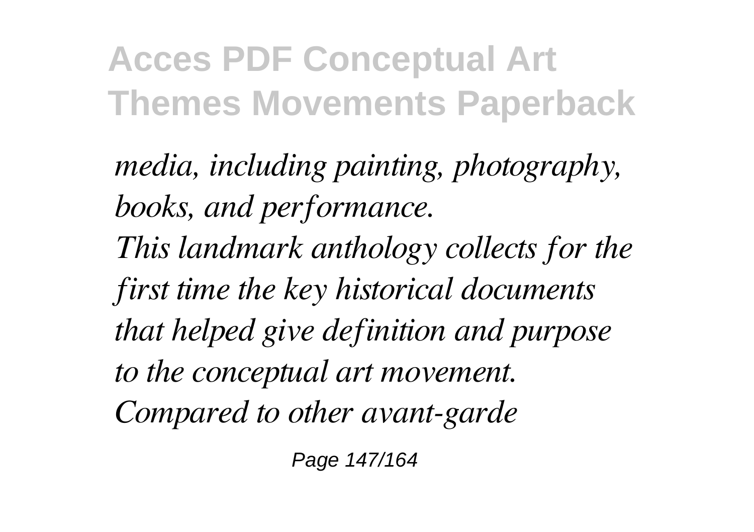*media, including painting, photography, books, and performance.*

*This landmark anthology collects for the first time the key historical documents that helped give definition and purpose to the conceptual art movement. Compared to other avant-garde*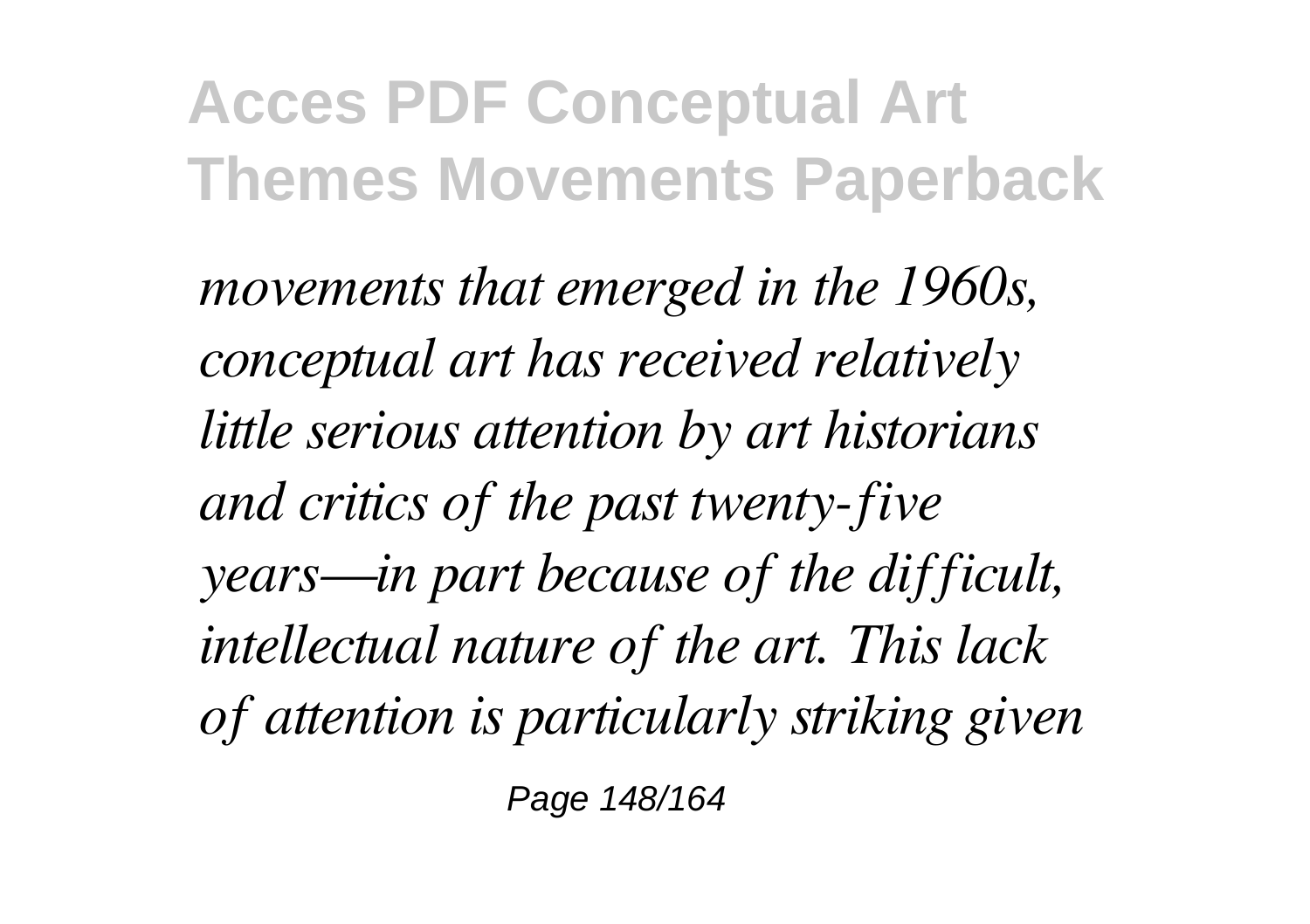*movements that emerged in the 1960s, conceptual art has received relatively little serious attention by art historians and critics of the past twenty-five years—in part because of the difficult, intellectual nature of the art. This lack of attention is particularly striking given*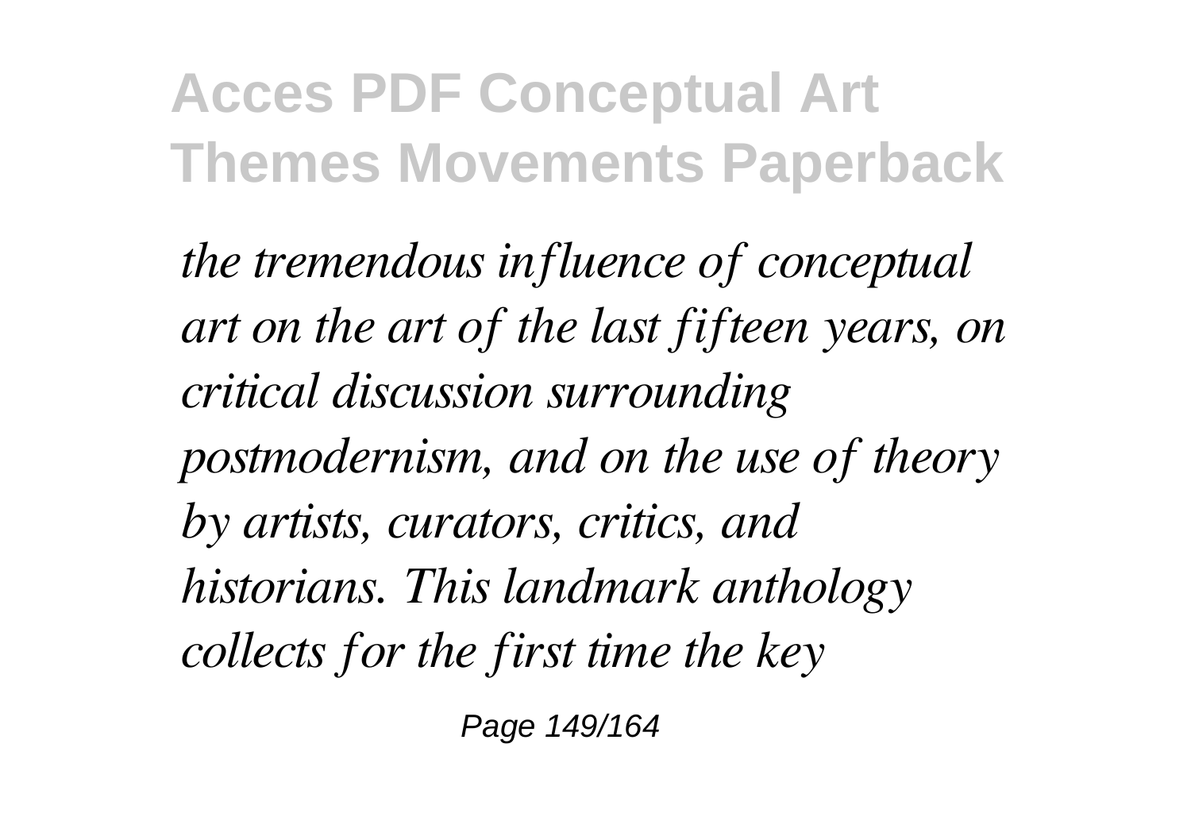*the tremendous influence of conceptual art on the art of the last fifteen years, on critical discussion surrounding postmodernism, and on the use of theory by artists, curators, critics, and historians. This landmark anthology collects for the first time the key*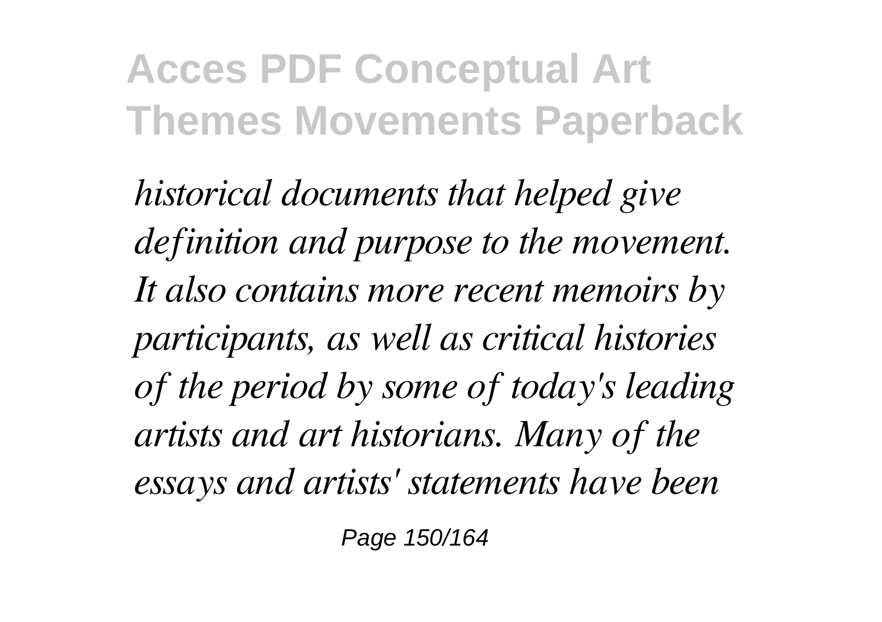*historical documents that helped give definition and purpose to the movement. It also contains more recent memoirs by participants, as well as critical histories of the period by some of today's leading artists and art historians. Many of the essays and artists' statements have been*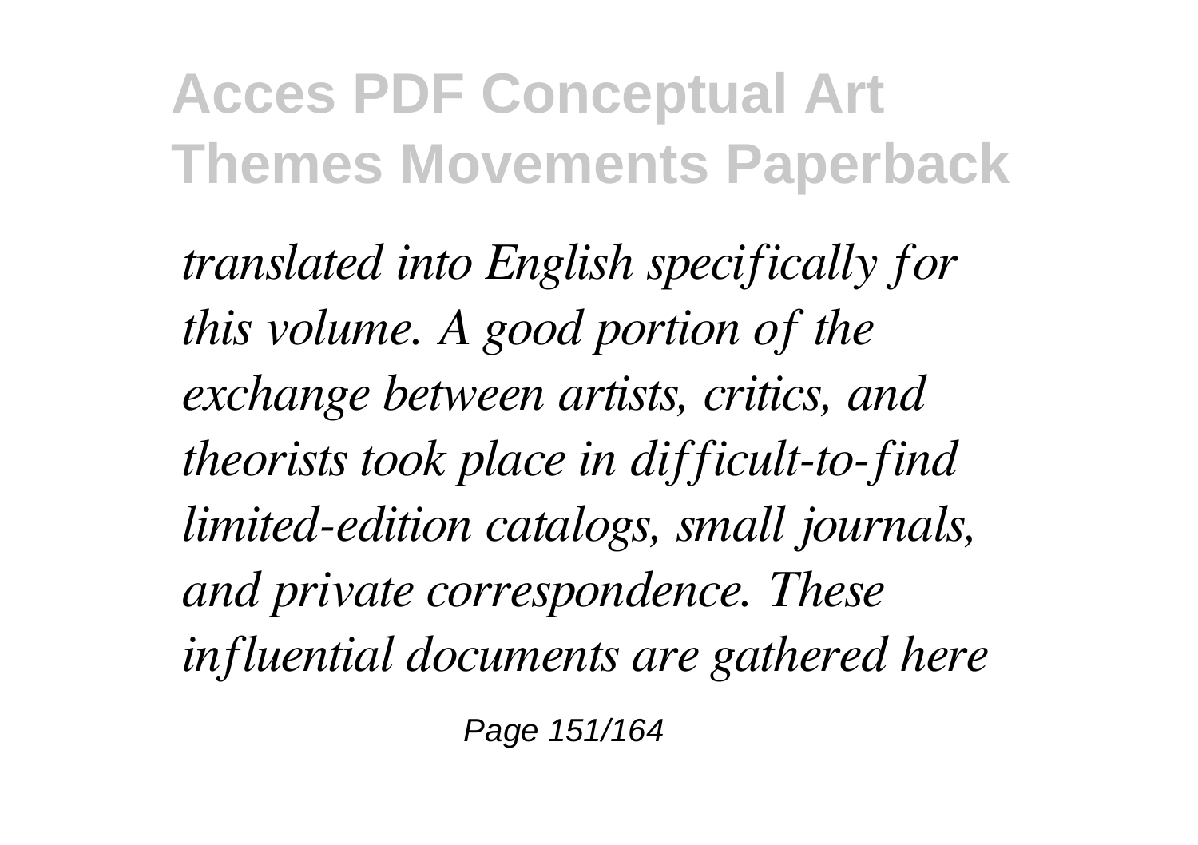*translated into English specifically for this volume. A good portion of the exchange between artists, critics, and theorists took place in difficult-to-find limited-edition catalogs, small journals, and private correspondence. These influential documents are gathered here*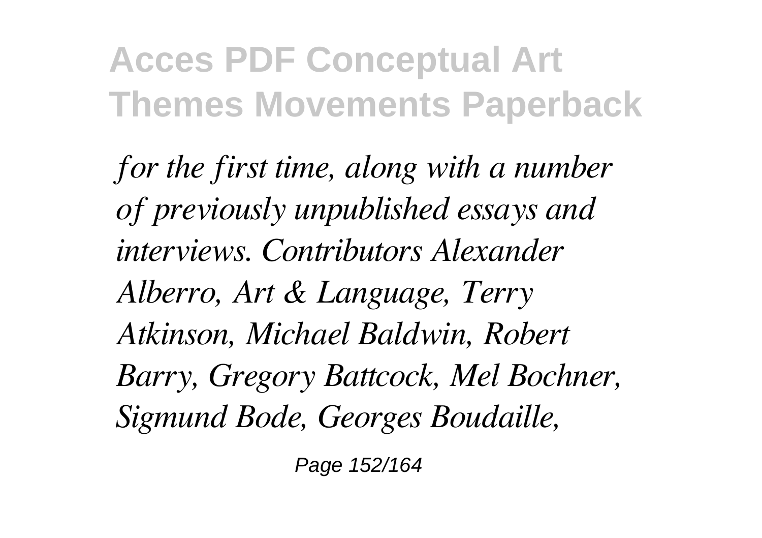*for the first time, along with a number of previously unpublished essays and interviews. Contributors Alexander Alberro, Art & Language, Terry Atkinson, Michael Baldwin, Robert Barry, Gregory Battcock, Mel Bochner, Sigmund Bode, Georges Boudaille,*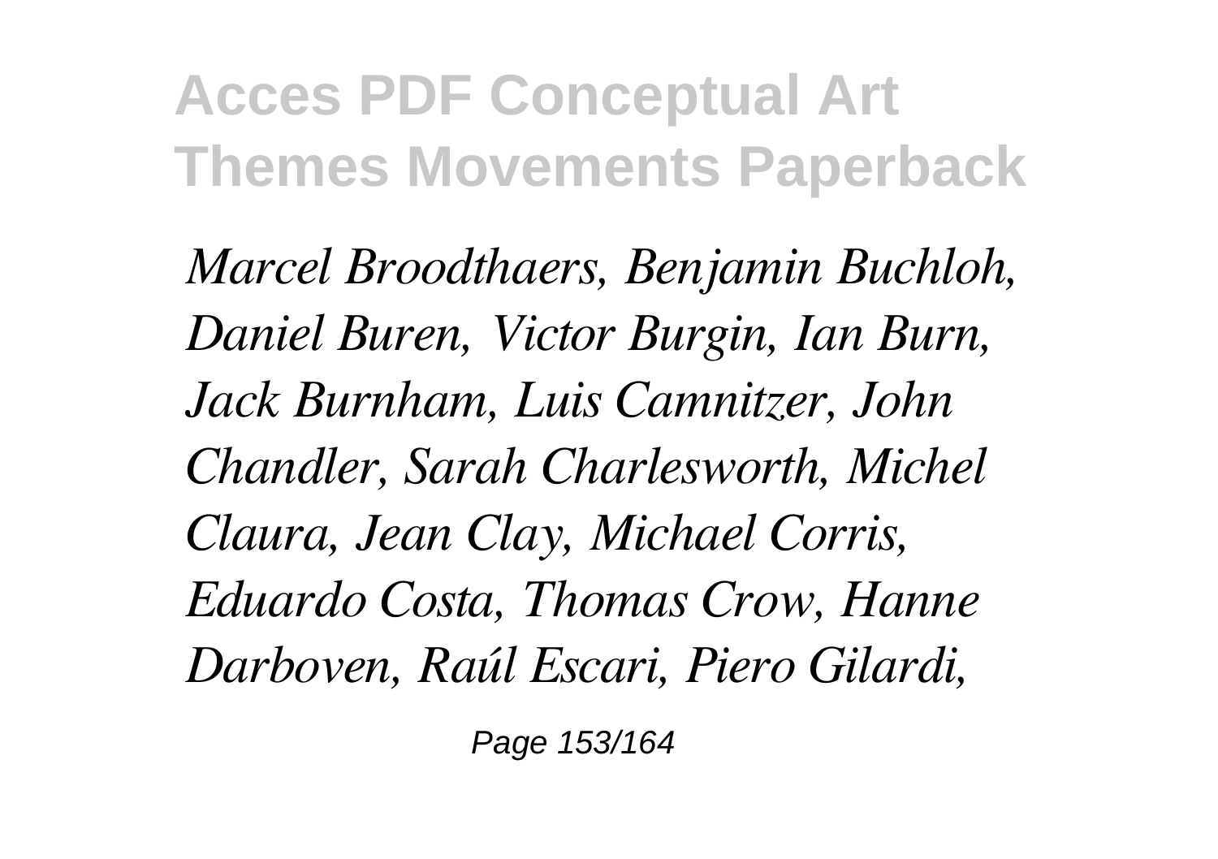*Marcel Broodthaers, Benjamin Buchloh, Daniel Buren, Victor Burgin, Ian Burn, Jack Burnham, Luis Camnitzer, John Chandler, Sarah Charlesworth, Michel Claura, Jean Clay, Michael Corris, Eduardo Costa, Thomas Crow, Hanne Darboven, Raúl Escari, Piero Gilardi,*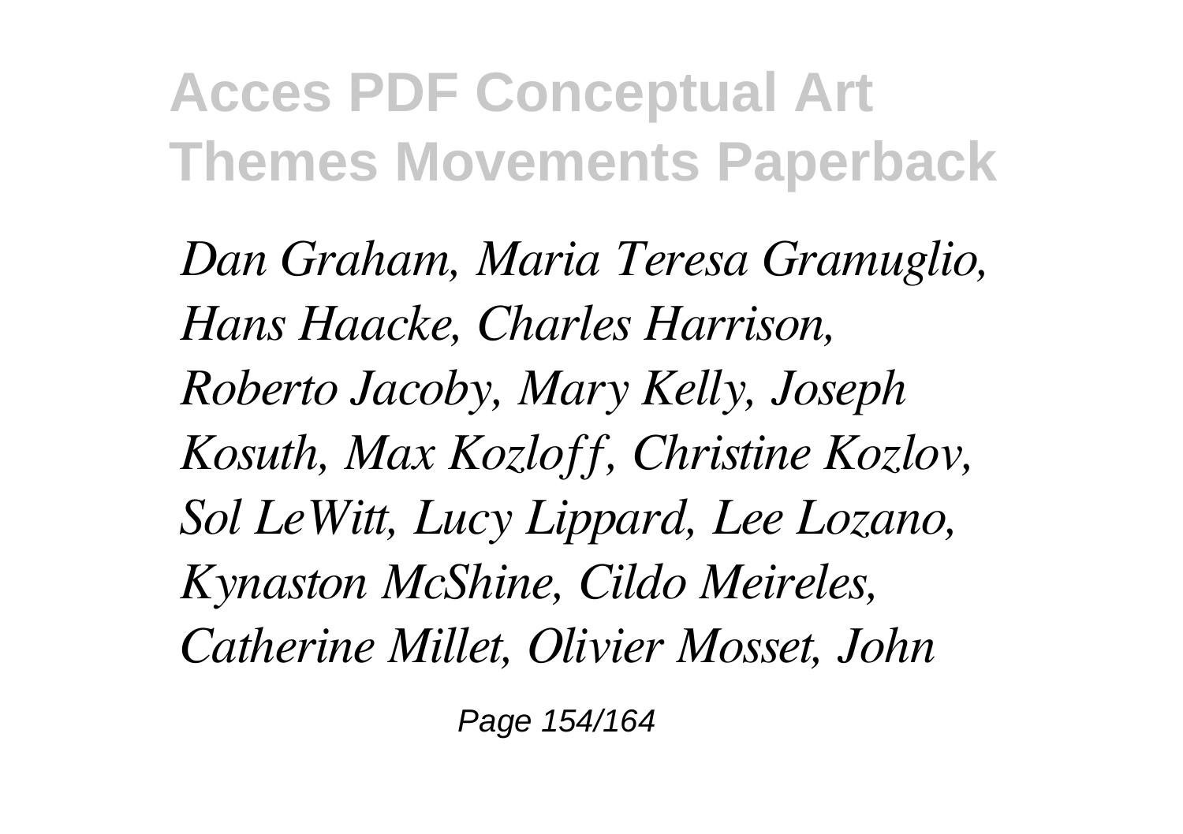*Dan Graham, Maria Teresa Gramuglio, Hans Haacke, Charles Harrison, Roberto Jacoby, Mary Kelly, Joseph Kosuth, Max Kozloff, Christine Kozlov, Sol LeWitt, Lucy Lippard, Lee Lozano, Kynaston McShine, Cildo Meireles, Catherine Millet, Olivier Mosset, John*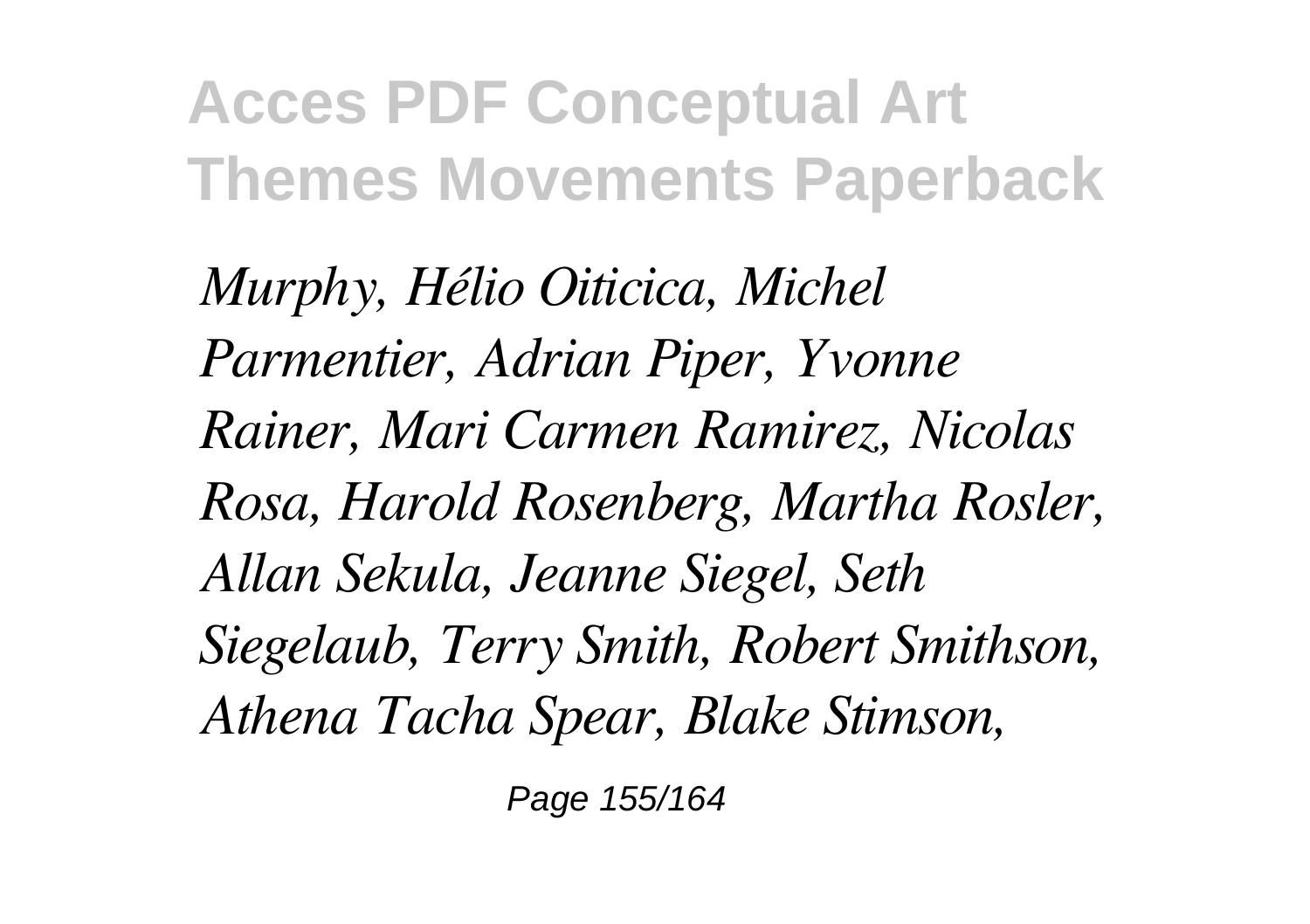*Murphy, Hélio Oiticica, Michel Parmentier, Adrian Piper, Yvonne Rainer, Mari Carmen Ramirez, Nicolas Rosa, Harold Rosenberg, Martha Rosler, Allan Sekula, Jeanne Siegel, Seth Siegelaub, Terry Smith, Robert Smithson, Athena Tacha Spear, Blake Stimson,*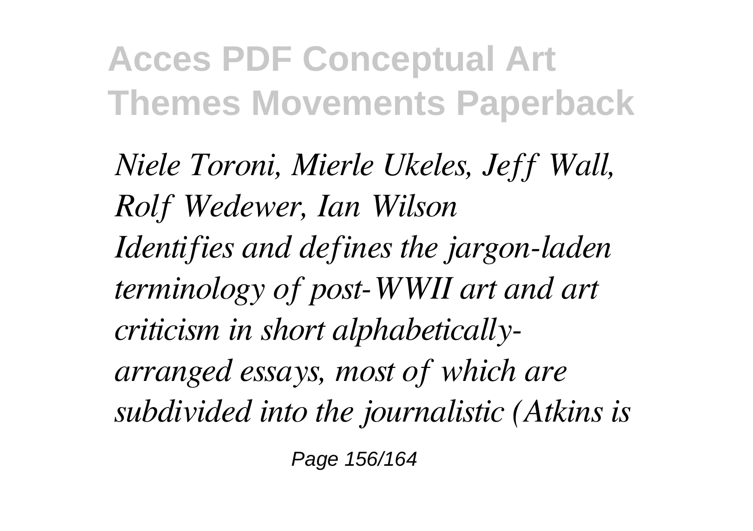*Niele Toroni, Mierle Ukeles, Jeff Wall, Rolf Wedewer, Ian Wilson*

*Identifies and defines the jargon-laden terminology of post-WWII art and art criticism in short alphabetically-arranged essays, most of which are subdivided into the journalistic (Atkins is*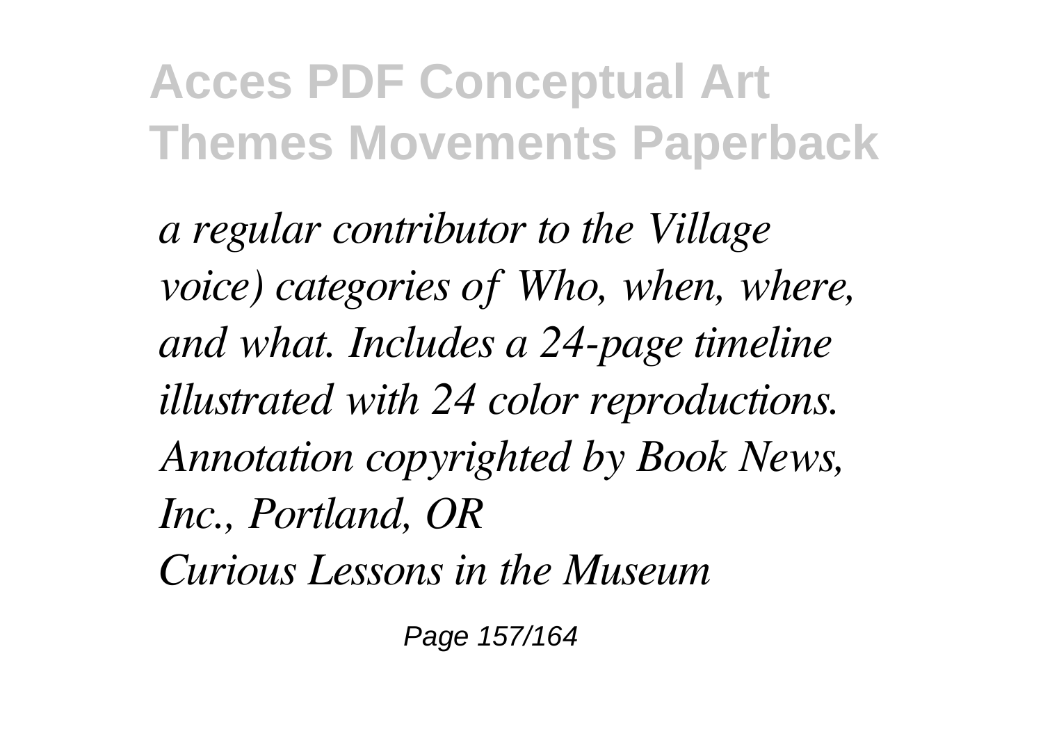*a regular contributor to the Village voice) categories of Who, when, where, and what. Includes a 24-page timeline illustrated with 24 color reproductions. Annotation copyrighted by Book News, Inc., Portland, OR*

*Curious Lessons in the Museum*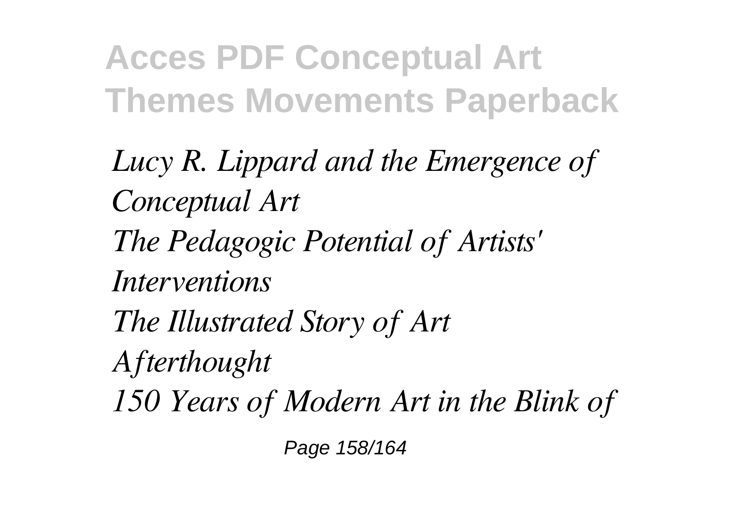*Lucy R. Lippard and the Emergence of Conceptual Art*

*The Pedagogic Potential of Artists' Interventions*

*The Illustrated Story of Art*

*Afterthought*

*150 Years of Modern Art in the Blink of*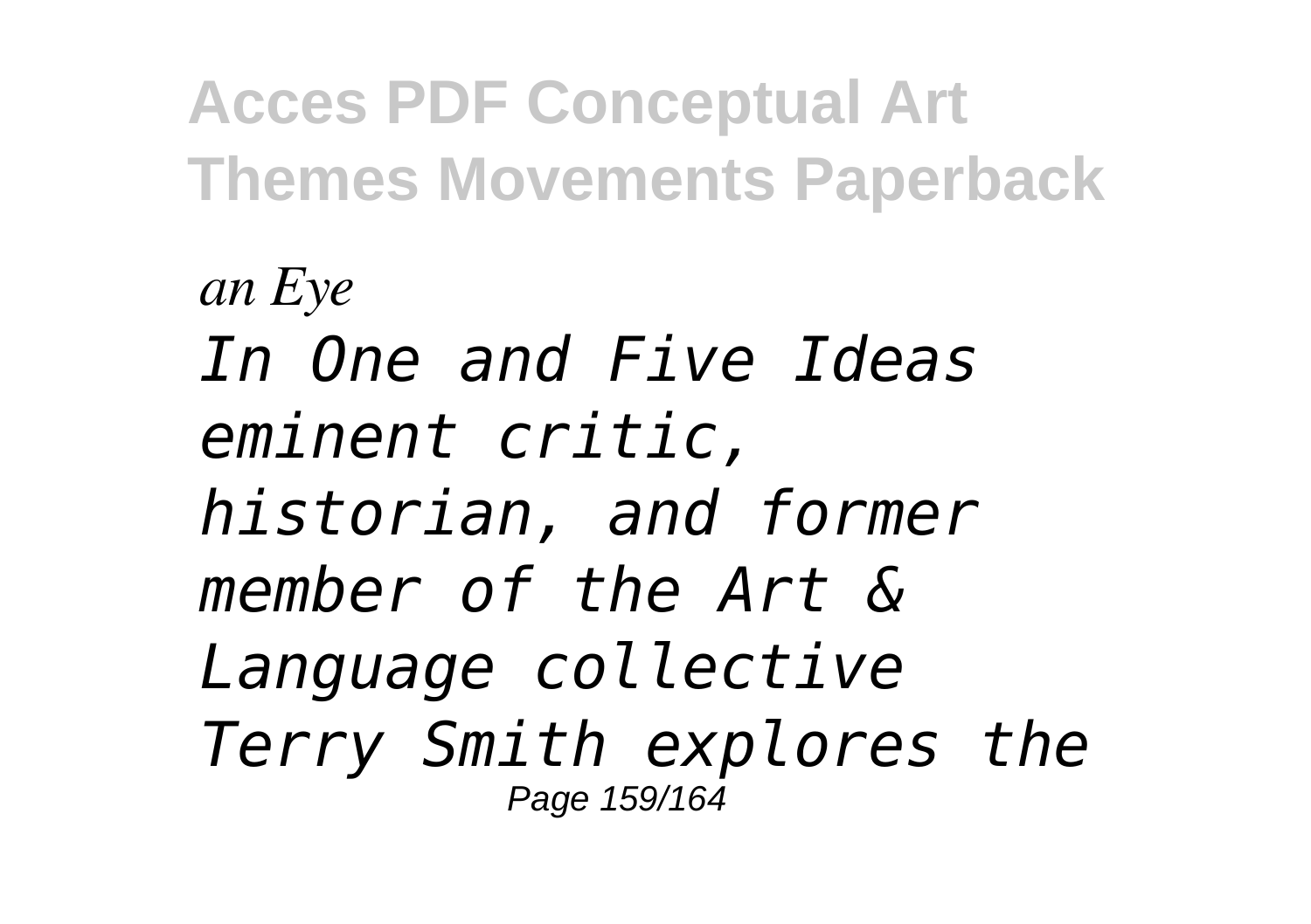*an Eye*

*In One and Five Ideas eminent critic, historian, and former member of the Art & Language collective Terry Smith explores the*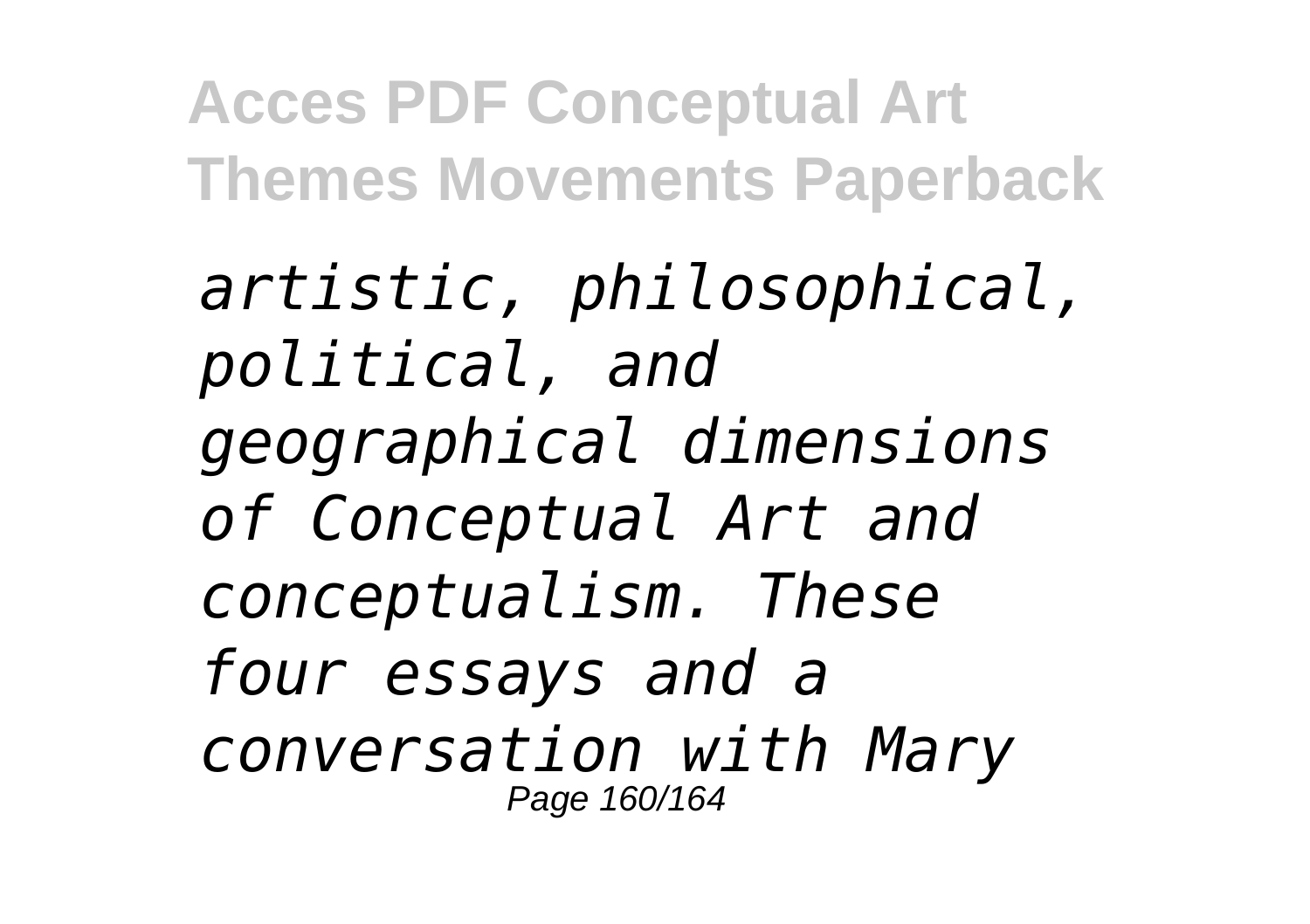*artistic, philosophical, political, and geographical dimensions of Conceptual Art and conceptualism. These four essays and a conversation with Mary*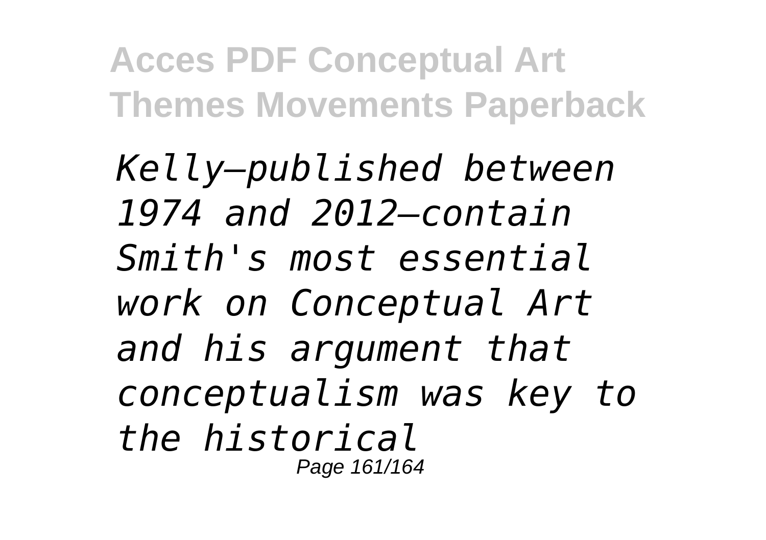*Kelly—published between 1974 and 2012—contain Smith's most essential work on Conceptual Art and his argument that conceptualism was key to the historical*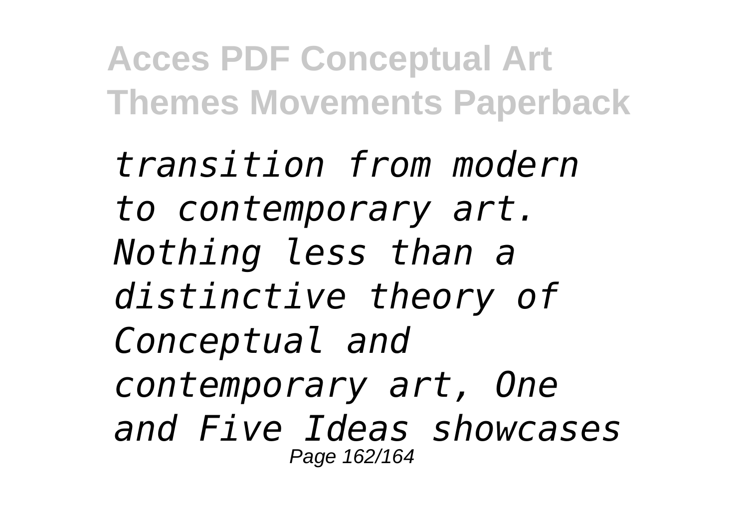*transition from modern to contemporary art. Nothing less than a distinctive theory of Conceptual and contemporary art, One and Five Ideas showcases*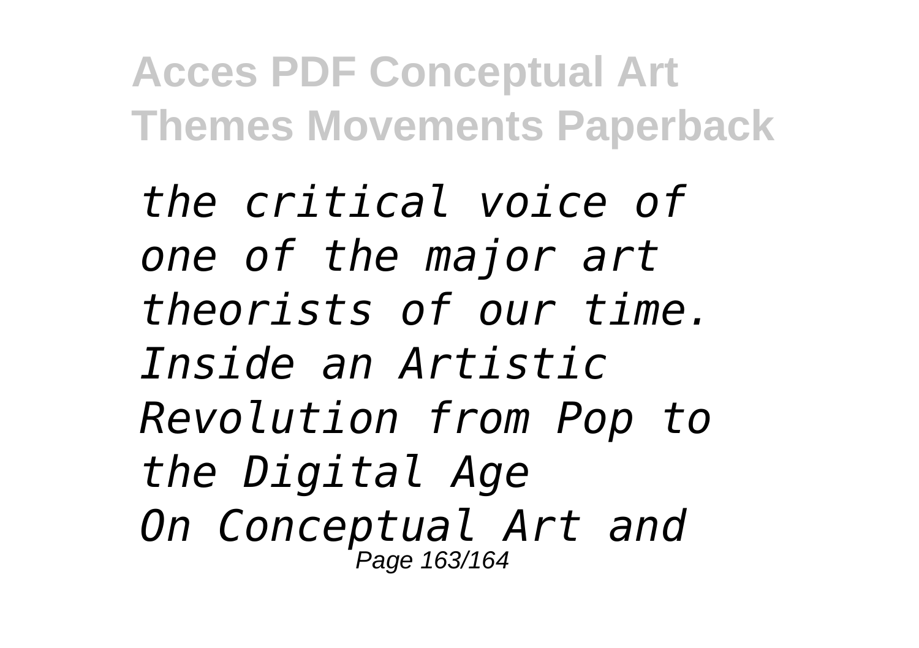*the critical voice of one of the major art theorists of our time.*
*Inside an Artistic Revolution from Pop to the Digital Age*
*On Conceptual Art and*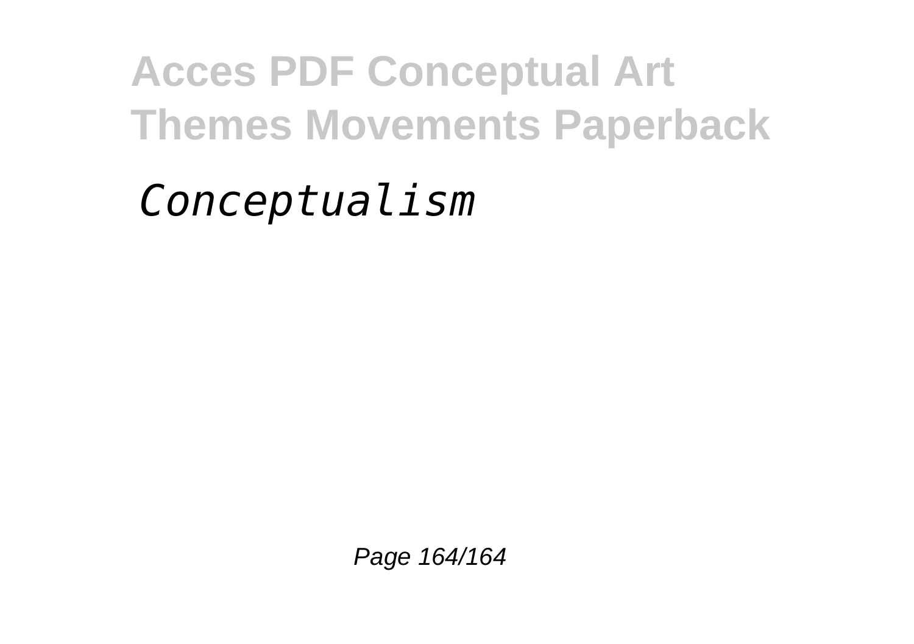*Conceptualism*